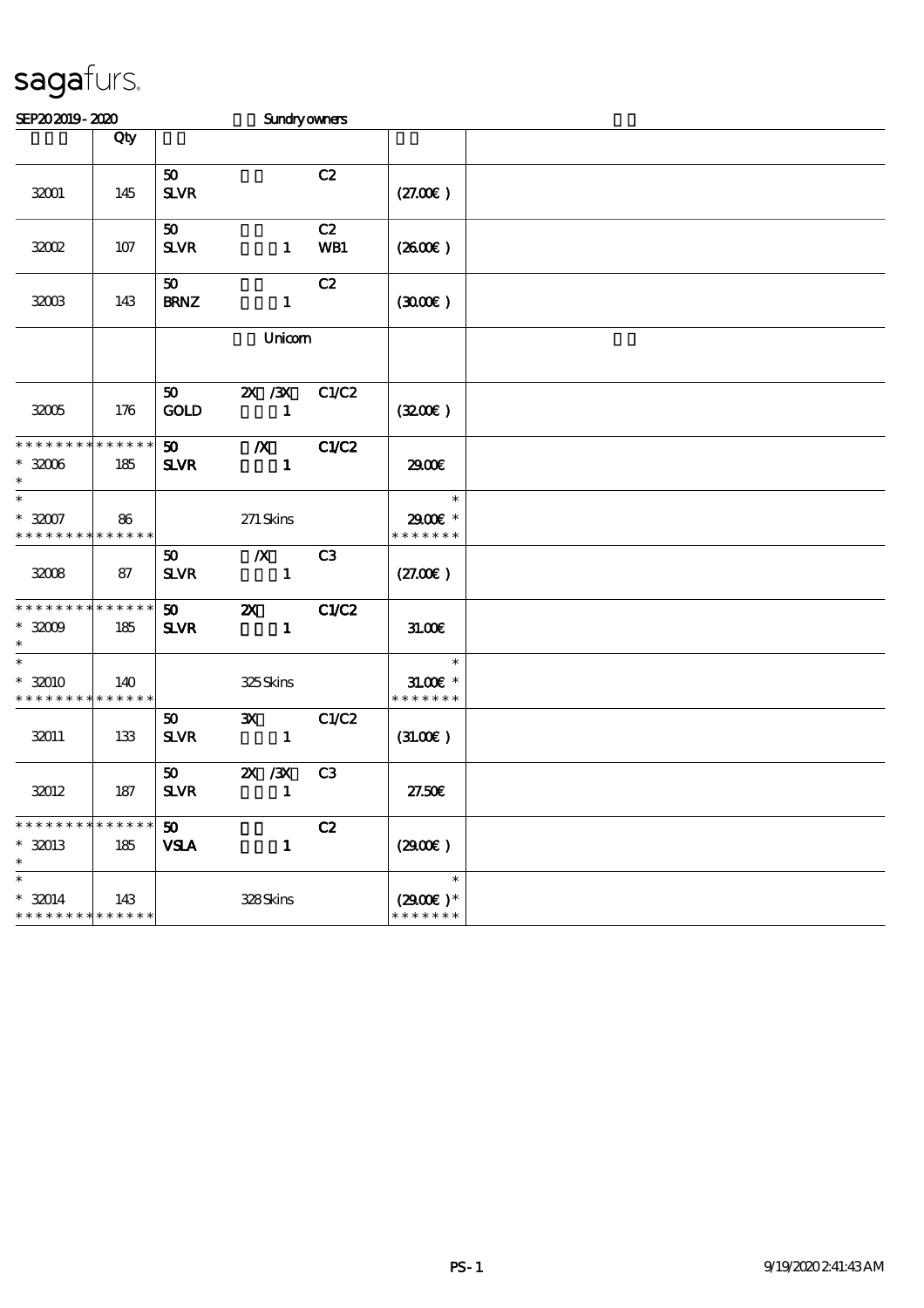# sagafurs.

SEP20 2019 - 2020 Sundry owners

| | Qty | | | | | |
|---|---|---|---|---|---|---|
| 32001 | 145 | 50 SLVR | | C2 | (27.00€ ) | |
| 32002 | 107 | 50 SLVR | 1 | C2 WB1 | (26.00€ ) | |
| 32003 | 143 | 50 BRNZ | 1 | C2 | (30.00€ ) | |
| | | | Unicorn | | | |
| 32005 | 176 | 50 GOLD | 2X /3X 1 | C1/C2 | (32.00€ ) | |
| * * * * * * * * * * * * * * * 32006 * | 185 | 50 SLVR | /X 1 | C1/C2 | 29.00€ | |
| * * 32007 * * * * * * * * * * * * * * | 86 | | 271 Skins | | * 29.00€ * * * * * * * * | |
| 32008 | 87 | 50 SLVR | /X 1 | C3 | (27.00€ ) | |
| * * * * * * * * * * * * * * * 32009 * | 185 | 50 SLVR | 2X 1 | C1/C2 | 31.00€ | |
| * * 32010 * * * * * * * * * * * * * * | 140 | | 325 Skins | | * 31.00€ * * * * * * * * | |
| 32011 | 133 | 50 SLVR | 3X 1 | C1/C2 | (31.00€ ) | |
| 32012 | 187 | 50 SLVR | 2X /3X 1 | C3 | 27.50€ | |
| * * * * * * * * * * * * * * * 32013 * | 185 | 50 VSLA | 1 | C2 | (29.00€ ) | |
| * * 32014 * * * * * * * * * * * * * * | 143 | | 328 Skins | | * (29.00€ )* * * * * * * * | |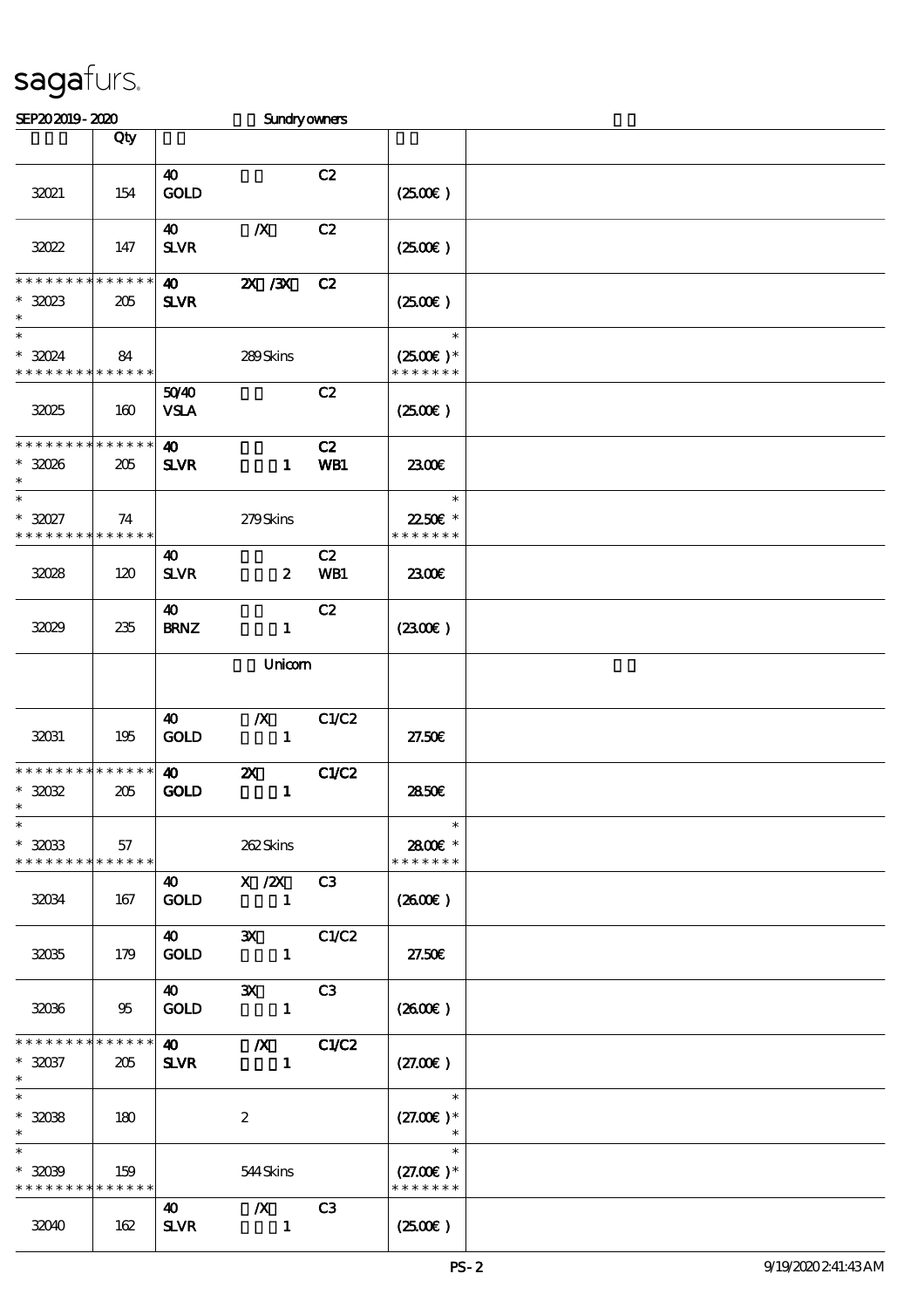# sagafurs.

SEP20 2019 - 2020 Sundry owners

| | Qty | | | | | |
|---|---|---|---|---|---|---|
| 32021 | 154 | 40 GOLD | | C2 | (25.00€) | |
| 32022 | 147 | 40 SLVR | /X | C2 | (25.00€) | |
| * * * * * * * * * * * * * * 32023 * | 205 | 40 SLVR | 2X /3X | C2 | (25.00€) | |
| * * 32024 * * * * * * * * * * * * * * | 84 | | 289 Skins | | * (25.00€) * * * * * * * * | |
| 32025 | 160 | 50/40 VSLA | | C2 | (25.00€) | |
| * * * * * * * * * * * * * * 32026 * | 205 | 40 SLVR | 1 | C2 WB1 | 23.00€ | |
| * * 32027 * * * * * * * * * * * * * * | 74 | | 279 Skins | | * 22.50€ * * * * * * * * | |
| 32028 | 120 | 40 SLVR | 2 | C2 WB1 | 23.00€ | |
| 32029 | 235 | 40 BRNZ | 1 | C2 | (23.00€) | |
| | | | Unicorn | | | |
| 32031 | 195 | 40 GOLD | /X 1 | C1/C2 | 27.50€ | |
| * * * * * * * * * * * * * * 32032 * | 205 | 40 GOLD | 2X 1 | C1/C2 | 28.50€ | |
| * * 32033 * * * * * * * * * * * * * * | 57 | | 262 Skins | | * 28.00€ * * * * * * * * | |
| 32034 | 167 | 40 GOLD | X /2X 1 | C3 | (26.00€) | |
| 32035 | 179 | 40 GOLD | 3X 1 | C1/C2 | 27.50€ | |
| 32036 | 95 | 40 GOLD | 3X 1 | C3 | (26.00€) | |
| * * * * * * * * * * * * * * 32037 * | 205 | 40 SLVR | /X 1 | C1/C2 | (27.00€) | |
| * * 32038 * | 180 | | 2 | | * (27.00€) * * | |
| * * 32039 * * * * * * * * * * * * * * | 159 | | 544 Skins | | * (27.00€) * * * * * * * * | |
| 32040 | 162 | 40 SLVR | /X 1 | C3 | (25.00€) | |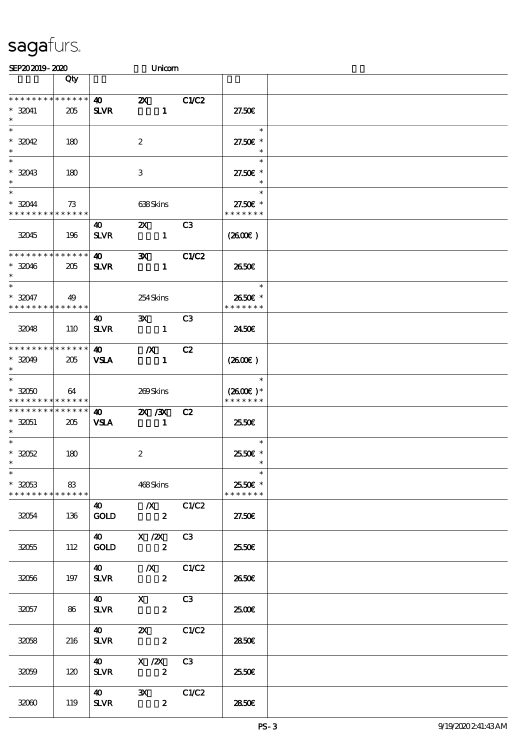# sagafurs.

SEP20 2019 - 2020 Unicorn

| | Qty | | | | | |
|---|---|---|---|---|---|---|
| * * * * * * * * * * * * * * | | 40 | 2X | C1/C2 | | |
| * 32041 | 205 | SLVR | 1 | | 27.50€ | |
| * | | | | | | |
| * | | | | | * | |
| * 32042 | 180 | | 2 | | 27.50€ * | |
| * | | | | | * | |
| * | | | | | * | |
| * 32043 | 180 | | 3 | | 27.50€ * | |
| * | | | | | * | |
| * | | | | | * | |
| * 32044 | 73 | | 638 Skins | | 27.50€ * | |
| * * * * * * * * * * * * * * | | | | | * * * * * * * | |
| | | 40 | 2X | C3 | | |
| 32045 | 196 | SLVR | 1 | | (26.00€) | |
| * * * * * * * * * * * * * * | | 40 | 3X | C1/C2 | | |
| * 32046 | 205 | SLVR | 1 | | 26.50€ | |
| * | | | | | | |
| * | | | | | * | |
| * 32047 | 49 | | 254 Skins | | 26.50€ * | |
| * * * * * * * * * * * * * * | | | | | * * * * * * * | |
| | | 40 | 3X | C3 | | |
| 32048 | 110 | SLVR | 1 | | 24.50€ | |
| * * * * * * * * * * * * * * | | 40 | /X | C2 | | |
| * 32049 | 205 | VSLA | 1 | | (26.00€) | |
| * | | | | | | |
| * | | | | | * | |
| * 32050 | 64 | | 269 Skins | | (26.00€)* | |
| * * * * * * * * * * * * * * | | | | | * * * * * * * | |
| * * * * * * * * * * * * * * | | 40 | 2X /3X | C2 | | |
| * 32051 | 205 | VSLA | 1 | | 25.50€ | |
| * | | | | | | |
| * | | | | | * | |
| * 32052 | 180 | | 2 | | 25.50€ * | |
| * | | | | | * | |
| * | | | | | * | |
| * 32053 | 83 | | 468 Skins | | 25.50€ * | |
| * * * * * * * * * * * * * * | | | | | * * * * * * * | |
| | | 40 | /X | C1/C2 | | |
| 32054 | 136 | GOLD | 2 | | 27.50€ | |
| | | 40 | X /2X | C3 | | |
| 32055 | 112 | GOLD | 2 | | 25.50€ | |
| | | 40 | /X | C1/C2 | | |
| 32056 | 197 | SLVR | 2 | | 26.50€ | |
| | | 40 | X | C3 | | |
| 32057 | 86 | SLVR | 2 | | 25.00€ | |
| | | 40 | 2X | C1/C2 | | |
| 32058 | 216 | SLVR | 2 | | 28.50€ | |
| | | 40 | X /2X | C3 | | |
| 32059 | 120 | SLVR | 2 | | 25.50€ | |
| | | 40 | 3X | C1/C2 | | |
| 32060 | 119 | SLVR | 2 | | 28.50€ | |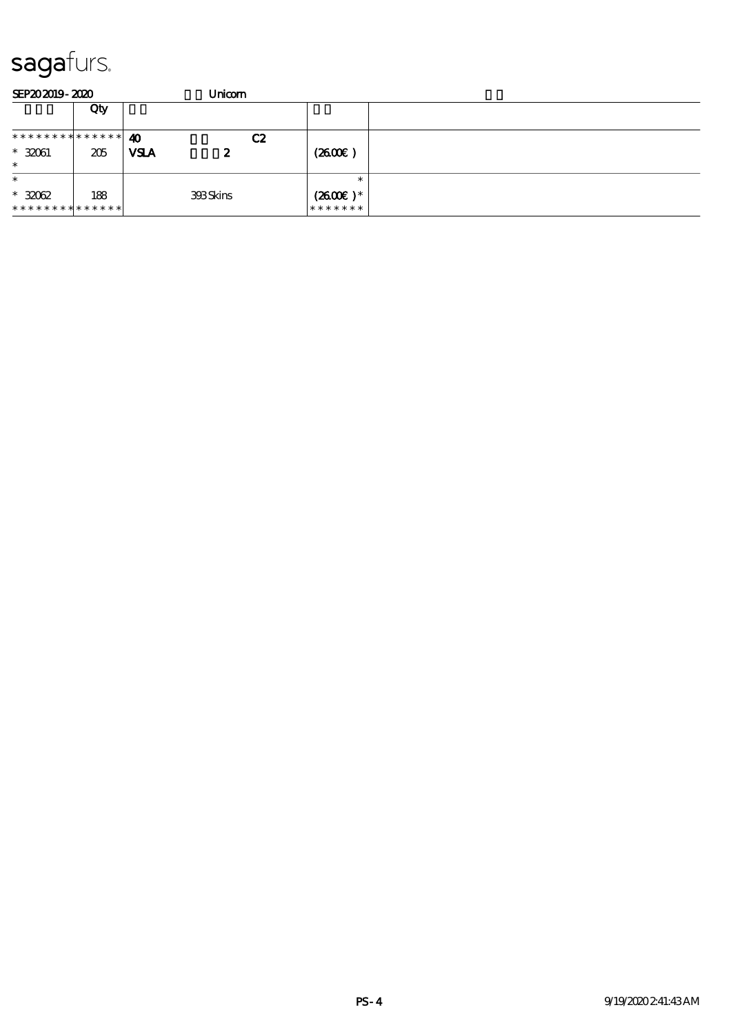sagafurs.

SEP20 2019 - 2020 Unicorn

| | Qty | | | |
|---|---|---|---|---|
| * * * * * * * * * * * * * * | 40 C2 | | | |
| * 32061 | 205 | VSLA 2 | (26.00€ ) | |
| * | | | | |
| * | | | * | |
| * 32062 | 188 | 393 Skins | (26.00€ )* | |
| * * * * * * * * * * * * * * | | | * * * * * * * | |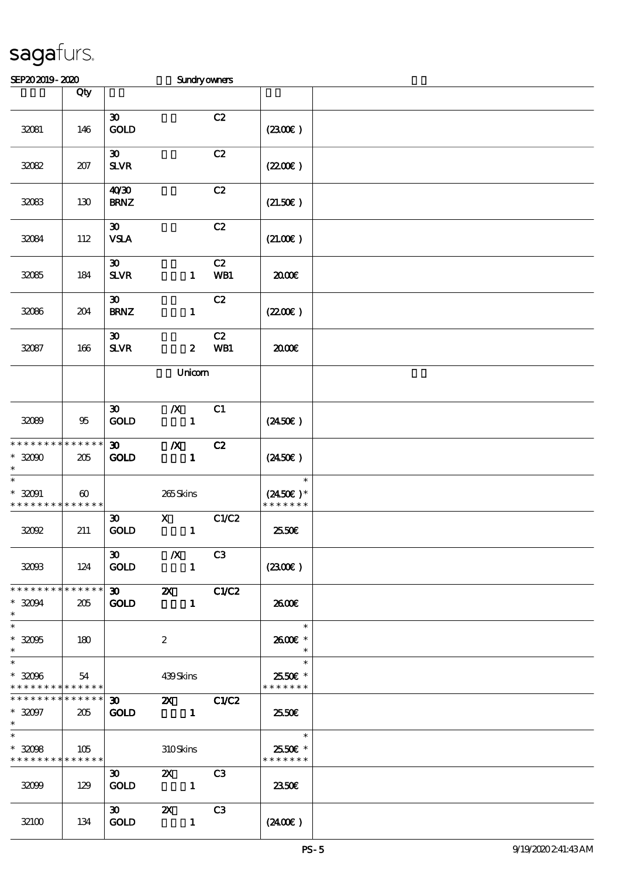# sagafurs.

SEP20 2019 - 2020 Sundry owners

| | Qty | | | | | |
|---|---|---|---|---|---|---|
| 32081 | 146 | 30 GOLD | | C2 | (23.00€ ) | |
| 32082 | 207 | 30 SLVR | | C2 | (22.00€ ) | |
| 32083 | 130 | 40/30 BRNZ | | C2 | (21.50€ ) | |
| 32084 | 112 | 30 VSLA | | C2 | (21.00€ ) | |
| 32085 | 184 | 30 SLVR | 1 | C2 WB1 | 20.00€ | |
| 32086 | 204 | 30 BRNZ | 1 | C2 | (22.00€ ) | |
| 32087 | 166 | 30 SLVR | 2 | C2 WB1 | 20.00€ | |
| | | | Unicorn | | | |
| 32089 | 95 | 30 GOLD | /X 1 | C1 | (24.50€ ) | |
| * * * * * * * * * * * * * * 32090 * | 205 | 30 GOLD | /X 1 | C2 | (24.50€ ) | |
| * * 32091 * * * * * * * * * * * * * * | 60 | | 265 Skins | | * (24.50€ )* * * * * * * * | |
| 32092 | 211 | 30 GOLD | X 1 | C1/C2 | 25.50€ | |
| 32093 | 124 | 30 GOLD | /X 1 | C3 | (23.00€ ) | |
| * * * * * * * * * * * * * * 32094 * | 205 | 30 GOLD | 2X 1 | C1/C2 | 26.00€ | |
| * * 32095 * | 180 | | 2 | | * 26.00€ * * | |
| * * 32096 * * * * * * * * * * * * * * | 54 | | 439 Skins | | * 25.50€ * * * * * * * * | |
| * * * * * * * * * * * * * * 32097 * | 205 | 30 GOLD | 2X 1 | C1/C2 | 25.50€ | |
| * * 32098 * * * * * * * * * * * * * * | 105 | | 310 Skins | | * 25.50€ * * * * * * * * | |
| 32099 | 129 | 30 GOLD | 2X 1 | C3 | 23.50€ | |
| 32100 | 134 | 30 GOLD | 2X 1 | C3 | (24.00€ ) | |

PS-5 9/19/2020 2:41:43 AM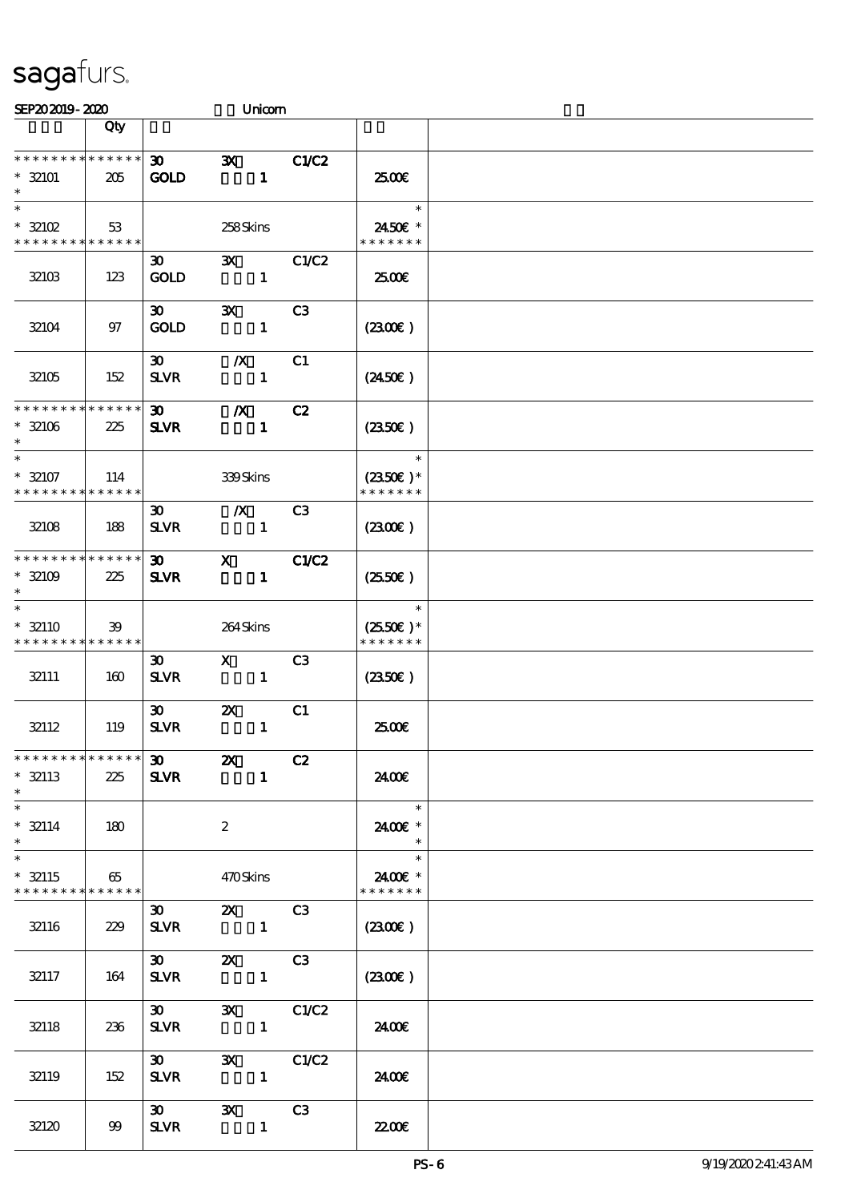sagafurs.

SEP20 2019 - 2020 Unicorn

| | Qty | | | | | |
|---|---|---|---|---|---|---|
| * * * * * * * * * * * * * * | | 30 | 3X | C1/C2 | | |
| * 32101 | 205 | GOLD | 1 | | 25.00€ | |
| * | | | | | | |
| * | | | | | * | |
| * 32102 | 53 | | 258 Skins | | 24.50€ * | |
| * * * * * * * * * * * * * * | | | | | * * * * * * * | |
| | | 30 | 3X | C1/C2 | | |
| 32103 | 123 | GOLD | 1 | | 25.00€ | |
| | | 30 | 3X | C3 | | |
| 32104 | 97 | GOLD | 1 | | (23.00€ ) | |
| | | 30 | /X | C1 | | |
| 32105 | 152 | SLVR | 1 | | (24.50€ ) | |
| * * * * * * * * * * * * * * | | 30 | /X | C2 | | |
| * 32106 | 225 | SLVR | 1 | | (23.50€ ) | |
| * | | | | | | |
| * | | | | | * | |
| * 32107 | 114 | | 339 Skins | | (23.50€ )* | |
| * * * * * * * * * * * * * * | | | | | * * * * * * * | |
| | | 30 | /X | C3 | | |
| 32108 | 188 | SLVR | 1 | | (23.00€ ) | |
| * * * * * * * * * * * * * * | | 30 | X | C1/C2 | | |
| * 32109 | 225 | SLVR | 1 | | (25.50€ ) | |
| * | | | | | | |
| * | | | | | * | |
| * 32110 | 39 | | 264 Skins | | (25.50€ )* | |
| * * * * * * * * * * * * * * | | | | | * * * * * * * | |
| | | 30 | X | C3 | | |
| 32111 | 160 | SLVR | 1 | | (23.50€ ) | |
| | | 30 | 2X | C1 | | |
| 32112 | 119 | SLVR | 1 | | 25.00€ | |
| * * * * * * * * * * * * * * | | 30 | 2X | C2 | | |
| * 32113 | 225 | SLVR | 1 | | 24.00€ | |
| * | | | | | | |
| * | | | | | * | |
| * 32114 | 180 | | 2 | | 24.00€ * | |
| * | | | | | * | |
| * | | | | | * | |
| * 32115 | 65 | | 470 Skins | | 24.00€ * | |
| * * * * * * * * * * * * * * | | | | | * * * * * * * | |
| | | 30 | 2X | C3 | | |
| 32116 | 229 | SLVR | 1 | | (23.00€ ) | |
| | | 30 | 2X | C3 | | |
| 32117 | 164 | SLVR | 1 | | (23.00€ ) | |
| | | 30 | 3X | C1/C2 | | |
| 32118 | 236 | SLVR | 1 | | 24.00€ | |
| | | 30 | 3X | C1/C2 | | |
| 32119 | 152 | SLVR | 1 | | 24.00€ | |
| | | 30 | 3X | C3 | | |
| 32120 | 99 | SLVR | 1 | | 22.00€ | |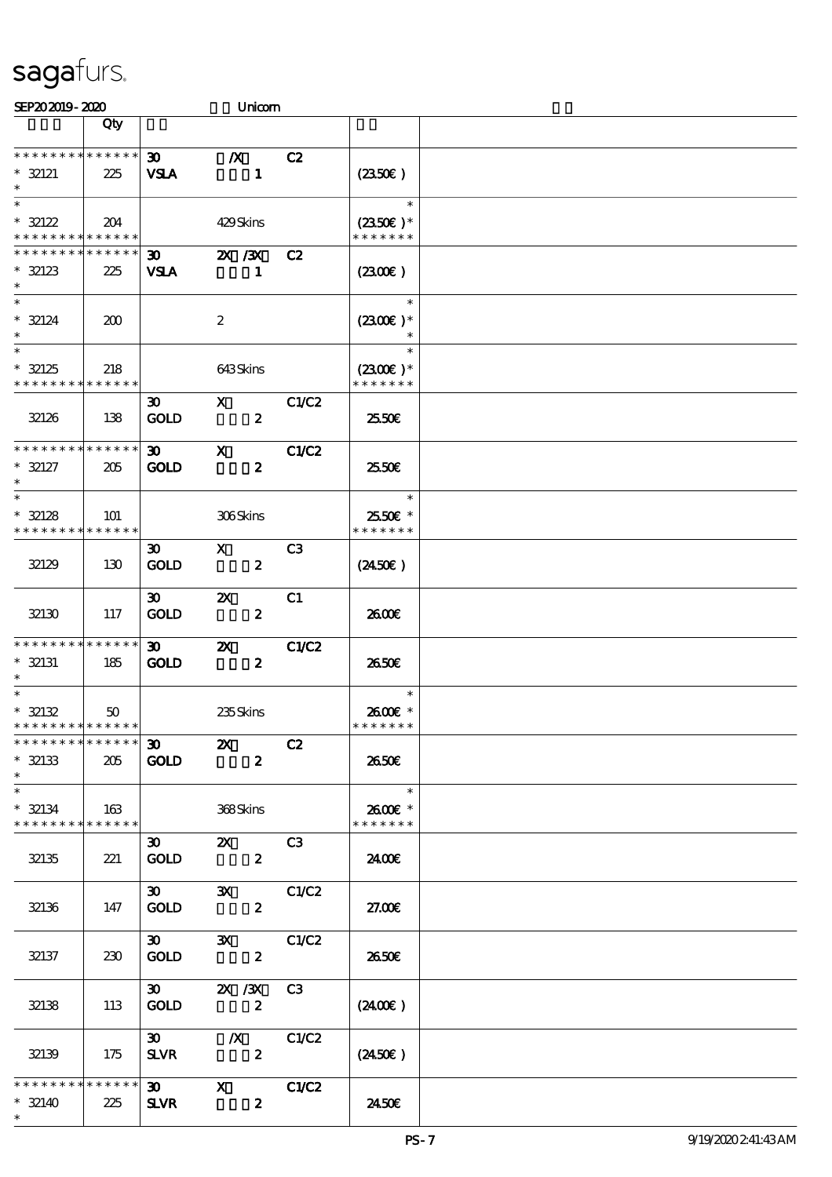sagafurs.

SEP20 2019 - 2020 Unicorn

| | Qty | | | |
|---|---|---|---|---|
| * * * * * * * * * * * * * * | | 30 /X C2 | | |
| * 32121 | 225 | VSLA 1 | (23.50€) | |
| * | | | | |
| * | | | * | |
| * 32122 | 204 | 429 Skins | (23.50€) * | |
| * * * * * * * * * * * * * * | | | * * * * * * * | |
| * * * * * * * * * * * * * * | | 30 2X /3X C2 | | |
| * 32123 | 225 | VSLA 1 | (23.00€) | |
| * | | | | |
| * | | | * | |
| * 32124 | 200 | 2 | (23.00€) * | |
| * | | | * | |
| * | | | * | |
| * 32125 | 218 | 643 Skins | (23.00€) * | |
| * * * * * * * * * * * * * * | | | * * * * * * * | |
| 32126 | 138 | 30 X C1/C2 GOLD 2 | 25.50€ | |
| * * * * * * * * * * * * * * | | 30 X C1/C2 | | |
| * 32127 | 205 | GOLD 2 | 25.50€ | |
| * | | | | |
| * | | | * | |
| * 32128 | 101 | 306 Skins | 25.50€ * | |
| * * * * * * * * * * * * * * | | | * * * * * * * | |
| 32129 | 130 | 30 X C3 GOLD 2 | (24.50€) | |
| 32130 | 117 | 30 2X C1 GOLD 2 | 26.00€ | |
| * * * * * * * * * * * * * * | | 30 2X C1/C2 | | |
| * 32131 | 185 | GOLD 2 | 26.50€ | |
| * | | | | |
| * | | | * | |
| * 32132 | 50 | 235 Skins | 26.00€ * | |
| * * * * * * * * * * * * * * | | | * * * * * * * | |
| * * * * * * * * * * * * * * | | 30 2X C2 | | |
| * 32133 | 205 | GOLD 2 | 26.50€ | |
| * | | | | |
| * | | | * | |
| * 32134 | 163 | 368 Skins | 26.00€ * | |
| * * * * * * * * * * * * * * | | | * * * * * * * | |
| 32135 | 221 | 30 2X C3 GOLD 2 | 24.00€ | |
| 32136 | 147 | 30 3X C1/C2 GOLD 2 | 27.00€ | |
| 32137 | 230 | 30 3X C1/C2 GOLD 2 | 26.50€ | |
| 32138 | 113 | 30 2X /3X C3 GOLD 2 | (24.00€) | |
| 32139 | 175 | 30 /X C1/C2 SLVR 2 | (24.50€) | |
| * * * * * * * * * * * * * * | | 30 X C1/C2 | | |
| * 32140 | 225 | SLVR 2 | 24.50€ | |
| * | | | | |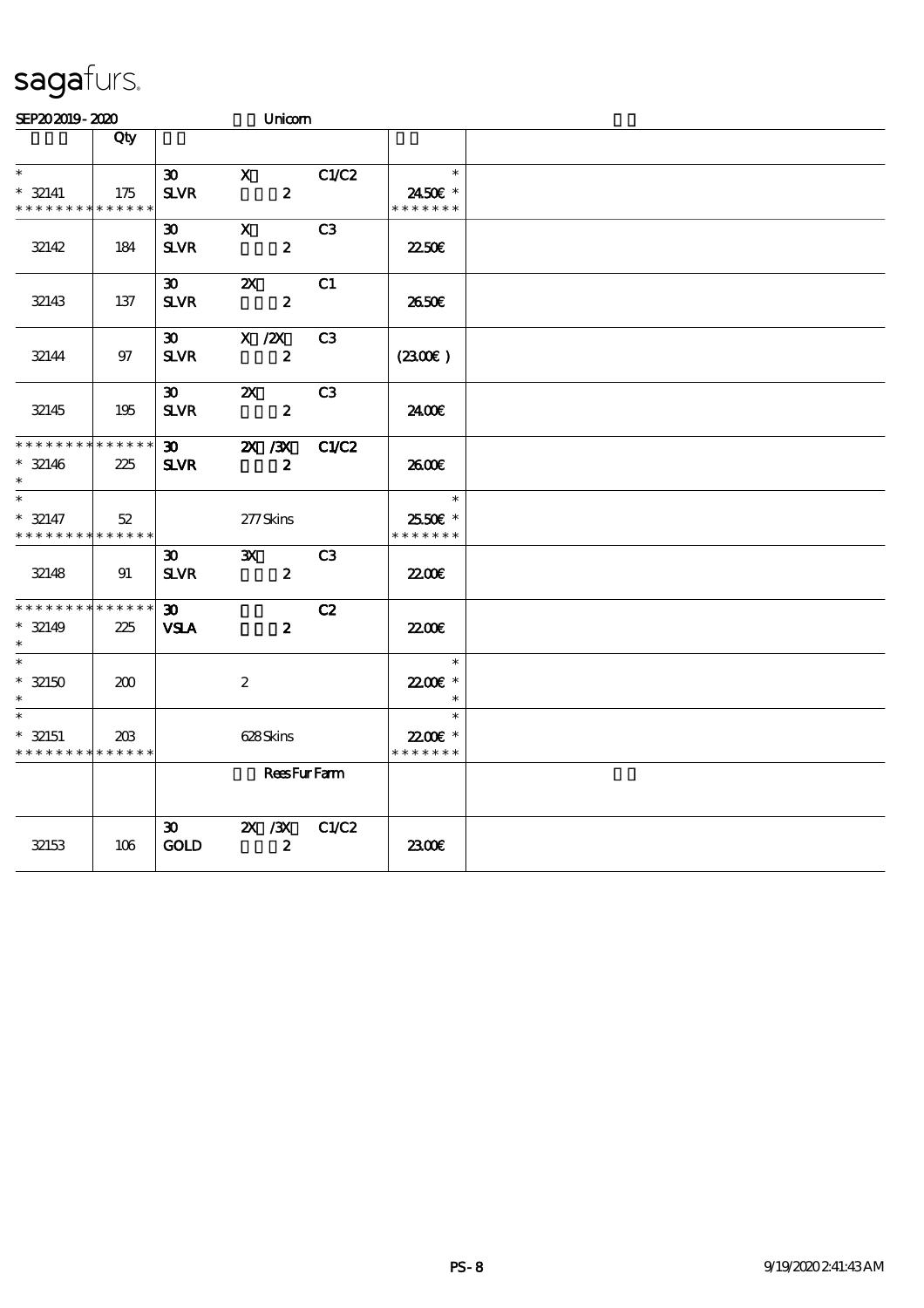sagafurs.

SEP202019 - 2020 Unicorn

| | Qty | | | | | |
|---|---|---|---|---|---|---|
| * | | 30 | X | C1/C2 | * | |
| * 32141 | 175 | SLVR | 2 | | 24.50€ * | |
| * * * * * * * * * * * * * * | | | | | * * * * * * * | |
| 32142 | 184 | 30 SLVR | X 2 | C3 | 22.50€ | |
| 32143 | 137 | 30 SLVR | 2X 2 | C1 | 26.50€ | |
| 32144 | 97 | 30 SLVR | X /2X 2 | C3 | (23.00€) | |
| 32145 | 195 | 30 SLVR | 2X 2 | C3 | 24.00€ | |
| * * * * * * * * * * * * * * | | 30 | 2X /3X | C1/C2 | | |
| * 32146 | 225 | SLVR | 2 | | 26.00€ | |
| * | | | | | | |
| * | | | | | * | |
| * 32147 | 52 | | 277 Skins | | 25.50€ * | |
| * * * * * * * * * * * * * * | | | | | * * * * * * * | |
| 32148 | 91 | 30 SLVR | 3X 2 | C3 | 22.00€ | |
| * * * * * * * * * * * * * * | | 30 | | C2 | | |
| * 32149 | 225 | VSLA | 2 | | 22.00€ | |
| * | | | | | | |
| * | | | | | * | |
| * 32150 | 200 | | 2 | | 22.00€ * | |
| * | | | | | * | |
| * | | | | | * | |
| * 32151 | 203 | | 628 Skins | | 22.00€ * | |
| * * * * * * * * * * * * * * | | | | | * * * * * * * | |
| | | | Rees Fur Farm | | | |
| 32153 | 106 | 30 GOLD | 2X /3X 2 | C1/C2 | 23.00€ | |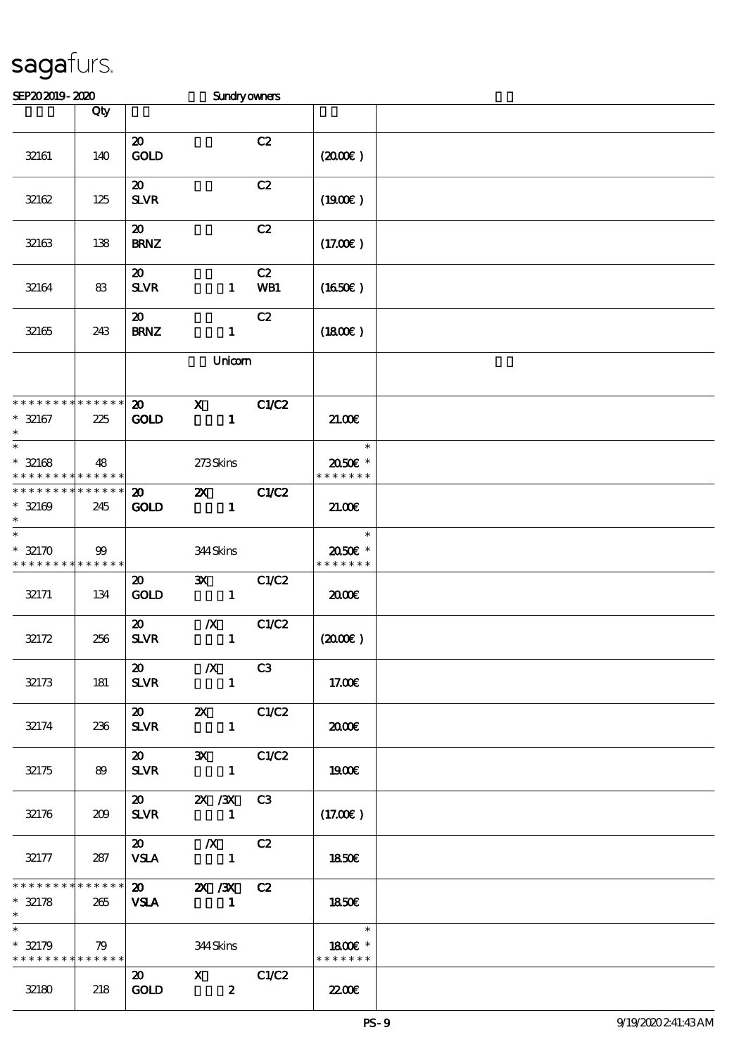# sagafurs.

SEP20 2019 - 2020 Sundry owners

| | Qty | | | | | |
|---|---|---|---|---|---|---|
| 32161 | 140 | 20 GOLD | | C2 | (20.00€) | |
| 32162 | 125 | 20 SLVR | | C2 | (19.00€) | |
| 32163 | 138 | 20 BRNZ | | C2 | (17.00€) | |
| 32164 | 83 | 20 SLVR | 1 | C2 WB1 | (16.50€) | |
| 32165 | 243 | 20 BRNZ | 1 | C2 | (18.00€) | |
| | | | Unicorn | | | |
| * * * * * * * * * * * * * * * 32167 * | 225 | 20 GOLD | X 1 | C1/C2 | 21.00€ | |
| * * 32168 * * * * * * * * * * * * * * | 48 | | 273 Skins | | * 20.50€ * * * * * * * * | |
| * * * * * * * * * * * * * * * 32169 * | 245 | 20 GOLD | 2X 1 | C1/C2 | 21.00€ | |
| * * 32170 * * * * * * * * * * * * * * | 99 | | 344 Skins | | * 20.50€ * * * * * * * * | |
| 32171 | 134 | 20 GOLD | 3X 1 | C1/C2 | 20.00€ | |
| 32172 | 256 | 20 SLVR | /X 1 | C1/C2 | (20.00€) | |
| 32173 | 181 | 20 SLVR | /X 1 | C3 | 17.00€ | |
| 32174 | 236 | 20 SLVR | 2X 1 | C1/C2 | 20.00€ | |
| 32175 | 89 | 20 SLVR | 3X 1 | C1/C2 | 19.00€ | |
| 32176 | 209 | 20 SLVR | 2X /3X 1 | C3 | (17.00€) | |
| 32177 | 287 | 20 VSLA | /X 1 | C2 | 18.50€ | |
| * * * * * * * * * * * * * * * 32178 * | 265 | 20 VSLA | 2X /3X 1 | C2 | 18.50€ | |
| * * 32179 * * * * * * * * * * * * * * | 79 | | 344 Skins | | * 18.00€ * * * * * * * * | |
| 32180 | 218 | 20 GOLD | X 2 | C1/C2 | 22.00€ | |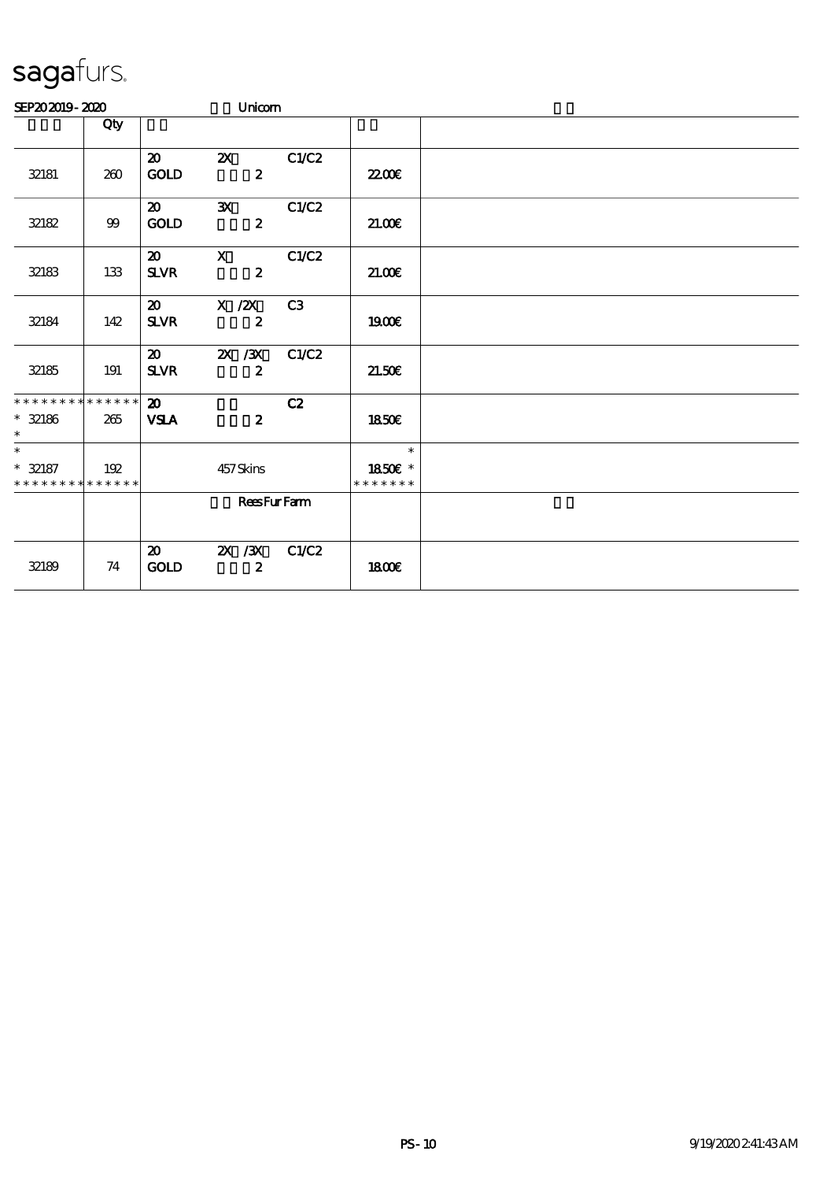# sagafurs.

SEP20 2019 - 2020 Unicorn

| | Qty | | | | | |
|---|---|---|---|---|---|---|
| 32181 | 260 | 20 GOLD | 2X 2 | C1/C2 | 22.00€ | |
| 32182 | 99 | 20 GOLD | 3X 2 | C1/C2 | 21.00€ | |
| 32183 | 133 | 20 SLVR | X 2 | C1/C2 | 21.00€ | |
| 32184 | 142 | 20 SLVR | X /2X 2 | C3 | 19.00€ | |
| 32185 | 191 | 20 SLVR | 2X /3X 2 | C1/C2 | 21.50€ | |
| * * * * * * * * * * * * * * <br>* 32186 <br>* | 265 | 20 VSLA | 2 | C2 | 18.50€ | |
| * <br>* 32187 <br>* * * * * * * * * * * * * * | 192 | | 457 Skins | | * <br>18.50€ * <br>* * * * * * * | |
| | | | Rees Fur Farm | | | |
| 32189 | 74 | 20 GOLD | 2X /3X 2 | C1/C2 | 18.00€ | |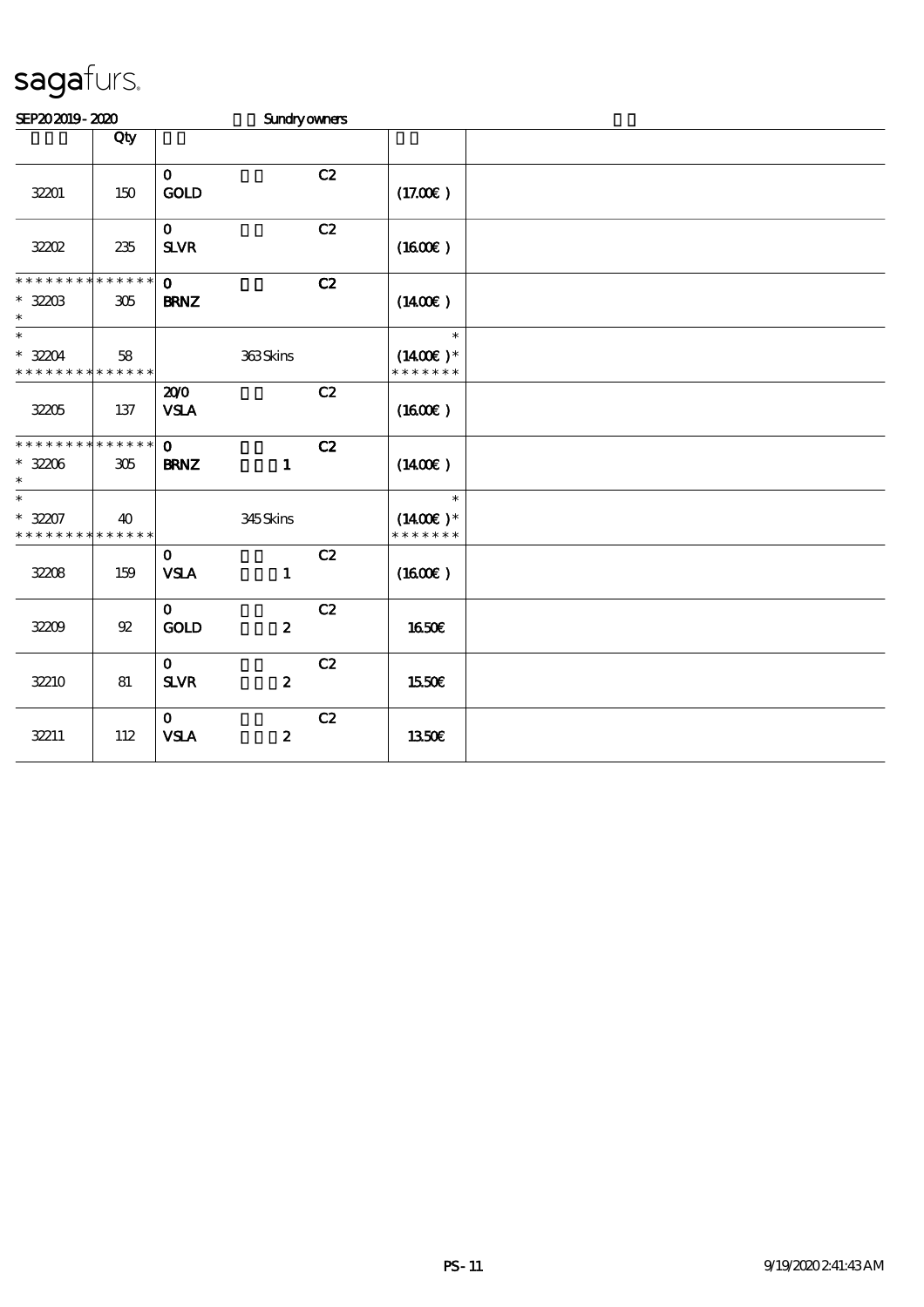# sagafurs.

SEP20 2019 - 2020 Sundry owners

| | Qty | | | | | |
|---|---|---|---|---|---|---|
| 32201 | 150 | 0<br>GOLD | | C2 | (17.00€ ) | |
| 32202 | 235 | 0<br>SLVR | | C2 | (16.00€ ) | |
| * * * * * * * * * * * * * *<br>* 32203<br>* | 305 | 0<br>BRNZ | | C2 | (14.00€ ) | |
| *<br>* 32204<br>* * * * * * * * * * * * * * | 58 | | 363 Skins | | *<br>(14.00€ ) *<br>* * * * * * * | |
| 32205 | 137 | 20/0<br>VSLA | | C2 | (16.00€ ) | |
| * * * * * * * * * * * * * *<br>* 32206<br>* | 305 | 0<br>BRNZ | 1 | C2 | (14.00€ ) | |
| *<br>* 32207<br>* * * * * * * * * * * * * * | 40 | | 345 Skins | | *<br>(14.00€ ) *<br>* * * * * * * | |
| 32208 | 159 | 0<br>VSLA | 1 | C2 | (16.00€ ) | |
| 32209 | 92 | 0<br>GOLD | 2 | C2 | 16.50€ | |
| 32210 | 81 | 0<br>SLVR | 2 | C2 | 15.50€ | |
| 32211 | 112 | 0<br>VSLA | 2 | C2 | 13.50€ | |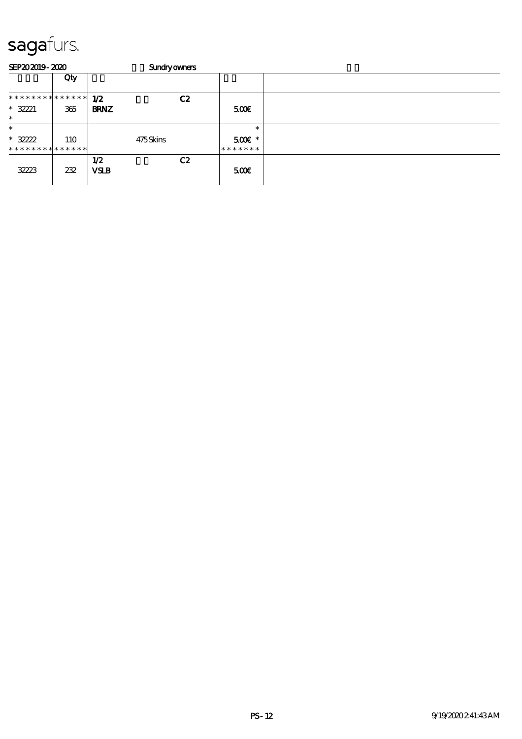sagafurs.

SEP20 2019 - 2020 Sundry owners

| | Qty | | | | | |
|---|---|---|---|---|---|---|
| * * * * * * * * * * * * * * | | 1/2 | | C2 | | |
| * 32221 | 365 | BRNZ | | | 5.00€ | |
| * | | | | | | |
| * | | | | | * | |
| * 32222 | 110 | | 475 Skins | | 5.00€ * | |
| * * * * * * * * * * * * * * | | | | | * * * * * * * | |
| | | 1/2 | | C2 | | |
| 32223 | 232 | VSLB | | | 5.00€ | |

9/19/2020 2:41:43 AM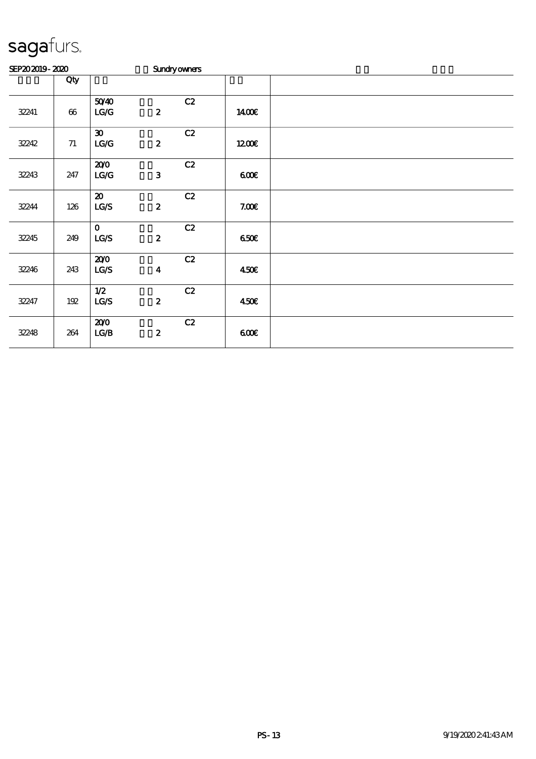sagafurs.

SEP20 2019 - 2020 Sundry owners

| | Qty | | | |
|---|---|---|---|---|
| 32241 | 66 | 50/40 LG/G 2 C2 | 14.00€ | |
| 32242 | 71 | 30 LG/G 2 C2 | 12.00€ | |
| 32243 | 247 | 20/0 LG/G 3 C2 | 6.00€ | |
| 32244 | 126 | 20 LG/S 2 C2 | 7.00€ | |
| 32245 | 249 | 0 LG/S 2 C2 | 6.50€ | |
| 32246 | 243 | 20/0 LG/S 4 C2 | 4.50€ | |
| 32247 | 192 | 1/2 LG/S 2 C2 | 4.50€ | |
| 32248 | 264 | 20/0 LG/B 2 C2 | 6.00€ | |

PS - 13 9/19/2020 2:41:43 AM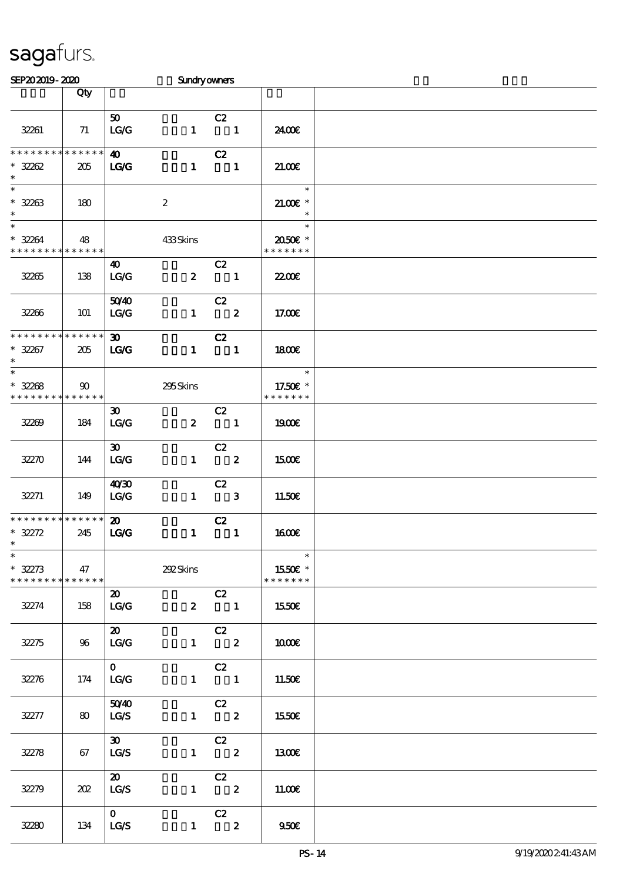# sagafurs.

SEP20 2019 - 2020 Sundry owners

| | Qty | | |
|---|---|---|---|
| 32261 | 71 | 50 C2<br>LG/G 1 1 | 24.00€ |
| * * * * * * * * * * * * * *<br>* 32262<br>* | 205 | 40 C2<br>LG/G 1 1 | 21.00€ |
| *<br>* 32263<br>* | 180 | 2 | *<br>21.00€ *<br>* |
| *<br>* 32264<br>* * * * * * * * * * * * * * | 48 | 433 Skins | *<br>20.50€ *<br>* * * * * * * |
| 32265 | 138 | 40 C2<br>LG/G 2 1 | 22.00€ |
| 32266 | 101 | 50/40 C2<br>LG/G 1 2 | 17.00€ |
| * * * * * * * * * * * * * *<br>* 32267<br>* | 205 | 30 C2<br>LG/G 1 1 | 18.00€ |
| *<br>* 32268<br>* * * * * * * * * * * * * * | 90 | 295 Skins | *<br>17.50€ *<br>* * * * * * * |
| 32269 | 184 | 30 C2<br>LG/G 2 1 | 19.00€ |
| 32270 | 144 | 30 C2<br>LG/G 1 2 | 15.00€ |
| 32271 | 149 | 40/30 C2<br>LG/G 1 3 | 11.50€ |
| * * * * * * * * * * * * * *<br>* 32272<br>* | 245 | 20 C2<br>LG/G 1 1 | 16.00€ |
| *<br>* 32273<br>* * * * * * * * * * * * * * | 47 | 292 Skins | *<br>15.50€ *<br>* * * * * * * |
| 32274 | 158 | 20 C2<br>LG/G 2 1 | 15.50€ |
| 32275 | 96 | 20 C2<br>LG/G 1 2 | 10.00€ |
| 32276 | 174 | 0 C2<br>LG/G 1 1 | 11.50€ |
| 32277 | 80 | 50/40 C2<br>LG/S 1 2 | 15.50€ |
| 32278 | 67 | 30 C2<br>LG/S 1 2 | 13.00€ |
| 32279 | 202 | 20 C2<br>LG/S 1 2 | 11.00€ |
| 32280 | 134 | 0 C2<br>LG/S 1 2 | 9.50€ |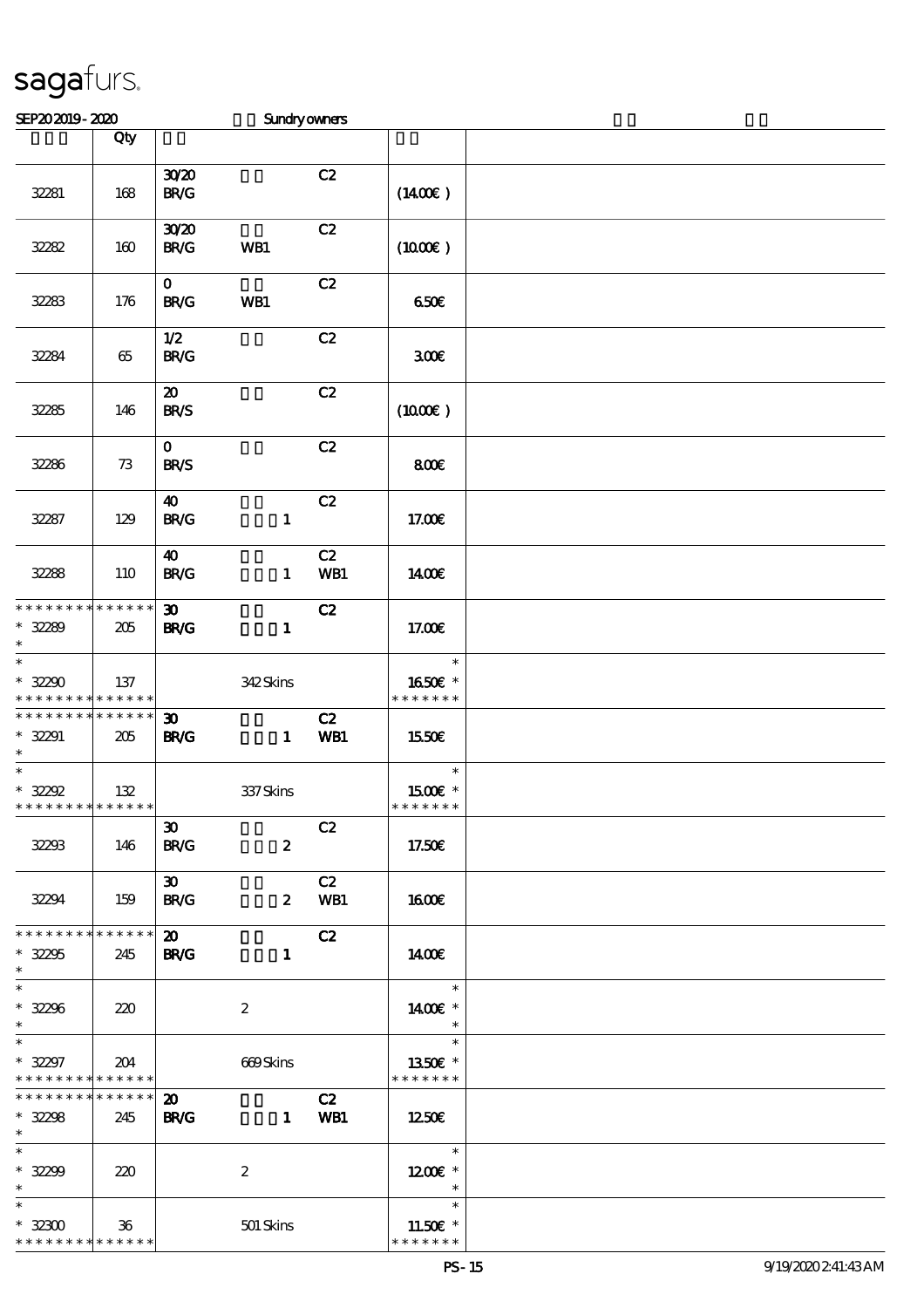sagafurs.

SEP20 2019 - 2020 Sundry owners

| | Qty | | | | | |
|---|---|---|---|---|---|---|
| 32281 | 168 | 30/20 BR/G | | C2 | (14.00€) | |
| 32282 | 160 | 30/20 BR/G | WB1 | C2 | (10.00€) | |
| 32283 | 176 | 0 BR/G | WB1 | C2 | 6.50€ | |
| 32284 | 65 | 1/2 BR/G | | C2 | 3.00€ | |
| 32285 | 146 | 20 BR/S | | C2 | (10.00€) | |
| 32286 | 73 | 0 BR/S | | C2 | 8.00€ | |
| 32287 | 129 | 40 BR/G | 1 | C2 | 17.00€ | |
| 32288 | 110 | 40 BR/G | 1 | C2 WB1 | 14.00€ | |
| * * * * * * * * * * * * * * * 32289 * | 205 | 30 BR/G | 1 | C2 | 17.00€ | |
| * * 32290 * * * * * * * * * * * * * | 137 | | 342 Skins | | * 16.50€ * * * * * * * * | |
| * * * * * * * * * * * * * * * 32291 * | 205 | 30 BR/G | 1 | C2 WB1 | 15.50€ | |
| * * 32292 * * * * * * * * * * * * * | 132 | | 337 Skins | | * 15.00€ * * * * * * * * | |
| 32293 | 146 | 30 BR/G | 2 | C2 | 17.50€ | |
| 32294 | 159 | 30 BR/G | 2 | C2 WB1 | 16.00€ | |
| * * * * * * * * * * * * * * * 32295 * | 245 | 20 BR/G | 1 | C2 | 14.00€ | |
| * * 32296 * | 220 | | 2 | | * 14.00€ * * | |
| * * 32297 * * * * * * * * * * * * * | 204 | | 669 Skins | | * 13.50€ * * * * * * * * | |
| * * * * * * * * * * * * * * * 32298 * | 245 | 20 BR/G | 1 | C2 WB1 | 12.50€ | |
| * * 32299 * | 220 | | 2 | | * 12.00€ * * | |
| * * 32300 * * * * * * * * * * * * * | 36 | | 501 Skins | | * 11.50€ * * * * * * * * | |

PS - 15 9/19/2020 2:41:43 AM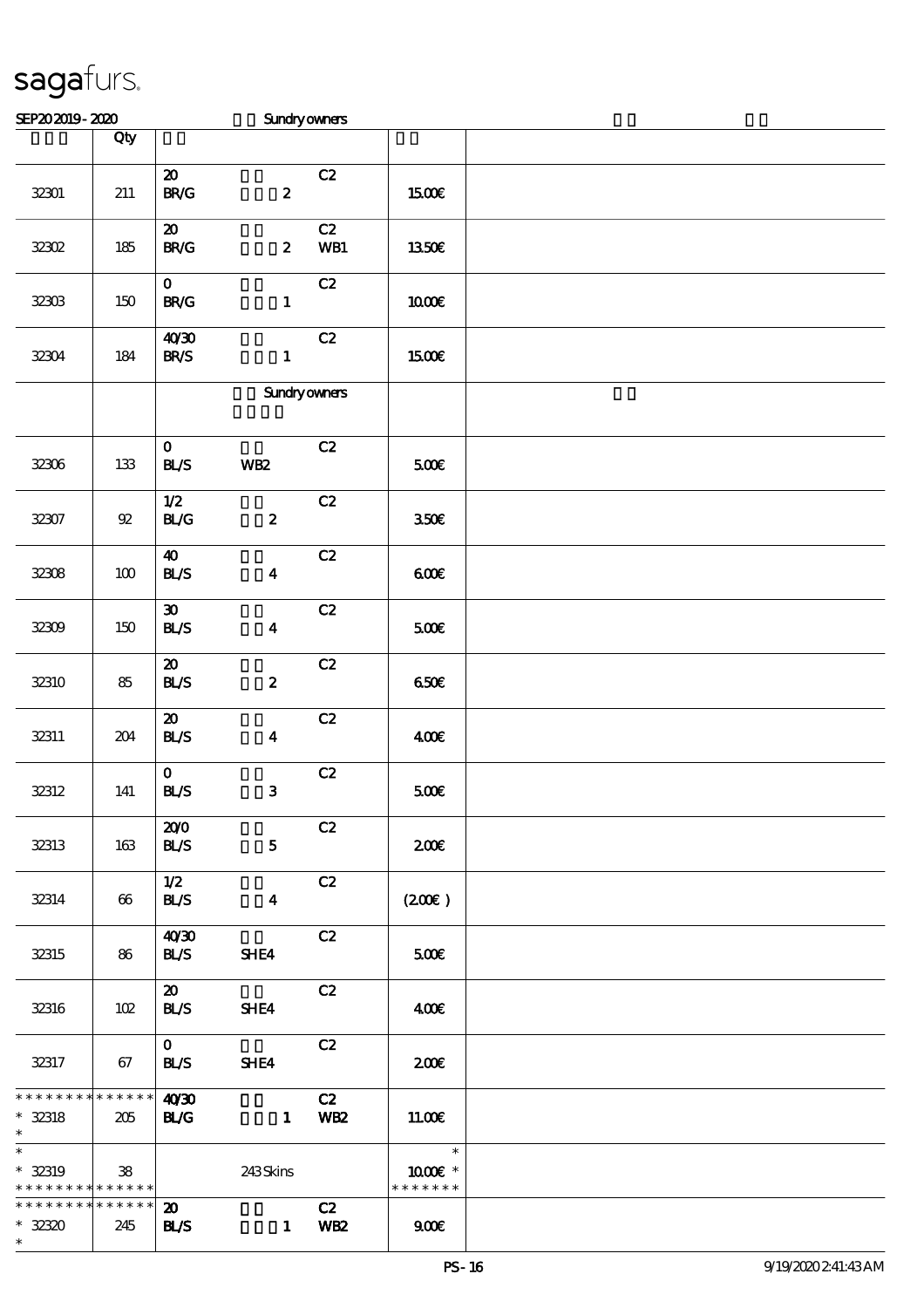# sagafurs.

SEP20 2019 - 2020 Sundry owners

| | Qty | | | |
|---|---|---|---|---|
| 32301 | 211 | 20 BR/G 2 C2 | 15.00€ | |
| 32302 | 185 | 20 BR/G 2 C2 WB1 | 13.50€ | |
| 32303 | 150 | 0 BR/G 1 C2 | 10.00€ | |
| 32304 | 184 | 40/30 BR/S 1 C2 | 15.00€ | |
| | | Sundry owners | | |
| 32306 | 133 | 0 BL/S WB2 C2 | 5.00€ | |
| 32307 | 92 | 1/2 BL/G 2 C2 | 3.50€ | |
| 32308 | 100 | 40 BL/S 4 C2 | 6.00€ | |
| 32309 | 150 | 30 BL/S 4 C2 | 5.00€ | |
| 32310 | 85 | 20 BL/S 2 C2 | 6.50€ | |
| 32311 | 204 | 20 BL/S 4 C2 | 4.00€ | |
| 32312 | 141 | 0 BL/S 3 C2 | 5.00€ | |
| 32313 | 163 | 20/0 BL/S 5 C2 | 2.00€ | |
| 32314 | 66 | 1/2 BL/S 4 C2 | (2.00€ ) | |
| 32315 | 86 | 40/30 BL/S SHE4 C2 | 5.00€ | |
| 32316 | 102 | 20 BL/S SHE4 C2 | 4.00€ | |
| 32317 | 67 | 0 BL/S SHE4 C2 | 2.00€ | |
| * 32318 | 205 | 40/30 BL/G 1 C2 WB2 | 11.00€ | |
| * 32319 | 38 | 243 Skins | 10.00€ * | |
| * 32320 | 245 | 20 BL/S 1 C2 WB2 | 9.00€ | |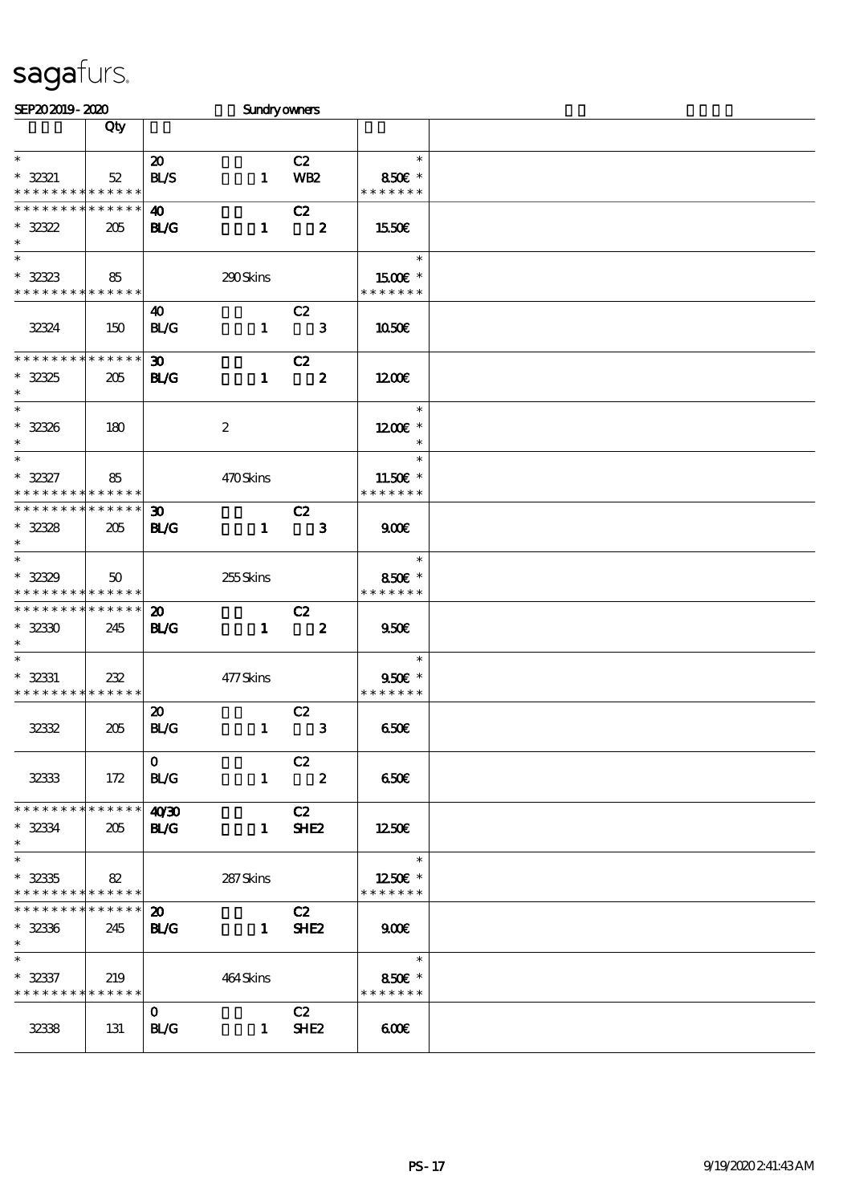# sagafurs.

SEP20 2019 - 2020 Sundry owners

| | Qty | | |
|---|---|---|---|
| * <br> * 32321 <br> * * * * * * * * * * * * * * | 52 | 20 <br> BL/S 1 C2 WB2 | * <br> 8.50€ * <br> * * * * * * * |
| * * * * * * * * * * * * * * <br> * 32322 <br> * | 205 | 40 <br> BL/G 1 C2 2 | 15.50€ |
| * <br> * 32323 <br> * * * * * * * * * * * * * * | 85 | 290 Skins | * <br> 15.00€ * <br> * * * * * * * |
| 32324 | 150 | 40 <br> BL/G 1 C2 3 | 10.50€ |
| * * * * * * * * * * * * * * <br> * 32325 <br> * | 205 | 30 <br> BL/G 1 C2 2 | 12.00€ |
| * <br> * 32326 <br> * | 180 | 2 | * <br> 12.00€ * <br> * |
| * <br> * 32327 <br> * * * * * * * * * * * * * * | 85 | 470 Skins | * <br> 11.50€ * <br> * * * * * * * |
| * * * * * * * * * * * * * * <br> * 32328 <br> * | 205 | 30 <br> BL/G 1 C2 3 | 9.00€ |
| * <br> * 32329 <br> * * * * * * * * * * * * * * | 50 | 255 Skins | * <br> 8.50€ * <br> * * * * * * * |
| * * * * * * * * * * * * * * <br> * 32330 <br> * | 245 | 20 <br> BL/G 1 C2 2 | 9.50€ |
| * <br> * 32331 <br> * * * * * * * * * * * * * * | 232 | 477 Skins | * <br> 9.50€ * <br> * * * * * * * |
| 32332 | 205 | 20 <br> BL/G 1 C2 3 | 6.50€ |
| 32333 | 172 | 0 <br> BL/G 1 C2 2 | 6.50€ |
| * * * * * * * * * * * * * * <br> * 32334 <br> * | 205 | 40/30 <br> BL/G 1 C2 SHE2 | 12.50€ |
| * <br> * 32335 <br> * * * * * * * * * * * * * * | 82 | 287 Skins | * <br> 12.50€ * <br> * * * * * * * |
| * * * * * * * * * * * * * * <br> * 32336 <br> * | 245 | 20 <br> BL/G 1 C2 SHE2 | 9.00€ |
| * <br> * 32337 <br> * * * * * * * * * * * * * * | 219 | 464 Skins | * <br> 8.50€ * <br> * * * * * * * |
| 32338 | 131 | 0 <br> BL/G 1 C2 SHE2 | 6.00€ |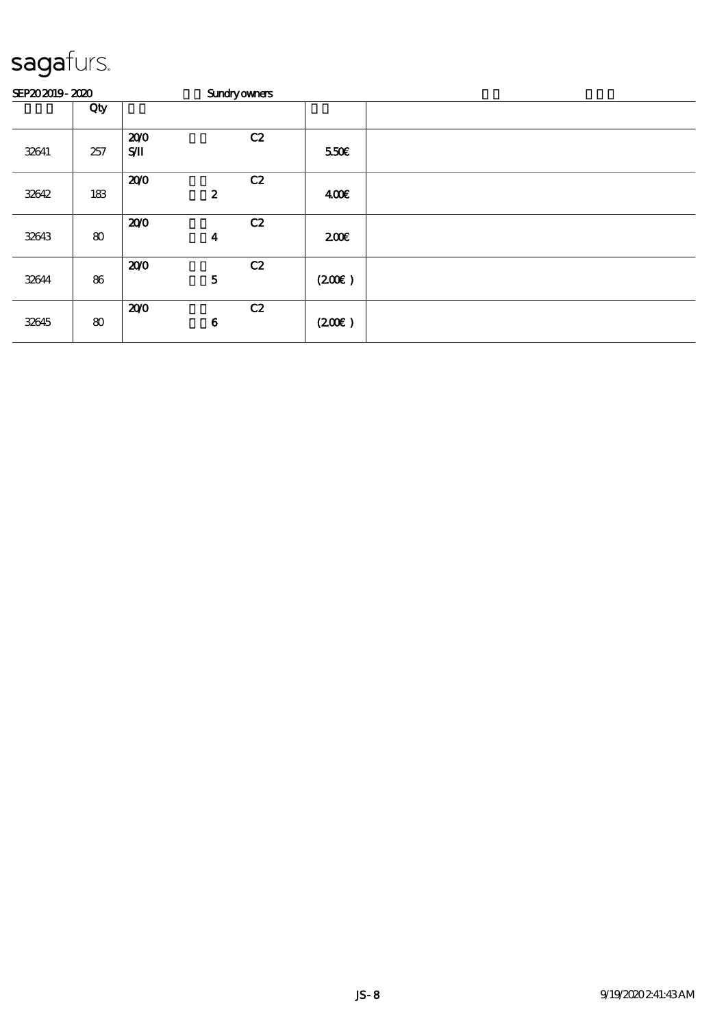sagafurs.

SEP20 2019 - 2020 Sundry owners

| | Qty | | | |
|---|---|---|---|---|
| 32641 | 257 | 20/0 S/II C2 | 5.50€ | |
| 32642 | 183 | 20/0 2 C2 | 4.00€ | |
| 32643 | 80 | 20/0 4 C2 | 2.00€ | |
| 32644 | 86 | 20/0 5 C2 | (2.00€ ) | |
| 32645 | 80 | 20/0 6 C2 | (2.00€ ) | |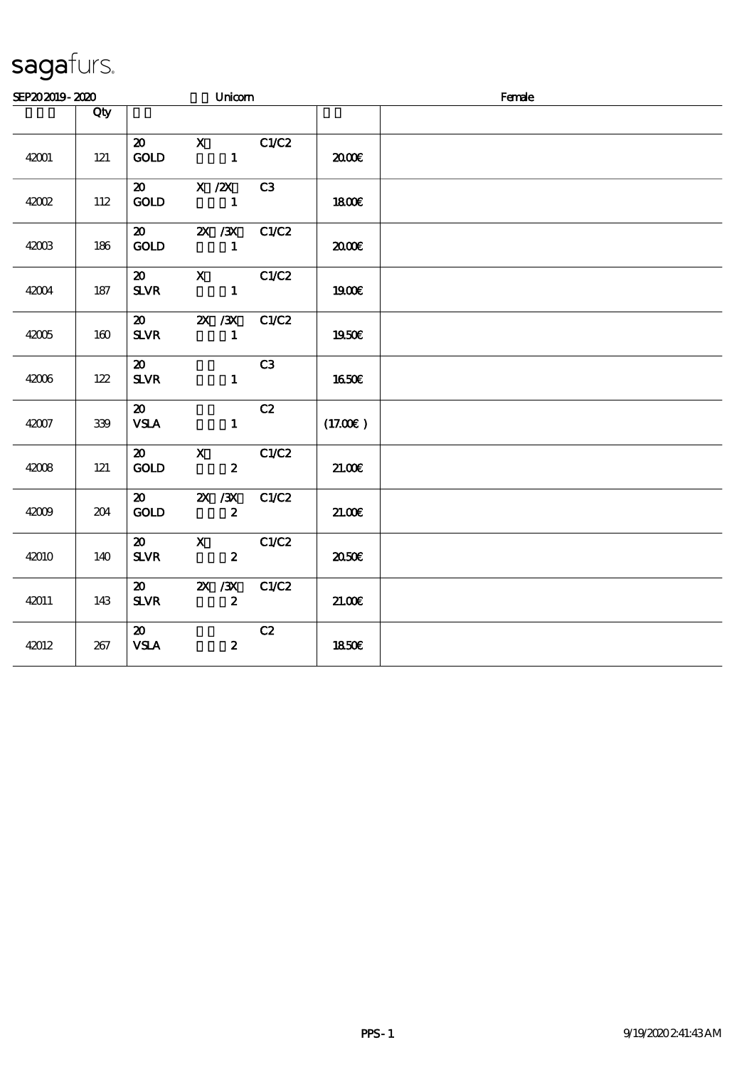# sagafurs.

SEP20 2019 - 2020 Unicorn Female

| | Qty | | | | | |
|---|---|---|---|---|---|---|
| 42001 | 121 | 20 GOLD | X 1 | C1/C2 | 20.00€ | |
| 42002 | 112 | 20 GOLD | X /2X 1 | C3 | 18.00€ | |
| 42003 | 186 | 20 GOLD | 2X /3X 1 | C1/C2 | 20.00€ | |
| 42004 | 187 | 20 SLVR | X 1 | C1/C2 | 19.00€ | |
| 42005 | 160 | 20 SLVR | 2X /3X 1 | C1/C2 | 19.50€ | |
| 42006 | 122 | 20 SLVR | 1 | C3 | 16.50€ | |
| 42007 | 339 | 20 VSLA | 1 | C2 | (17.00€ ) | |
| 42008 | 121 | 20 GOLD | X 2 | C1/C2 | 21.00€ | |
| 42009 | 204 | 20 GOLD | 2X /3X 2 | C1/C2 | 21.00€ | |
| 42010 | 140 | 20 SLVR | X 2 | C1/C2 | 20.50€ | |
| 42011 | 143 | 20 SLVR | 2X /3X 2 | C1/C2 | 21.00€ | |
| 42012 | 267 | 20 VSLA | 2 | C2 | 18.50€ | |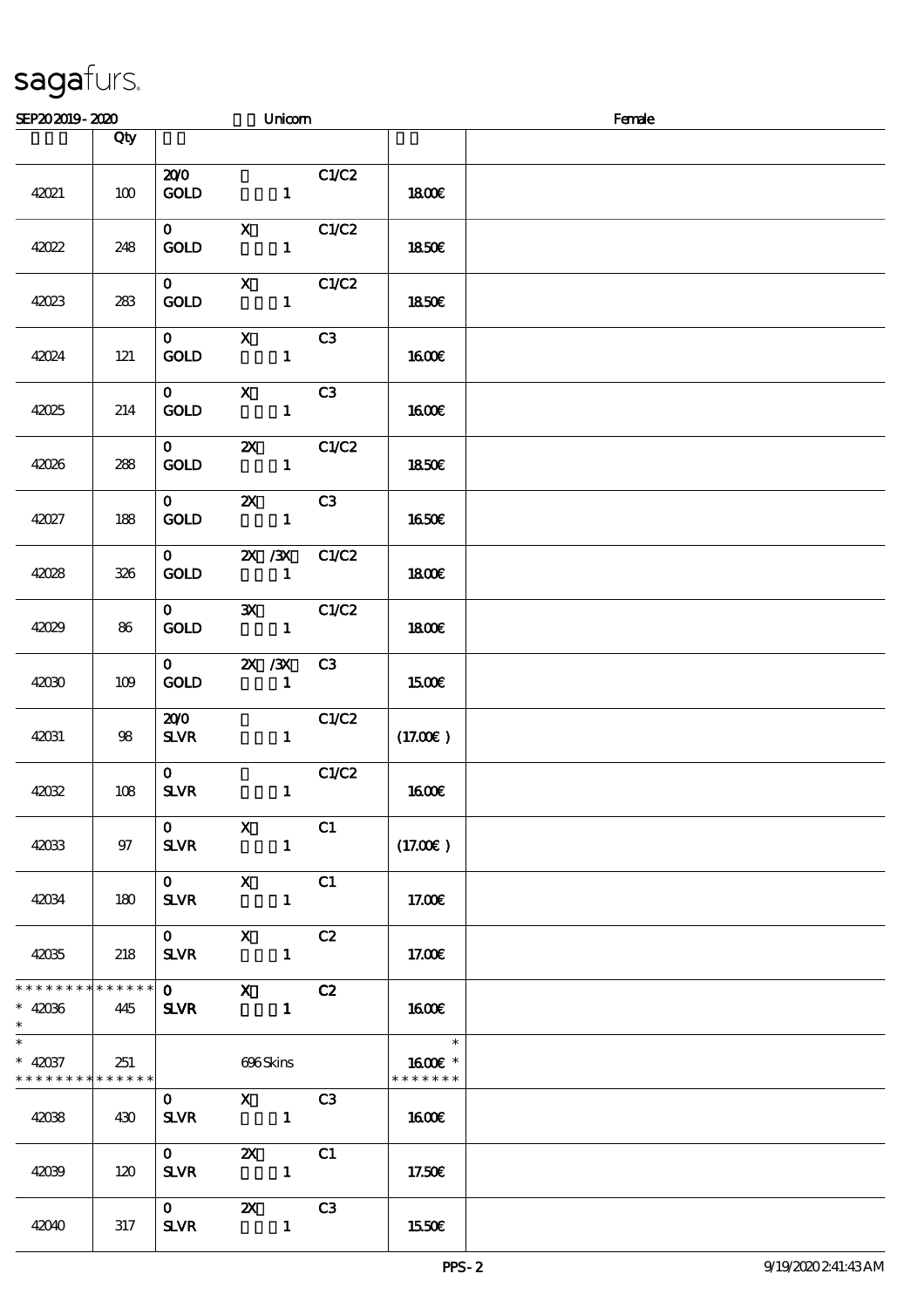sagafurs.

SEP20 2019 - 2020 Unicorn Female

| | Qty | | |
|---|---|---|---|
| 42021 | 100 | 20/0 GOLD 1 C1/C2 | 18.00€ |
| 42022 | 248 | 0 X GOLD 1 C1/C2 | 18.50€ |
| 42023 | 283 | 0 X GOLD 1 C1/C2 | 18.50€ |
| 42024 | 121 | 0 X GOLD 1 C3 | 16.00€ |
| 42025 | 214 | 0 X GOLD 1 C3 | 16.00€ |
| 42026 | 288 | 0 2X GOLD 1 C1/C2 | 18.50€ |
| 42027 | 188 | 0 2X GOLD 1 C3 | 16.50€ |
| 42028 | 326 | 0 2X /3X GOLD 1 C1/C2 | 18.00€ |
| 42029 | 86 | 0 3X GOLD 1 C1/C2 | 18.00€ |
| 42030 | 109 | 0 2X /3X GOLD 1 C3 | 15.00€ |
| 42031 | 98 | 20/0 SLVR 1 C1/C2 | (17.00€ ) |
| 42032 | 108 | 0 SLVR 1 C1/C2 | 16.00€ |
| 42033 | 97 | 0 X SLVR 1 C1 | (17.00€ ) |
| 42034 | 180 | 0 X SLVR 1 C1 | 17.00€ |
| 42035 | 218 | 0 X SLVR 1 C2 | 17.00€ |
| * 42036 | 445 | 0 X SLVR 1 C2 | 16.00€ |
| * 42037 | 251 | 696 Skins | 16.00€ * |
| 42038 | 430 | 0 X SLVR 1 C3 | 16.00€ |
| 42039 | 120 | 0 2X SLVR 1 C1 | 17.50€ |
| 42040 | 317 | 0 2X SLVR 1 C3 | 15.50€ |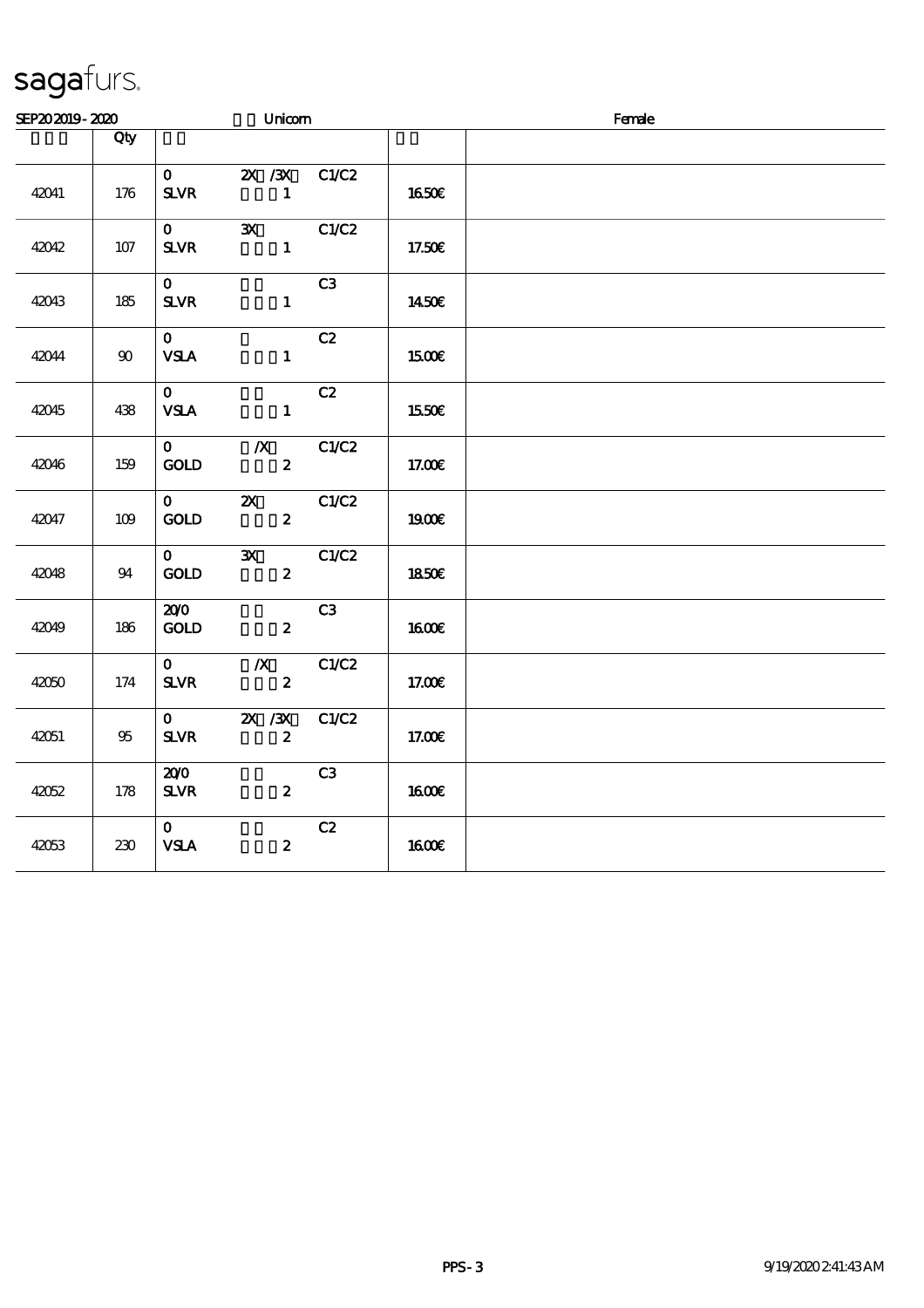# sagafurs.

SEP20 2019 - 2020 Unicorn Female

| | Qty | | | |
|---|---|---|---|---|
| 42041 | 176 | 0 SLVR 2X /3X 1 C1/C2 | 16.50€ | |
| 42042 | 107 | 0 SLVR 3X 1 C1/C2 | 17.50€ | |
| 42043 | 185 | 0 SLVR 1 C3 | 14.50€ | |
| 42044 | 90 | 0 VSLA 1 C2 | 15.00€ | |
| 42045 | 438 | 0 VSLA 1 C2 | 15.50€ | |
| 42046 | 159 | 0 GOLD /X 2 C1/C2 | 17.00€ | |
| 42047 | 109 | 0 GOLD 2X 2 C1/C2 | 19.00€ | |
| 42048 | 94 | 0 GOLD 3X 2 C1/C2 | 18.50€ | |
| 42049 | 186 | 20/0 GOLD 2 C3 | 16.00€ | |
| 42050 | 174 | 0 SLVR /X 2 C1/C2 | 17.00€ | |
| 42051 | 95 | 0 SLVR 2X /3X 2 C1/C2 | 17.00€ | |
| 42052 | 178 | 20/0 SLVR 2 C3 | 16.00€ | |
| 42053 | 230 | 0 VSLA 2 C2 | 16.00€ | |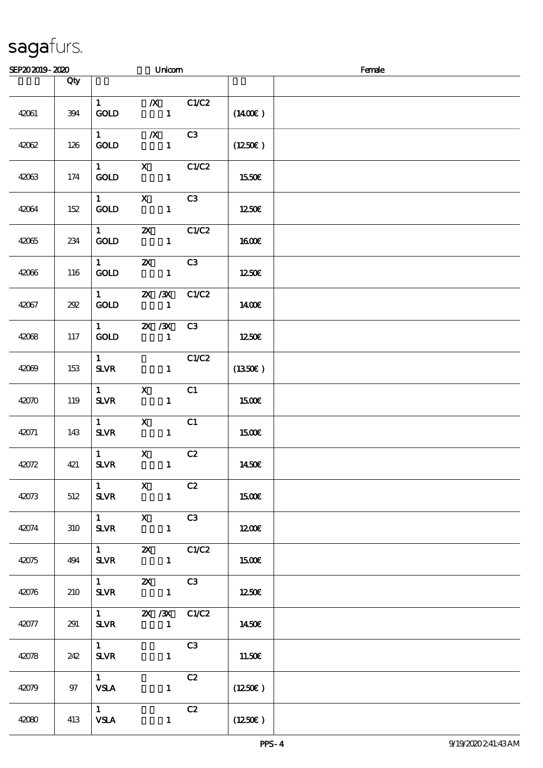sagafurs.

SEP20 2019 - 2020 Unicorn Female

| | Qty | | | |
|---|---|---|---|---|
| 42061 | 394 | 1 /X C1/C2<br>GOLD 1 | (14.00€ ) | |
| 42062 | 126 | 1 /X C3<br>GOLD 1 | (12.50€ ) | |
| 42063 | 174 | 1 X C1/C2<br>GOLD 1 | 15.50€ | |
| 42064 | 152 | 1 X C3<br>GOLD 1 | 12.50€ | |
| 42065 | 234 | 1 2X C1/C2<br>GOLD 1 | 16.00€ | |
| 42066 | 116 | 1 2X C3<br>GOLD 1 | 12.50€ | |
| 42067 | 292 | 1 2X /3X C1/C2<br>GOLD 1 | 14.00€ | |
| 42068 | 117 | 1 2X /3X C3<br>GOLD 1 | 12.50€ | |
| 42069 | 153 | 1 C1/C2<br>SLVR 1 | (13.50€ ) | |
| 42070 | 119 | 1 X C1<br>SLVR 1 | 15.00€ | |
| 42071 | 143 | 1 X C1<br>SLVR 1 | 15.00€ | |
| 42072 | 421 | 1 X C2<br>SLVR 1 | 14.50€ | |
| 42073 | 512 | 1 X C2<br>SLVR 1 | 15.00€ | |
| 42074 | 310 | 1 X C3<br>SLVR 1 | 12.00€ | |
| 42075 | 494 | 1 2X C1/C2<br>SLVR 1 | 15.00€ | |
| 42076 | 210 | 1 2X C3<br>SLVR 1 | 12.50€ | |
| 42077 | 291 | 1 2X /3X C1/C2<br>SLVR 1 | 14.50€ | |
| 42078 | 242 | 1 C3<br>SLVR 1 | 11.50€ | |
| 42079 | 97 | 1 C2<br>VSLA 1 | (12.50€ ) | |
| 42080 | 413 | 1 C2<br>VSLA 1 | (12.50€ ) | |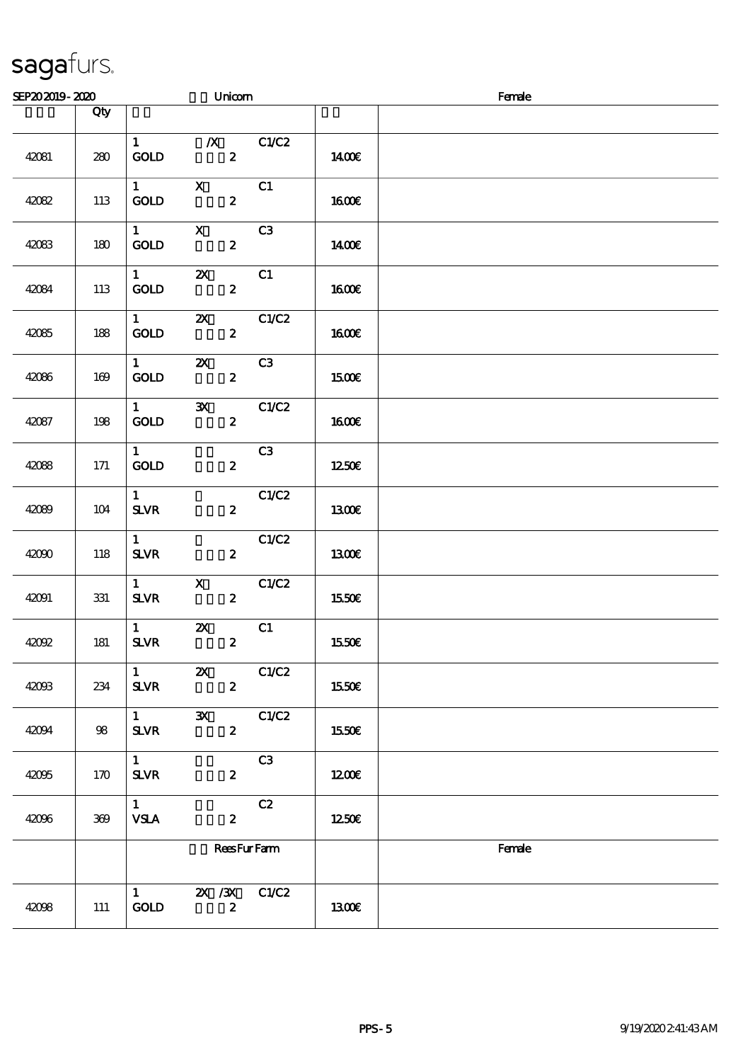# sagafurs.

SEP20 2019 - 2020 Unicorn Female

| | Qty | | | | | |
|---|---|---|---|---|---|---|
| 42081 | 280 | 1 GOLD | /X 2 | C1/C2 | 14.00€ | |
| 42082 | 113 | 1 GOLD | X 2 | C1 | 16.00€ | |
| 42083 | 180 | 1 GOLD | X 2 | C3 | 14.00€ | |
| 42084 | 113 | 1 GOLD | 2X 2 | C1 | 16.00€ | |
| 42085 | 188 | 1 GOLD | 2X 2 | C1/C2 | 16.00€ | |
| 42086 | 169 | 1 GOLD | 2X 2 | C3 | 15.00€ | |
| 42087 | 198 | 1 GOLD | 3X 2 | C1/C2 | 16.00€ | |
| 42088 | 171 | 1 GOLD | 2 | C3 | 12.50€ | |
| 42089 | 104 | 1 SLVR | 2 | C1/C2 | 13.00€ | |
| 42090 | 118 | 1 SLVR | 2 | C1/C2 | 13.00€ | |
| 42091 | 331 | 1 SLVR | X 2 | C1/C2 | 15.50€ | |
| 42092 | 181 | 1 SLVR | 2X 2 | C1 | 15.50€ | |
| 42093 | 234 | 1 SLVR | 2X 2 | C1/C2 | 15.50€ | |
| 42094 | 98 | 1 SLVR | 3X 2 | C1/C2 | 15.50€ | |
| 42095 | 170 | 1 SLVR | 2 | C3 | 12.00€ | |
| 42096 | 369 | 1 VSLA | 2 | C2 | 12.50€ | |
| | | | Rees Fur Farm | | | Female |
| 42098 | 111 | 1 GOLD | 2X /3X 2 | C1/C2 | 13.00€ | |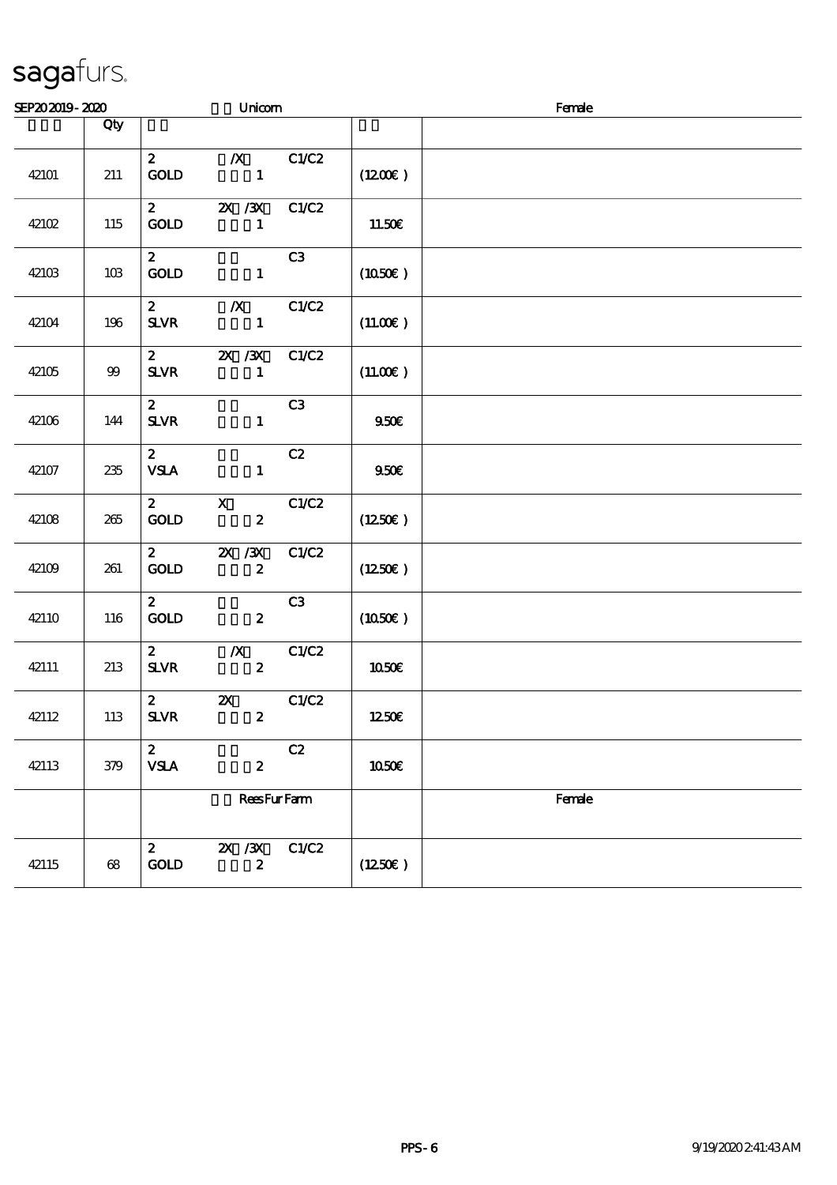sagafurs.

| SEP20 2019 - 2020 | | Unicorn | | Female |
|---|---|---|---|---|
| | Qty | | | |
| 42101 | 211 | 2 /X C1/C2<br>GOLD 1 | (12.00€ ) | |
| 42102 | 115 | 2 2X /3X C1/C2<br>GOLD 1 | 11.50€ | |
| 42103 | 103 | 2 C3<br>GOLD 1 | (10.50€ ) | |
| 42104 | 196 | 2 /X C1/C2<br>SLVR 1 | (11.00€ ) | |
| 42105 | 99 | 2 2X /3X C1/C2<br>SLVR 1 | (11.00€ ) | |
| 42106 | 144 | 2 C3<br>SLVR 1 | 9.50€ | |
| 42107 | 235 | 2 C2<br>VSLA 1 | 9.50€ | |
| 42108 | 265 | 2 X C1/C2<br>GOLD 2 | (12.50€ ) | |
| 42109 | 261 | 2 2X /3X C1/C2<br>GOLD 2 | (12.50€ ) | |
| 42110 | 116 | 2 C3<br>GOLD 2 | (10.50€ ) | |
| 42111 | 213 | 2 /X C1/C2<br>SLVR 2 | 10.50€ | |
| 42112 | 113 | 2 2X C1/C2<br>SLVR 2 | 12.50€ | |
| 42113 | 379 | 2 C2<br>VSLA 2 | 10.50€ | |
| | | Rees Fur Farm | | Female |
| 42115 | 68 | 2 2X /3X C1/C2<br>GOLD 2 | (12.50€ ) | |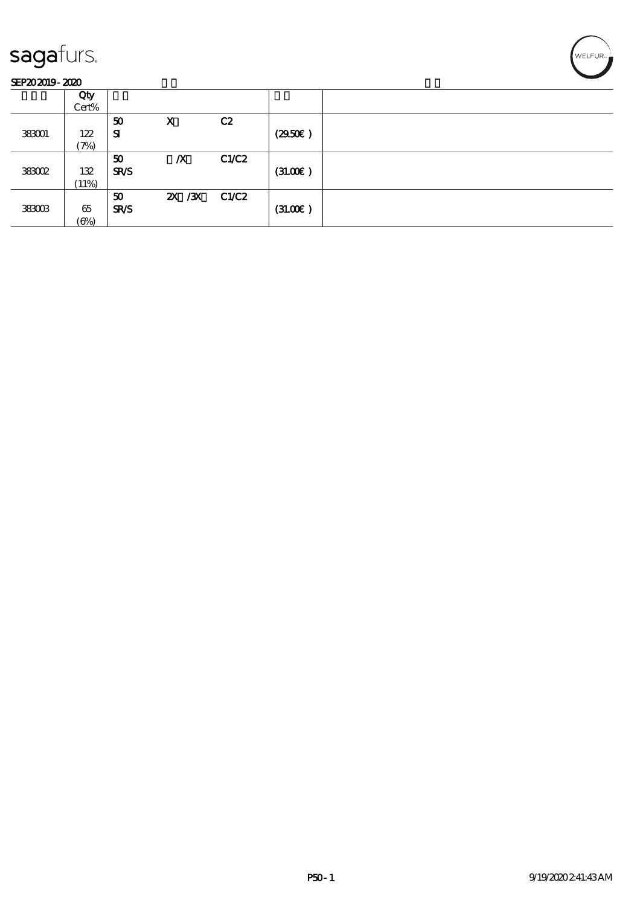sagafurs.

SEP20 2019 - 2020

| | Qty Cert% | | | | | |
|---|---|---|---|---|---|---|
| 383001 | 122 (7%) | 50 SI | X | C2 | (29.50€ ) | |
| 383002 | 132 (11%) | 50 SR/S | /X | C1/C2 | (31.00€ ) | |
| 383003 | 65 (6%) | 50 SR/S | 2X /3X | C1/C2 | (31.00€ ) | |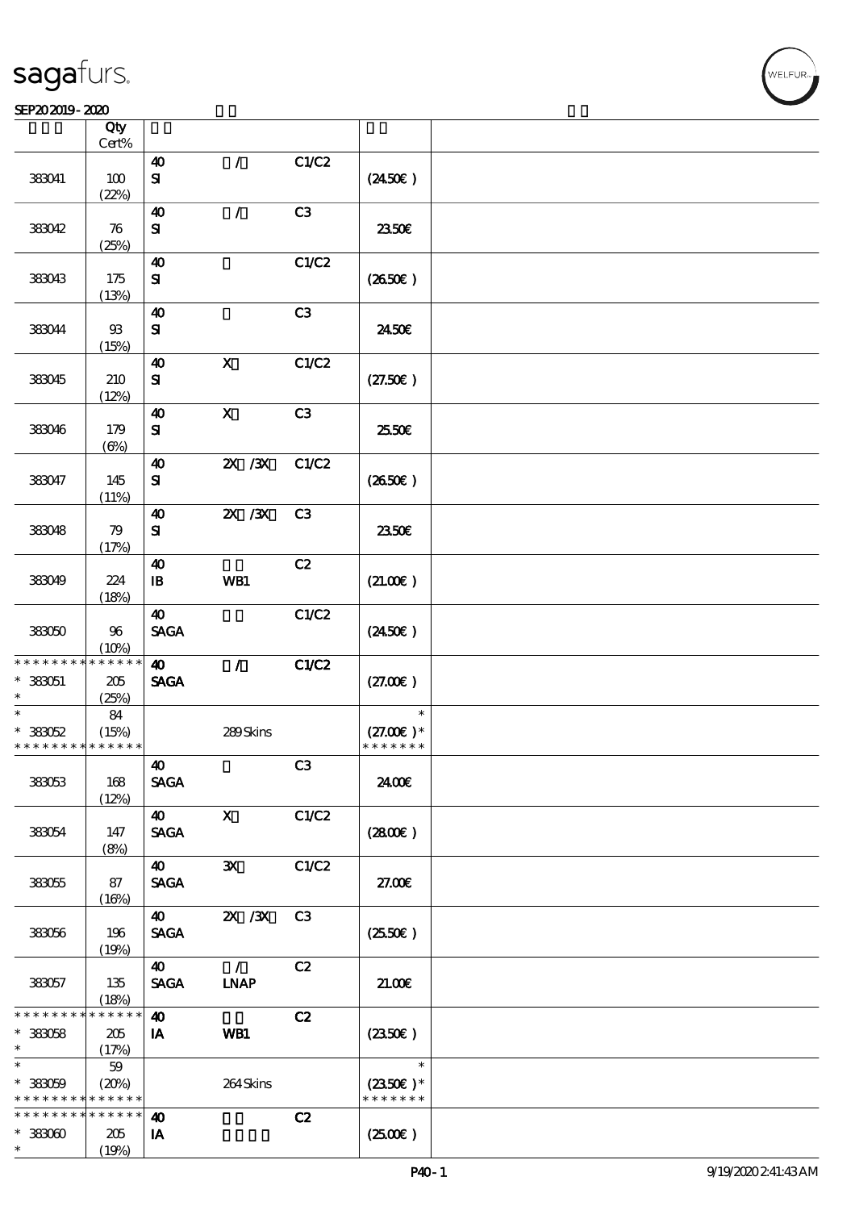| | Qty Cert% | | | | | |
|---|---|---|---|---|---|---|
| 383041 | 100 (22%) | 40 SI | / | C1/C2 | (24.50€) | |
| 383042 | 76 (25%) | 40 SI | / | C3 | 23.50€ | |
| 383043 | 175 (13%) | 40 SI | | C1/C2 | (26.50€) | |
| 383044 | 93 (15%) | 40 SI | | C3 | 24.50€ | |
| 383045 | 210 (12%) | 40 SI | X | C1/C2 | (27.50€) | |
| 383046 | 179 (6%) | 40 SI | X | C3 | 25.50€ | |
| 383047 | 145 (11%) | 40 SI | 2X /3X | C1/C2 | (26.50€) | |
| 383048 | 79 (17%) | 40 SI | 2X /3X | C3 | 23.50€ | |
| 383049 | 224 (18%) | 40 IB | WB1 | C2 | (21.00€) | |
| 383050 | 96 (10%) | 40 SAGA | | C1/C2 | (24.50€) | |
| * * * * * * * * * * * * * * 383051 * | 205 (25%) | 40 SAGA | / | C1/C2 | (27.00€) | |
| * * 383052 * * * * * * * * * * * * * | 84 (15%) | | 289 Skins | | * (27.00€) * * * * * * * * | |
| 383053 | 168 (12%) | 40 SAGA | | C3 | 24.00€ | |
| 383054 | 147 (8%) | 40 SAGA | X | C1/C2 | (28.00€) | |
| 383055 | 87 (16%) | 40 SAGA | 3X | C1/C2 | 27.00€ | |
| 383056 | 196 (19%) | 40 SAGA | 2X /3X | C3 | (25.50€) | |
| 383057 | 135 (18%) | 40 SAGA | / LNAP | C2 | 21.00€ | |
| * * * * * * * * * * * * * * 383058 * | 205 (17%) | 40 IA | WB1 | C2 | (23.50€) | |
| * * 383059 * * * * * * * * * * * * * | 59 (20%) | | 264 Skins | | * (23.50€) * * * * * * * * | |
| * * * * * * * * * * * * * * 383060 * | 205 (19%) | 40 IA | | C2 | (25.00€) | |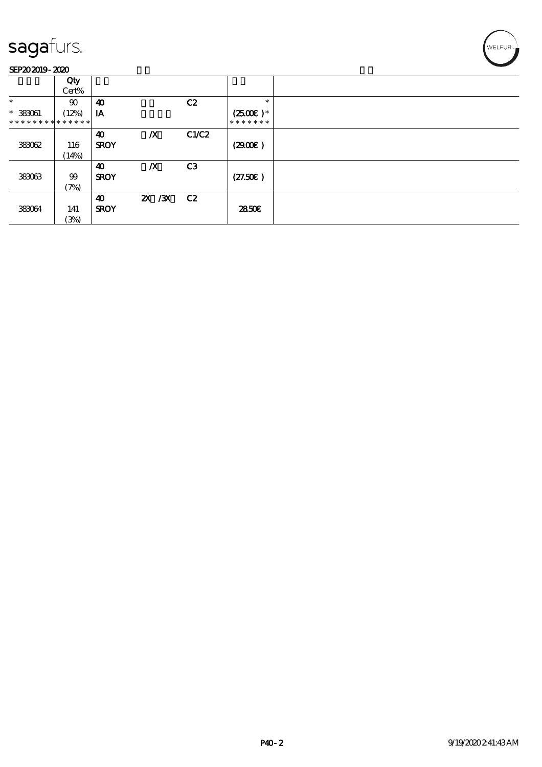| | Qty<br>Cert% | | | | | |
|---|---|---|---|---|---|---|
| *<br>* 383061<br>* * * * * * * * * * * * * | 90<br>(12%) | 40<br>IA | | C2 | *<br>(25.00€ )*<br>* * * * * * * | |
| 383062 | 116<br>(14%) | 40<br>SROY | /X | C1/C2 | (29.00€ ) | |
| 383063 | 99<br>(7%) | 40<br>SROY | /X | C3 | (27.50€ ) | |
| 383064 | 141<br>(3%) | 40<br>SROY | 2X /3X | C2 | 28.50€ | |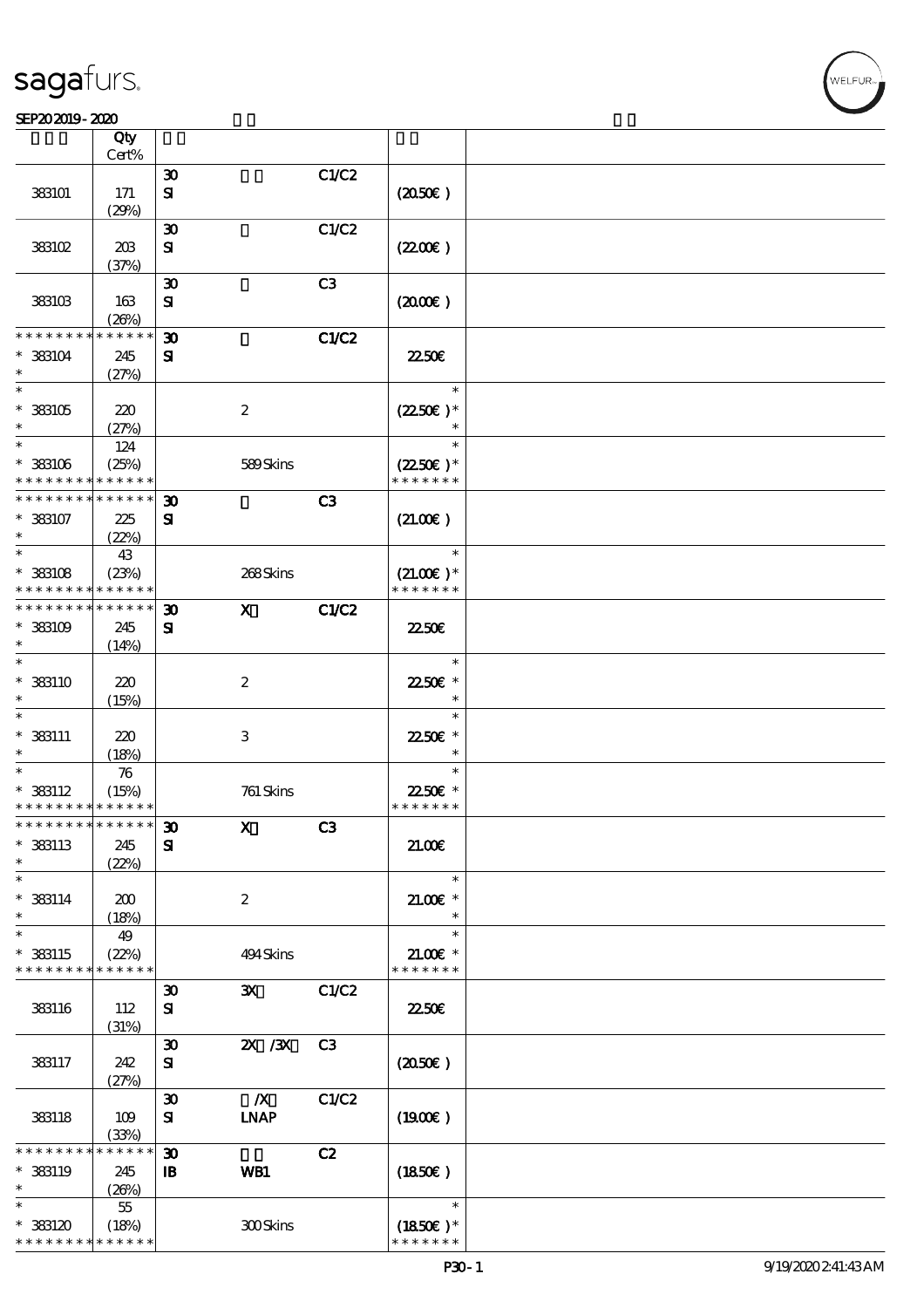| | Qty Cert% | | | | | |
|---|---|---|---|---|---|---|
| 383101 | 171 (29%) | 30 SI | | C1/C2 | (20.50€) | |
| 383102 | 203 (37%) | 30 SI | | C1/C2 | (22.00€) | |
| 383103 | 163 (26%) | 30 SI | | C3 | (20.00€) | |
| * * * * * * * * * * * * * * 383104 * | 245 (27%) | 30 SI | | C1/C2 | 22.50€ | |
| * 383105 * | 220 (27%) | | 2 | | * (22.50€) * * | |
| * 383106 * * * * * * * * * * * * * * | 124 (25%) | | 589 Skins | | * (22.50€) * * * * * * * * | |
| * * * * * * * * * * * * * * 383107 * | 225 (22%) | 30 SI | | C3 | (21.00€) | |
| * 383108 * * * * * * * * * * * * * * | 43 (23%) | | 268 Skins | | * (21.00€) * * * * * * * * | |
| * * * * * * * * * * * * * * 383109 * | 245 (14%) | 30 SI | X | C1/C2 | 22.50€ | |
| * 383110 * | 220 (15%) | | 2 | | * 22.50€ * * | |
| * 383111 * | 220 (18%) | | 3 | | * 22.50€ * * | |
| * 383112 * * * * * * * * * * * * * * | 76 (15%) | | 761 Skins | | * 22.50€ * * * * * * * * | |
| * * * * * * * * * * * * * * 383113 * | 245 (22%) | 30 SI | X | C3 | 21.00€ | |
| * 383114 * | 200 (18%) | | 2 | | * 21.00€ * * | |
| * 383115 * * * * * * * * * * * * * * | 49 (22%) | | 494 Skins | | * 21.00€ * * * * * * * * | |
| 383116 | 112 (31%) | 30 SI | 3X | C1/C2 | 22.50€ | |
| 383117 | 242 (27%) | 30 SI | 2X /3X | C3 | (20.50€) | |
| 383118 | 109 (33%) | 30 SI | /X LNAP | C1/C2 | (19.00€) | |
| * * * * * * * * * * * * * * 383119 * | 245 (26%) | 30 IB | WB1 | C2 | (18.50€) | |
| * 383120 * * * * * * * * * * * * * * | 55 (18%) | | 300 Skins | | * (18.50€) * * * * * * * * | |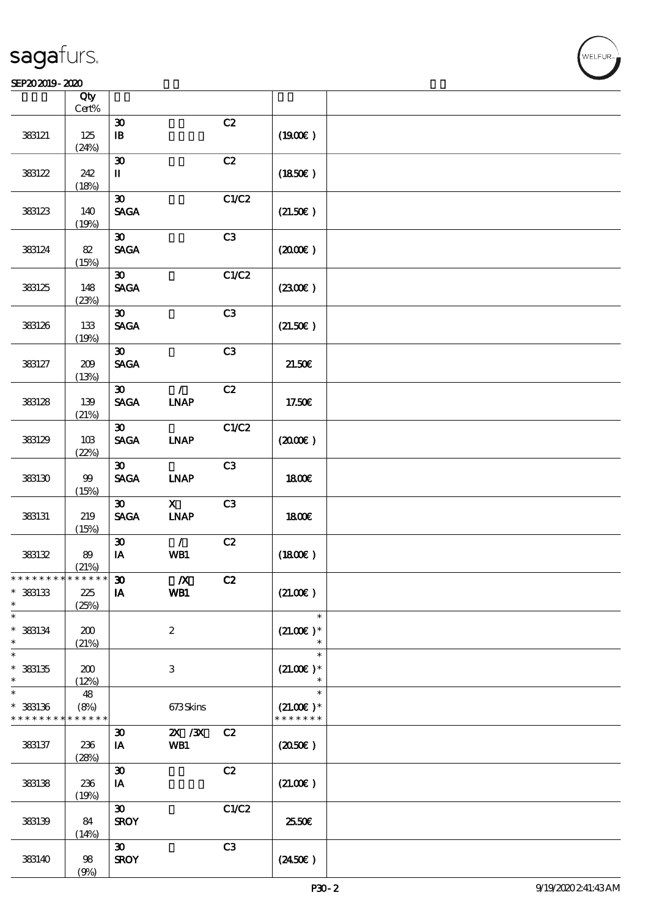| | Qty Cert% | | | | | |
|---|---|---|---|---|---|---|
| 383121 | 125 (24%) | 30 IB | | C2 | (19.00€) | |
| 383122 | 242 (18%) | 30 II | | C2 | (18.50€) | |
| 383123 | 140 (19%) | 30 SAGA | | C1/C2 | (21.50€) | |
| 383124 | 82 (15%) | 30 SAGA | | C3 | (20.00€) | |
| 383125 | 148 (23%) | 30 SAGA | | C1/C2 | (23.00€) | |
| 383126 | 133 (19%) | 30 SAGA | | C3 | (21.50€) | |
| 383127 | 209 (13%) | 30 SAGA | | C3 | 21.50€ | |
| 383128 | 139 (21%) | 30 SAGA | / LNAP | C2 | 17.50€ | |
| 383129 | 103 (22%) | 30 SAGA | LNAP | C1/C2 | (20.00€) | |
| 383130 | 99 (15%) | 30 SAGA | LNAP | C3 | 18.00€ | |
| 383131 | 219 (15%) | 30 SAGA | X LNAP | C3 | 18.00€ | |
| 383132 | 89 (21%) | 30 IA | / WB1 | C2 | (18.00€) | |
| * * * * * * * * * * * * * * * 383133 * | 225 (25%) | 30 IA | /X WB1 | C2 | (21.00€) | |
| * * 383134 * | 200 (21%) | | 2 | | * (21.00€) * * | |
| * * 383135 * | 200 (12%) | | 3 | | * (21.00€) * * | |
| * * 383136 * * * * * * * * * * * * * * | 48 (8%) | | 673 Skins | | * (21.00€) * * * * * * * * | |
| 383137 | 236 (28%) | 30 IA | 2X /3X WB1 | C2 | (20.50€) | |
| 383138 | 236 (19%) | 30 IA | | C2 | (21.00€) | |
| 383139 | 84 (14%) | 30 SROY | | C1/C2 | 25.50€ | |
| 383140 | 98 (9%) | 30 SROY | | C3 | (24.50€) | |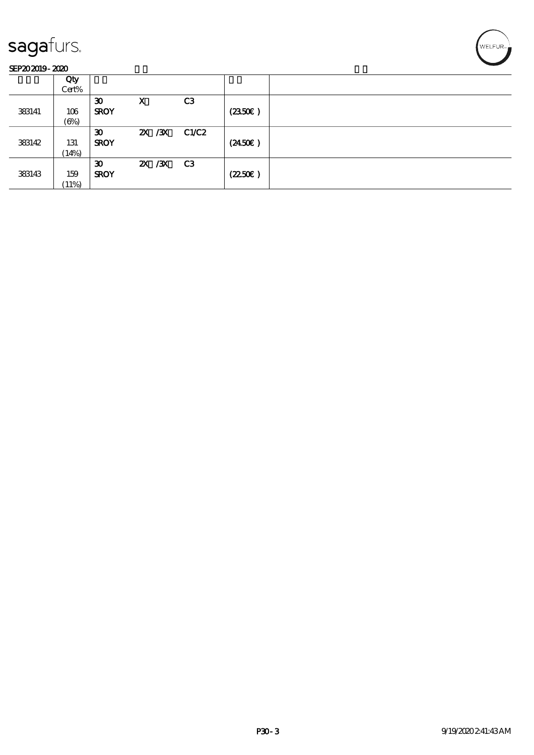sagafurs.

SEP20 2019 - 2020

| | Qty Cert% | | | | | |
|---|---|---|---|---|---|---|
| 383141 | 106 (6%) | 30 SROY | X | C3 | (23.50€) | |
| 383142 | 131 (14%) | 30 SROY | 2X /3X | C1/C2 | (24.50€) | |
| 383143 | 159 (11%) | 30 SROY | 2X /3X | C3 | (22.50€) | |

9/19/2020 2:41:43 AM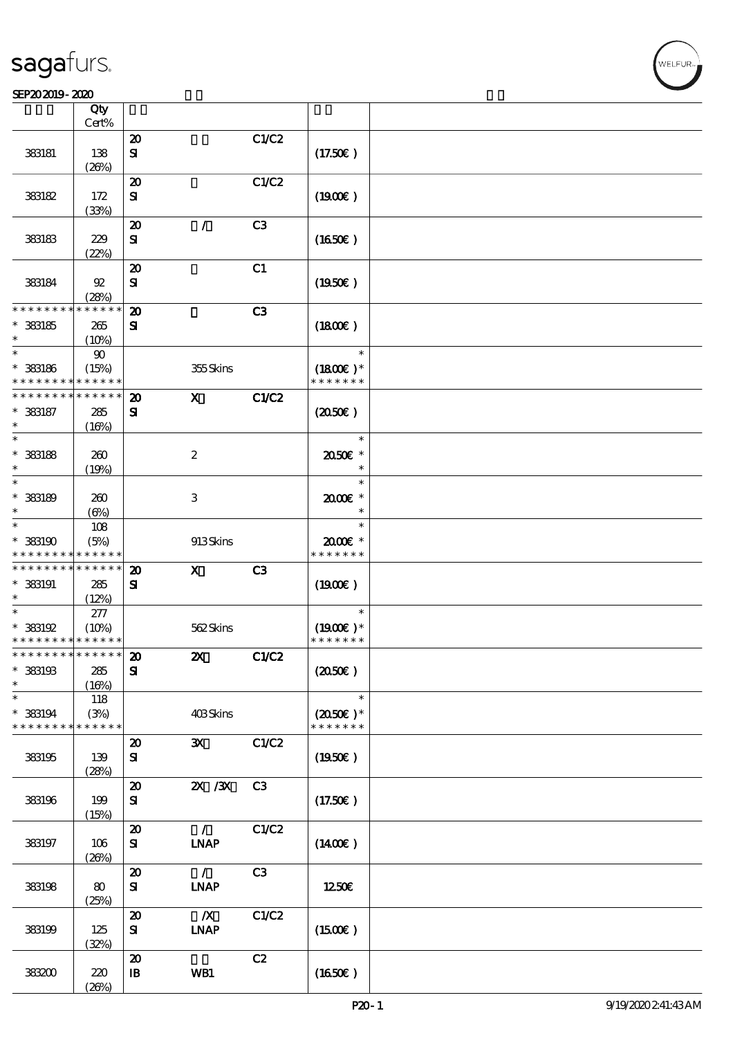sagafurs.

SEP20 2019 - 2020

| | Qty Cert% | | | | | |
|---|---|---|---|---|---|---|
| 383181 | 138 (26%) | 20 SI | | C1/C2 | (17.50€) | |
| 383182 | 172 (33%) | 20 SI | | C1/C2 | (19.00€) | |
| 383183 | 229 (22%) | 20 SI | / | C3 | (16.50€) | |
| 383184 | 92 (28%) | 20 SI | | C1 | (19.50€) | |
| * * * * * * * * * * * * * * * 383185 * | 265 (10%) | 20 SI | | C3 | (18.00€) | |
| * * 383186 * * * * * * * * * * * * * * | 90 (15%) | | 355 Skins | | * (18.00€)* * * * * * * * | |
| * * * * * * * * * * * * * * * 383187 * | 285 (16%) | 20 SI | X | C1/C2 | (20.50€) | |
| * * 383188 * | 260 (19%) | | 2 | | * 20.50€ * * | |
| * * 383189 * | 260 (6%) | | 3 | | * 20.00€ * * | |
| * * 383190 * * * * * * * * * * * * * * | 108 (5%) | | 913 Skins | | * 20.00€ * * * * * * * * | |
| * * * * * * * * * * * * * * * 383191 * | 285 (12%) | 20 SI | X | C3 | (19.00€) | |
| * * 383192 * * * * * * * * * * * * * * | 277 (10%) | | 562 Skins | | * (19.00€)* * * * * * * * | |
| * * * * * * * * * * * * * * * 383193 * | 285 (16%) | 20 SI | 2X | C1/C2 | (20.50€) | |
| * * 383194 * * * * * * * * * * * * * * | 118 (3%) | | 403 Skins | | * (20.50€)* * * * * * * * | |
| 383195 | 139 (28%) | 20 SI | 3X | C1/C2 | (19.50€) | |
| 383196 | 199 (15%) | 20 SI | 2X /3X | C3 | (17.50€) | |
| 383197 | 106 (26%) | 20 SI | / LNAP | C1/C2 | (14.00€) | |
| 383198 | 80 (25%) | 20 SI | / LNAP | C3 | 12.50€ | |
| 383199 | 125 (32%) | 20 SI | /X LNAP | C1/C2 | (15.00€) | |
| 383200 | 220 (26%) | 20 IB | WB1 | C2 | (16.50€) | |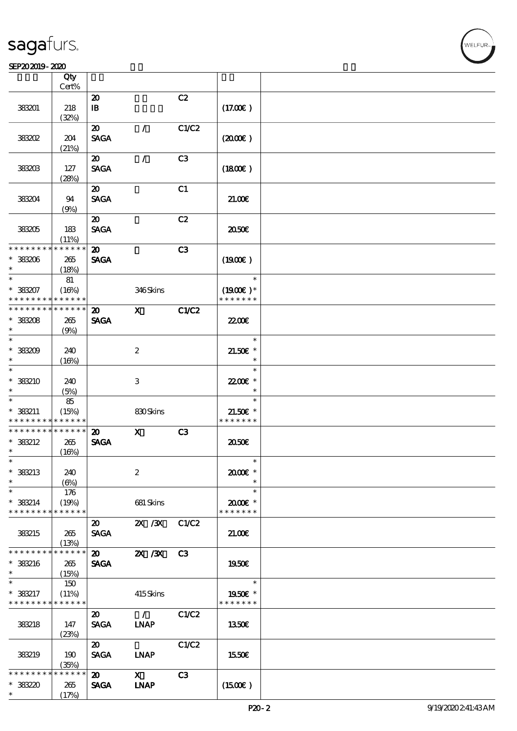| | Qty<br>Cert% | | | | |
|---|---|---|---|---|---|
| 383201 | 218<br>(32%) | 20<br>IB | | C2 | (17.00€) |
| 383202 | 204<br>(21%) | 20<br>SAGA | / | C1/C2 | (20.00€) |
| 383203 | 127<br>(28%) | 20<br>SAGA | / | C3 | (18.00€) |
| 383204 | 94<br>(9%) | 20<br>SAGA | | C1 | 21.00€ |
| 383205 | 183<br>(11%) | 20<br>SAGA | | C2 | 20.50€ |
| * * * * * * * * * * * * * *<br>* 383206<br>* | 265<br>(18%) | 20<br>SAGA | | C3 | (19.00€) |
| *<br>* 383207<br>* * * * * * * * * * * * * * | 81<br>(16%) | | 346 Skins | | *<br>(19.00€) *<br>* * * * * * * |
| * * * * * * * * * * * * * *<br>* 383208<br>* | 265<br>(9%) | 20<br>SAGA | X | C1/C2 | 22.00€ |
| *<br>* 383209<br>* | 240<br>(16%) | | 2 | | *<br>21.50€ *<br>* |
| *<br>* 383210<br>* | 240<br>(5%) | | 3 | | *<br>22.00€ *<br>* |
| *<br>* 383211<br>* * * * * * * * * * * * * * | 85<br>(15%) | | 830 Skins | | *<br>21.50€ *<br>* * * * * * * |
| * * * * * * * * * * * * * *<br>* 383212<br>* | 265<br>(16%) | 20<br>SAGA | X | C3 | 20.50€ |
| *<br>* 383213<br>* | 240<br>(6%) | | 2 | | *<br>20.00€ *<br>* |
| *<br>* 383214<br>* * * * * * * * * * * * * * | 176<br>(19%) | | 681 Skins | | *<br>20.00€ *<br>* * * * * * * |
| 383215 | 265<br>(13%) | 20<br>SAGA | 2X /3X | C1/C2 | 21.00€ |
| * * * * * * * * * * * * * *<br>* 383216<br>* | 265<br>(15%) | 20<br>SAGA | 2X /3X | C3 | 19.50€ |
| *<br>* 383217<br>* * * * * * * * * * * * * * | 150<br>(11%) | | 415 Skins | | *<br>19.50€ *<br>* * * * * * * |
| 383218 | 147<br>(23%) | 20<br>SAGA | /<br>LNAP | C1/C2 | 13.50€ |
| 383219 | 190<br>(35%) | 20<br>SAGA | <br>LNAP | C1/C2 | 15.50€ |
| * * * * * * * * * * * * * *<br>* 383220<br>* | 265<br>(17%) | 20<br>SAGA | X<br>LNAP | C3 | (15.00€) |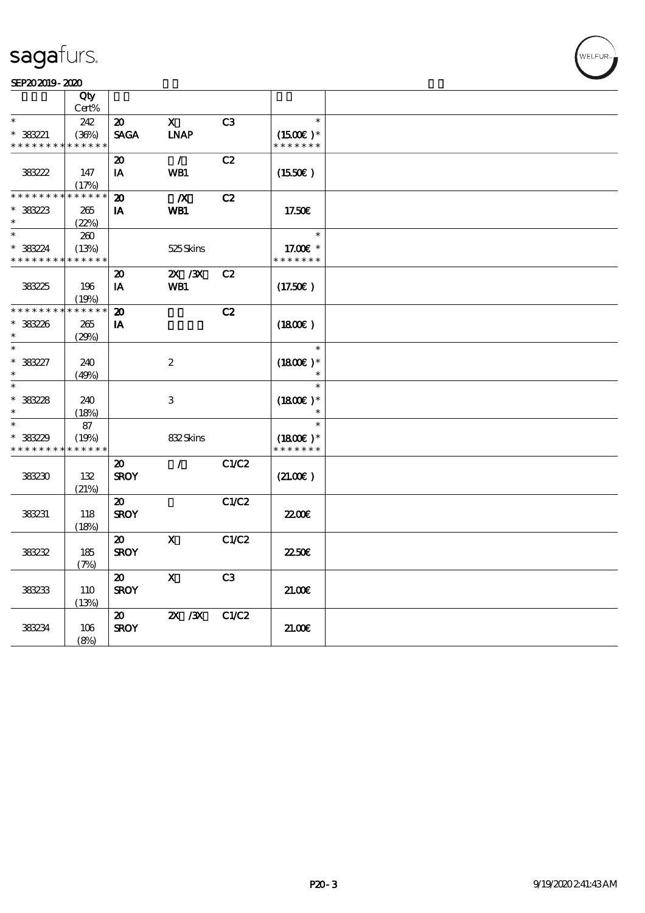# sagafurs.

SEP20 2019 - 2020

| | Qty<br>Cert% | | | | | |
|---|---|---|---|---|---|---|
| * | 242 | 20 | X | C3 | * | |
| * 383221 | (36%) | SAGA | LNAP | | (15.00€ )* | |
| * * * * * * * * * * * * * * | | | | | * * * * * * * | |
| | | 20 | / | C2 | | |
| 383222 | 147 | IA | WB1 | | (15.50€ ) | |
| | (17%) | | | | | |
| * * * * * * * * * * * * * * | | 20 | /X | C2 | | |
| * 383223 | 265 | IA | WB1 | | 17.50€ | |
| * | (22%) | | | | | |
| * | 260 | | | | * | |
| * 383224 | (13%) | | 525 Skins | | 17.00€ * | |
| * * * * * * * * * * * * * * | | | | | * * * * * * * | |
| | | 20 | 2X /3X | C2 | | |
| 383225 | 196 | IA | WB1 | | (17.50€ ) | |
| | (19%) | | | | | |
| * * * * * * * * * * * * * * | | 20 | | C2 | | |
| * 383226 | 265 | IA | | | (18.00€ ) | |
| * | (29%) | | | | | |
| * | | | | | * | |
| * 383227 | 240 | | 2 | | (18.00€ )* | |
| * | (49%) | | | | * | |
| * | | | | | * | |
| * 383228 | 240 | | 3 | | (18.00€ )* | |
| * | (18%) | | | | * | |
| * | 87 | | | | * | |
| * 383229 | (19%) | | 832 Skins | | (18.00€ )* | |
| * * * * * * * * * * * * * * | | | | | * * * * * * * | |
| | | 20 | / | C1/C2 | | |
| 383230 | 132 | SROY | | | (21.00€ ) | |
| | (21%) | | | | | |
| | | 20 | | C1/C2 | | |
| 383231 | 118 | SROY | | | 22.00€ | |
| | (18%) | | | | | |
| | | 20 | X | C1/C2 | | |
| 383232 | 185 | SROY | | | 22.50€ | |
| | (7%) | | | | | |
| | | 20 | X | C3 | | |
| 383233 | 110 | SROY | | | 21.00€ | |
| | (13%) | | | | | |
| | | 20 | 2X /3X | C1/C2 | | |
| 383234 | 106 | SROY | | | 21.00€ | |
| | (8%) | | | | | |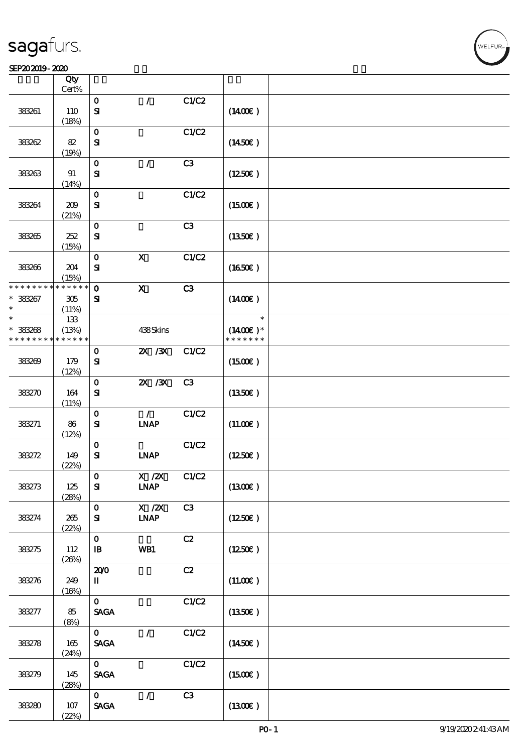# sagafurs.

SEP20 2019 - 2020

| | Qty Cert% | | | | | |
|---|---|---|---|---|---|---|
| 383261 | 110 (18%) | 0 SI | / | C1/C2 | (14.00€) | |
| 383262 | 82 (19%) | 0 SI | | C1/C2 | (14.50€) | |
| 383263 | 91 (14%) | 0 SI | / | C3 | (12.50€) | |
| 383264 | 209 (21%) | 0 SI | | C1/C2 | (15.00€) | |
| 383265 | 252 (15%) | 0 SI | | C3 | (13.50€) | |
| 383266 | 204 (15%) | 0 SI | X | C1/C2 | (16.50€) | |
| * * * * * * * * * * * * * * * 383267 * | 305 (11%) | 0 SI | X | C3 | (14.00€) | |
| * * 383268 * * * * * * * * * * * * * * | 133 (13%) | | 438 Skins | | * (14.00€) * * * * * * * * * | |
| 383269 | 179 (12%) | 0 SI | 2X /3X | C1/C2 | (15.00€) | |
| 383270 | 164 (11%) | 0 SI | 2X /3X | C3 | (13.50€) | |
| 383271 | 86 (12%) | 0 SI | / LNAP | C1/C2 | (11.00€) | |
| 383272 | 149 (22%) | 0 SI | LNAP | C1/C2 | (12.50€) | |
| 383273 | 125 (28%) | 0 SI | X /2X LNAP | C1/C2 | (13.00€) | |
| 383274 | 265 (22%) | 0 SI | X /2X LNAP | C3 | (12.50€) | |
| 383275 | 112 (26%) | 0 IB | WB1 | C2 | (12.50€) | |
| 383276 | 249 (16%) | 20/0 II | | C2 | (11.00€) | |
| 383277 | 85 (8%) | 0 SAGA | | C1/C2 | (13.50€) | |
| 383278 | 165 (24%) | 0 SAGA | / | C1/C2 | (14.50€) | |
| 383279 | 145 (28%) | 0 SAGA | | C1/C2 | (15.00€) | |
| 383280 | 107 (22%) | 0 SAGA | / | C3 | (13.00€) | |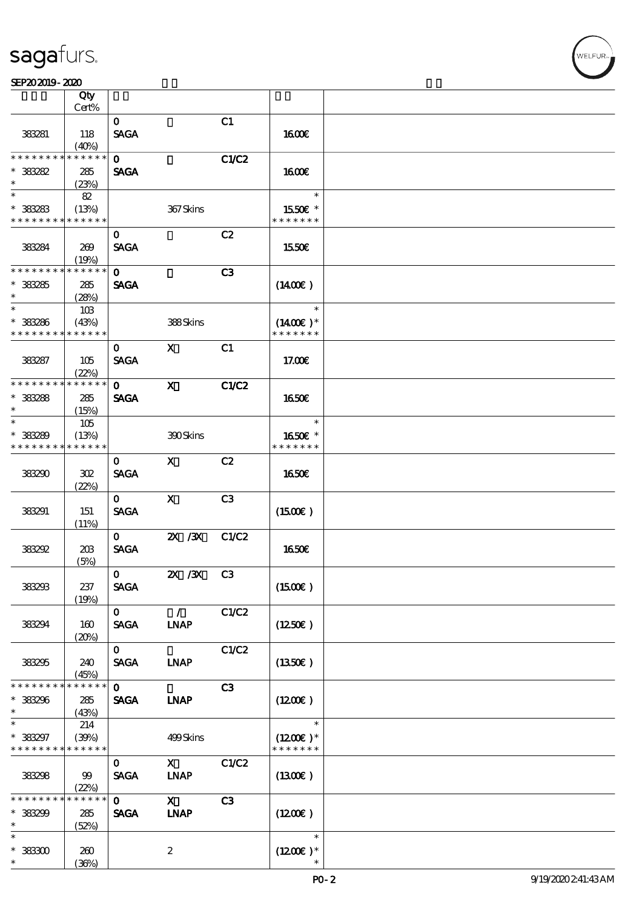| | Qty<br>Cert% | | | | | |
|---|---|---|---|---|---|---|
| 383281 | 118<br>(40%) | 0<br>SAGA | | C1 | 16.00€ | |
| * * * * * * * * * * * * * *<br>* 383282<br>* | 285<br>(23%) | 0<br>SAGA | | C1/C2 | 16.00€ | |
| *<br>* 383283<br>* * * * * * * * * * * * * * | 82<br>(13%) | | 367 Skins | | *<br>15.50€ *<br>* * * * * * * | |
| 383284 | 269<br>(19%) | 0<br>SAGA | | C2 | 15.50€ | |
| * * * * * * * * * * * * * *<br>* 383285<br>* | 285<br>(28%) | 0<br>SAGA | | C3 | (14.00€) | |
| *<br>* 383286<br>* * * * * * * * * * * * * * | 103<br>(43%) | | 388 Skins | | *<br>(14.00€) *<br>* * * * * * * | |
| 383287 | 105<br>(22%) | 0<br>SAGA | X | C1 | 17.00€ | |
| * * * * * * * * * * * * * *<br>* 383288<br>* | 285<br>(15%) | 0<br>SAGA | X | C1/C2 | 16.50€ | |
| *<br>* 383289<br>* * * * * * * * * * * * * * | 105<br>(13%) | | 390 Skins | | *<br>16.50€ *<br>* * * * * * * | |
| 383290 | 302<br>(22%) | 0<br>SAGA | X | C2 | 16.50€ | |
| 383291 | 151<br>(11%) | 0<br>SAGA | X | C3 | (15.00€) | |
| 383292 | 203<br>(5%) | 0<br>SAGA | 2X /3X | C1/C2 | 16.50€ | |
| 383293 | 237<br>(19%) | 0<br>SAGA | 2X /3X | C3 | (15.00€) | |
| 383294 | 160<br>(20%) | 0<br>SAGA | /<br>LNAP | C1/C2 | (12.50€) | |
| 383295 | 240<br>(45%) | 0<br>SAGA | <br>LNAP | C1/C2 | (13.50€) | |
| * * * * * * * * * * * * * *<br>* 383296<br>* | 285<br>(43%) | 0<br>SAGA | <br>LNAP | C3 | (12.00€) | |
| *<br>* 383297<br>* * * * * * * * * * * * * * | 214<br>(39%) | | 499 Skins | | *<br>(12.00€) *<br>* * * * * * * | |
| 383298 | 99<br>(22%) | 0<br>SAGA | X<br>LNAP | C1/C2 | (13.00€) | |
| * * * * * * * * * * * * * *<br>* 383299<br>* | 285<br>(52%) | 0<br>SAGA | X<br>LNAP | C3 | (12.00€) | |
| *<br>* 383300<br>* | 260<br>(36%) | | 2 | | *<br>(12.00€) *<br>* | |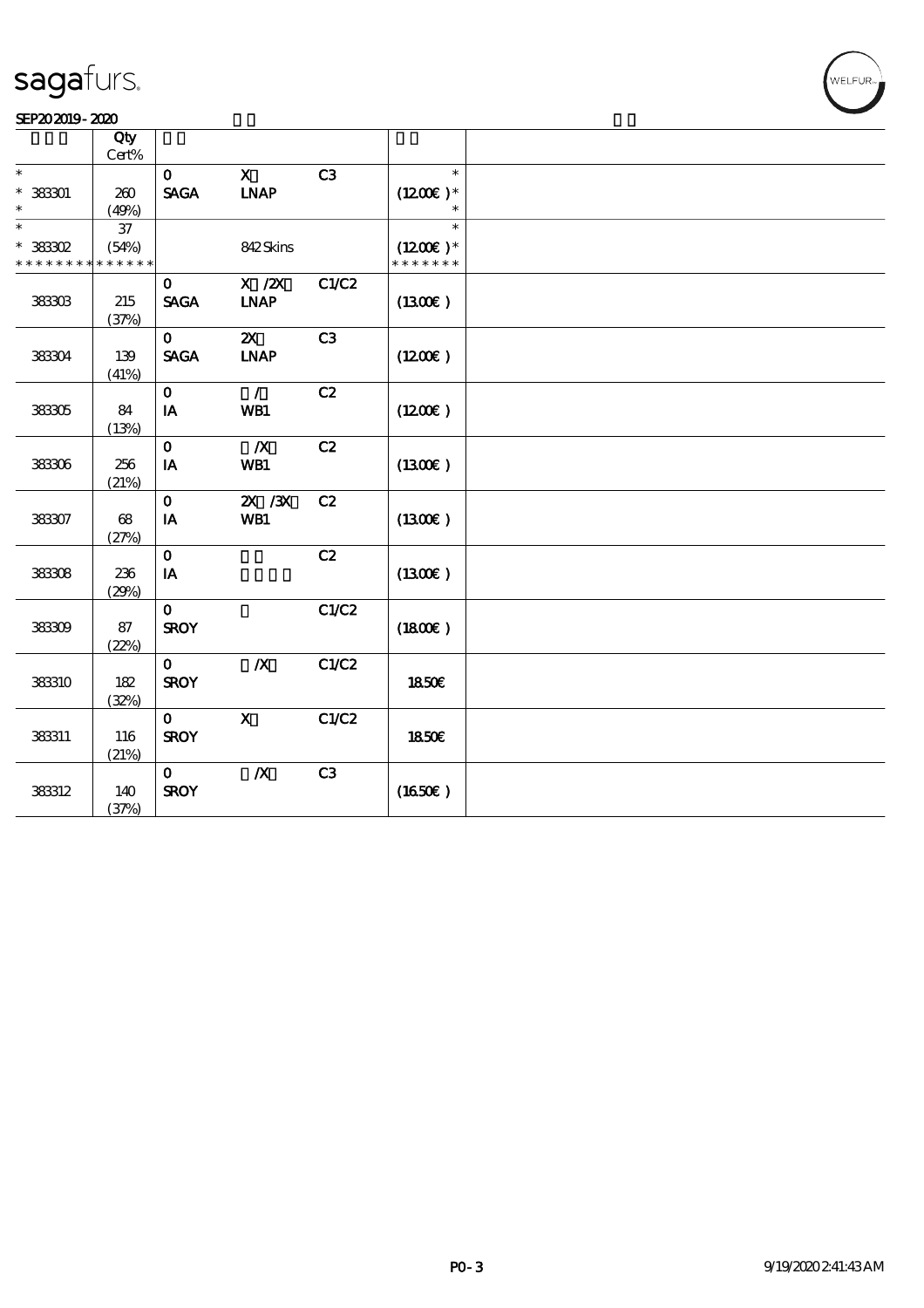| | Qty Cert% | | | | | |
|---|---|---|---|---|---|---|
| * | | 0 | X | C3 | * | |
| * 383301 | 260 | SAGA | LNAP | | (12.00€ )* | |
| * | (49%) | | | | * | |
| * | 37 | | | | * | |
| * 383302 | (54%) | | 842 Skins | | (12.00€ )* | |
| * * * * * * * * * * * * * * | | | | | * * * * * * * | |
| 383303 | 215 (37%) | 0 SAGA | X /2X LNAP | C1/C2 | (13.00€ ) | |
| 383304 | 139 (41%) | 0 SAGA | 2X LNAP | C3 | (12.00€ ) | |
| 383305 | 84 (13%) | 0 IA | / WB1 | C2 | (12.00€ ) | |
| 383306 | 256 (21%) | 0 IA | /X WB1 | C2 | (13.00€ ) | |
| 383307 | 68 (27%) | 0 IA | 2X /3X WB1 | C2 | (13.00€ ) | |
| 383308 | 236 (29%) | 0 IA | | C2 | (13.00€ ) | |
| 383309 | 87 (22%) | 0 SROY | | C1/C2 | (18.00€ ) | |
| 383310 | 182 (32%) | 0 SROY | /X | C1/C2 | 18.50€ | |
| 383311 | 116 (21%) | 0 SROY | X | C1/C2 | 18.50€ | |
| 383312 | 140 (37%) | 0 SROY | /X | C3 | (16.50€ ) | |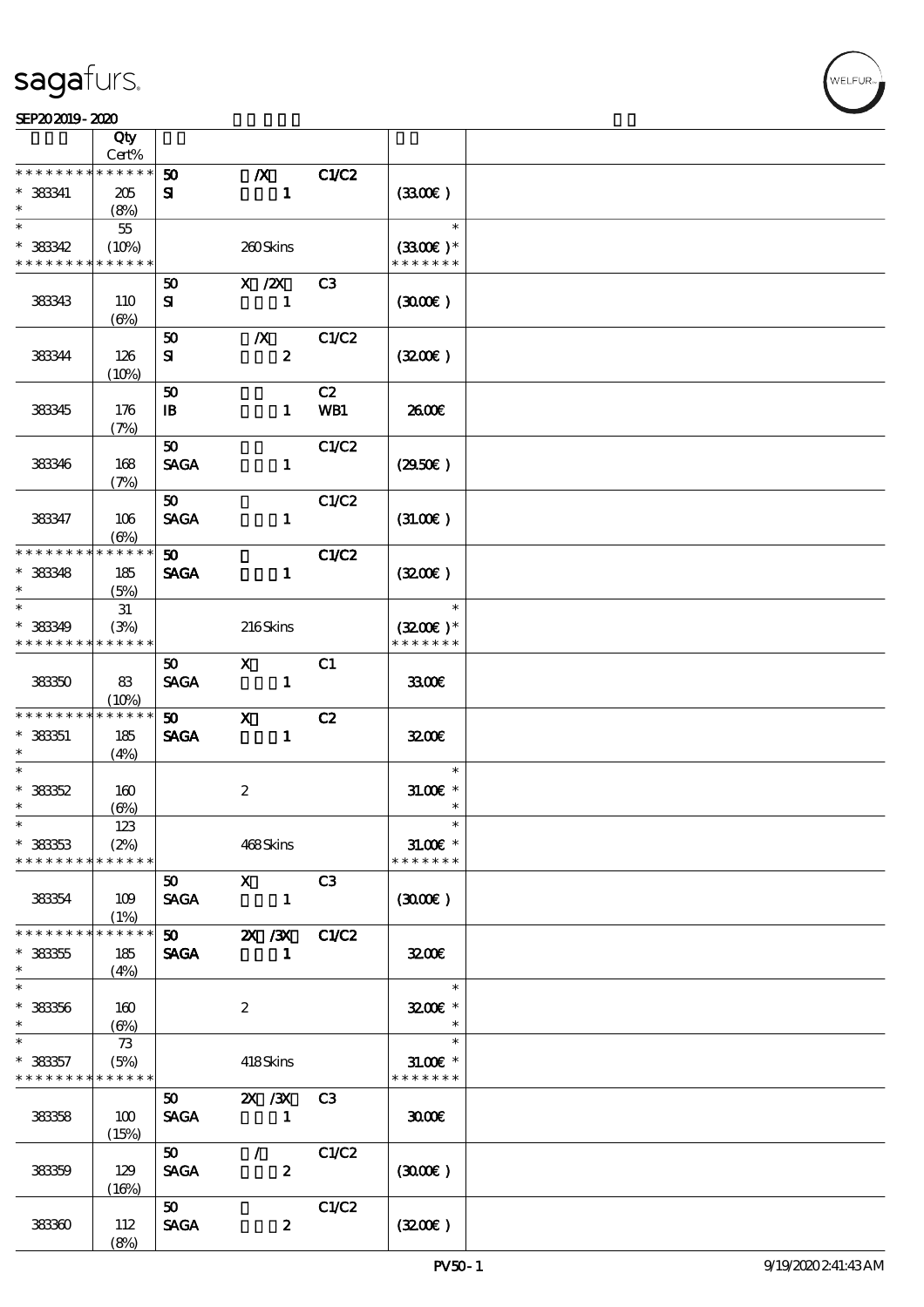| | Qty Cert% | | | | | |
|---|---|---|---|---|---|---|
| * * * * * * * * * * * * * * | | 50 | /X | C1/C2 | | |
| * 383341 | 205 | SI | 1 | | (33.00€) | |
| * | (8%) | | | | | |
| * | 55 | | | | * | |
| * 383342 | (10%) | | 260 Skins | | (33.00€) * | |
| * * * * * * * * * * * * * * | | | | | * * * * * * * | |
| | | 50 | X /2X | C3 | | |
| 383343 | 110 | SI | 1 | | (30.00€) | |
| | (6%) | | | | | |
| | | 50 | /X | C1/C2 | | |
| 383344 | 126 | SI | 2 | | (32.00€) | |
| | (10%) | | | | | |
| | | 50 | | C2 | | |
| 383345 | 176 | IB | 1 | WB1 | 26.00€ | |
| | (7%) | | | | | |
| | | 50 | | C1/C2 | | |
| 383346 | 168 | SAGA | 1 | | (29.50€) | |
| | (7%) | | | | | |
| | | 50 | | C1/C2 | | |
| 383347 | 106 | SAGA | 1 | | (31.00€) | |
| | (6%) | | | | | |
| * * * * * * * * * * * * * * | | 50 | | C1/C2 | | |
| * 383348 | 185 | SAGA | 1 | | (32.00€) | |
| * | (5%) | | | | | |
| * | 31 | | | | * | |
| * 383349 | (3%) | | 216 Skins | | (32.00€) * | |
| * * * * * * * * * * * * * * | | | | | * * * * * * * | |
| | | 50 | X | C1 | | |
| 383350 | 83 | SAGA | 1 | | 33.00€ | |
| | (10%) | | | | | |
| * * * * * * * * * * * * * * | | 50 | X | C2 | | |
| * 383351 | 185 | SAGA | 1 | | 32.00€ | |
| * | (4%) | | | | | |
| * | | | | | * | |
| * 383352 | 160 | | 2 | | 31.00€ * | |
| * | (6%) | | | | * | |
| * | 123 | | | | * | |
| * 383353 | (2%) | | 468 Skins | | 31.00€ * | |
| * * * * * * * * * * * * * * | | | | | * * * * * * * | |
| | | 50 | X | C3 | | |
| 383354 | 109 | SAGA | 1 | | (30.00€) | |
| | (1%) | | | | | |
| * * * * * * * * * * * * * * | | 50 | 2X /3X | C1/C2 | | |
| * 383355 | 185 | SAGA | 1 | | 32.00€ | |
| * | (4%) | | | | | |
| * | | | | | * | |
| * 383356 | 160 | | 2 | | 32.00€ * | |
| * | (6%) | | | | * | |
| * | 73 | | | | * | |
| * 383357 | (5%) | | 418 Skins | | 31.00€ * | |
| * * * * * * * * * * * * * * | | | | | * * * * * * * | |
| | | 50 | 2X /3X | C3 | | |
| 383358 | 100 | SAGA | 1 | | 30.00€ | |
| | (15%) | | | | | |
| | | 50 | / | C1/C2 | | |
| 383359 | 129 | SAGA | 2 | | (30.00€) | |
| | (16%) | | | | | |
| | | 50 | | C1/C2 | | |
| 383360 | 112 | SAGA | 2 | | (32.00€) | |
| | (8%) | | | | | |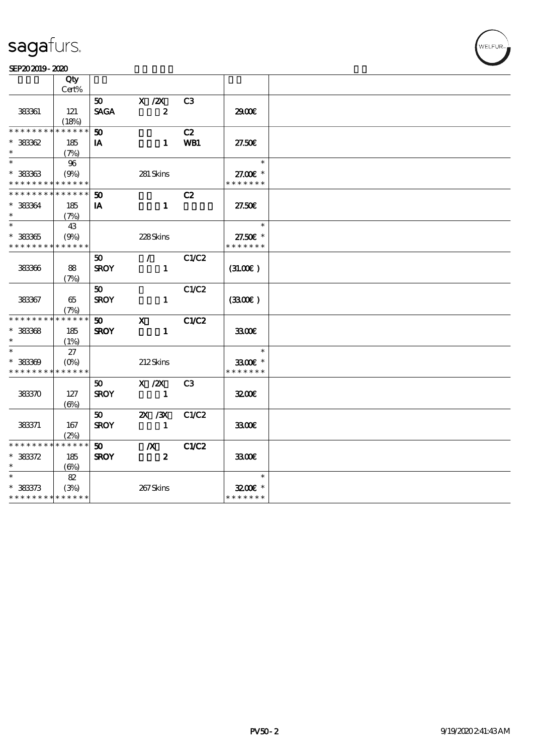sagafurs.

SEP20 2019 - 2020

| | Qty Cert% | | | | | |
|---|---|---|---|---|---|---|
| 383361 | 121 (18%) | 50 SAGA | X /2X 2 | C3 | 29.00€ | |
| * * * * * * * * * * * * * * 383362 * | 185 (7%) | 50 IA | 1 | C2 WB1 | 27.50€ | |
| * * 383363 * * * * * * * * * * * * * | 96 (9%) | | 281 Skins | | * 27.00€ * * * * * * * * | |
| * * * * * * * * * * * * * * 383364 * | 185 (7%) | 50 IA | 1 | C2 | 27.50€ | |
| * * 383365 * * * * * * * * * * * * * | 43 (9%) | | 228 Skins | | * 27.50€ * * * * * * * * | |
| 383366 | 88 (7%) | 50 SROY | / 1 | C1/C2 | (31.00€) | |
| 383367 | 65 (7%) | 50 SROY | 1 | C1/C2 | (33.00€) | |
| * * * * * * * * * * * * * * 383368 * | 185 (1%) | 50 SROY | X 1 | C1/C2 | 33.00€ | |
| * * 383369 * * * * * * * * * * * * * | 27 (0%) | | 212 Skins | | * 33.00€ * * * * * * * * | |
| 383370 | 127 (6%) | 50 SROY | X /2X 1 | C3 | 32.00€ | |
| 383371 | 167 (2%) | 50 SROY | 2X /3X 1 | C1/C2 | 33.00€ | |
| * * * * * * * * * * * * * * 383372 * | 185 (6%) | 50 SROY | /X 2 | C1/C2 | 33.00€ | |
| * * 383373 * * * * * * * * * * * * * | 82 (3%) | | 267 Skins | | * 32.00€ * * * * * * * * | |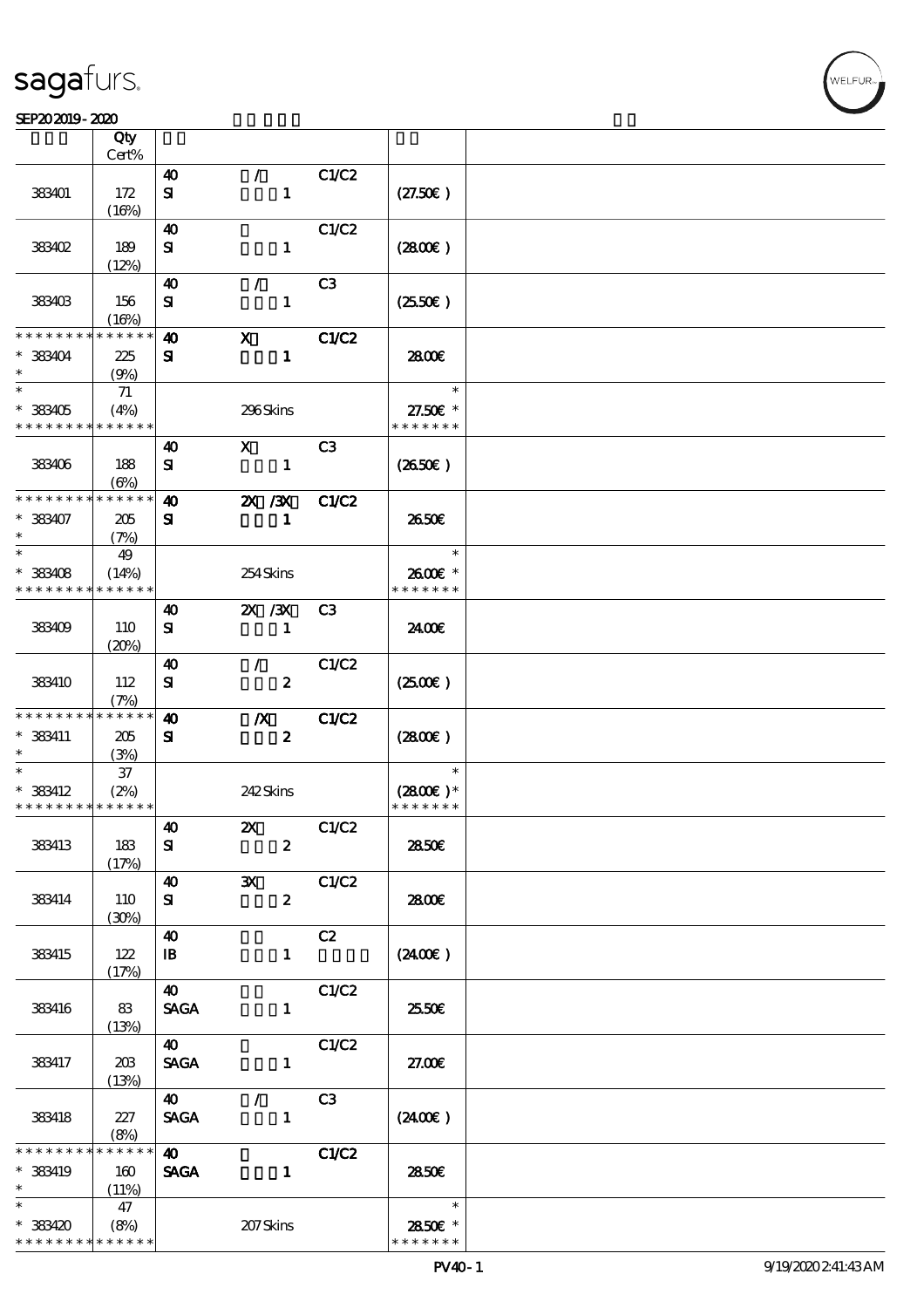| | Qty Cert% | | | | | |
|---|---|---|---|---|---|---|
| 383401 | 172 (16%) | 40 SI | / 1 | C1/C2 | (27.50€) | |
| 383402 | 189 (12%) | 40 SI | 1 | C1/C2 | (28.00€) | |
| 383403 | 156 (16%) | 40 SI | / 1 | C3 | (25.50€) | |
| * * * * * * * * * * * * * * 383404 * | 225 (9%) | 40 SI | X 1 | C1/C2 | 28.00€ | |
| * * 383405 * * * * * * * * * * * * * | 71 (4%) | | 296 Skins | | * 27.50€ * * * * * * * * | |
| 383406 | 188 (6%) | 40 SI | X 1 | C3 | (26.50€) | |
| * * * * * * * * * * * * * * 383407 * | 205 (7%) | 40 SI | 2X /3X 1 | C1/C2 | 26.50€ | |
| * * 383408 * * * * * * * * * * * * * | 49 (14%) | | 254 Skins | | * 26.00€ * * * * * * * * | |
| 383409 | 110 (20%) | 40 SI | 2X /3X 1 | C3 | 24.00€ | |
| 383410 | 112 (7%) | 40 SI | / 2 | C1/C2 | (25.00€) | |
| * * * * * * * * * * * * * * 383411 * | 205 (3%) | 40 SI | /X 2 | C1/C2 | (28.00€) | |
| * * 383412 * * * * * * * * * * * * * | 37 (2%) | | 242 Skins | | * (28.00€) * * * * * * * * | |
| 383413 | 183 (17%) | 40 SI | 2X 2 | C1/C2 | 28.50€ | |
| 383414 | 110 (30%) | 40 SI | 3X 2 | C1/C2 | 28.00€ | |
| 383415 | 122 (17%) | 40 IB | 1 | C2 | (24.00€) | |
| 383416 | 83 (13%) | 40 SAGA | 1 | C1/C2 | 25.50€ | |
| 383417 | 203 (13%) | 40 SAGA | 1 | C1/C2 | 27.00€ | |
| 383418 | 227 (8%) | 40 SAGA | / 1 | C3 | (24.00€) | |
| * * * * * * * * * * * * * * 383419 * | 160 (11%) | 40 SAGA | 1 | C1/C2 | 28.50€ | |
| * * 383420 * * * * * * * * * * * * * | 47 (8%) | | 207 Skins | | * 28.50€ * * * * * * * * | |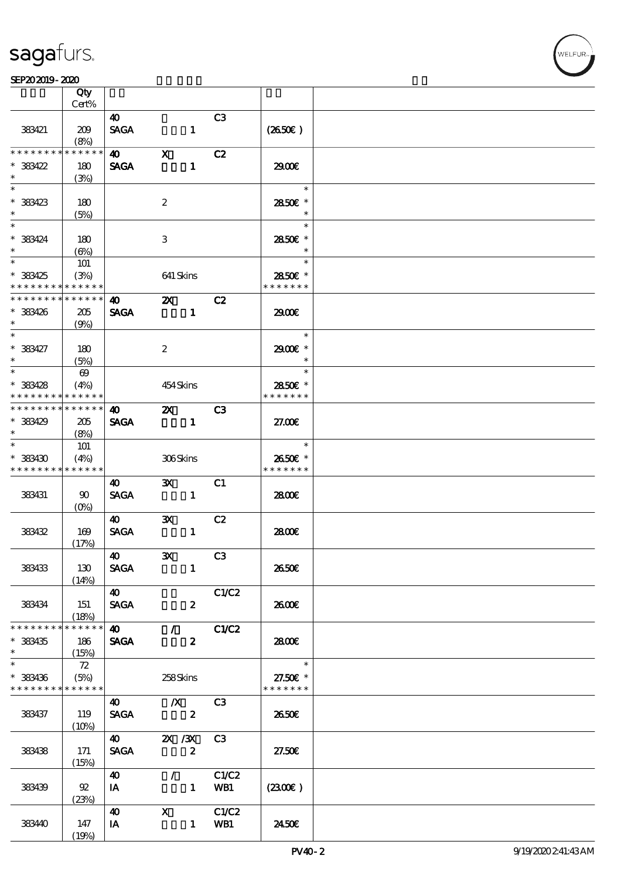| | Qty<br>Cert% | | | | | |
|---|---|---|---|---|---|---|
| 383421 | 209<br>(8%) | 40<br>SAGA | 1 | C3 | (26.50€) | |
| * * * * * * * * * * * * * *<br>* 383422<br>* | 180<br>(3%) | 40<br>SAGA | X<br>1 | C2 | 29.00€ | |
| *<br>* 383423<br>* | 180<br>(5%) | | 2 | | *<br>28.50€ *<br>* | |
| *<br>* 383424<br>* | 180<br>(6%) | | 3 | | *<br>28.50€ *<br>* | |
| *<br>* 383425<br>* * * * * * * * * * * * * * | 101<br>(3%) | | 641 Skins | | *<br>28.50€ *<br>* * * * * * * | |
| * * * * * * * * * * * * * *<br>* 383426<br>* | 205<br>(9%) | 40<br>SAGA | 2X<br>1 | C2 | 29.00€ | |
| *<br>* 383427<br>* | 180<br>(5%) | | 2 | | *<br>29.00€ *<br>* | |
| *<br>* 383428<br>* * * * * * * * * * * * * * | 69<br>(4%) | | 454 Skins | | *<br>28.50€ *<br>* * * * * * * | |
| * * * * * * * * * * * * * *<br>* 383429<br>* | 205<br>(8%) | 40<br>SAGA | 2X<br>1 | C3 | 27.00€ | |
| *<br>* 383430<br>* * * * * * * * * * * * * * | 101<br>(4%) | | 306 Skins | | *<br>26.50€ *<br>* * * * * * * | |
| 383431 | 90<br>(0%) | 40<br>SAGA | 3X<br>1 | C1 | 28.00€ | |
| 383432 | 169<br>(17%) | 40<br>SAGA | 3X<br>1 | C2 | 28.00€ | |
| 383433 | 130<br>(14%) | 40<br>SAGA | 3X<br>1 | C3 | 26.50€ | |
| 383434 | 151<br>(18%) | 40<br>SAGA | 2 | C1/C2 | 26.00€ | |
| * * * * * * * * * * * * * *<br>* 383435<br>* | 186<br>(15%) | 40<br>SAGA | /<br>2 | C1/C2 | 28.00€ | |
| *<br>* 383436<br>* * * * * * * * * * * * * * | 72<br>(5%) | | 258 Skins | | *<br>27.50€ *<br>* * * * * * * | |
| 383437 | 119<br>(10%) | 40<br>SAGA | /X<br>2 | C3 | 26.50€ | |
| 383438 | 171<br>(15%) | 40<br>SAGA | 2X /3X<br>2 | C3 | 27.50€ | |
| 383439 | 92<br>(23%) | 40<br>IA | /<br>1 | C1/C2<br>WB1 | (23.00€) | |
| 383440 | 147<br>(19%) | 40<br>IA | X<br>1 | C1/C2<br>WB1 | 24.50€ | |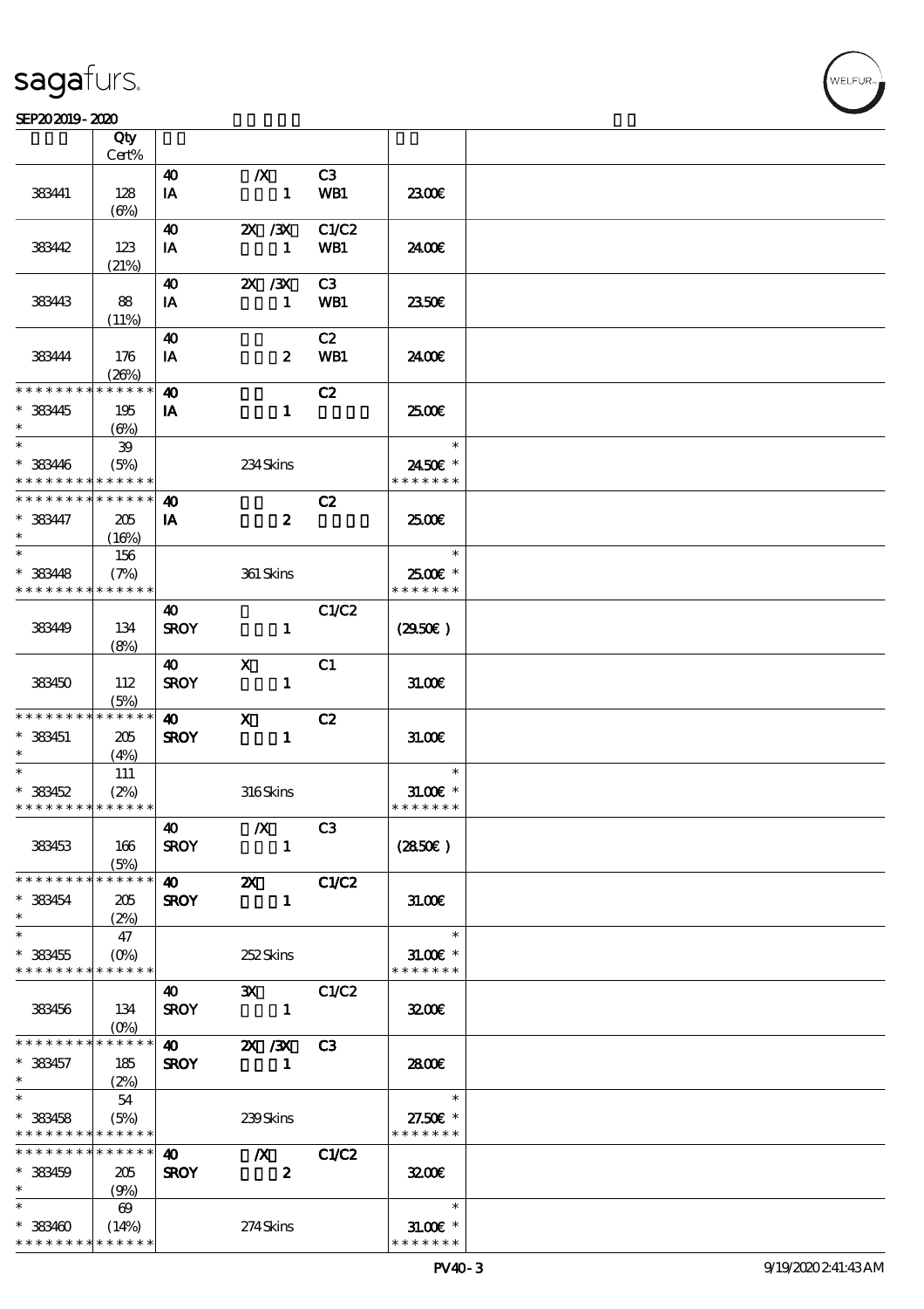| | Qty Cert% | | | | | |
|---|---|---|---|---|---|---|
| 383441 | 128 (6%) | 40 IA | /X 1 | C3 WB1 | 23.00€ | |
| 383442 | 123 (21%) | 40 IA | 2X /3X 1 | C1/C2 WB1 | 24.00€ | |
| 383443 | 88 (11%) | 40 IA | 2X /3X 1 | C3 WB1 | 23.50€ | |
| 383444 | 176 (26%) | 40 IA | 2 | C2 WB1 | 24.00€ | |
| * * * * * * * * * * * * * * 383445 * | 195 (6%) | 40 IA | 1 | C2 | 25.00€ | |
| * * 383446 * * * * * * * * * * * * * * | 39 (5%) | | 234 Skins | | * 24.50€ * * * * * * * * | |
| * * * * * * * * * * * * * * 383447 * | 205 (16%) | 40 IA | 2 | C2 | 25.00€ | |
| * * 383448 * * * * * * * * * * * * * * | 156 (7%) | | 361 Skins | | * 25.00€ * * * * * * * * | |
| 383449 | 134 (8%) | 40 SROY | 1 | C1/C2 | (29.50€) | |
| 383450 | 112 (5%) | 40 SROY | X 1 | C1 | 31.00€ | |
| * * * * * * * * * * * * * * 383451 * | 205 (4%) | 40 SROY | X 1 | C2 | 31.00€ | |
| * * 383452 * * * * * * * * * * * * * * | 111 (2%) | | 316 Skins | | * 31.00€ * * * * * * * * | |
| 383453 | 166 (5%) | 40 SROY | /X 1 | C3 | (28.50€) | |
| * * * * * * * * * * * * * * 383454 * | 205 (2%) | 40 SROY | 2X 1 | C1/C2 | 31.00€ | |
| * * 383455 * * * * * * * * * * * * * * | 47 (0%) | | 252 Skins | | * 31.00€ * * * * * * * * | |
| 383456 | 134 (0%) | 40 SROY | 3X 1 | C1/C2 | 32.00€ | |
| * * * * * * * * * * * * * * 383457 * | 185 (2%) | 40 SROY | 2X /3X 1 | C3 | 28.00€ | |
| * * 383458 * * * * * * * * * * * * * * | 54 (5%) | | 239 Skins | | * 27.50€ * * * * * * * * | |
| * * * * * * * * * * * * * * 383459 * | 205 (9%) | 40 SROY | /X 2 | C1/C2 | 32.00€ | |
| * * 383460 * * * * * * * * * * * * * * | 69 (14%) | | 274 Skins | | * 31.00€ * * * * * * * * | |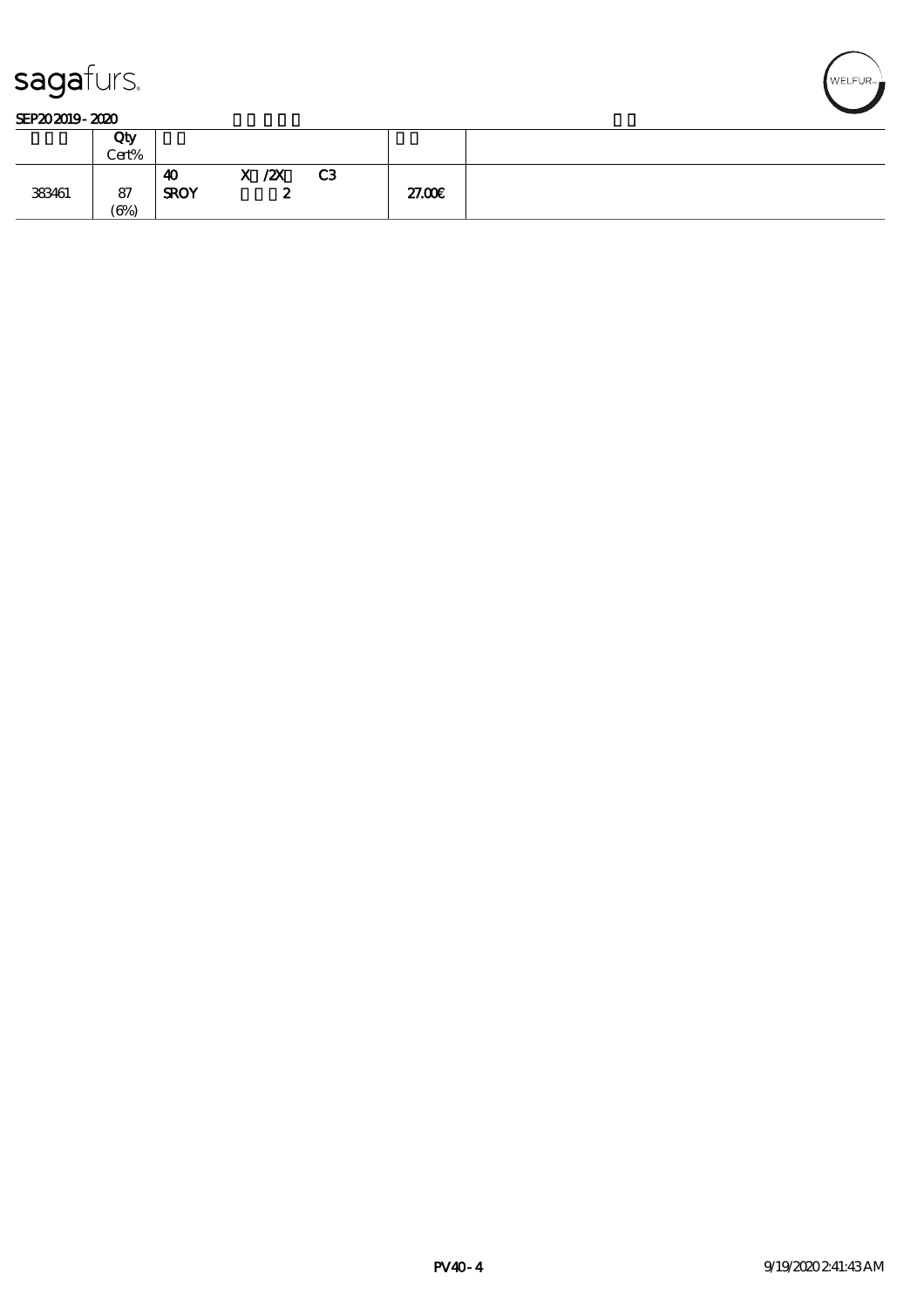sagafurs.

SEP20 2019 - 2020

| | Qty Cert% | | | | | |
|---|---|---|---|---|---|---|
| 383461 | 87 (6%) | 40 SROY | X /2X 2 | C3 | 27.00€ | |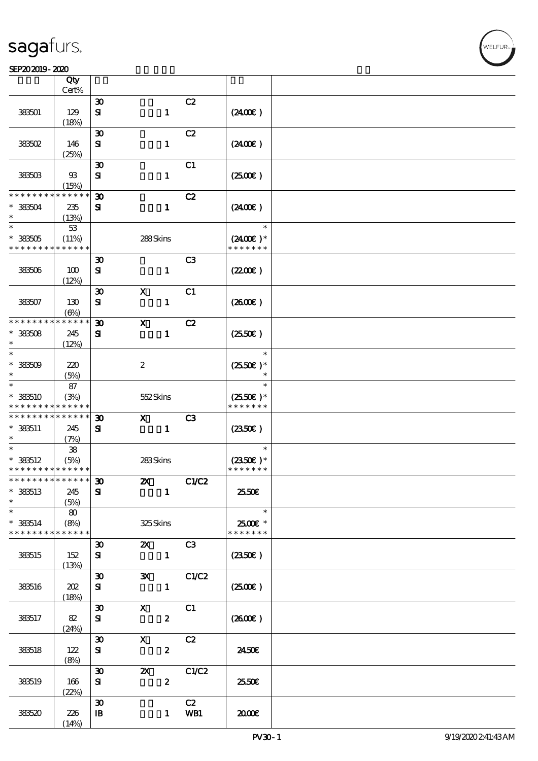| | Qty<br>Cert% | | | | | |
|---|---|---|---|---|---|---|
| 383501 | 129<br>(18%) | 30<br>SI | 1 | C2 | (24.00€) | |
| 383502 | 146<br>(25%) | 30<br>SI | 1 | C2 | (24.00€) | |
| 383503 | 93<br>(15%) | 30<br>SI | 1 | C1 | (25.00€) | |
| * * * * * * * * * * * * * *<br>* 383504<br>* | 235<br>(13%) | 30<br>SI | 1 | C2 | (24.00€) | |
| *<br>* 383505<br>* * * * * * * * * * * * * * | 53<br>(11%) | | 288 Skins | | *<br>(24.00€)*<br>* * * * * * * | |
| 383506 | 100<br>(12%) | 30<br>SI | 1 | C3 | (22.00€) | |
| 383507 | 130<br>(6%) | 30<br>SI | X<br>1 | C1 | (26.00€) | |
| * * * * * * * * * * * * * *<br>* 383508<br>* | 245<br>(12%) | 30<br>SI | X<br>1 | C2 | (25.50€) | |
| *<br>* 383509<br>* | 220<br>(5%) | | 2 | | *<br>(25.50€)*<br>* | |
| *<br>* 383510<br>* * * * * * * * * * * * * * | 87<br>(3%) | | 552 Skins | | *<br>(25.50€)*<br>* * * * * * * | |
| * * * * * * * * * * * * * *<br>* 383511<br>* | 245<br>(7%) | 30<br>SI | X<br>1 | C3 | (23.50€) | |
| *<br>* 383512<br>* * * * * * * * * * * * * * | 38<br>(5%) | | 283 Skins | | *<br>(23.50€)*<br>* * * * * * * | |
| * * * * * * * * * * * * * *<br>* 383513<br>* | 245<br>(5%) | 30<br>SI | 2X<br>1 | C1/C2 | 25.50€ | |
| *<br>* 383514<br>* * * * * * * * * * * * * * | 80<br>(8%) | | 325 Skins | | *<br>25.00€ *<br>* * * * * * * | |
| 383515 | 152<br>(13%) | 30<br>SI | 2X<br>1 | C3 | (23.50€) | |
| 383516 | 202<br>(18%) | 30<br>SI | 3X<br>1 | C1/C2 | (25.00€) | |
| 383517 | 82<br>(24%) | 30<br>SI | X<br>2 | C1 | (26.00€) | |
| 383518 | 122<br>(8%) | 30<br>SI | X<br>2 | C2 | 24.50€ | |
| 383519 | 166<br>(22%) | 30<br>SI | 2X<br>2 | C1/C2 | 25.50€ | |
| 383520 | 226<br>(14%) | 30<br>IB | 1 | C2<br>WB1 | 20.00€ | |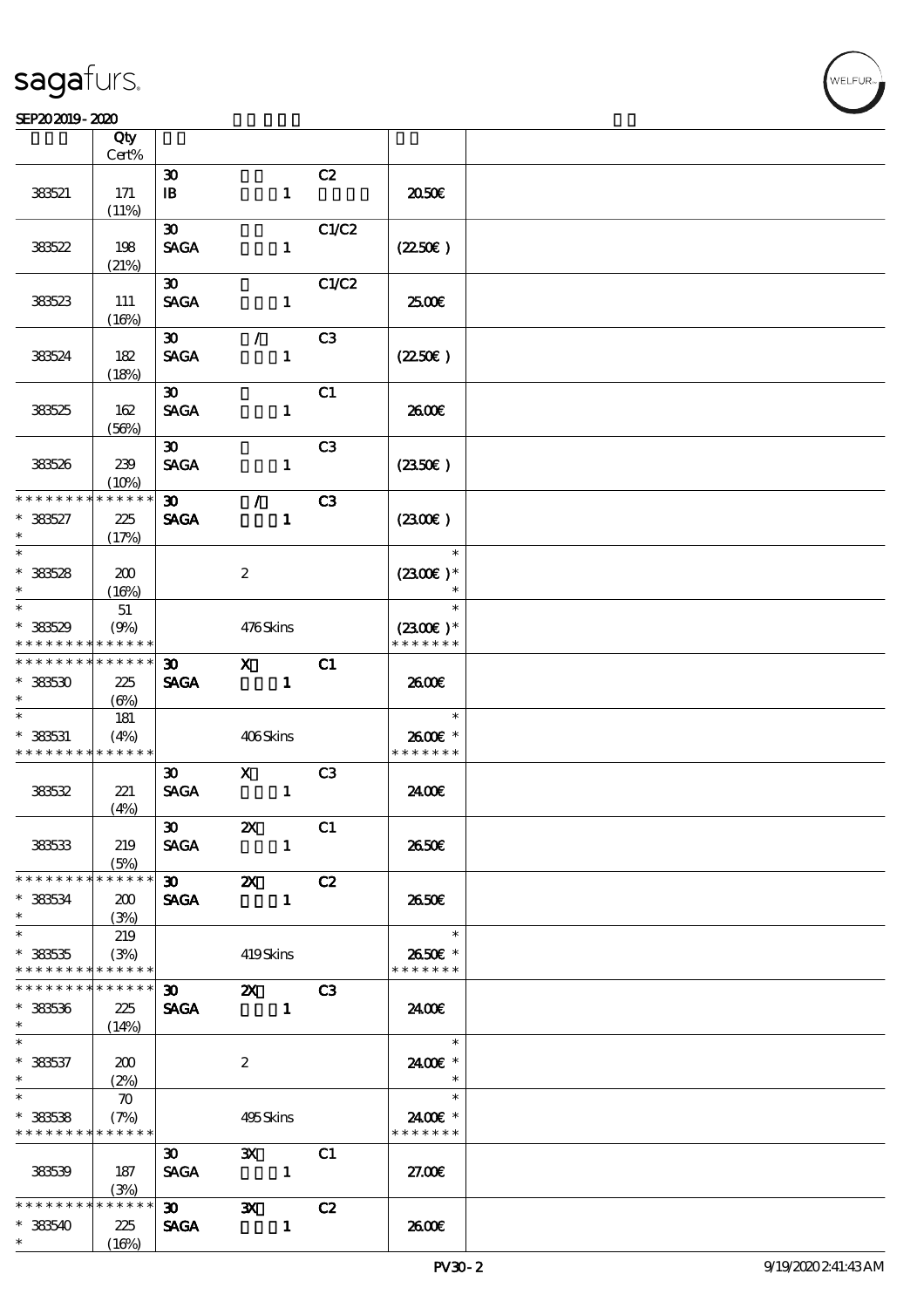sagafurs.

SEP20 2019 - 2020

| | Qty Cert% | | | | | |
|---|---|---|---|---|---|---|
| 383521 | 171 (11%) | 30 IB | 1 | C2 | 20.50€ | |
| 383522 | 198 (21%) | 30 SAGA | 1 | C1/C2 | (22.50€ ) | |
| 383523 | 111 (16%) | 30 SAGA | 1 | C1/C2 | 25.00€ | |
| 383524 | 182 (18%) | 30 SAGA | / 1 | C3 | (22.50€ ) | |
| 383525 | 162 (56%) | 30 SAGA | 1 | C1 | 26.00€ | |
| 383526 | 239 (10%) | 30 SAGA | 1 | C3 | (23.50€ ) | |
| * * * * * * * * * * * * * * * 383527 * | 225 (17%) | 30 SAGA | / 1 | C3 | (23.00€ ) | |
| * * 383528 * | 200 (16%) | | 2 | | * (23.00€ )* * | |
| * * 383529 * * * * * * * * * * * * * * | 51 (9%) | | 476 Skins | | * (23.00€ )* * * * * * * * | |
| * * * * * * * * * * * * * * * 383530 * | 225 (6%) | 30 SAGA | X 1 | C1 | 26.00€ | |
| * * 383531 * * * * * * * * * * * * * * | 181 (4%) | | 406 Skins | | * 26.00€ * * * * * * * * | |
| 383532 | 221 (4%) | 30 SAGA | X 1 | C3 | 24.00€ | |
| 383533 | 219 (5%) | 30 SAGA | 2X 1 | C1 | 26.50€ | |
| * * * * * * * * * * * * * * * 383534 * | 200 (3%) | 30 SAGA | 2X 1 | C2 | 26.50€ | |
| * * 383535 * * * * * * * * * * * * * * | 219 (3%) | | 419 Skins | | * 26.50€ * * * * * * * * | |
| * * * * * * * * * * * * * * * 383536 * | 225 (14%) | 30 SAGA | 2X 1 | C3 | 24.00€ | |
| * * 383537 * | 200 (2%) | | 2 | | * 24.00€ * * | |
| * * 383538 * * * * * * * * * * * * * * | 70 (7%) | | 495 Skins | | * 24.00€ * * * * * * * * | |
| 383539 | 187 (3%) | 30 SAGA | 3X 1 | C1 | 27.00€ | |
| * * * * * * * * * * * * * * * 383540 * | 225 (16%) | 30 SAGA | 3X 1 | C2 | 26.00€ | |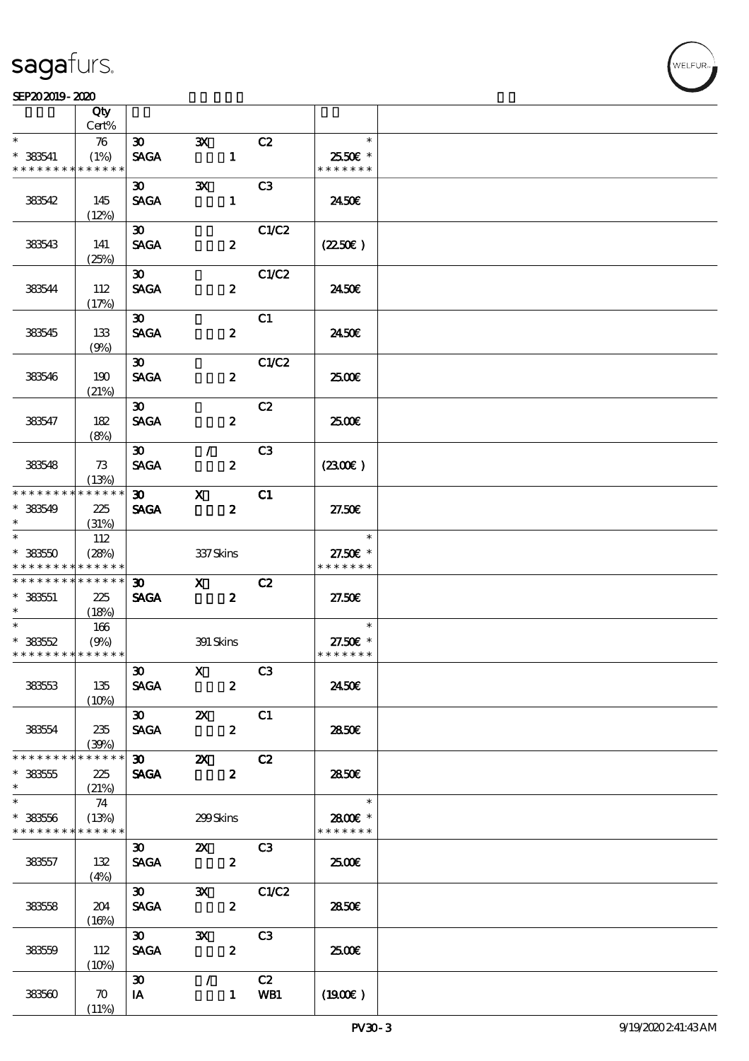| | Qty Cert% | | | | | |
|---|---|---|---|---|---|---|
| * * 383541 * * * * * * * * * * * * * * | 76 (1%) | 30 SAGA | 3X 1 | C2 | * 25.50€ * * * * * * * * | |
| 383542 | 145 (12%) | 30 SAGA | 3X 1 | C3 | 24.50€ | |
| 383543 | 141 (25%) | 30 SAGA | 2 | C1/C2 | (22.50€) | |
| 383544 | 112 (17%) | 30 SAGA | 2 | C1/C2 | 24.50€ | |
| 383545 | 133 (9%) | 30 SAGA | 2 | C1 | 24.50€ | |
| 383546 | 190 (21%) | 30 SAGA | 2 | C1/C2 | 25.00€ | |
| 383547 | 182 (8%) | 30 SAGA | 2 | C2 | 25.00€ | |
| 383548 | 73 (13%) | 30 SAGA | / 2 | C3 | (23.00€) | |
| * * * * * * * * * * * * * * * 383549 * | 225 (31%) | 30 SAGA | X 2 | C1 | 27.50€ | |
| * * 383550 * * * * * * * * * * * * * * | 112 (28%) | | 337 Skins | | * 27.50€ * * * * * * * * | |
| * * * * * * * * * * * * * * * 383551 * | 225 (18%) | 30 SAGA | X 2 | C2 | 27.50€ | |
| * * 383552 * * * * * * * * * * * * * * | 166 (9%) | | 391 Skins | | * 27.50€ * * * * * * * * | |
| 383553 | 135 (10%) | 30 SAGA | X 2 | C3 | 24.50€ | |
| 383554 | 235 (39%) | 30 SAGA | 2X 2 | C1 | 28.50€ | |
| * * * * * * * * * * * * * * * 383555 * | 225 (21%) | 30 SAGA | 2X 2 | C2 | 28.50€ | |
| * * 383556 * * * * * * * * * * * * * * | 74 (13%) | | 299 Skins | | * 28.00€ * * * * * * * * | |
| 383557 | 132 (4%) | 30 SAGA | 2X 2 | C3 | 25.00€ | |
| 383558 | 204 (16%) | 30 SAGA | 3X 2 | C1/C2 | 28.50€ | |
| 383559 | 112 (10%) | 30 SAGA | 3X 2 | C3 | 25.00€ | |
| 383560 | 70 (11%) | 30 IA | / 1 | C2 WB1 | (19.00€) | |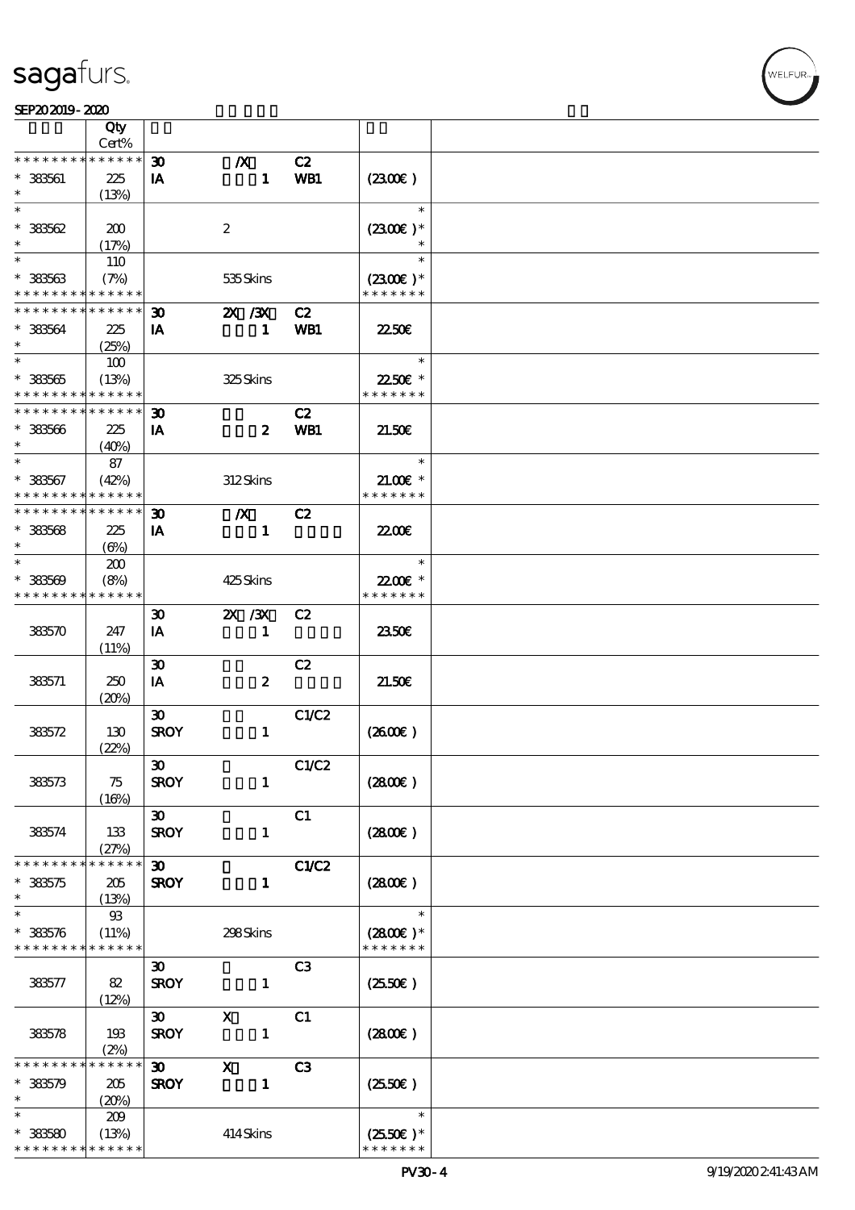| | Qty Cert% | | | | | |
|---|---|---|---|---|---|---|
| * * * * * * * * * * * * * * | | 30 | /X | C2 | | |
| * 383561 | 225 | IA | 1 | WB1 | (23.00€) | |
| * | (13%) | | | | | |
| * | | | | | * | |
| * 383562 | 200 | | 2 | | (23.00€) * | |
| * | (17%) | | | | * | |
| * | 110 | | | | * | |
| * 383563 | (7%) | | 535 Skins | | (23.00€) * | |
| * * * * * * * * * * * * * * | | | | | * * * * * * * | |
| * * * * * * * * * * * * * * | | 30 | 2X /3X | C2 | | |
| * 383564 | 225 | IA | 1 | WB1 | 22.50€ | |
| * | (25%) | | | | | |
| * | 100 | | | | * | |
| * 383565 | (13%) | | 325 Skins | | 22.50€ * | |
| * * * * * * * * * * * * * * | | | | | * * * * * * * | |
| * * * * * * * * * * * * * * | | 30 | | C2 | | |
| * 383566 | 225 | IA | 2 | WB1 | 21.50€ | |
| * | (40%) | | | | | |
| * | 87 | | | | * | |
| * 383567 | (42%) | | 312 Skins | | 21.00€ * | |
| * * * * * * * * * * * * * * | | | | | * * * * * * * | |
| * * * * * * * * * * * * * * | | 30 | /X | C2 | | |
| * 383568 | 225 | IA | 1 | | 22.00€ | |
| * | (6%) | | | | | |
| * | 200 | | | | * | |
| * 383569 | (8%) | | 425 Skins | | 22.00€ * | |
| * * * * * * * * * * * * * * | | | | | * * * * * * * | |
| | | 30 | 2X /3X | C2 | | |
| 383570 | 247 | IA | 1 | | 23.50€ | |
| | (11%) | | | | | |
| | | 30 | | C2 | | |
| 383571 | 250 | IA | 2 | | 21.50€ | |
| | (20%) | | | | | |
| | | 30 | | C1/C2 | | |
| 383572 | 130 | SROY | 1 | | (26.00€) | |
| | (22%) | | | | | |
| | | 30 | | C1/C2 | | |
| 383573 | 75 | SROY | 1 | | (28.00€) | |
| | (16%) | | | | | |
| | | 30 | | C1 | | |
| 383574 | 133 | SROY | 1 | | (28.00€) | |
| | (27%) | | | | | |
| * * * * * * * * * * * * * * | | 30 | | C1/C2 | | |
| * 383575 | 205 | SROY | 1 | | (28.00€) | |
| * | (13%) | | | | | |
| * | 93 | | | | * | |
| * 383576 | (11%) | | 298 Skins | | (28.00€) * | |
| * * * * * * * * * * * * * * | | | | | * * * * * * * | |
| | | 30 | | C3 | | |
| 383577 | 82 | SROY | 1 | | (25.50€) | |
| | (12%) | | | | | |
| | | 30 | X | C1 | | |
| 383578 | 193 | SROY | 1 | | (28.00€) | |
| | (2%) | | | | | |
| * * * * * * * * * * * * * * | | 30 | X | C3 | | |
| * 383579 | 205 | SROY | 1 | | (25.50€) | |
| * | (20%) | | | | | |
| * | 209 | | | | * | |
| * 383580 | (13%) | | 414 Skins | | (25.50€) * | |
| * * * * * * * * * * * * * * | | | | | * * * * * * * | |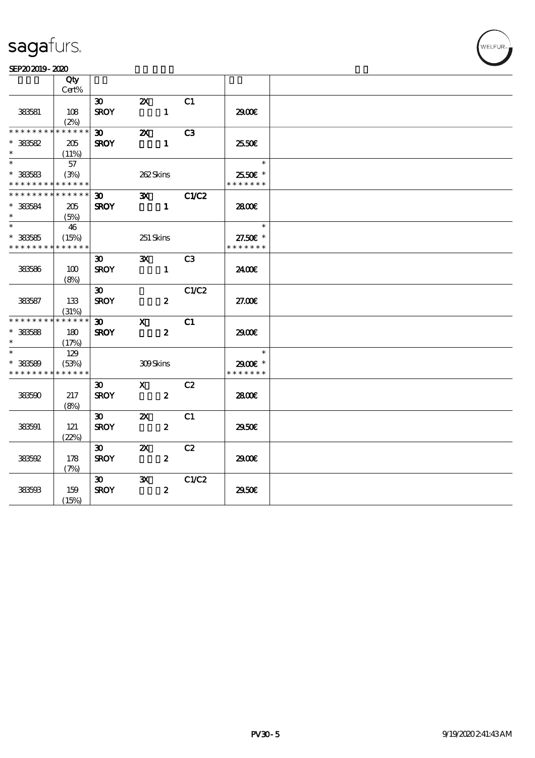sagafurs.

SEP20 2019 - 2020

| | Qty Cert% | | | | | |
|---|---|---|---|---|---|---|
| 383581 | 108 (2%) | 30 SROY | 2X 1 | C1 | 29.00€ | |
| * * * * * * * * * * * * * * * 383582 * | 205 (11%) | 30 SROY | 2X 1 | C3 | 25.50€ | |
| * * 383583 * * * * * * * * * * * * * * | 57 (3%) | | 262 Skins | | * 25.50€ * * * * * * * * | |
| * * * * * * * * * * * * * * * 383584 * | 205 (5%) | 30 SROY | 3X 1 | C1/C2 | 28.00€ | |
| * * 383585 * * * * * * * * * * * * * * | 46 (15%) | | 251 Skins | | * 27.50€ * * * * * * * * | |
| 383586 | 100 (8%) | 30 SROY | 3X 1 | C3 | 24.00€ | |
| 383587 | 133 (31%) | 30 SROY | 2 | C1/C2 | 27.00€ | |
| * * * * * * * * * * * * * * * 383588 * | 180 (17%) | 30 SROY | X 2 | C1 | 29.00€ | |
| * * 383589 * * * * * * * * * * * * * * | 129 (53%) | | 309 Skins | | * 29.00€ * * * * * * * * | |
| 383590 | 217 (8%) | 30 SROY | X 2 | C2 | 28.00€ | |
| 383591 | 121 (22%) | 30 SROY | 2X 2 | C1 | 29.50€ | |
| 383592 | 178 (7%) | 30 SROY | 2X 2 | C2 | 29.00€ | |
| 383593 | 159 (15%) | 30 SROY | 3X 2 | C1/C2 | 29.50€ | |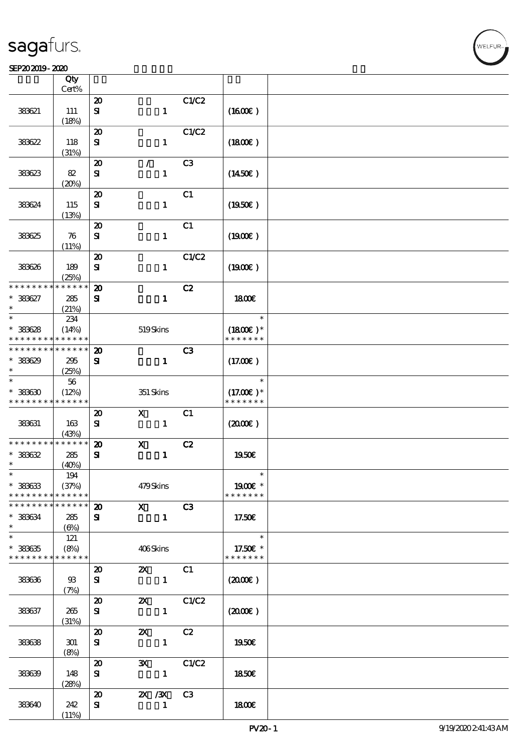# sagafurs.

SEP20 2019 - 2020

| | Qty Cert% | | | | | |
|---|---|---|---|---|---|---|
| 383621 | 111 (18%) | 20 SI | 1 | C1/C2 | (16.00€ ) | |
| 383622 | 118 (31%) | 20 SI | 1 | C1/C2 | (18.00€ ) | |
| 383623 | 82 (20%) | 20 SI | / 1 | C3 | (14.50€ ) | |
| 383624 | 115 (13%) | 20 SI | 1 | C1 | (19.50€ ) | |
| 383625 | 76 (11%) | 20 SI | 1 | C1 | (19.00€ ) | |
| 383626 | 189 (25%) | 20 SI | 1 | C1/C2 | (19.00€ ) | |
| * * * * * * * * * * * * * * 383627 * | 285 (21%) | 20 SI | 1 | C2 | 18.00€ | |
| * * 383628 * * * * * * * * * * * * * | 234 (14%) | | 519 Skins | | * (18.00€ )* * * * * * * * | |
| * * * * * * * * * * * * * * 383629 * | 295 (25%) | 20 SI | 1 | C3 | (17.00€ ) | |
| * * 383630 * * * * * * * * * * * * * | 56 (12%) | | 351 Skins | | * (17.00€ )* * * * * * * * | |
| 383631 | 163 (43%) | 20 SI | X 1 | C1 | (20.00€ ) | |
| * * * * * * * * * * * * * * 383632 * | 285 (40%) | 20 SI | X 1 | C2 | 19.50€ | |
| * * 383633 * * * * * * * * * * * * * | 194 (37%) | | 479 Skins | | * 19.00€ * * * * * * * * | |
| * * * * * * * * * * * * * * 383634 * | 285 (6%) | 20 SI | X 1 | C3 | 17.50€ | |
| * * 383635 * * * * * * * * * * * * * | 121 (8%) | | 406 Skins | | * 17.50€ * * * * * * * * | |
| 383636 | 93 (7%) | 20 SI | 2X 1 | C1 | (20.00€ ) | |
| 383637 | 265 (31%) | 20 SI | 2X 1 | C1/C2 | (20.00€ ) | |
| 383638 | 301 (8%) | 20 SI | 2X 1 | C2 | 19.50€ | |
| 383639 | 148 (28%) | 20 SI | 3X 1 | C1/C2 | 18.50€ | |
| 383640 | 242 (11%) | 20 SI | 2X /3X 1 | C3 | 18.00€ | |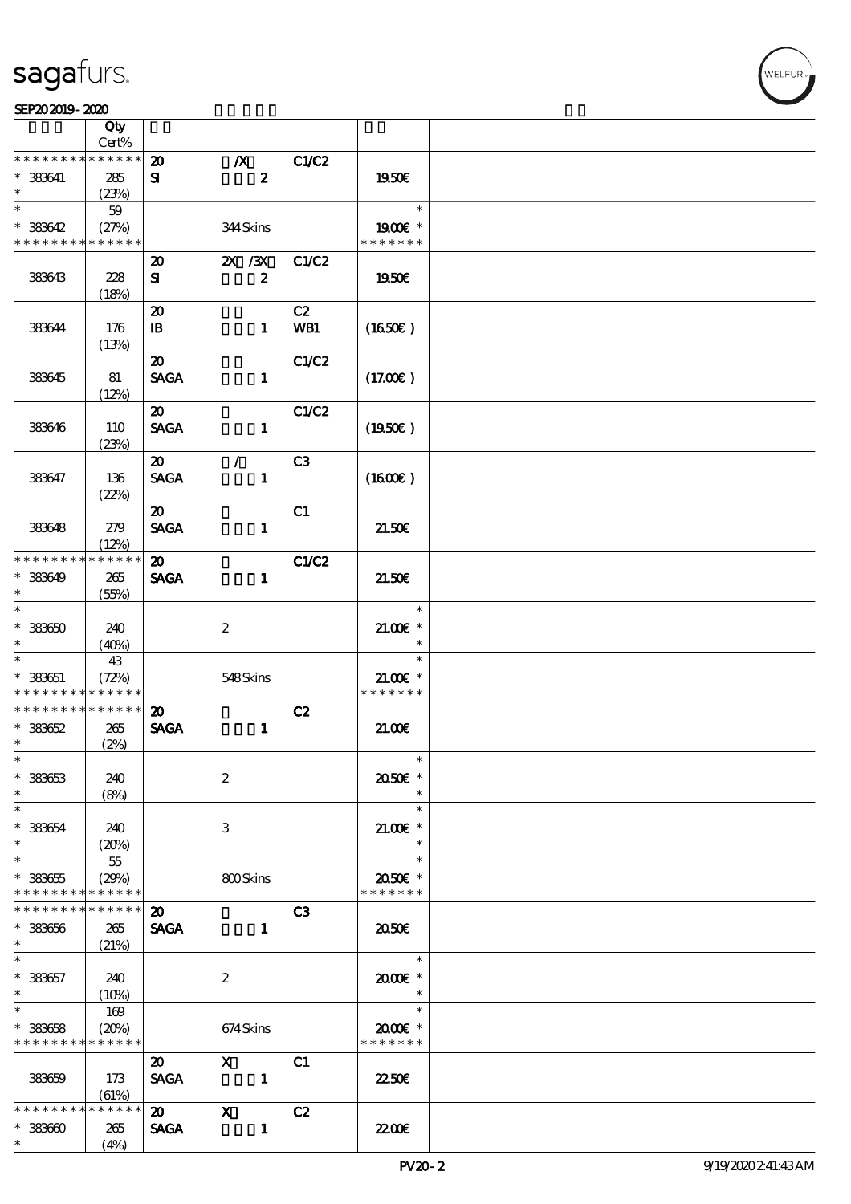sagafurs.

SEP202019 - 2020

| | Qty Cert% | | | | | |
|---|---|---|---|---|---|---|
| * * * * * * * * * * * * * * | | 20 | /X | C1/C2 | | |
| * 383641 | 285 | SI | 2 | | 19.50€ | |
| * | (23%) | | | | | |
| * | 59 | | | | * | |
| * 383642 | (27%) | | 344 Skins | | 19.00€ * | |
| * * * * * * * * * * * * * * | | | | | * * * * * * * | |
| | | 20 | 2X /3X | C1/C2 | | |
| 383643 | 228 (18%) | SI | 2 | | 19.50€ | |
| | | 20 | | C2 | | |
| 383644 | 176 (13%) | IB | 1 | WB1 | (16.50€ ) | |
| | | 20 | | C1/C2 | | |
| 383645 | 81 (12%) | SAGA | 1 | | (17.00€ ) | |
| | | 20 | | C1/C2 | | |
| 383646 | 110 (23%) | SAGA | 1 | | (19.50€ ) | |
| | | 20 | / | C3 | | |
| 383647 | 136 (22%) | SAGA | 1 | | (16.00€ ) | |
| | | 20 | | C1 | | |
| 383648 | 279 (12%) | SAGA | 1 | | 21.50€ | |
| * * * * * * * * * * * * * * | | 20 | | C1/C2 | | |
| * 383649 | 265 | SAGA | 1 | | 21.50€ | |
| * | (55%) | | | | | |
| * | | | | | * | |
| * 383650 | 240 | | 2 | | 21.00€ * | |
| * | (40%) | | | | * | |
| * | 43 | | | | * | |
| * 383651 | (72%) | | 548 Skins | | 21.00€ * | |
| * * * * * * * * * * * * * * | | | | | * * * * * * * | |
| * * * * * * * * * * * * * * | | 20 | | C2 | | |
| * 383652 | 265 | SAGA | 1 | | 21.00€ | |
| * | (2%) | | | | | |
| * | | | | | * | |
| * 383653 | 240 | | 2 | | 20.50€ * | |
| * | (8%) | | | | * | |
| * | | | | | * | |
| * 383654 | 240 | | 3 | | 21.00€ * | |
| * | (20%) | | | | * | |
| * | 55 | | | | * | |
| * 383655 | (29%) | | 800 Skins | | 20.50€ * | |
| * * * * * * * * * * * * * * | | | | | * * * * * * * | |
| * * * * * * * * * * * * * * | | 20 | | C3 | | |
| * 383656 | 265 | SAGA | 1 | | 20.50€ | |
| * | (21%) | | | | | |
| * | | | | | * | |
| * 383657 | 240 | | 2 | | 20.00€ * | |
| * | (10%) | | | | * | |
| * | 169 | | | | * | |
| * 383658 | (20%) | | 674 Skins | | 20.00€ * | |
| * * * * * * * * * * * * * * | | | | | * * * * * * * | |
| | | 20 | X | C1 | | |
| 383659 | 173 (61%) | SAGA | 1 | | 22.50€ | |
| * * * * * * * * * * * * * * | | 20 | X | C2 | | |
| * 383660 | 265 | SAGA | 1 | | 22.00€ | |
| * | (4%) | | | | | |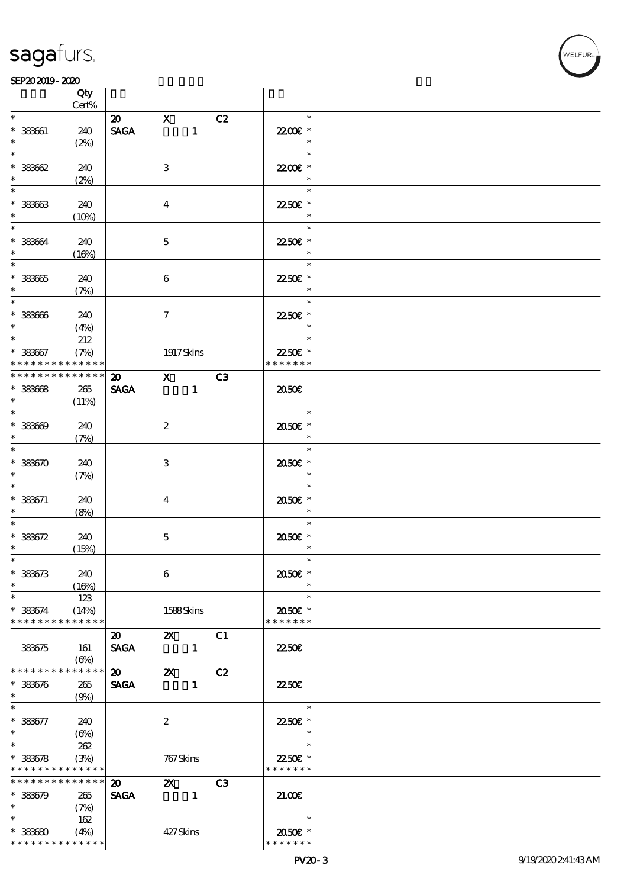sagafurs.

SEP20 2019 - 2020

| | Qty Cert% | | | | | |
|---|---|---|---|---|---|---|
| * | | 20 | X | C2 | * | |
| * 383661 | 240 | SAGA | 1 | | 22.00€ * | |
| * | (2%) | | | | * | |
| * | | | | | * | |
| * 383662 | 240 | | 3 | | 22.00€ * | |
| * | (2%) | | | | * | |
| * | | | | | * | |
| * 383663 | 240 | | 4 | | 22.50€ * | |
| * | (10%) | | | | * | |
| * | | | | | * | |
| * 383664 | 240 | | 5 | | 22.50€ * | |
| * | (16%) | | | | * | |
| * | | | | | * | |
| * 383665 | 240 | | 6 | | 22.50€ * | |
| * | (7%) | | | | * | |
| * | | | | | * | |
| * 383666 | 240 | | 7 | | 22.50€ * | |
| * | (4%) | | | | * | |
| * | 212 | | | | * | |
| * 383667 | (7%) | | 1917 Skins | | 22.50€ * | |
| * * * * * * * * * * * * * * | | | | | * * * * * * * | |
| * * * * * * * * * * * * * * | | 20 | X | C3 | | |
| * 383668 | 265 | SAGA | 1 | | 20.50€ | |
| * | (11%) | | | | | |
| * | | | | | * | |
| * 383669 | 240 | | 2 | | 20.50€ * | |
| * | (7%) | | | | * | |
| * | | | | | * | |
| * 383670 | 240 | | 3 | | 20.50€ * | |
| * | (7%) | | | | * | |
| * | | | | | * | |
| * 383671 | 240 | | 4 | | 20.50€ * | |
| * | (8%) | | | | * | |
| * | | | | | * | |
| * 383672 | 240 | | 5 | | 20.50€ * | |
| * | (15%) | | | | * | |
| * | | | | | * | |
| * 383673 | 240 | | 6 | | 20.50€ * | |
| * | (16%) | | | | * | |
| * | 123 | | | | * | |
| * 383674 | (14%) | | 1588 Skins | | 20.50€ * | |
| * * * * * * * * * * * * * * | | | | | * * * * * * * | |
| | | 20 | 2X | C1 | | |
| 383675 | 161 | SAGA | 1 | | 22.50€ | |
| | (6%) | | | | | |
| * * * * * * * * * * * * * * | | 20 | 2X | C2 | | |
| * 383676 | 265 | SAGA | 1 | | 22.50€ | |
| * | (9%) | | | | | |
| * | | | | | * | |
| * 383677 | 240 | | 2 | | 22.50€ * | |
| * | (6%) | | | | * | |
| * | 262 | | | | * | |
| * 383678 | (3%) | | 767 Skins | | 22.50€ * | |
| * * * * * * * * * * * * * * | | | | | * * * * * * * | |
| * * * * * * * * * * * * * * | | 20 | 2X | C3 | | |
| * 383679 | 265 | SAGA | 1 | | 21.00€ | |
| * | (7%) | | | | | |
| * | 162 | | | | * | |
| * 383680 | (4%) | | 427 Skins | | 20.50€ * | |
| * * * * * * * * * * * * * * | | | | | * * * * * * * | |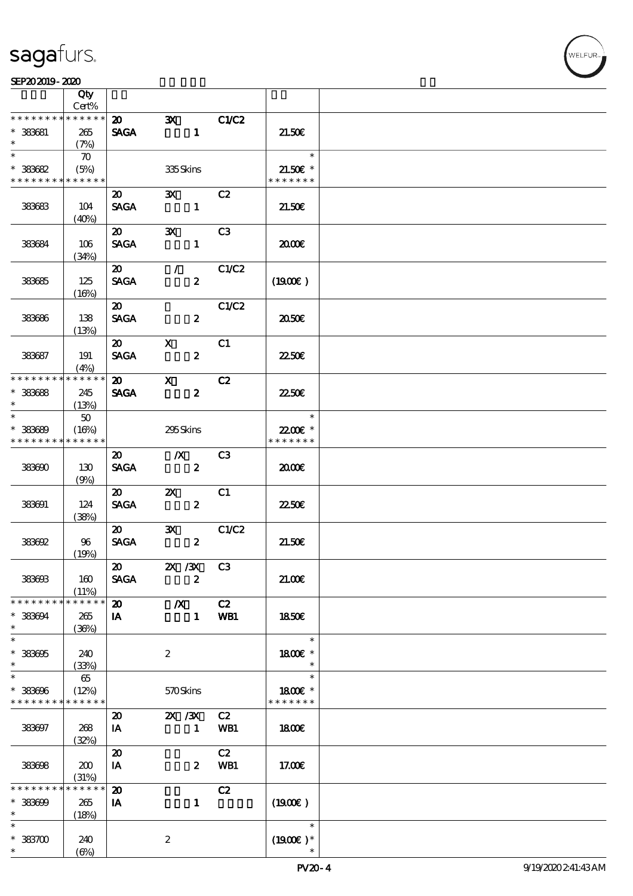| | Qty Cert% | | | | | |
|---|---|---|---|---|---|---|
| * * * * * * * * * * * * * * | | 20 | 3X | C1/C2 | | |
| * 383681 | 265 | SAGA | 1 | | 21.50€ | |
| * | (7%) | | | | | |
| * | 70 | | | | * | |
| * 383682 | (5%) | | 335 Skins | | 21.50€ * | |
| * * * * * * * * * * * * * * | | | | | * * * * * * * | |
| | | 20 | 3X | C2 | | |
| 383683 | 104 | SAGA | 1 | | 21.50€ | |
| | (40%) | | | | | |
| | | 20 | 3X | C3 | | |
| 383684 | 106 | SAGA | 1 | | 20.00€ | |
| | (34%) | | | | | |
| | | 20 | / | C1/C2 | | |
| 383685 | 125 | SAGA | 2 | | (19.00€ ) | |
| | (16%) | | | | | |
| | | 20 | | C1/C2 | | |
| 383686 | 138 | SAGA | 2 | | 20.50€ | |
| | (13%) | | | | | |
| | | 20 | X | C1 | | |
| 383687 | 191 | SAGA | 2 | | 22.50€ | |
| | (4%) | | | | | |
| * * * * * * * * * * * * * * | | 20 | X | C2 | | |
| * 383688 | 245 | SAGA | 2 | | 22.50€ | |
| * | (13%) | | | | | |
| * | 50 | | | | * | |
| * 383689 | (16%) | | 295 Skins | | 22.00€ * | |
| * * * * * * * * * * * * * * | | | | | * * * * * * * | |
| | | 20 | /X | C3 | | |
| 383690 | 130 | SAGA | 2 | | 20.00€ | |
| | (9%) | | | | | |
| | | 20 | 2X | C1 | | |
| 383691 | 124 | SAGA | 2 | | 22.50€ | |
| | (38%) | | | | | |
| | | 20 | 3X | C1/C2 | | |
| 383692 | 96 | SAGA | 2 | | 21.50€ | |
| | (19%) | | | | | |
| | | 20 | 2X /3X | C3 | | |
| 383693 | 160 | SAGA | 2 | | 21.00€ | |
| | (11%) | | | | | |
| * * * * * * * * * * * * * * | | 20 | /X | C2 | | |
| * 383694 | 265 | IA | 1 | WB1 | 18.50€ | |
| * | (36%) | | | | | |
| * | | | | | * | |
| * 383695 | 240 | | 2 | | 18.00€ * | |
| * | (33%) | | | | * | |
| * | 65 | | | | * | |
| * 383696 | (12%) | | 570 Skins | | 18.00€ * | |
| * * * * * * * * * * * * * * | | | | | * * * * * * * | |
| | | 20 | 2X /3X | C2 | | |
| 383697 | 268 | IA | 1 | WB1 | 18.00€ | |
| | (32%) | | | | | |
| | | 20 | | C2 | | |
| 383698 | 200 | IA | 2 | WB1 | 17.00€ | |
| | (31%) | | | | | |
| * * * * * * * * * * * * * * | | 20 | | C2 | | |
| * 383699 | 265 | IA | 1 | | (19.00€ ) | |
| * | (18%) | | | | | |
| * | | | | | * | |
| * 383700 | 240 | | 2 | | (19.00€ )* | |
| * | (6%) | | | | * | |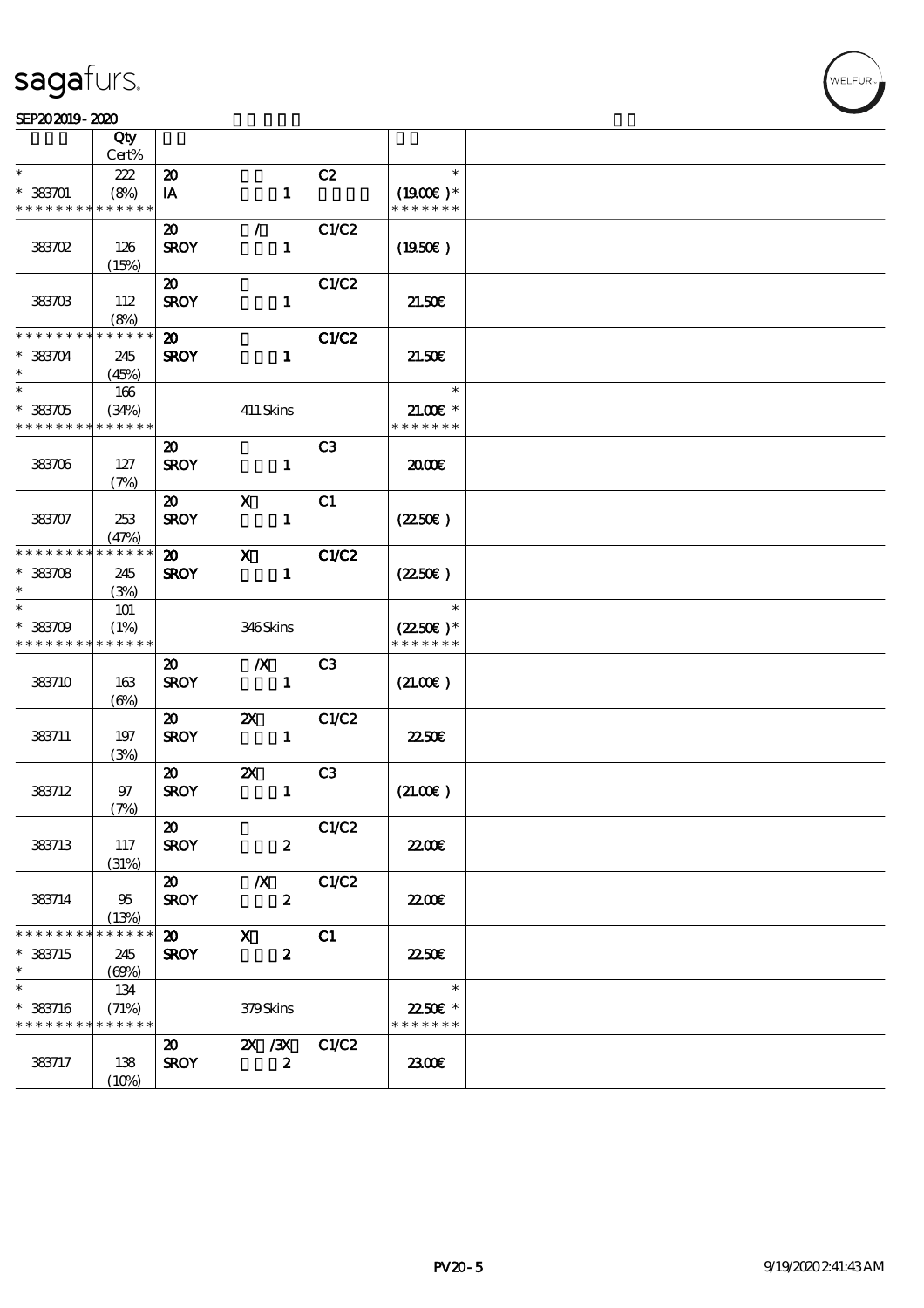# sagafurs.

SEP20 2019 - 2020

| | Qty Cert% | | | | | |
|---|---|---|---|---|---|---|
| * | 222 | 20 | | C2 | * | |
| * 383701 | (8%) | IA | 1 | | (19.00€ )* | |
| * * * * * * * * * * * * * * | | | | | * * * * * * * | |
| | | 20 | / | C1/C2 | | |
| 383702 | 126 (15%) | SROY | 1 | | (19.50€ ) | |
| | | 20 | | C1/C2 | | |
| 383703 | 112 (8%) | SROY | 1 | | 21.50€ | |
| * * * * * * * * * * * * * * | | 20 | | C1/C2 | | |
| * 383704 | 245 | SROY | 1 | | 21.50€ | |
| * | (45%) | | | | | |
| * | 166 | | | | * | |
| * 383705 | (34%) | | 411 Skins | | 21.00€ * | |
| * * * * * * * * * * * * * * | | | | | * * * * * * * | |
| | | 20 | | C3 | | |
| 383706 | 127 (7%) | SROY | 1 | | 20.00€ | |
| | | 20 | X | C1 | | |
| 383707 | 253 (47%) | SROY | 1 | | (22.50€ ) | |
| * * * * * * * * * * * * * * | | 20 | X | C1/C2 | | |
| * 383708 | 245 | SROY | 1 | | (22.50€ ) | |
| * | (3%) | | | | | |
| * | 101 | | | | * | |
| * 383709 | (1%) | | 346 Skins | | (22.50€ )* | |
| * * * * * * * * * * * * * * | | | | | * * * * * * * | |
| | | 20 | /X | C3 | | |
| 383710 | 163 (6%) | SROY | 1 | | (21.00€ ) | |
| | | 20 | 2X | C1/C2 | | |
| 383711 | 197 (3%) | SROY | 1 | | 22.50€ | |
| | | 20 | 2X | C3 | | |
| 383712 | 97 (7%) | SROY | 1 | | (21.00€ ) | |
| | | 20 | | C1/C2 | | |
| 383713 | 117 (31%) | SROY | 2 | | 22.00€ | |
| | | 20 | /X | C1/C2 | | |
| 383714 | 95 (13%) | SROY | 2 | | 22.00€ | |
| * * * * * * * * * * * * * * | | 20 | X | C1 | | |
| * 383715 | 245 | SROY | 2 | | 22.50€ | |
| * | (69%) | | | | | |
| * | 134 | | | | * | |
| * 383716 | (71%) | | 379 Skins | | 22.50€ * | |
| * * * * * * * * * * * * * * | | | | | * * * * * * * | |
| | | 20 | 2X /3X | C1/C2 | | |
| 383717 | 138 (10%) | SROY | 2 | | 23.00€ | |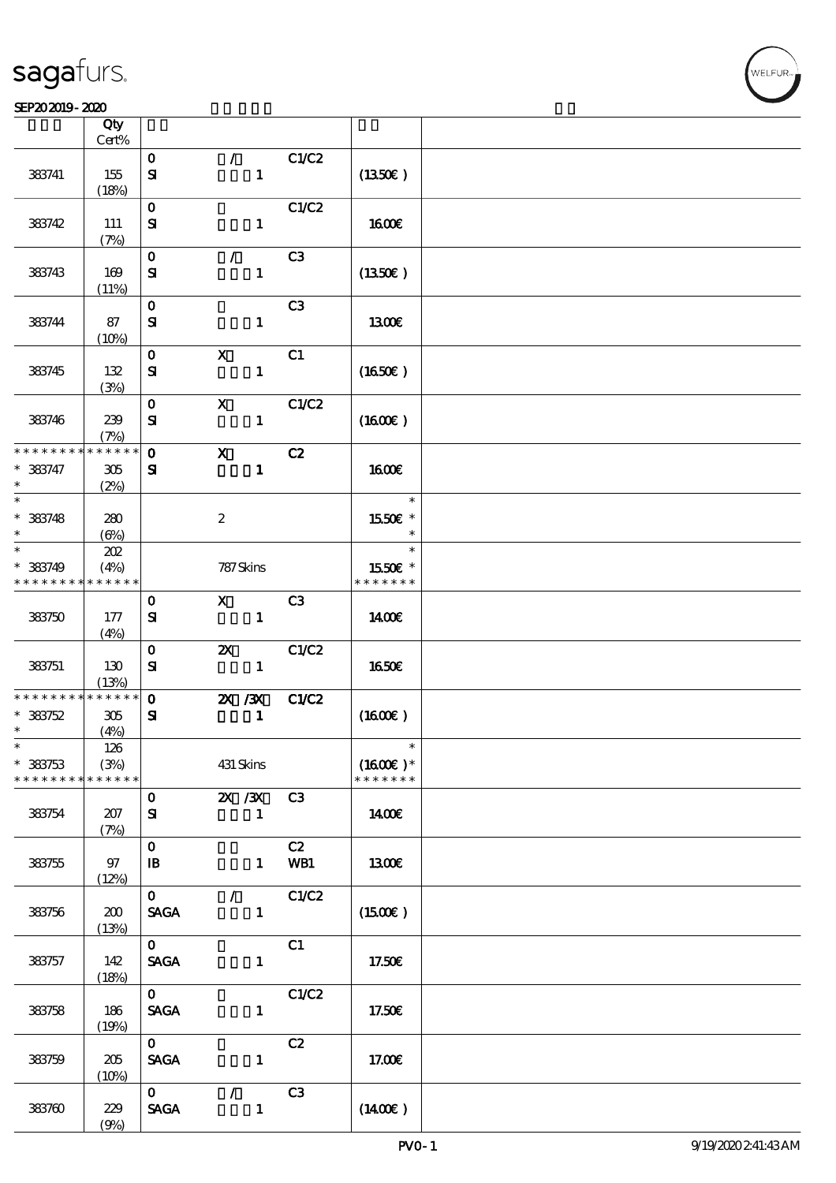sagafurs.

SEP20 2019 - 2020

| | Qty Cert% | | | | | |
|---|---|---|---|---|---|---|
| 383741 | 155 (18%) | 0 SI | / 1 | C1/C2 | (13.50€) | |
| 383742 | 111 (7%) | 0 SI | 1 | C1/C2 | 16.00€ | |
| 383743 | 169 (11%) | 0 SI | / 1 | C3 | (13.50€) | |
| 383744 | 87 (10%) | 0 SI | 1 | C3 | 13.00€ | |
| 383745 | 132 (3%) | 0 SI | X 1 | C1 | (16.50€) | |
| 383746 | 239 (7%) | 0 SI | X 1 | C1/C2 | (16.00€) | |
| * * * * * * * * * * * * * * <br>* 383747 <br>* | 305 (2%) | 0 SI | X 1 | C2 | 16.00€ | |
| * <br>* 383748 <br>* | 280 (6%) | | 2 | | * <br>15.50€ * <br>* | |
| * <br>* 383749 <br>* * * * * * * * * * * * * * | 202 (4%) | | 787 Skins | | * <br>15.50€ * <br>* * * * * * * | |
| 383750 | 177 (4%) | 0 SI | X 1 | C3 | 14.00€ | |
| 383751 | 130 (13%) | 0 SI | 2X 1 | C1/C2 | 16.50€ | |
| * * * * * * * * * * * * * * <br>* 383752 <br>* | 305 (4%) | 0 SI | 2X /3X 1 | C1/C2 | (16.00€) | |
| * <br>* 383753 <br>* * * * * * * * * * * * * * | 126 (3%) | | 431 Skins | | * <br>(16.00€) * <br>* * * * * * * | |
| 383754 | 207 (7%) | 0 SI | 2X /3X 1 | C3 | 14.00€ | |
| 383755 | 97 (12%) | 0 IB | 1 | C2 WB1 | 13.00€ | |
| 383756 | 200 (13%) | 0 SAGA | / 1 | C1/C2 | (15.00€) | |
| 383757 | 142 (18%) | 0 SAGA | 1 | C1 | 17.50€ | |
| 383758 | 186 (19%) | 0 SAGA | 1 | C1/C2 | 17.50€ | |
| 383759 | 205 (10%) | 0 SAGA | 1 | C2 | 17.00€ | |
| 383760 | 229 (9%) | 0 SAGA | / 1 | C3 | (14.00€) | |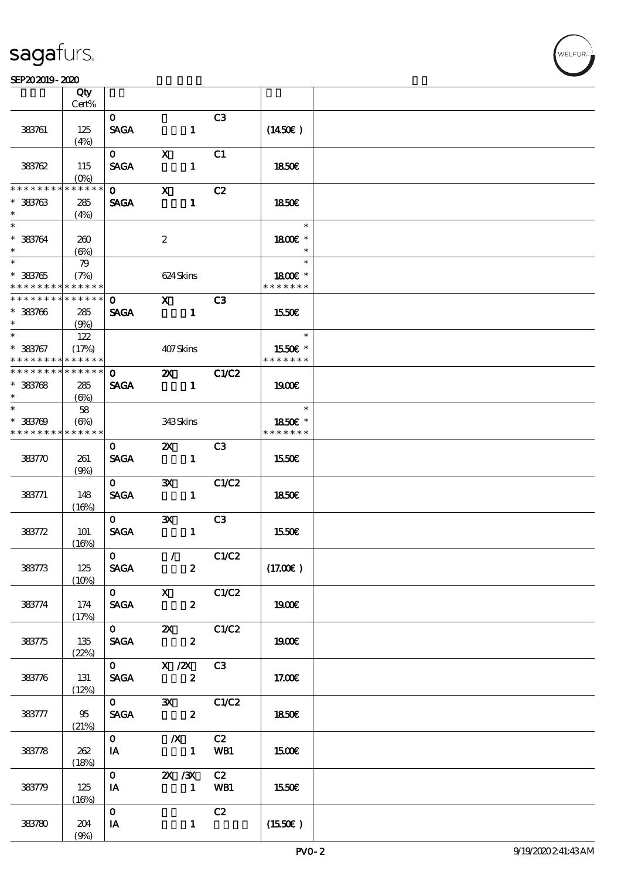| | Qty Cert% | | | | | |
|---|---|---|---|---|---|---|
| 383761 | 125 (4%) | 0 SAGA | 1 | C3 | (14.50€) | |
| 383762 | 115 (0%) | 0 SAGA | X 1 | C1 | 18.50€ | |
| * * * * * * * * * * * * * * * 383763 * | 285 (4%) | 0 SAGA | X 1 | C2 | 18.50€ | |
| * * 383764 * | 260 (6%) | | 2 | | * 18.00€ * * | |
| * * 383765 * * * * * * * * * * * * * * | 79 (7%) | | 624 Skins | | * 18.00€ * * * * * * * * | |
| * * * * * * * * * * * * * * * 383766 * | 285 (9%) | 0 SAGA | X 1 | C3 | 15.50€ | |
| * * 383767 * * * * * * * * * * * * * * | 122 (17%) | | 407 Skins | | * 15.50€ * * * * * * * * | |
| * * * * * * * * * * * * * * * 383768 * | 285 (6%) | 0 SAGA | 2X 1 | C1/C2 | 19.00€ | |
| * * 383769 * * * * * * * * * * * * * * | 58 (6%) | | 343 Skins | | * 18.50€ * * * * * * * * | |
| 383770 | 261 (9%) | 0 SAGA | 2X 1 | C3 | 15.50€ | |
| 383771 | 148 (16%) | 0 SAGA | 3X 1 | C1/C2 | 18.50€ | |
| 383772 | 101 (16%) | 0 SAGA | 3X 1 | C3 | 15.50€ | |
| 383773 | 125 (10%) | 0 SAGA | / 2 | C1/C2 | (17.00€) | |
| 383774 | 174 (17%) | 0 SAGA | X 2 | C1/C2 | 19.00€ | |
| 383775 | 135 (22%) | 0 SAGA | 2X 2 | C1/C2 | 19.00€ | |
| 383776 | 131 (12%) | 0 SAGA | X /2X 2 | C3 | 17.00€ | |
| 383777 | 95 (21%) | 0 SAGA | 3X 2 | C1/C2 | 18.50€ | |
| 383778 | 262 (18%) | 0 IA | /X 1 | C2 WB1 | 15.00€ | |
| 383779 | 125 (16%) | 0 IA | 2X /3X 1 | C2 WB1 | 15.50€ | |
| 383780 | 204 (9%) | 0 IA | 1 | C2 | (15.50€) | |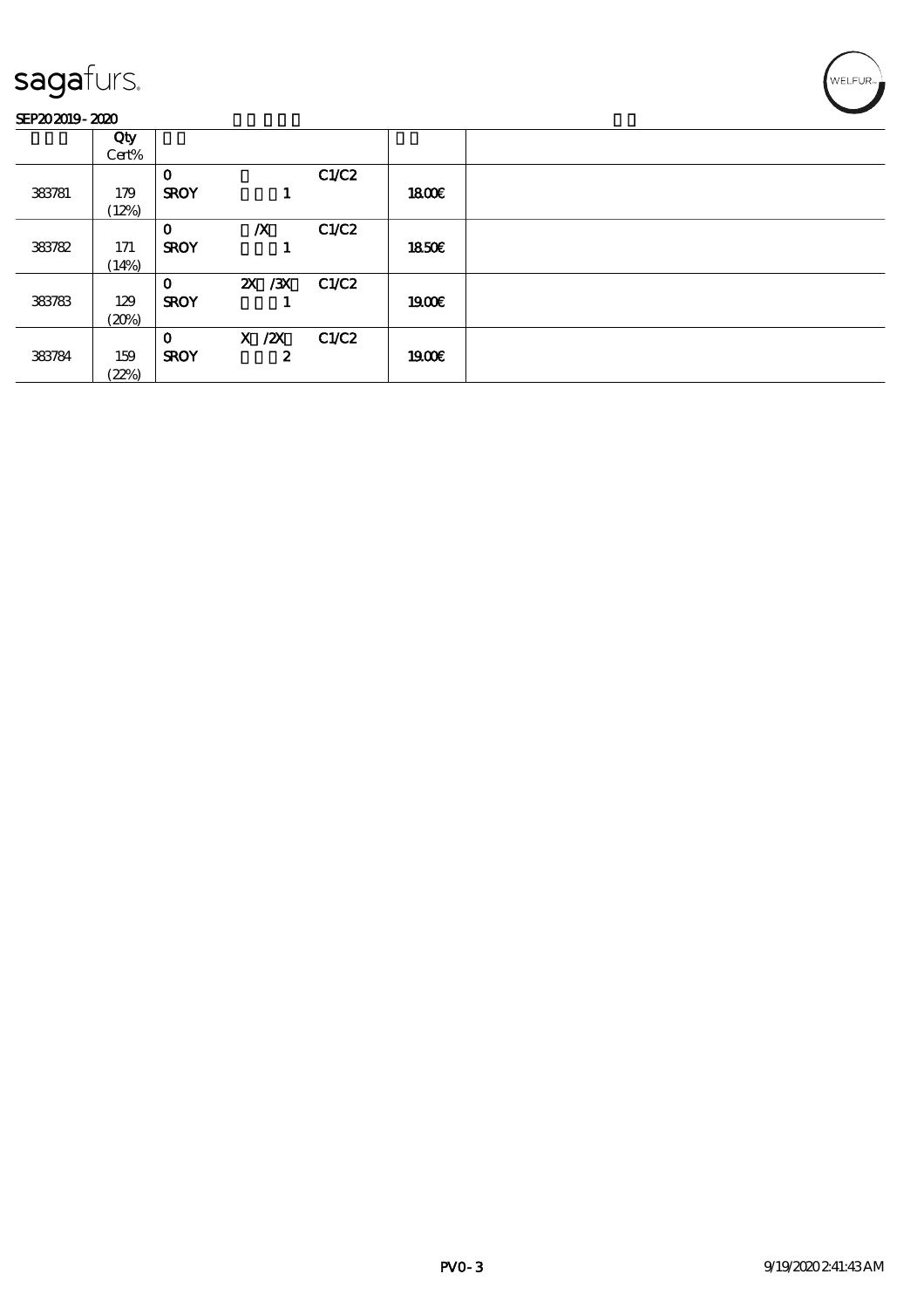sagafurs.

SEP20 2019 - 2020

| | Qty Cert% | | | | | |
|---|---|---|---|---|---|---|
| 383781 | 179 (12%) | 0 SROY | 1 | C1/C2 | 18.00€ | |
| 383782 | 171 (14%) | 0 SROY | /X 1 | C1/C2 | 18.50€ | |
| 383783 | 129 (20%) | 0 SROY | 2X /3X 1 | C1/C2 | 19.00€ | |
| 383784 | 159 (22%) | 0 SROY | X /2X 2 | C1/C2 | 19.00€ | |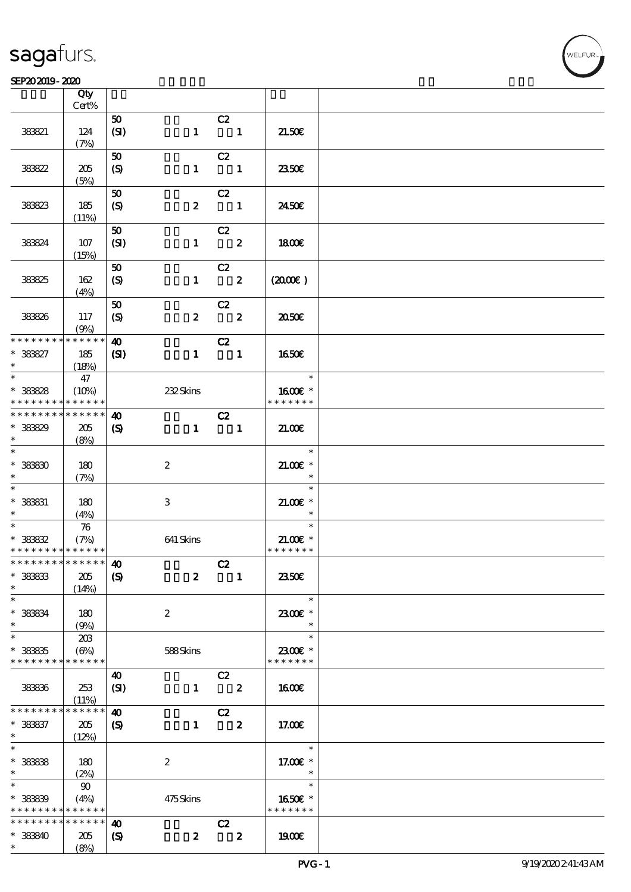| | Qty Cert% | | |
|---|---|---|---|
| 383821 | 124 (7%) | 50 (SI) 1 C2 1 | 21.50€ |
| 383822 | 205 (5%) | 50 (S) 1 C2 1 | 23.50€ |
| 383823 | 185 (11%) | 50 (S) 2 C2 1 | 24.50€ |
| 383824 | 107 (15%) | 50 (SI) 1 C2 2 | 18.00€ |
| 383825 | 162 (4%) | 50 (S) 1 C2 2 | (20.00€ ) |
| 383826 | 117 (9%) | 50 (S) 2 C2 2 | 20.50€ |
| * * * * * * * * * * * * * * 383827 * | 185 (18%) | 40 (SI) 1 C2 1 | 16.50€ |
| * * 383828 * * * * * * * * * * * * * | 47 (10%) | 232 Skins | * 16.00€ * * * * * * * * |
| * * * * * * * * * * * * * * 383829 * | 205 (8%) | 40 (S) 1 C2 1 | 21.00€ |
| * * 383830 * | 180 (7%) | 2 | * 21.00€ * * |
| * * 383831 * | 180 (4%) | 3 | * 21.00€ * * |
| * * 383832 * * * * * * * * * * * * * | 76 (7%) | 641 Skins | * 21.00€ * * * * * * * * |
| * * * * * * * * * * * * * * 383833 * | 205 (14%) | 40 (S) 2 C2 1 | 23.50€ |
| * * 383834 * | 180 (9%) | 2 | * 23.00€ * * |
| * * 383835 * * * * * * * * * * * * * | 203 (6%) | 588 Skins | * 23.00€ * * * * * * * * |
| 383836 | 253 (11%) | 40 (SI) 1 C2 2 | 16.00€ |
| * * * * * * * * * * * * * * 383837 * | 205 (12%) | 40 (S) 1 C2 2 | 17.00€ |
| * * 383838 * | 180 (2%) | 2 | * 17.00€ * * |
| * * 383839 * * * * * * * * * * * * * | 90 (4%) | 475 Skins | * 16.50€ * * * * * * * * |
| * * * * * * * * * * * * * * 383840 * | 205 (8%) | 40 (S) 2 C2 2 | 19.00€ |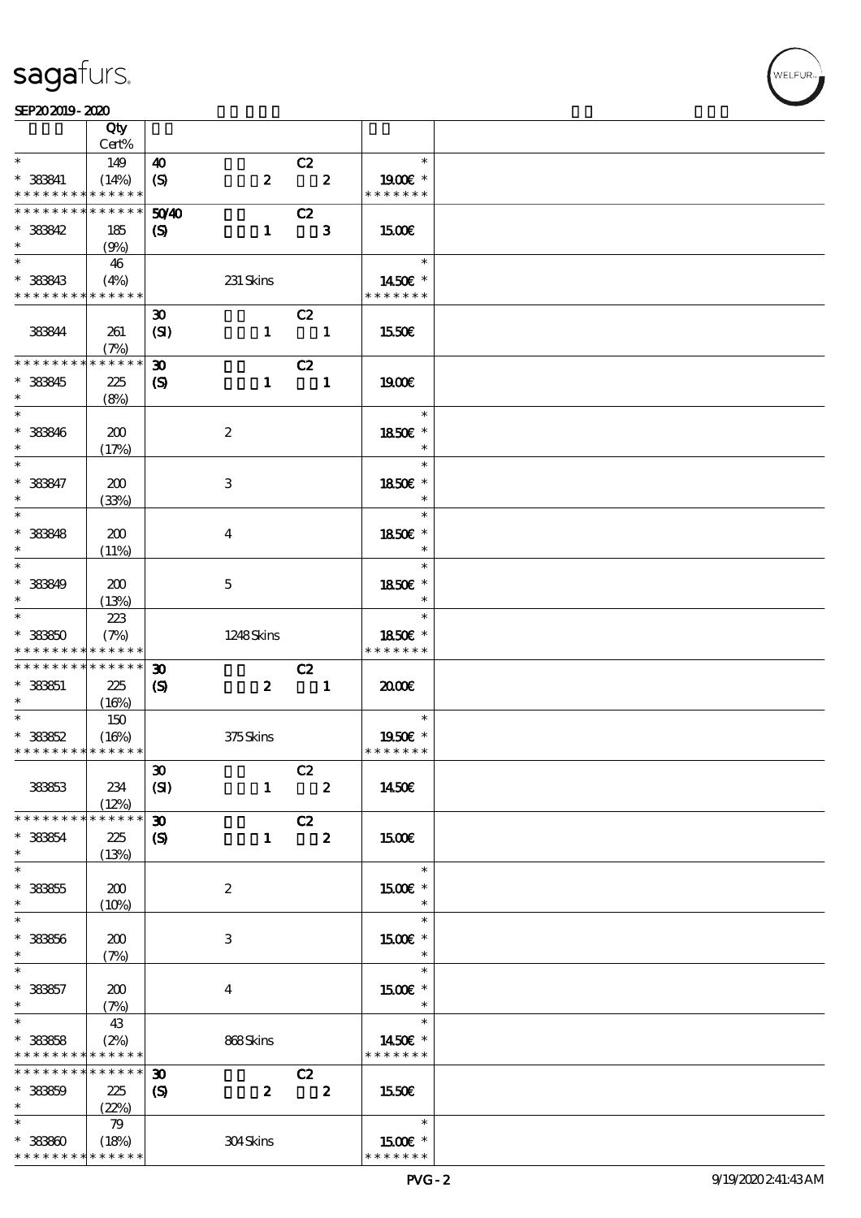sagafurs.

SEP20 2019 - 2020

| | Qty Cert% | | | |
|---|---|---|---|---|
| * | 149 | 40 C2 | * | |
| * 383841 | (14%) | (S) 2 2 | 19.00€ * | |
| * * * * * * * * * * * * * * | | | * * * * * * * | |
| * * * * * * * * * * * * * * | | 50/40 C2 | | |
| * 383842 | 185 | (S) 1 3 | 15.00€ | |
| * | (9%) | | | |
| * | 46 | | * | |
| * 383843 | (4%) | 231 Skins | 14.50€ * | |
| * * * * * * * * * * * * * * | | | * * * * * * * | |
| | | 30 C2 | | |
| 383844 | 261 | (SI) 1 1 | 15.50€ | |
| | (7%) | | | |
| * * * * * * * * * * * * * * | | 30 C2 | | |
| * 383845 | 225 | (S) 1 1 | 19.00€ | |
| * | (8%) | | | |
| * | | | * | |
| * 383846 | 200 | 2 | 18.50€ * | |
| * | (17%) | | * | |
| * | | | * | |
| * 383847 | 200 | 3 | 18.50€ * | |
| * | (33%) | | * | |
| * | | | * | |
| * 383848 | 200 | 4 | 18.50€ * | |
| * | (11%) | | * | |
| * | | | * | |
| * 383849 | 200 | 5 | 18.50€ * | |
| * | (13%) | | * | |
| * | 223 | | * | |
| * 383850 | (7%) | 1248 Skins | 18.50€ * | |
| * * * * * * * * * * * * * * | | | * * * * * * * | |
| * * * * * * * * * * * * * * | | 30 C2 | | |
| * 383851 | 225 | (S) 2 1 | 20.00€ | |
| * | (16%) | | | |
| * | 150 | | * | |
| * 383852 | (16%) | 375 Skins | 19.50€ * | |
| * * * * * * * * * * * * * * | | | * * * * * * * | |
| | | 30 C2 | | |
| 383853 | 234 | (SI) 1 2 | 14.50€ | |
| | (12%) | | | |
| * * * * * * * * * * * * * * | | 30 C2 | | |
| * 383854 | 225 | (S) 1 2 | 15.00€ | |
| * | (13%) | | | |
| * | | | * | |
| * 383855 | 200 | 2 | 15.00€ * | |
| * | (10%) | | * | |
| * | | | * | |
| * 383856 | 200 | 3 | 15.00€ * | |
| * | (7%) | | * | |
| * | | | * | |
| * 383857 | 200 | 4 | 15.00€ * | |
| * | (7%) | | * | |
| * | 43 | | * | |
| * 383858 | (2%) | 868 Skins | 14.50€ * | |
| * * * * * * * * * * * * * * | | | * * * * * * * | |
| * * * * * * * * * * * * * * | | 30 C2 | | |
| * 383859 | 225 | (S) 2 2 | 15.50€ | |
| * | (22%) | | | |
| * | 79 | | * | |
| * 383860 | (18%) | 304 Skins | 15.00€ * | |
| * * * * * * * * * * * * * * | | | * * * * * * * | |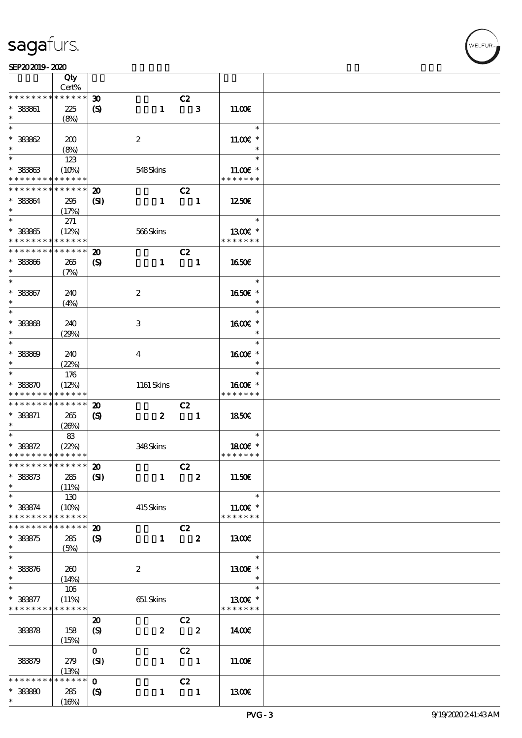sagafurs.

SEP20 2019 - 2020

| | Qty Cert% | | | |
|---|---|---|---|---|
| * * * * * * * * * * * * * * | 30 | C2 | | |
| * 383861 | 225 | (S) 1 3 | 11.00€ | |
| * | (8%) | | | |
| * | | | * | |
| * 383862 | 200 | 2 | 11.00€ * | |
| * | (8%) | | * | |
| * | 123 | | * | |
| * 383863 | (10%) | 548 Skins | 11.00€ * | |
| * * * * * * * * * * * * * * | | | * * * * * * * | |
| * * * * * * * * * * * * * * | 20 | C2 | | |
| * 383864 | 295 | (SI) 1 1 | 12.50€ | |
| * | (17%) | | | |
| * | 271 | | * | |
| * 383865 | (12%) | 566 Skins | 13.00€ * | |
| * * * * * * * * * * * * * * | | | * * * * * * * | |
| * * * * * * * * * * * * * * | 20 | C2 | | |
| * 383866 | 265 | (S) 1 1 | 16.50€ | |
| * | (7%) | | | |
| * | | | * | |
| * 383867 | 240 | 2 | 16.50€ * | |
| * | (4%) | | * | |
| * | | | * | |
| * 383868 | 240 | 3 | 16.00€ * | |
| * | (29%) | | * | |
| * | | | * | |
| * 383869 | 240 | 4 | 16.00€ * | |
| * | (22%) | | * | |
| * | 176 | | * | |
| * 383870 | (12%) | 1161 Skins | 16.00€ * | |
| * * * * * * * * * * * * * * | | | * * * * * * * | |
| * * * * * * * * * * * * * * | 20 | C2 | | |
| * 383871 | 265 | (S) 2 1 | 18.50€ | |
| * | (26%) | | | |
| * | 83 | | * | |
| * 383872 | (22%) | 348 Skins | 18.00€ * | |
| * * * * * * * * * * * * * * | | | * * * * * * * | |
| * * * * * * * * * * * * * * | 20 | C2 | | |
| * 383873 | 285 | (SI) 1 2 | 11.50€ | |
| * | (11%) | | | |
| * | 130 | | * | |
| * 383874 | (10%) | 415 Skins | 11.00€ * | |
| * * * * * * * * * * * * * * | | | * * * * * * * | |
| * * * * * * * * * * * * * * | 20 | C2 | | |
| * 383875 | 285 | (S) 1 2 | 13.00€ | |
| * | (5%) | | | |
| * | | | * | |
| * 383876 | 260 | 2 | 13.00€ * | |
| * | (14%) | | * | |
| * | 106 | | * | |
| * 383877 | (11%) | 651 Skins | 13.00€ * | |
| * * * * * * * * * * * * * * | | | * * * * * * * | |
| | | 20 C2 | | |
| 383878 | 158 | (S) 2 2 | 14.00€ | |
| | (15%) | | | |
| | | 0 C2 | | |
| 383879 | 279 | (SI) 1 1 | 11.00€ | |
| | (13%) | | | |
| * * * * * * * * * * * * * * | | 0 C2 | | |
| * 383880 | 285 | (S) 1 1 | 13.00€ | |
| * | (16%) | | | |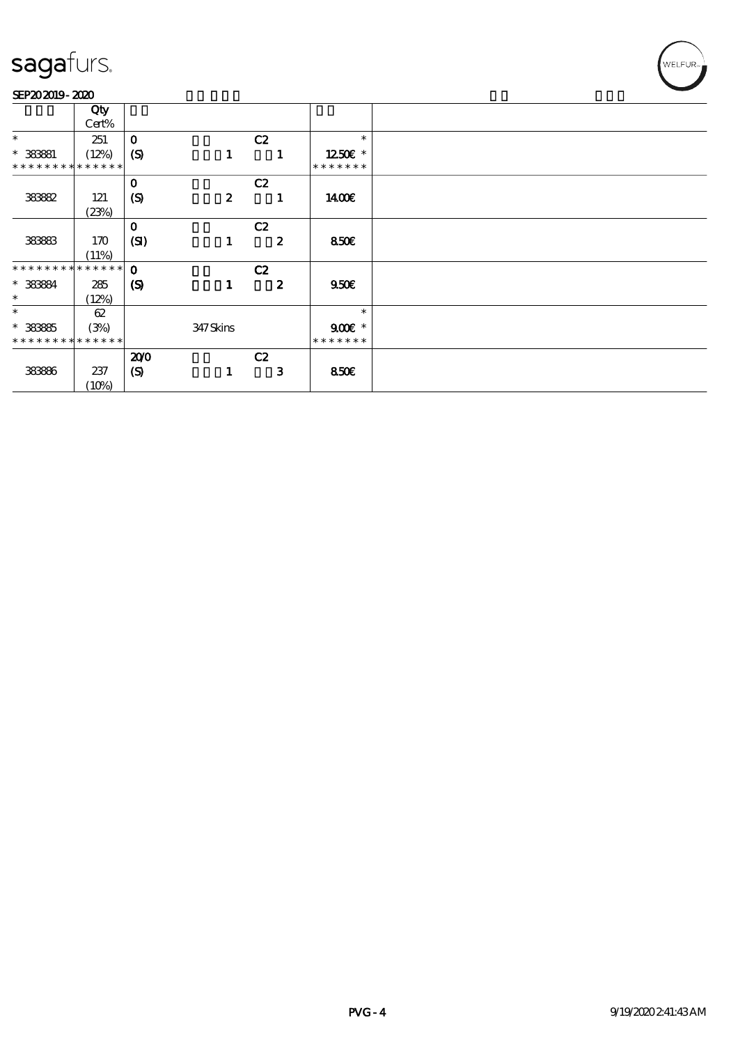# sagafurs.

SEP20 2019 - 2020

| | Qty Cert% | | | | | |
|---|---|---|---|---|---|---|
| * | 251 | 0 | | C2 | * | |
| * 383881 | (12%) | (S) | 1 | 1 | 12.50€ * | |
| * * * * * * * * * * * * * * | | | | | * * * * * * * | |
| | | 0 | | C2 | | |
| 383882 | 121 (23%) | (S) | 2 | 1 | 14.00€ | |
| | | 0 | | C2 | | |
| 383883 | 170 (11%) | (SI) | 1 | 2 | 8.50€ | |
| * * * * * * * * * * * * * * | | 0 | | C2 | | |
| * 383884 | 285 | (S) | 1 | 2 | 9.50€ | |
| * | (12%) | | | | | |
| * | 62 | | | | * | |
| * 383885 | (3%) | | 347 Skins | | 9.00€ * | |
| * * * * * * * * * * * * * * | | | | | * * * * * * * | |
| | | 20/0 | | C2 | | |
| 383886 | 237 (10%) | (S) | 1 | 3 | 8.50€ | |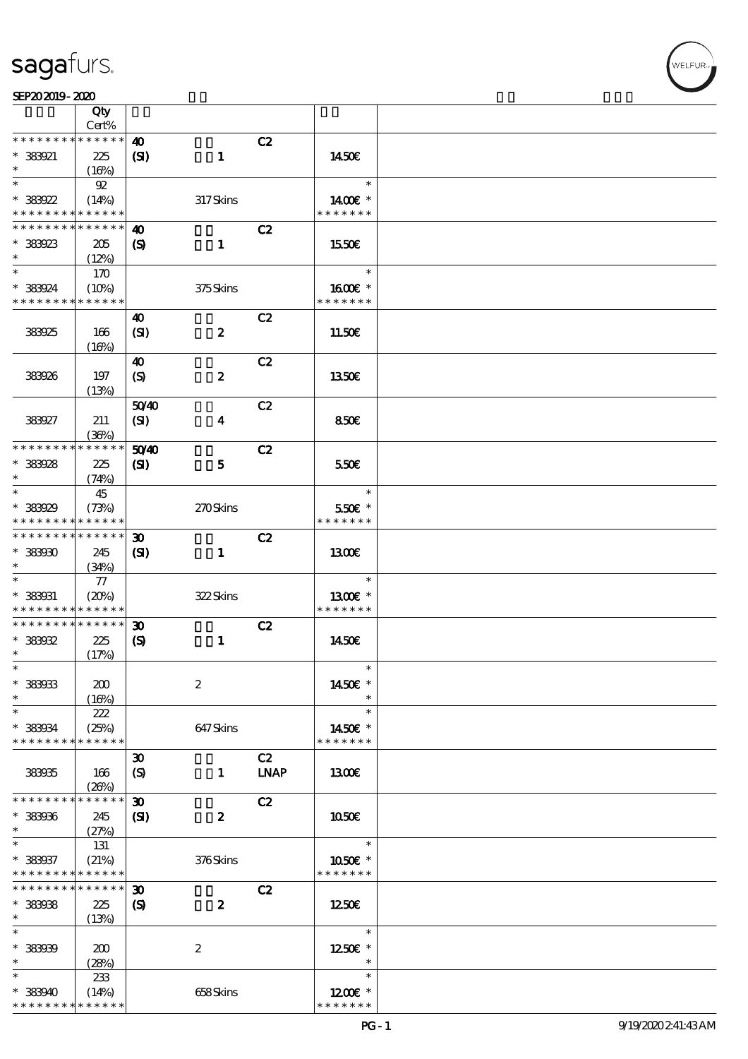sagafurs.

SEP20 2019 - 2020

| | Qty Cert% | | | |
|---|---|---|---|---|
| * * * * * * * * * * * * * * | | 40 C2 | | |
| * 383921 | 225 | (SI) 1 | 14.50€ | |
| * | (16%) | | | |
| * | 92 | | * | |
| * 383922 | (14%) | 317 Skins | 14.00€ * | |
| * * * * * * * * * * * * * * | | | * * * * * * * | |
| * * * * * * * * * * * * * * | | 40 C2 | | |
| * 383923 | 205 | (S) 1 | 15.50€ | |
| * | (12%) | | | |
| * | 170 | | * | |
| * 383924 | (10%) | 375 Skins | 16.00€ * | |
| * * * * * * * * * * * * * * | | | * * * * * * * | |
| | | 40 C2 | | |
| 383925 | 166 | (SI) 2 | 11.50€ | |
| | (16%) | | | |
| | | 40 C2 | | |
| 383926 | 197 | (S) 2 | 13.50€ | |
| | (13%) | | | |
| | | 50/40 C2 | | |
| 383927 | 211 | (SI) 4 | 8.50€ | |
| | (36%) | | | |
| * * * * * * * * * * * * * * | | 50/40 C2 | | |
| * 383928 | 225 | (SI) 5 | 5.50€ | |
| * | (74%) | | | |
| * | 45 | | * | |
| * 383929 | (73%) | 270 Skins | 5.50€ * | |
| * * * * * * * * * * * * * * | | | * * * * * * * | |
| * * * * * * * * * * * * * * | | 30 C2 | | |
| * 383930 | 245 | (SI) 1 | 13.00€ | |
| * | (34%) | | | |
| * | 77 | | * | |
| * 383931 | (20%) | 322 Skins | 13.00€ * | |
| * * * * * * * * * * * * * * | | | * * * * * * * | |
| * * * * * * * * * * * * * * | | 30 C2 | | |
| * 383932 | 225 | (S) 1 | 14.50€ | |
| * | (17%) | | | |
| * | | | * | |
| * 383933 | 200 | 2 | 14.50€ * | |
| * | (16%) | | * | |
| * | 222 | | * | |
| * 383934 | (25%) | 647 Skins | 14.50€ * | |
| * * * * * * * * * * * * * * | | | * * * * * * * | |
| | | 30 C2 | | |
| 383935 | 166 | (S) 1 LNAP | 13.00€ | |
| | (26%) | | | |
| * * * * * * * * * * * * * * | | 30 C2 | | |
| * 383936 | 245 | (SI) 2 | 10.50€ | |
| * | (27%) | | | |
| * | 131 | | * | |
| * 383937 | (21%) | 376 Skins | 10.50€ * | |
| * * * * * * * * * * * * * * | | | * * * * * * * | |
| * * * * * * * * * * * * * * | | 30 C2 | | |
| * 383938 | 225 | (S) 2 | 12.50€ | |
| * | (13%) | | | |
| * | | | * | |
| * 383939 | 200 | 2 | 12.50€ * | |
| * | (28%) | | * | |
| * | 233 | | * | |
| * 383940 | (14%) | 658 Skins | 12.00€ * | |
| * * * * * * * * * * * * * * | | | * * * * * * * | |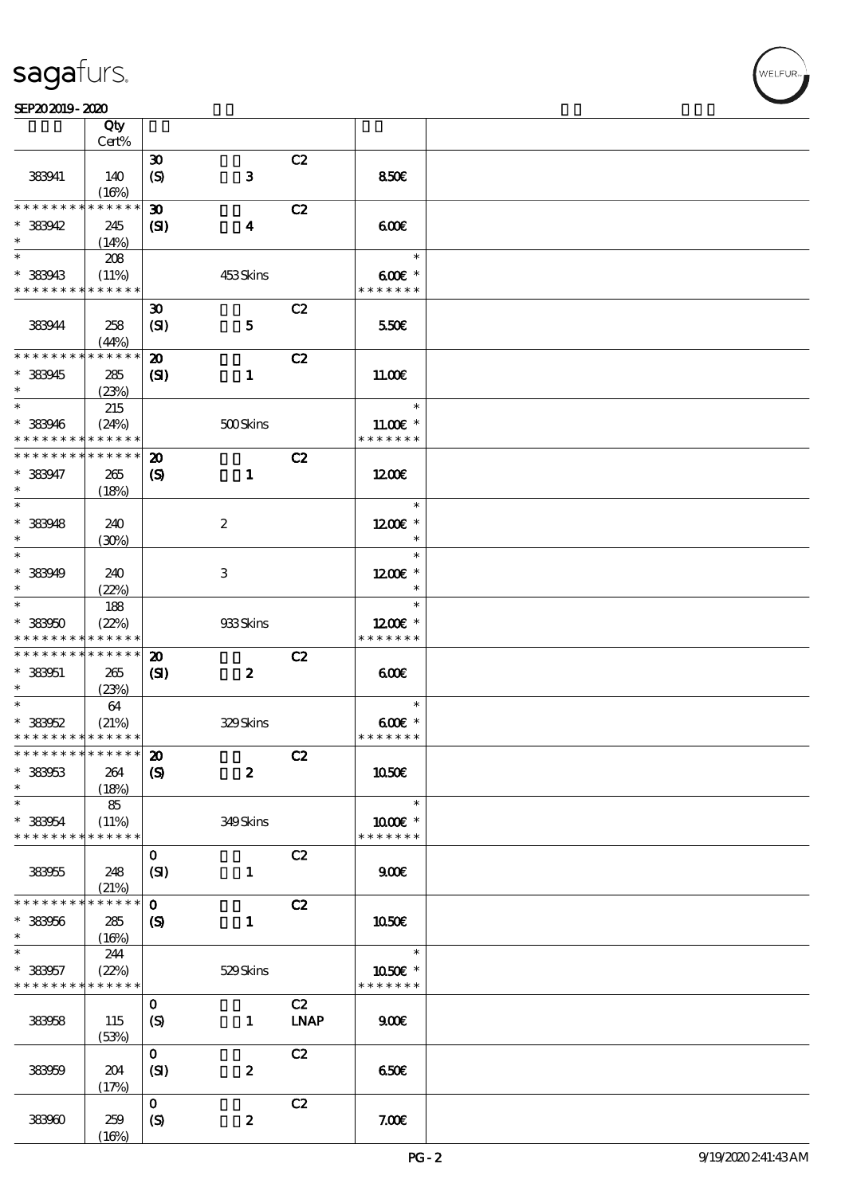| | Qty Cert% | | | | | |
|---|---|---|---|---|---|---|
| 383941 | 140 (16%) | 30 (S) | 3 | C2 | 8.50€ | |
| * * * * * * * * * * * * * * 383942 * | 245 (14%) | 30 (SI) | 4 | C2 | 6.00€ | |
| * * 383943 * * * * * * * * * * * * * | 208 (11%) | | 453 Skins | | * 6.00€ * * * * * * * * | |
| 383944 | 258 (44%) | 30 (SI) | 5 | C2 | 5.50€ | |
| * * * * * * * * * * * * * * 383945 * | 285 (23%) | 20 (SI) | 1 | C2 | 11.00€ | |
| * * 383946 * * * * * * * * * * * * * | 215 (24%) | | 500 Skins | | * 11.00€ * * * * * * * * | |
| * * * * * * * * * * * * * * 383947 * | 265 (18%) | 20 (S) | 1 | C2 | 12.00€ | |
| * * 383948 * | 240 (30%) | | 2 | | * 12.00€ * * | |
| * * 383949 * | 240 (22%) | | 3 | | * 12.00€ * * | |
| * * 383950 * * * * * * * * * * * * * | 188 (22%) | | 933 Skins | | * 12.00€ * * * * * * * * | |
| * * * * * * * * * * * * * * 383951 * | 265 (23%) | 20 (SI) | 2 | C2 | 6.00€ | |
| * * 383952 * * * * * * * * * * * * * | 64 (21%) | | 329 Skins | | * 6.00€ * * * * * * * * | |
| * * * * * * * * * * * * * * 383953 * | 264 (18%) | 20 (S) | 2 | C2 | 10.50€ | |
| * * 383954 * * * * * * * * * * * * * | 85 (11%) | | 349 Skins | | * 10.00€ * * * * * * * * | |
| 383955 | 248 (21%) | 0 (SI) | 1 | C2 | 9.00€ | |
| * * * * * * * * * * * * * * 383956 * | 285 (16%) | 0 (S) | 1 | C2 | 10.50€ | |
| * * 383957 * * * * * * * * * * * * * | 244 (22%) | | 529 Skins | | * 10.50€ * * * * * * * * | |
| 383958 | 115 (53%) | 0 (S) | 1 | C2 LNAP | 9.00€ | |
| 383959 | 204 (17%) | 0 (SI) | 2 | C2 | 6.50€ | |
| 383960 | 259 (16%) | 0 (S) | 2 | C2 | 7.00€ | |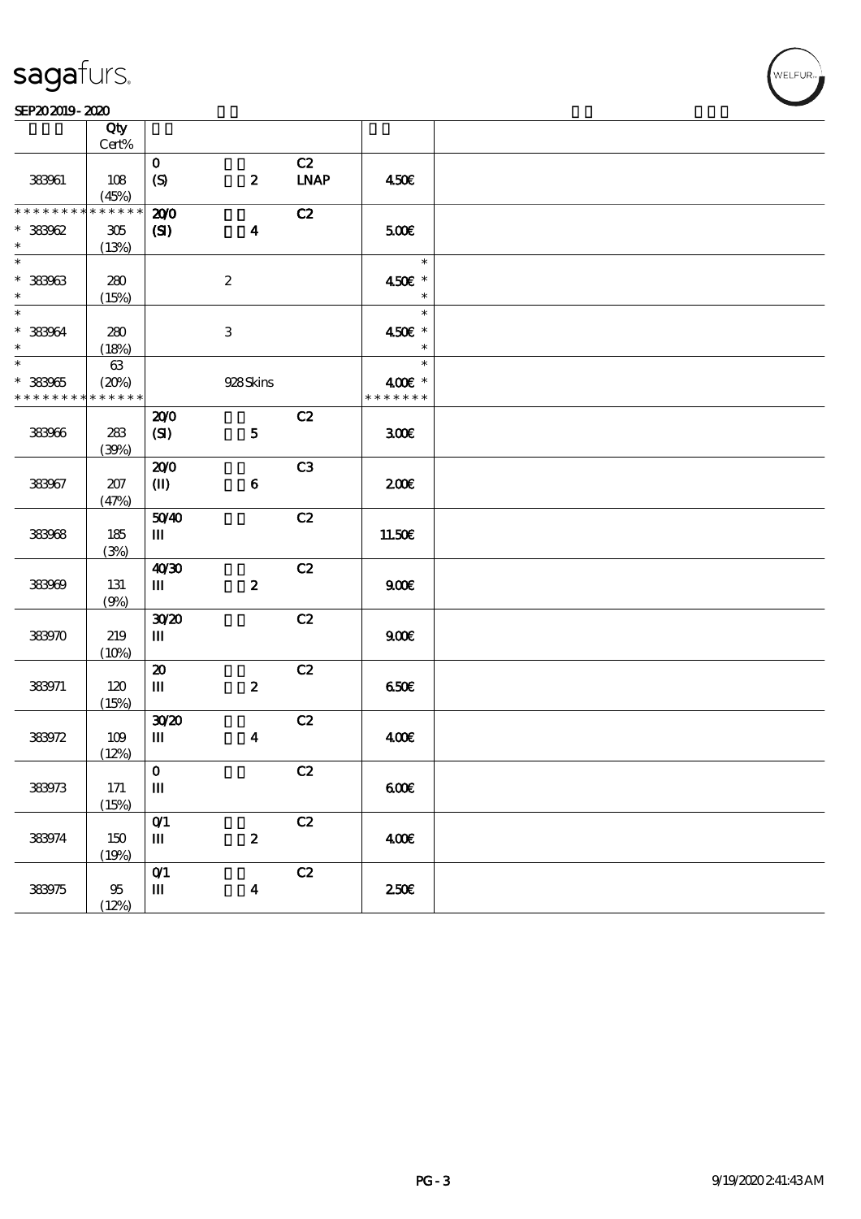# sagafurs.

SEP20 2019 - 2020

| | Qty Cert% | | | | | |
|---|---|---|---|---|---|---|
| 383961 | 108 (45%) | 0 (S) | 2 | C2 LNAP | 4.50€ | |
| * * * * * * * * * * * * * * 383962 * | 305 (13%) | 20/0 (SI) | 4 | C2 | 5.00€ | |
| * * 383963 * | 280 (15%) | | 2 | | * 4.50€ * * | |
| * * 383964 * | 280 (18%) | | 3 | | * 4.50€ * * | |
| * * 383965 * * * * * * * * * * * * * * | 63 (20%) | | 928 Skins | | * 4.00€ * * * * * * * * | |
| 383966 | 283 (39%) | 20/0 (SI) | 5 | C2 | 3.00€ | |
| 383967 | 207 (47%) | 20/0 (II) | 6 | C3 | 2.00€ | |
| 383968 | 185 (3%) | 50/40 III | | C2 | 11.50€ | |
| 383969 | 131 (9%) | 40/30 III | 2 | C2 | 9.00€ | |
| 383970 | 219 (10%) | 30/20 III | | C2 | 9.00€ | |
| 383971 | 120 (15%) | 20 III | 2 | C2 | 6.50€ | |
| 383972 | 109 (12%) | 30/20 III | 4 | C2 | 4.00€ | |
| 383973 | 171 (15%) | 0 III | | C2 | 6.00€ | |
| 383974 | 150 (19%) | 0/1 III | 2 | C2 | 4.00€ | |
| 383975 | 95 (12%) | 0/1 III | 4 | C2 | 2.50€ | |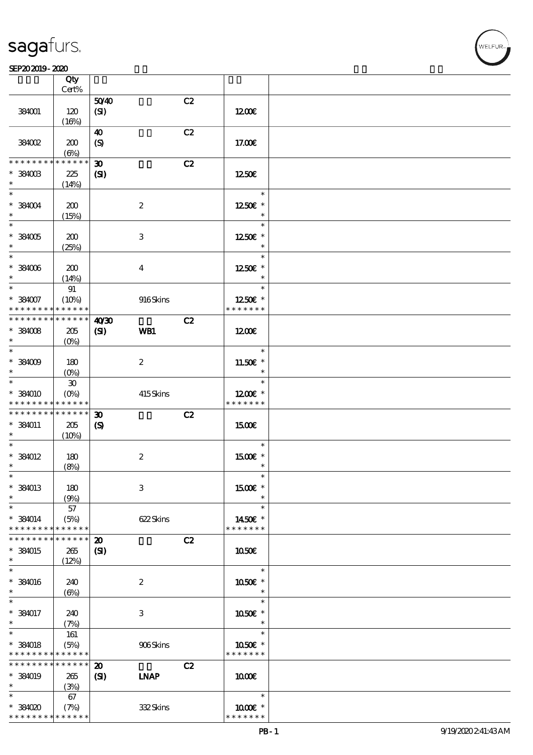# sagafurs.

SEP20 2019 - 2020

| | Qty Cert% | | | | |
|---|---|---|---|---|---|
| 384001 | 120 (16%) | 50/40 (SI) | | C2 | 12.00€ |
| 384002 | 200 (6%) | 40 (S) | | C2 | 17.00€ |
| * * * * * * * * * * * * * * 384003 | 225 (14%) | 30 (SI) | | C2 | 12.50€ |
| * 384004 | 200 (15%) | | 2 | | 12.50€ * |
| * 384005 | 200 (25%) | | 3 | | 12.50€ * |
| * 384006 | 200 (14%) | | 4 | | 12.50€ * |
| * 384007 * * * * * * * * * * * * * * | 91 (10%) | | 916 Skins | | 12.50€ * * * * * * * * |
| * * * * * * * * * * * * * * 384008 | 205 (0%) | 40/30 (SI) | WB1 | C2 | 12.00€ |
| * 384009 | 180 (0%) | | 2 | | 11.50€ * |
| * 384010 * * * * * * * * * * * * * * | 30 (0%) | | 415 Skins | | 12.00€ * * * * * * * * |
| * * * * * * * * * * * * * * 384011 | 205 (10%) | 30 (S) | | C2 | 15.00€ |
| * 384012 | 180 (8%) | | 2 | | 15.00€ * |
| * 384013 | 180 (9%) | | 3 | | 15.00€ * |
| * 384014 * * * * * * * * * * * * * * | 57 (5%) | | 622 Skins | | 14.50€ * * * * * * * * |
| * * * * * * * * * * * * * * 384015 | 265 (12%) | 20 (SI) | | C2 | 10.50€ |
| * 384016 | 240 (6%) | | 2 | | 10.50€ * |
| * 384017 | 240 (7%) | | 3 | | 10.50€ * |
| * 384018 * * * * * * * * * * * * * * | 161 (5%) | | 906 Skins | | 10.50€ * * * * * * * * |
| * * * * * * * * * * * * * * 384019 | 265 (3%) | 20 (SI) | LNAP | C2 | 10.00€ |
| * 384020 * * * * * * * * * * * * * * | 67 (7%) | | 332 Skins | | 10.00€ * * * * * * * * |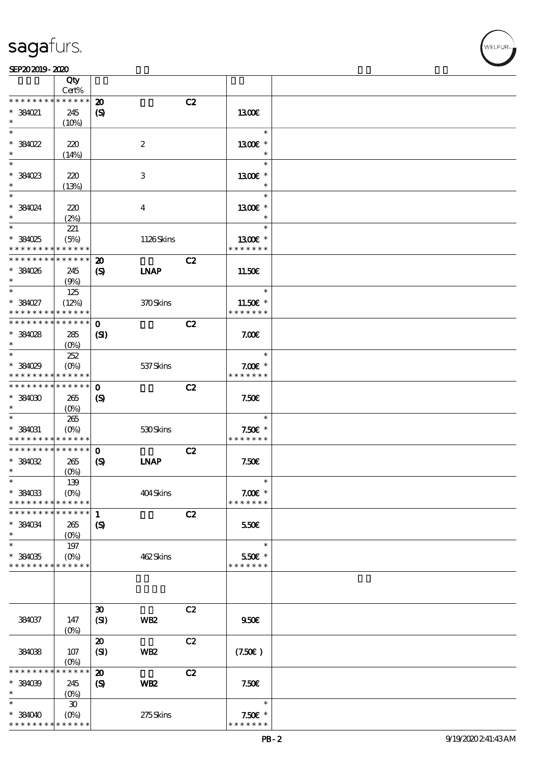| | Qty Cert% | | | | |
|---|---|---|---|---|---|
| * * * * * * * * * * * * * * | | 20 | | C2 | |
| * 384021 | 245 | (S) | | | 13.00€ |
| * | (10%) | | | | |
| * | | | | | * |
| * 384022 | 220 | | 2 | | 13.00€ * |
| * | (14%) | | | | * |
| * | | | | | * |
| * 384023 | 220 | | 3 | | 13.00€ * |
| * | (13%) | | | | * |
| * | | | | | * |
| * 384024 | 220 | | 4 | | 13.00€ * |
| * | (2%) | | | | * |
| * | 221 | | | | * |
| * 384025 | (5%) | | 1126 Skins | | 13.00€ * |
| * * * * * * * * * * * * * * | | | | | * * * * * * * |
| * * * * * * * * * * * * * * | | 20 | | C2 | |
| * 384026 | 245 | (S) | LNAP | | 11.50€ |
| * | (9%) | | | | |
| * | 125 | | | | * |
| * 384027 | (12%) | | 370 Skins | | 11.50€ * |
| * * * * * * * * * * * * * * | | | | | * * * * * * * |
| * * * * * * * * * * * * * * | | 0 | | C2 | |
| * 384028 | 285 | (SI) | | | 7.00€ |
| * | (0%) | | | | |
| * | 252 | | | | * |
| * 384029 | (0%) | | 537 Skins | | 7.00€ * |
| * * * * * * * * * * * * * * | | | | | * * * * * * * |
| * * * * * * * * * * * * * * | | 0 | | C2 | |
| * 384030 | 265 | (S) | | | 7.50€ |
| * | (0%) | | | | |
| * | 265 | | | | * |
| * 384031 | (0%) | | 530 Skins | | 7.50€ * |
| * * * * * * * * * * * * * * | | | | | * * * * * * * |
| * * * * * * * * * * * * * * | | 0 | | C2 | |
| * 384032 | 265 | (S) | LNAP | | 7.50€ |
| * | (0%) | | | | |
| * | 139 | | | | * |
| * 384033 | (0%) | | 404 Skins | | 7.00€ * |
| * * * * * * * * * * * * * * | | | | | * * * * * * * |
| * * * * * * * * * * * * * * | | 1 | | C2 | |
| * 384034 | 265 | (S) | | | 5.50€ |
| * | (0%) | | | | |
| * | 197 | | | | * |
| * 384035 | (0%) | | 462 Skins | | 5.50€ * |
| * * * * * * * * * * * * * * | | | | | * * * * * * * |
| | | 30 | | C2 | |
| 384037 | 147 | (SI) | WB2 | | 9.50€ |
| | (0%) | | | | |
| | | 20 | | C2 | |
| 384038 | 107 | (SI) | WB2 | | (7.50€ ) |
| | (0%) | | | | |
| * * * * * * * * * * * * * * | | 20 | | C2 | |
| * 384039 | 245 | (S) | WB2 | | 7.50€ |
| * | (0%) | | | | |
| * | 30 | | | | * |
| * 384040 | (0%) | | 275 Skins | | 7.50€ * |
| * * * * * * * * * * * * * * | | | | | * * * * * * * |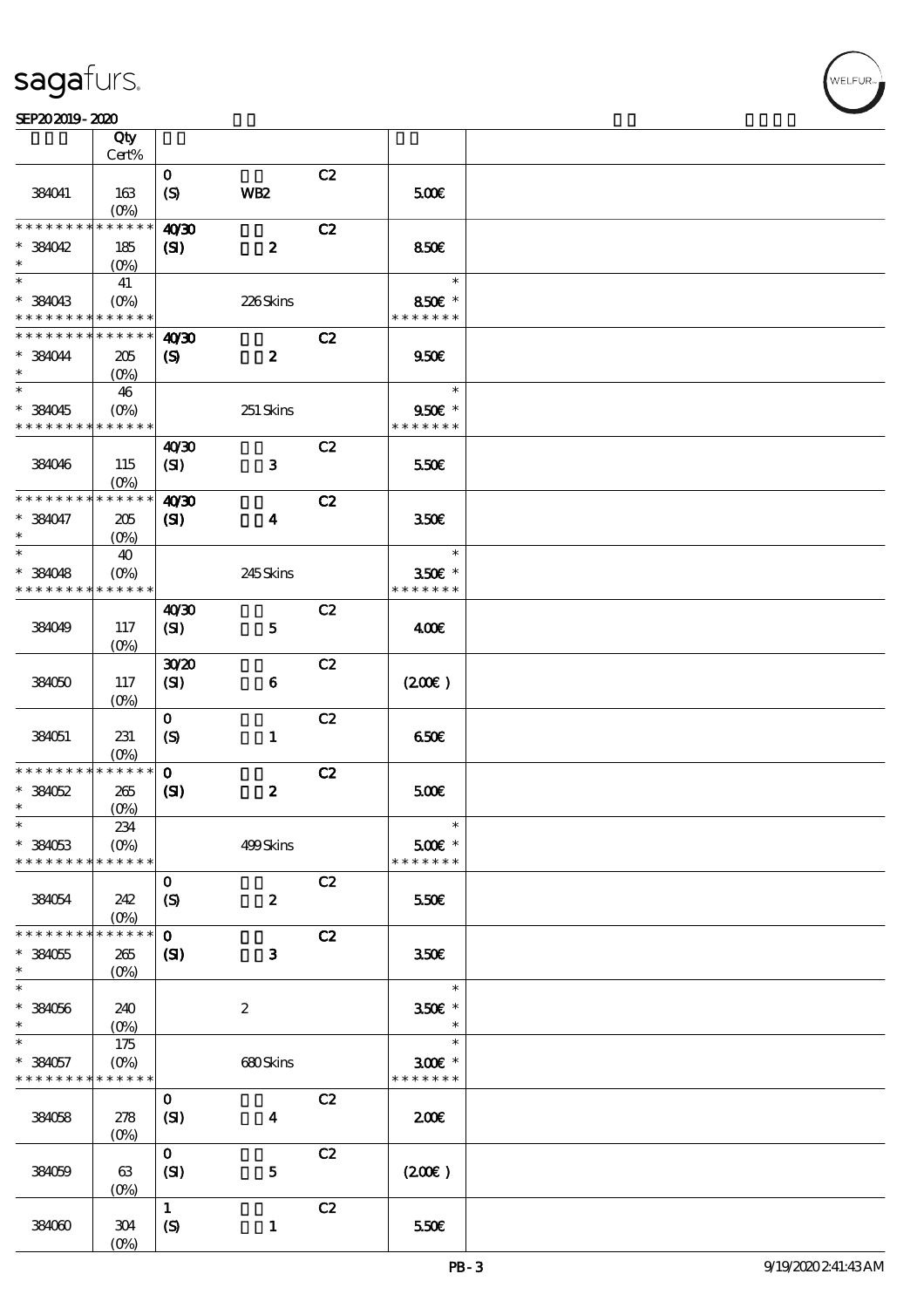| | Qty Cert% | | | | | |
|---|---|---|---|---|---|---|
| 384041 | 163 (0%) | 0 (S) | WB2 | C2 | 5.00€ | |
| * * * * * * * * * * * * * * | | 40/30 | | C2 | | |
| * 384042 * | 185 (0%) | (SI) | 2 | | 8.50€ | |
| * | 41 | | | | * | |
| * 384043 * * * * * * * * * * * * * * | (0%) | | 226 Skins | | 8.50€ * * * * * * * * | |
| * * * * * * * * * * * * * * | | 40/30 | | C2 | | |
| * 384044 * | 205 (0%) | (S) | 2 | | 9.50€ | |
| * | 46 | | | | * | |
| * 384045 * * * * * * * * * * * * * * | (0%) | | 251 Skins | | 9.50€ * * * * * * * * | |
| 384046 | 115 (0%) | 40/30 (SI) | 3 | C2 | 5.50€ | |
| * * * * * * * * * * * * * * | | 40/30 | | C2 | | |
| * 384047 * | 205 (0%) | (SI) | 4 | | 3.50€ | |
| * | 40 | | | | * | |
| * 384048 * * * * * * * * * * * * * * | (0%) | | 245 Skins | | 3.50€ * * * * * * * * | |
| 384049 | 117 (0%) | 40/30 (SI) | 5 | C2 | 4.00€ | |
| 384050 | 117 (0%) | 30/20 (SI) | 6 | C2 | (2.00€) | |
| 384051 | 231 (0%) | 0 (S) | 1 | C2 | 6.50€ | |
| * * * * * * * * * * * * * * | | 0 | | C2 | | |
| * 384052 * | 265 (0%) | (SI) | 2 | | 5.00€ | |
| * | 234 | | | | * | |
| * 384053 * * * * * * * * * * * * * * | (0%) | | 499 Skins | | 5.00€ * * * * * * * * | |
| 384054 | 242 (0%) | 0 (S) | 2 | C2 | 5.50€ | |
| * * * * * * * * * * * * * * | | 0 | | C2 | | |
| * 384055 * | 265 (0%) | (SI) | 3 | | 3.50€ | |
| * 384056 * | 240 (0%) | | 2 | | 3.50€ * | |
| * | 175 | | | | * | |
| * 384057 * * * * * * * * * * * * * * | (0%) | | 680 Skins | | 3.00€ * * * * * * * * | |
| 384058 | 278 (0%) | 0 (SI) | 4 | C2 | 2.00€ | |
| 384059 | 63 (0%) | 0 (SI) | 5 | C2 | (2.00€) | |
| 384060 | 304 (0%) | 1 (S) | 1 | C2 | 5.50€ | |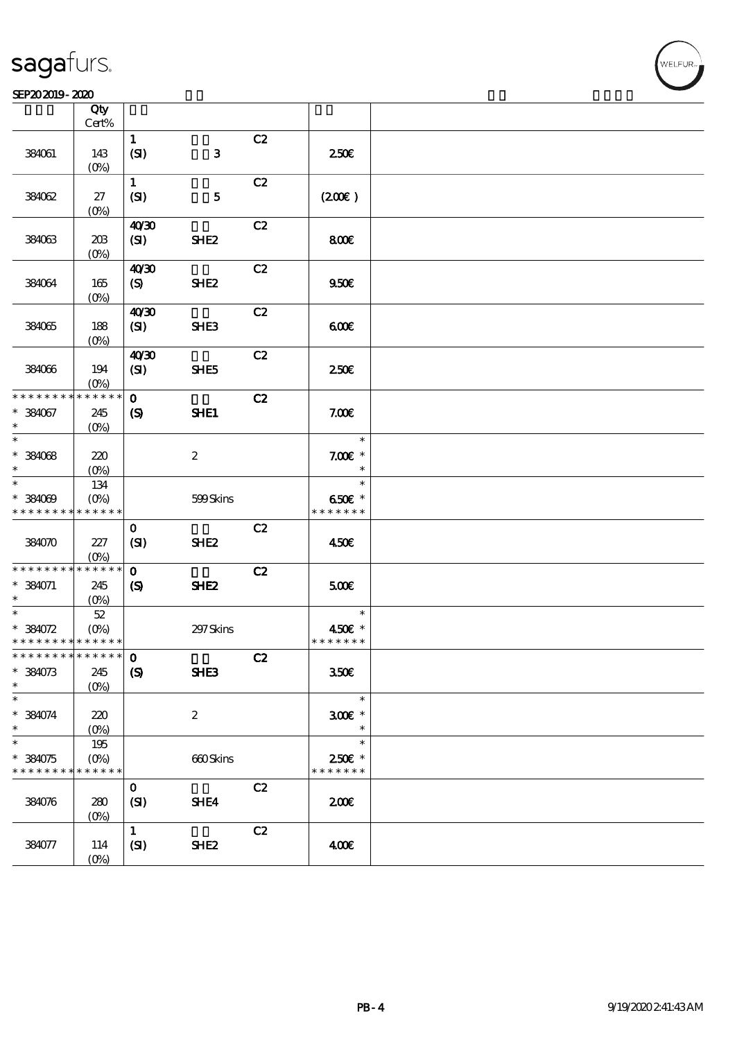| | Qty Cert% | | | | | |
|---|---|---|---|---|---|---|
| 384061 | 143 (0%) | 1 (SI) | 3 | C2 | 2.50€ | |
| 384062 | 27 (0%) | 1 (SI) | 5 | C2 | (2.00€) | |
| 384063 | 203 (0%) | 40/30 (SI) | SHE2 | C2 | 8.00€ | |
| 384064 | 165 (0%) | 40/30 (S) | SHE2 | C2 | 9.50€ | |
| 384065 | 188 (0%) | 40/30 (SI) | SHE3 | C2 | 6.00€ | |
| 384066 | 194 (0%) | 40/30 (SI) | SHE5 | C2 | 2.50€ | |
| * * * * * * * * * * * * * * 384067 * | 245 (0%) | 0 (S) | SHE1 | C2 | 7.00€ | |
| * 384068 * | 220 (0%) | | 2 | | * 7.00€ * * | |
| * 384069 * * * * * * * * * * * * * * | 134 (0%) | | 599 Skins | | * 6.50€ * * * * * * * * | |
| 384070 | 227 (0%) | 0 (SI) | SHE2 | C2 | 4.50€ | |
| * * * * * * * * * * * * * * 384071 * | 245 (0%) | 0 (S) | SHE2 | C2 | 5.00€ | |
| * 384072 * * * * * * * * * * * * * * | 52 (0%) | | 297 Skins | | * 4.50€ * * * * * * * * | |
| * * * * * * * * * * * * * * 384073 * | 245 (0%) | 0 (S) | SHE3 | C2 | 3.50€ | |
| * 384074 * | 220 (0%) | | 2 | | * 3.00€ * * | |
| * 384075 * * * * * * * * * * * * * * | 195 (0%) | | 660 Skins | | * 2.50€ * * * * * * * * | |
| 384076 | 280 (0%) | 0 (SI) | SHE4 | C2 | 2.00€ | |
| 384077 | 114 (0%) | 1 (SI) | SHE2 | C2 | 4.00€ | |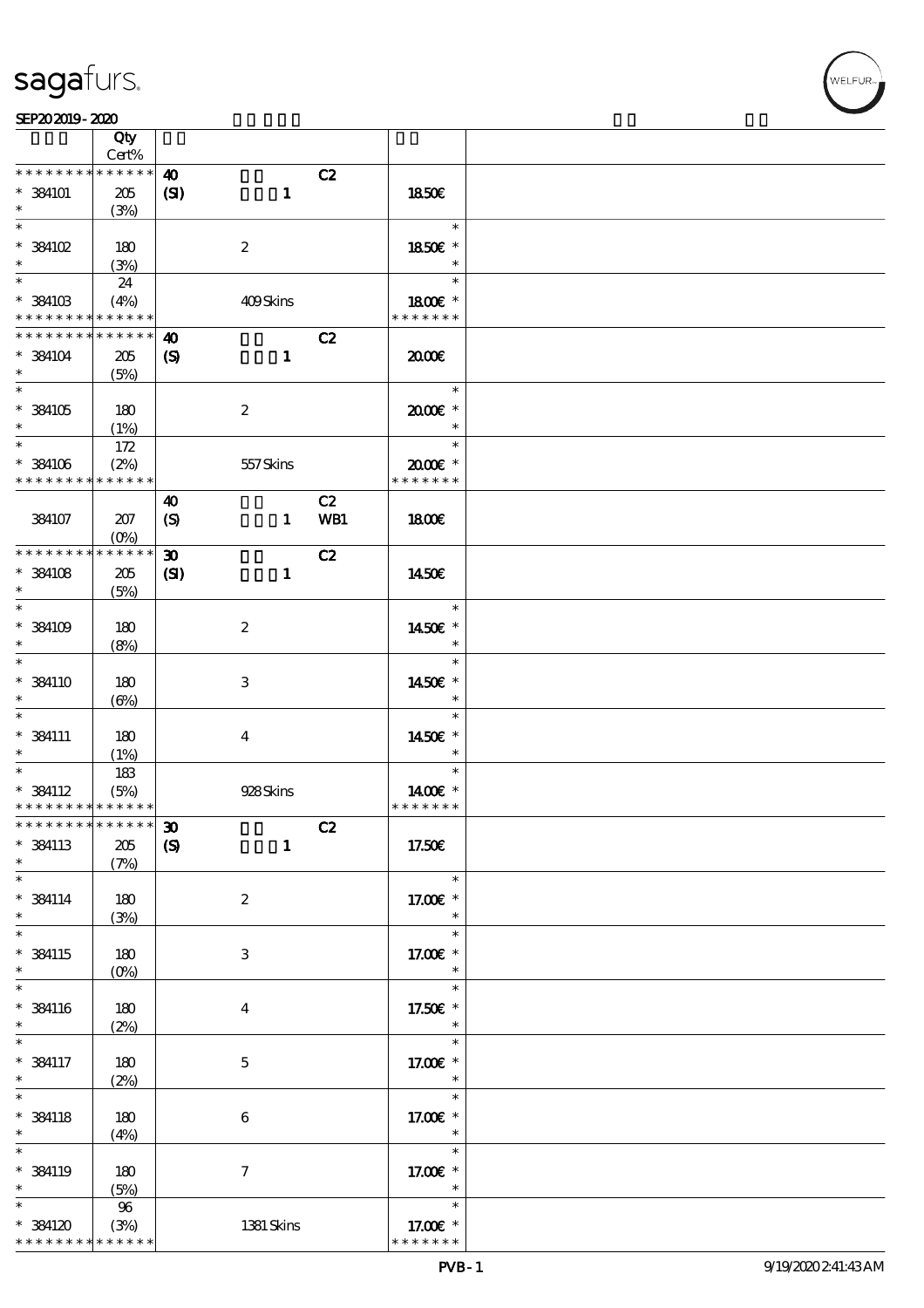sagafurs.

SEP20 2019 - 2020

| | Qty Cert% | | | |
|---|---|---|---|---|
| * * * * * * * * * * * * * * | 40 | C2 | | |
| * 384101 | 205 (3%) | (SI) 1 | | 18.50€ |
| * 384102 | 180 (3%) | 2 | | 18.50€ * |
| * 384103 | 24 (4%) | 409 Skins | | 18.00€ * |
| * * * * * * * * * * * * * * | 40 | C2 | | |
| * 384104 | 205 (5%) | (S) 1 | | 20.00€ |
| * 384105 | 180 (1%) | 2 | | 20.00€ * |
| * 384106 | 172 (2%) | 557 Skins | | 20.00€ * |
| | 40 | C2 | | |
| 384107 | 207 (0%) | (S) 1 | WB1 | 18.00€ |
| * * * * * * * * * * * * * * | 30 | C2 | | |
| * 384108 | 205 (5%) | (SI) 1 | | 14.50€ |
| * 384109 | 180 (8%) | 2 | | 14.50€ * |
| * 384110 | 180 (6%) | 3 | | 14.50€ * |
| * 384111 | 180 (1%) | 4 | | 14.50€ * |
| * 384112 | 183 (5%) | 928 Skins | | 14.00€ * |
| * * * * * * * * * * * * * * | 30 | C2 | | |
| * 384113 | 205 (7%) | (S) 1 | | 17.50€ |
| * 384114 | 180 (3%) | 2 | | 17.00€ * |
| * 384115 | 180 (0%) | 3 | | 17.00€ * |
| * 384116 | 180 (2%) | 4 | | 17.50€ * |
| * 384117 | 180 (2%) | 5 | | 17.00€ * |
| * 384118 | 180 (4%) | 6 | | 17.00€ * |
| * 384119 | 180 (5%) | 7 | | 17.00€ * |
| * 384120 | 96 (3%) | 1381 Skins | | 17.00€ * |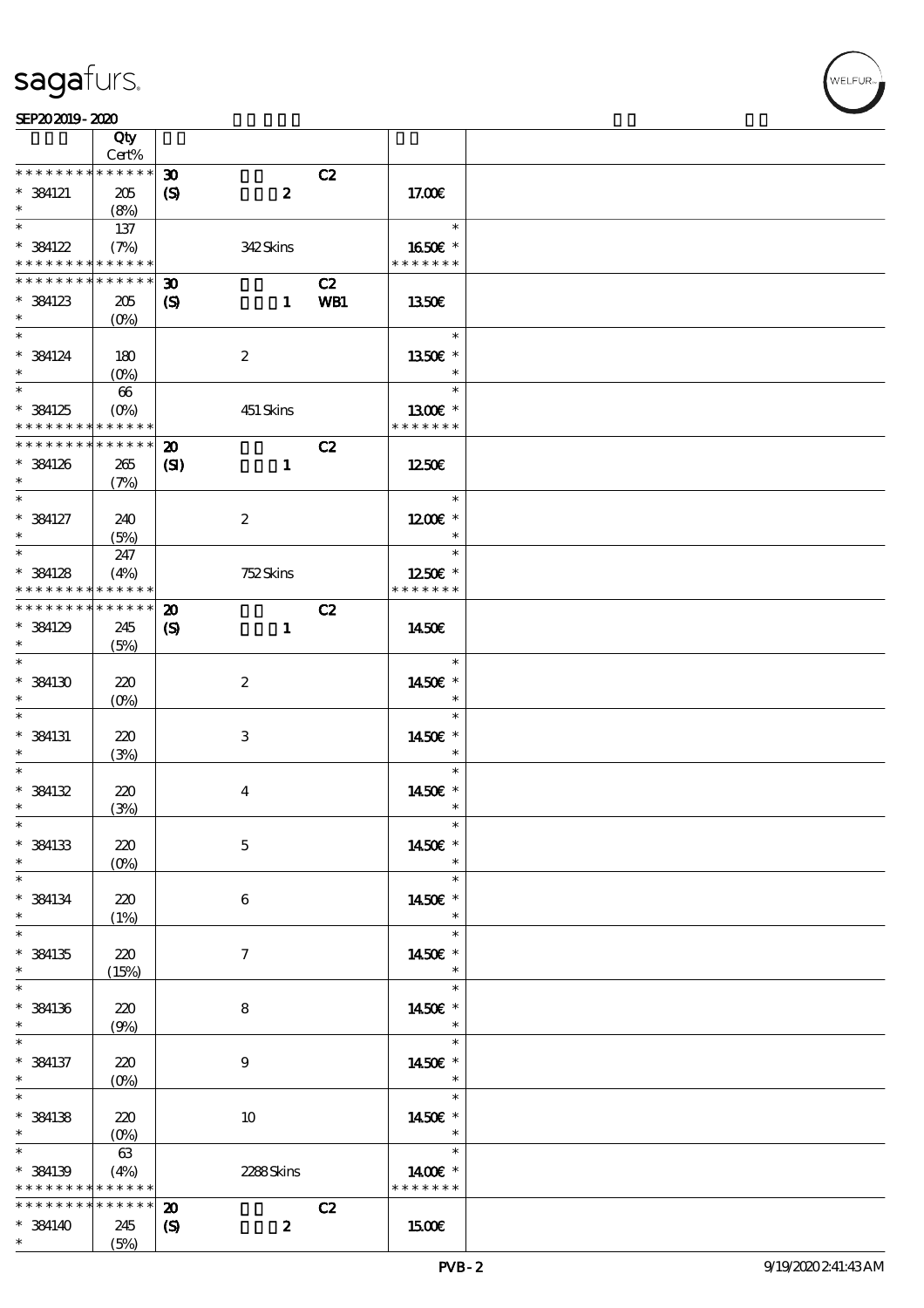sagafurs.

SEP20 2019 - 2020

| | Qty Cert% | | | |
|---|---|---|---|---|
| * * * * * * * * * * * * * * | 30 | C2 | | |
| * 384121 | 205 | (S) 2 | 17.00€ | |
| * | (8%) | | | |
| * | 137 | | * | |
| * 384122 | (7%) | 342 Skins | 16.50€ * | |
| * * * * * * * * * * * * * * | | | * * * * * * * | |
| * * * * * * * * * * * * * * | 30 | C2 | | |
| * 384123 | 205 | (S) 1 WB1 | 13.50€ | |
| * | (0%) | | | |
| * | | | * | |
| * 384124 | 180 | 2 | 13.50€ * | |
| * | (0%) | | * | |
| * | 66 | | * | |
| * 384125 | (0%) | 451 Skins | 13.00€ * | |
| * * * * * * * * * * * * * * | | | * * * * * * * | |
| * * * * * * * * * * * * * * | 20 | C2 | | |
| * 384126 | 265 | (SI) 1 | 12.50€ | |
| * | (7%) | | | |
| * | | | * | |
| * 384127 | 240 | 2 | 12.00€ * | |
| * | (5%) | | * | |
| * | 247 | | * | |
| * 384128 | (4%) | 752 Skins | 12.50€ * | |
| * * * * * * * * * * * * * * | | | * * * * * * * | |
| * * * * * * * * * * * * * * | 20 | C2 | | |
| * 384129 | 245 | (S) 1 | 14.50€ | |
| * | (5%) | | | |
| * | | | * | |
| * 384130 | 220 | 2 | 14.50€ * | |
| * | (0%) | | * | |
| * | | | * | |
| * 384131 | 220 | 3 | 14.50€ * | |
| * | (3%) | | * | |
| * | | | * | |
| * 384132 | 220 | 4 | 14.50€ * | |
| * | (3%) | | * | |
| * | | | * | |
| * 384133 | 220 | 5 | 14.50€ * | |
| * | (0%) | | * | |
| * | | | * | |
| * 384134 | 220 | 6 | 14.50€ * | |
| * | (1%) | | * | |
| * | | | * | |
| * 384135 | 220 | 7 | 14.50€ * | |
| * | (15%) | | * | |
| * | | | * | |
| * 384136 | 220 | 8 | 14.50€ * | |
| * | (9%) | | * | |
| * | | | * | |
| * 384137 | 220 | 9 | 14.50€ * | |
| * | (0%) | | * | |
| * | | | * | |
| * 384138 | 220 | 10 | 14.50€ * | |
| * | (0%) | | * | |
| * | 63 | | * | |
| * 384139 | (4%) | 2288 Skins | 14.00€ * | |
| * * * * * * * * * * * * * * | | | * * * * * * * | |
| * * * * * * * * * * * * * * | 20 | C2 | | |
| * 384140 | 245 | (S) 2 | 15.00€ | |
| * | (5%) | | | |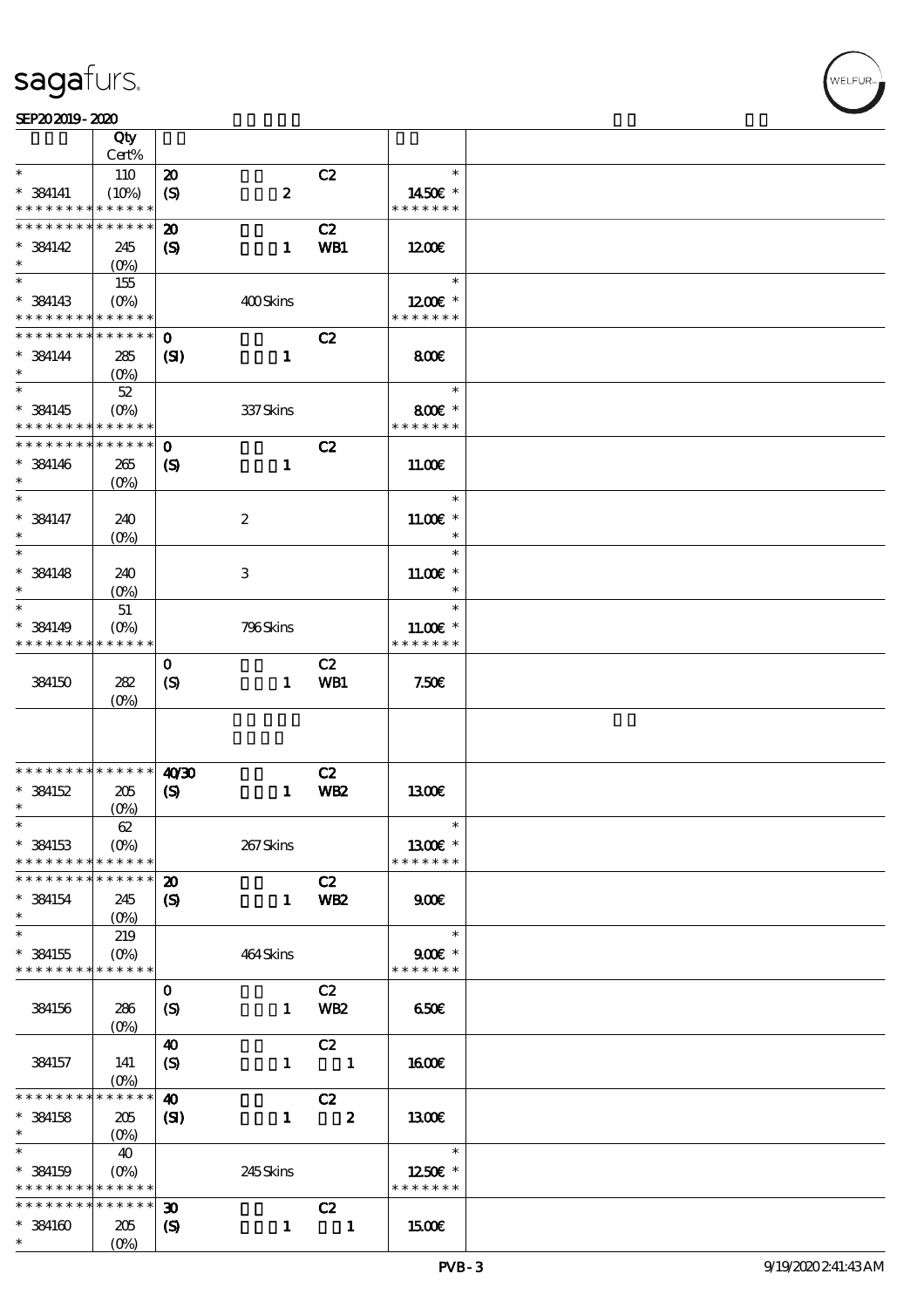**sagafurs.**

SEP20 2019 - 2020

| | Qty Cert% | | | | | |
|---|---|---|---|---|---|---|
| * | 110 | 20 | | C2 | * | |
| * 384141 | (10%) | (S) | 2 | | 14.50€ * | |
| * * * * * * * * * * * * * * | | | | | * * * * * * * | |
| * * * * * * * * * * * * * * | | 20 | | C2 | | |
| * 384142 | 245 | (S) | 1 | WB1 | 12.00€ | |
| * | (0%) | | | | | |
| * | 155 | | | | * | |
| * 384143 | (0%) | | 400 Skins | | 12.00€ * | |
| * * * * * * * * * * * * * * | | | | | * * * * * * * | |
| * * * * * * * * * * * * * * | | 0 | | C2 | | |
| * 384144 | 285 | (SI) | 1 | | 8.00€ | |
| * | (0%) | | | | | |
| * | 52 | | | | * | |
| * 384145 | (0%) | | 337 Skins | | 8.00€ * | |
| * * * * * * * * * * * * * * | | | | | * * * * * * * | |
| * * * * * * * * * * * * * * | | 0 | | C2 | | |
| * 384146 | 265 | (S) | 1 | | 11.00€ | |
| * | (0%) | | | | | |
| * | | | | | * | |
| * 384147 | 240 | | 2 | | 11.00€ * | |
| * | (0%) | | | | * | |
| * | | | | | * | |
| * 384148 | 240 | | 3 | | 11.00€ * | |
| * | (0%) | | | | * | |
| * | 51 | | | | * | |
| * 384149 | (0%) | | 796 Skins | | 11.00€ * | |
| * * * * * * * * * * * * * * | | | | | * * * * * * * | |
| | | 0 | | C2 | | |
| 384150 | 282 | (S) | 1 | WB1 | 7.50€ | |
| | (0%) | | | | | |
| | | | | | | |
| * * * * * * * * * * * * * * | | 40/30 | | C2 | | |
| * 384152 | 205 | (S) | 1 | WB2 | 13.00€ | |
| * | (0%) | | | | | |
| * | 62 | | | | * | |
| * 384153 | (0%) | | 267 Skins | | 13.00€ * | |
| * * * * * * * * * * * * * * | | | | | * * * * * * * | |
| * * * * * * * * * * * * * * | | 20 | | C2 | | |
| * 384154 | 245 | (S) | 1 | WB2 | 9.00€ | |
| * | (0%) | | | | | |
| * | 219 | | | | * | |
| * 384155 | (0%) | | 464 Skins | | 9.00€ * | |
| * * * * * * * * * * * * * * | | | | | * * * * * * * | |
| | | 0 | | C2 | | |
| 384156 | 286 | (S) | 1 | WB2 | 6.50€ | |
| | (0%) | | | | | |
| | | 40 | | C2 | | |
| 384157 | 141 | (S) | 1 | 1 | 16.00€ | |
| | (0%) | | | | | |
| * * * * * * * * * * * * * * | | 40 | | C2 | | |
| * 384158 | 205 | (SI) | 1 | 2 | 13.00€ | |
| * | (0%) | | | | | |
| * | 40 | | | | * | |
| * 384159 | (0%) | | 245 Skins | | 12.50€ * | |
| * * * * * * * * * * * * * * | | | | | * * * * * * * | |
| * * * * * * * * * * * * * * | | 30 | | C2 | | |
| * 384160 | 205 | (S) | 1 | 1 | 15.00€ | |
| * | (0%) | | | | | |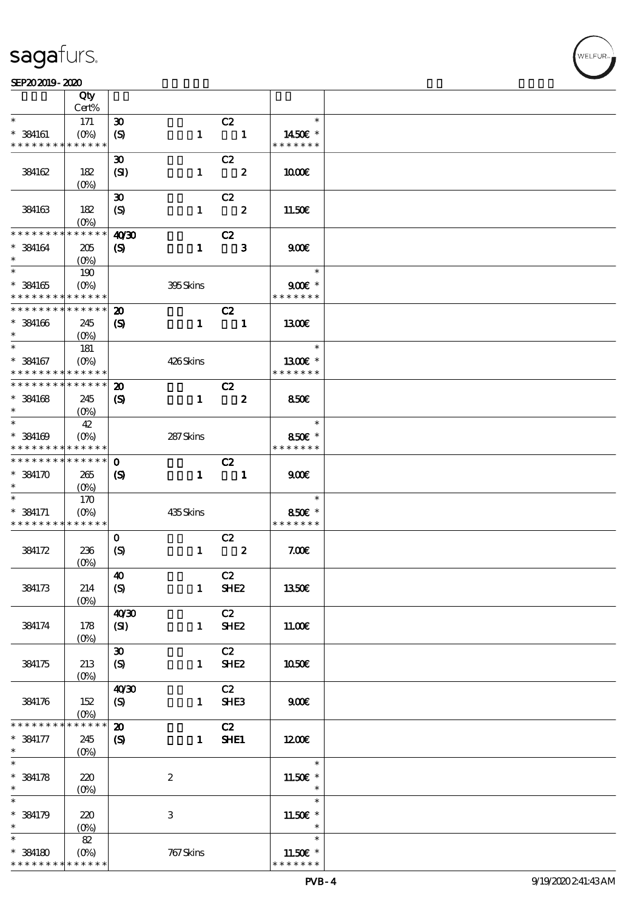| | Qty Cert% | | | | |
|---|---|---|---|---|---|
| * | 171 | 30 | C2 | * | |
| * 384161 | (0%) | (S) 1 | 1 | 14.50€ * | |
| * * * * * * * * * * * * * * | | | | * * * * * * * | |
| 384162 | 182 (0%) | 30 (SI) 1 | C2 2 | 10.00€ | |
| 384163 | 182 (0%) | 30 (S) 1 | C2 2 | 11.50€ | |
| * * * * * * * * * * * * * * | | 40/30 | C2 | | |
| * 384164 | 205 | (S) 1 | 3 | 9.00€ | |
| * | (0%) | | | | |
| * | 190 | | | * | |
| * 384165 | (0%) | 395 Skins | | 9.00€ * | |
| * * * * * * * * * * * * * * | | | | * * * * * * * | |
| * * * * * * * * * * * * * * | | 20 | C2 | | |
| * 384166 | 245 | (S) 1 | 1 | 13.00€ | |
| * | (0%) | | | | |
| * | 181 | | | * | |
| * 384167 | (0%) | 426 Skins | | 13.00€ * | |
| * * * * * * * * * * * * * * | | | | * * * * * * * | |
| * * * * * * * * * * * * * * | | 20 | C2 | | |
| * 384168 | 245 | (S) 1 | 2 | 8.50€ | |
| * | (0%) | | | | |
| * | 42 | | | * | |
| * 384169 | (0%) | 287 Skins | | 8.50€ * | |
| * * * * * * * * * * * * * * | | | | * * * * * * * | |
| * * * * * * * * * * * * * * | | 0 | C2 | | |
| * 384170 | 265 | (S) 1 | 1 | 9.00€ | |
| * | (0%) | | | | |
| * | 170 | | | * | |
| * 384171 | (0%) | 435 Skins | | 8.50€ * | |
| * * * * * * * * * * * * * * | | | | * * * * * * * | |
| 384172 | 236 (0%) | 0 (S) 1 | C2 2 | 7.00€ | |
| 384173 | 214 (0%) | 40 (S) 1 | C2 SHE2 | 13.50€ | |
| 384174 | 178 (0%) | 40/30 (SI) 1 | C2 SHE2 | 11.00€ | |
| 384175 | 213 (0%) | 30 (S) 1 | C2 SHE2 | 10.50€ | |
| 384176 | 152 (0%) | 40/30 (S) 1 | C2 SHE3 | 9.00€ | |
| * * * * * * * * * * * * * * | | 20 | C2 | | |
| * 384177 | 245 | (S) 1 | SHE1 | 12.00€ | |
| * | (0%) | | | | |
| * | | | | * | |
| * 384178 | 220 | 2 | | 11.50€ * | |
| * | (0%) | | | * | |
| * | | | | * | |
| * 384179 | 220 | 3 | | 11.50€ * | |
| * | (0%) | | | * | |
| * | 82 | | | * | |
| * 384180 | (0%) | 767 Skins | | 11.50€ * | |
| * * * * * * * * * * * * * * | | | | * * * * * * * | |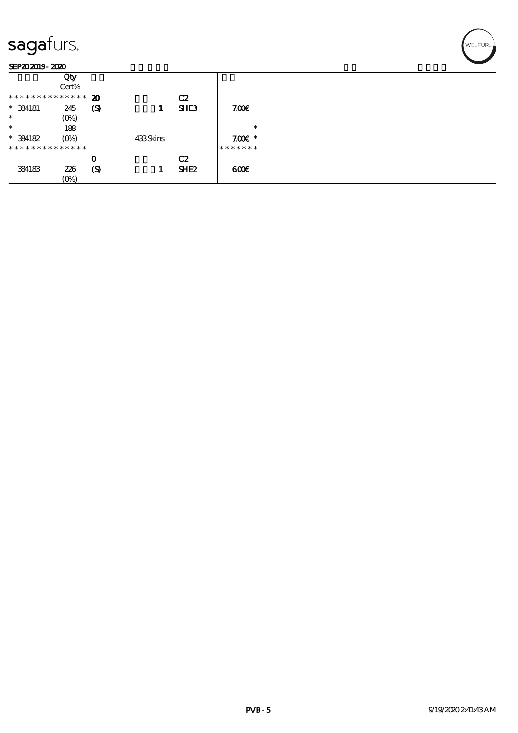SEP20 2019 - 2020

| | Qty Cert% | | | | | |
|---|---|---|---|---|---|---|
| * * * * * * * * * * * * * * | 20 | | | C2 | | |
| * 384181 | 245 | (S) | 1 | SHE3 | 7.00€ | |
| * | (0%) | | | | | |
| * | 188 | | | | * | |
| * 384182 | (0%) | | 433 Skins | | 7.00€ * | |
| * * * * * * * * * * * * * * | | | | | * * * * * * * | |
| | | 0 | | C2 | | |
| 384183 | 226 | (S) | 1 | SHE2 | 6.00€ | |
| | (0%) | | | | | |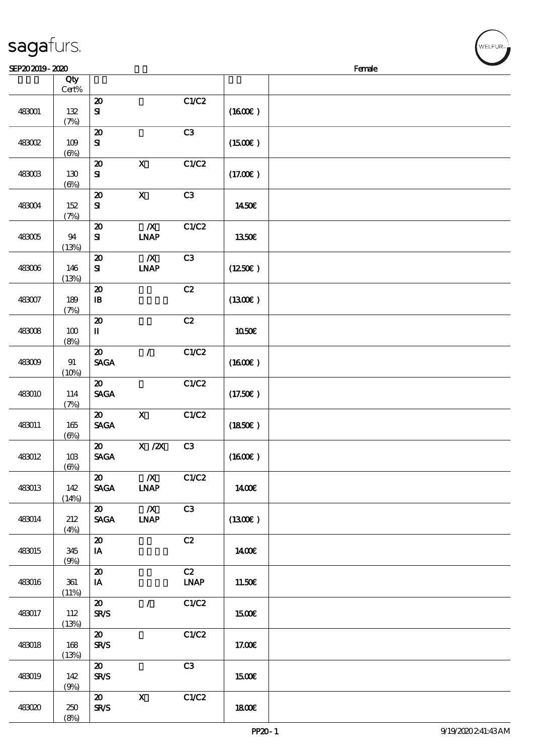SEP20 2019 - 2020 Female

| | Qty Cert% | | | | | |
|---|---|---|---|---|---|---|
| 483001 | 132 (7%) | 20 SI | | C1/C2 | (16.00€) | |
| 483002 | 109 (6%) | 20 SI | | C3 | (15.00€) | |
| 483003 | 130 (6%) | 20 SI | X | C1/C2 | (17.00€) | |
| 483004 | 152 (7%) | 20 SI | X | C3 | 14.50€ | |
| 483005 | 94 (13%) | 20 SI | /X LNAP | C1/C2 | 13.50€ | |
| 483006 | 146 (13%) | 20 SI | /X LNAP | C3 | (12.50€) | |
| 483007 | 189 (7%) | 20 IB | | C2 | (13.00€) | |
| 483008 | 100 (8%) | 20 II | | C2 | 10.50€ | |
| 483009 | 91 (10%) | 20 SAGA | / | C1/C2 | (16.00€) | |
| 483010 | 114 (7%) | 20 SAGA | | C1/C2 | (17.50€) | |
| 483011 | 165 (6%) | 20 SAGA | X | C1/C2 | (18.50€) | |
| 483012 | 103 (6%) | 20 SAGA | X /2X | C3 | (16.00€) | |
| 483013 | 142 (14%) | 20 SAGA | /X LNAP | C1/C2 | 14.00€ | |
| 483014 | 212 (4%) | 20 SAGA | /X LNAP | C3 | (13.00€) | |
| 483015 | 345 (9%) | 20 IA | | C2 | 14.00€ | |
| 483016 | 361 (11%) | 20 IA | | C2 LNAP | 11.50€ | |
| 483017 | 112 (13%) | 20 SR/S | / | C1/C2 | 15.00€ | |
| 483018 | 168 (13%) | 20 SR/S | | C1/C2 | 17.00€ | |
| 483019 | 142 (9%) | 20 SR/S | | C3 | 15.00€ | |
| 483020 | 250 (8%) | 20 SR/S | X | C1/C2 | 18.00€ | |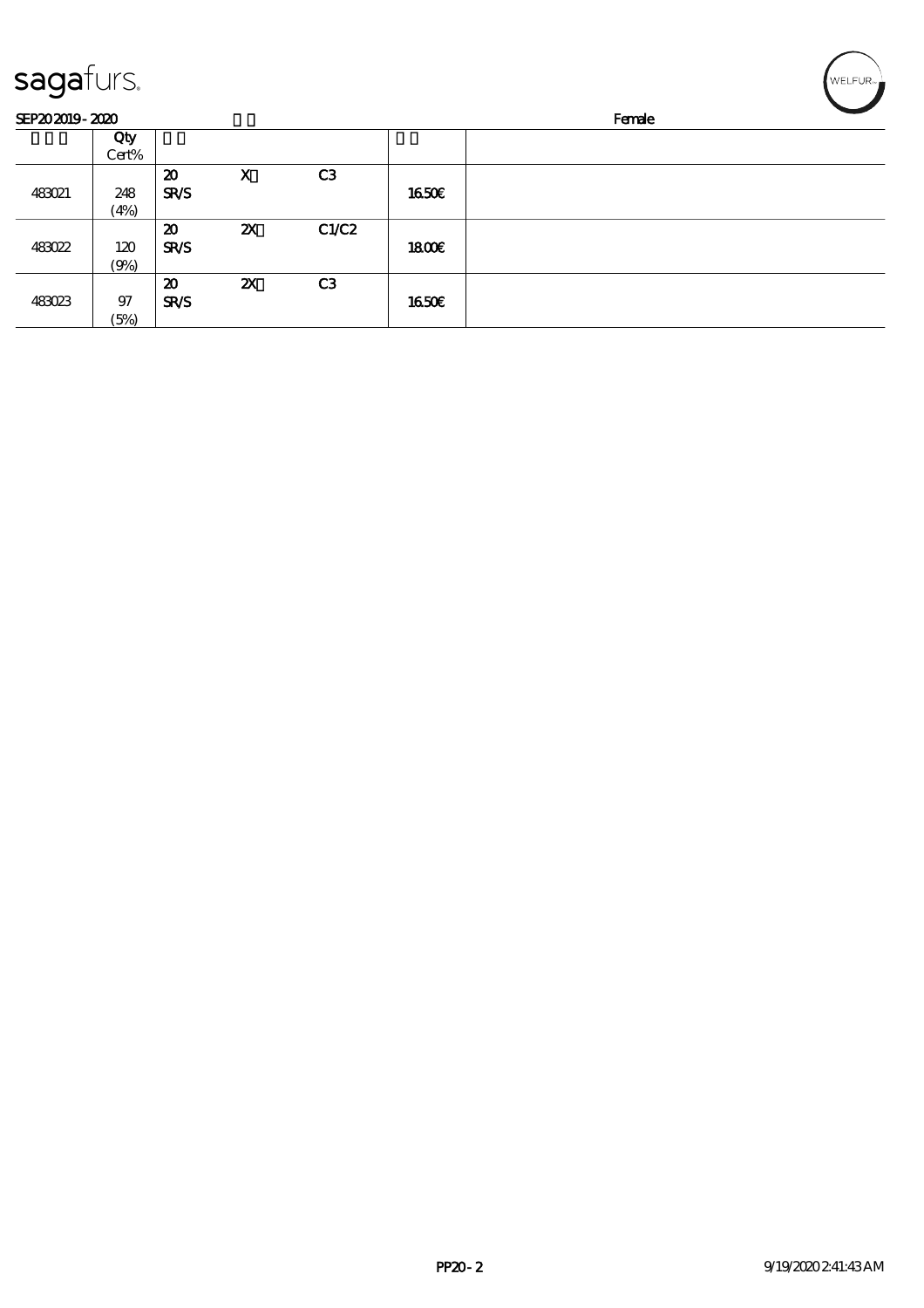sagafurs.

SEP20 2019 - 2020 Female

| | Qty Cert% | | | | | |
|---|---|---|---|---|---|---|
| 483021 | 248 (4%) | 20 SR/S | X | C3 | 16.50€ | |
| 483022 | 120 (9%) | 20 SR/S | 2X | C1/C2 | 18.00€ | |
| 483023 | 97 (5%) | 20 SR/S | 2X | C3 | 16.50€ | |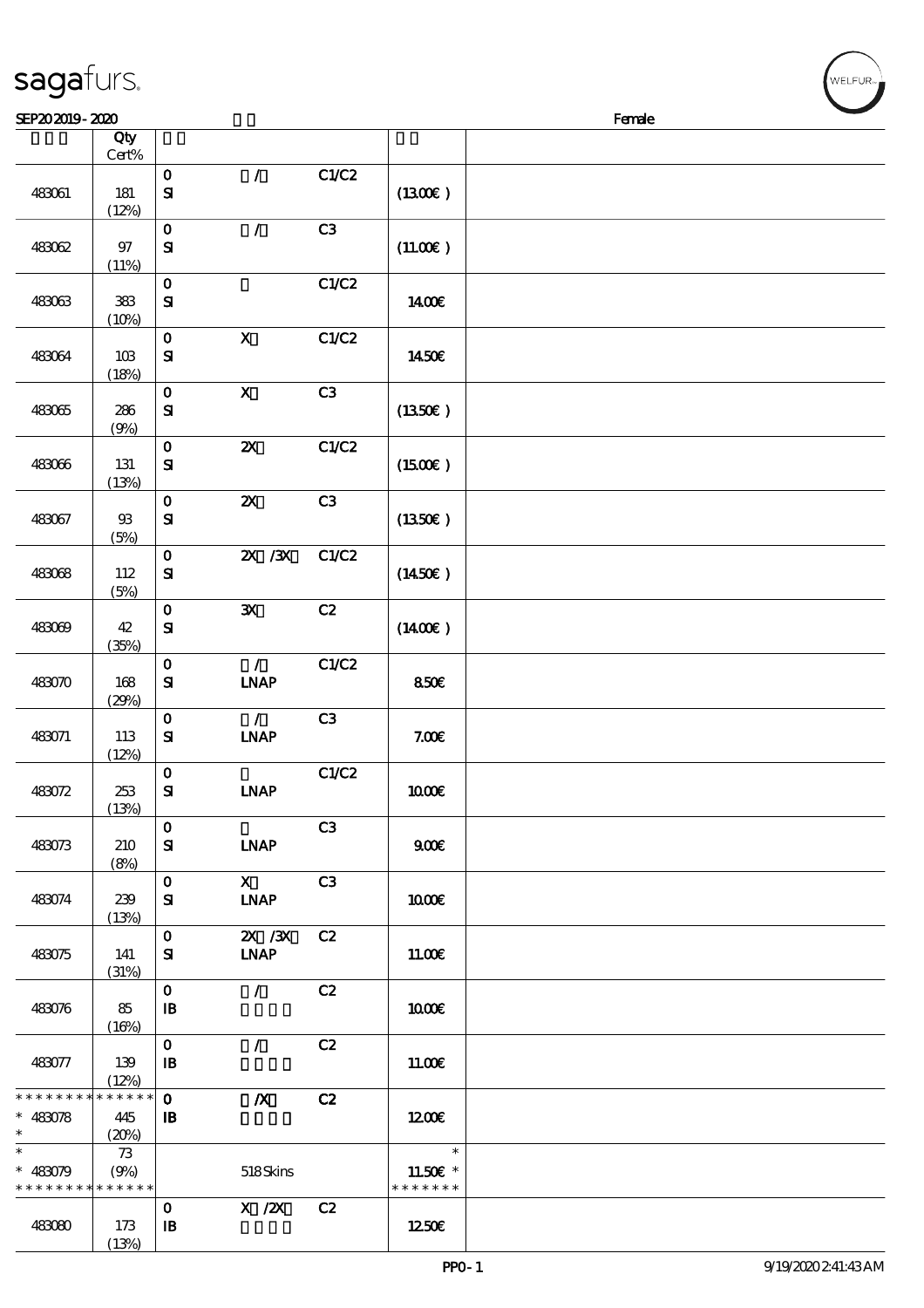# sagafurs.

SEP20 2019 - 2020 Female

| | Qty Cert% | | | | | |
|---|---|---|---|---|---|---|
| 483061 | 181 (12%) | 0 SI | / | C1/C2 | (13.00€ ) | |
| 483062 | 97 (11%) | 0 SI | / | C3 | (11.00€ ) | |
| 483063 | 383 (10%) | 0 SI | | C1/C2 | 14.00€ | |
| 483064 | 103 (18%) | 0 SI | X | C1/C2 | 14.50€ | |
| 483065 | 286 (9%) | 0 SI | X | C3 | (13.50€ ) | |
| 483066 | 131 (13%) | 0 SI | 2X | C1/C2 | (15.00€ ) | |
| 483067 | 93 (5%) | 0 SI | 2X | C3 | (13.50€ ) | |
| 483068 | 112 (5%) | 0 SI | 2X /3X | C1/C2 | (14.50€ ) | |
| 483069 | 42 (35%) | 0 SI | 3X | C2 | (14.00€ ) | |
| 483070 | 168 (29%) | 0 SI | / LNAP | C1/C2 | 8.50€ | |
| 483071 | 113 (12%) | 0 SI | / LNAP | C3 | 7.00€ | |
| 483072 | 253 (13%) | 0 SI | LNAP | C1/C2 | 10.00€ | |
| 483073 | 210 (8%) | 0 SI | LNAP | C3 | 9.00€ | |
| 483074 | 239 (13%) | 0 SI | X LNAP | C3 | 10.00€ | |
| 483075 | 141 (31%) | 0 SI | 2X /3X LNAP | C2 | 11.00€ | |
| 483076 | 85 (16%) | 0 IB | / | C2 | 10.00€ | |
| 483077 | 139 (12%) | 0 IB | / | C2 | 11.00€ | |
| * * * * * * * * * * * * * * 483078 * | * 445 (20%) | 0 IB | /X | C2 | 12.00€ | |
| * * 483079 * * * * * * * * * * * * * * | 73 (9%) | | 518 Skins | | * 11.50€ * * * * * * * * | |
| 483080 | 173 (13%) | 0 IB | X /2X | C2 | 12.50€ | |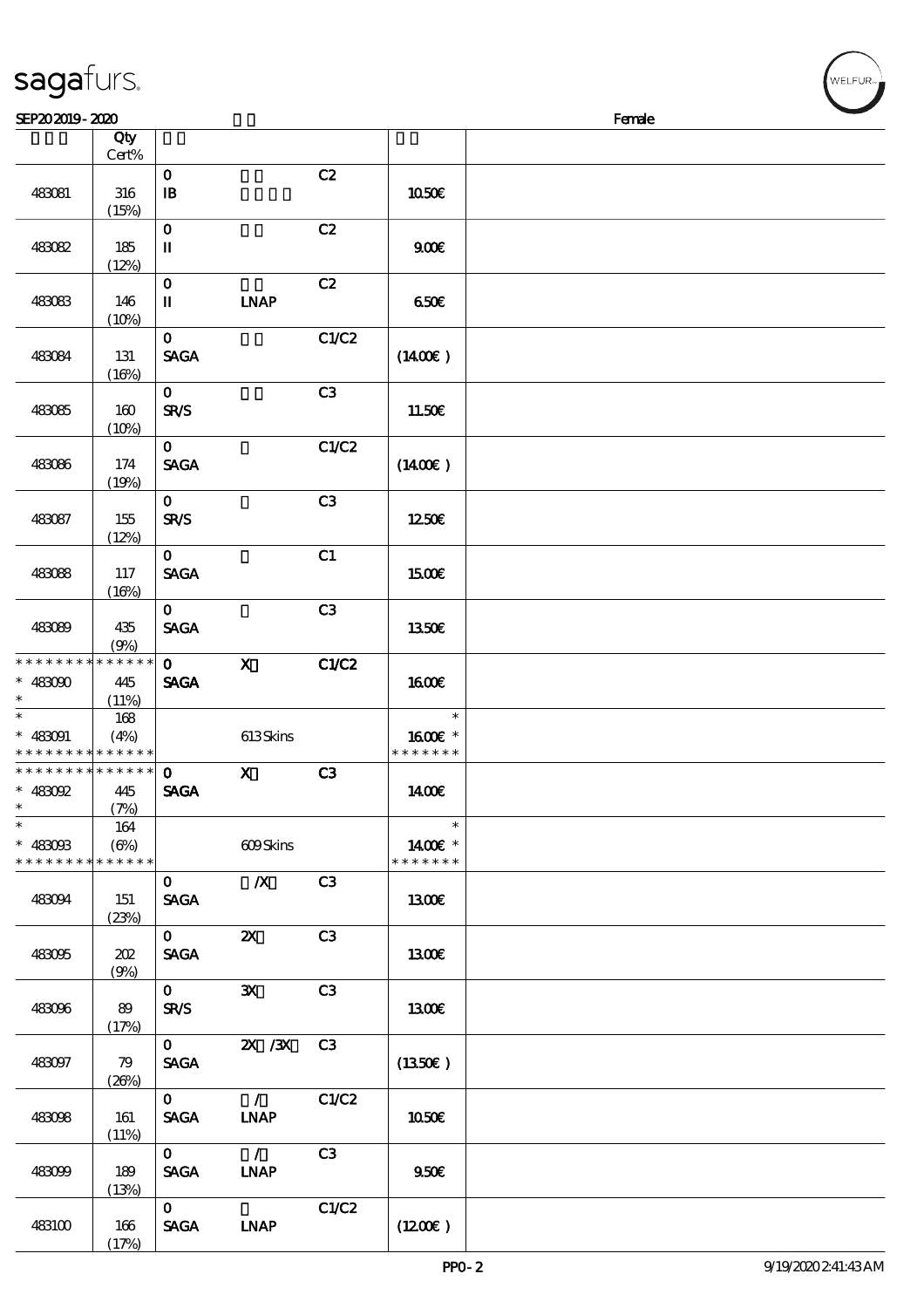# sagafurs.

SEP20 2019 - 2020 Female

| | Qty Cert% | | | | | |
|---|---|---|---|---|---|---|
| 483081 | 316 (15%) | 0 IB | | C2 | 10.50€ | |
| 483082 | 185 (12%) | 0 II | | C2 | 9.00€ | |
| 483083 | 146 (10%) | 0 II | LNAP | C2 | 6.50€ | |
| 483084 | 131 (16%) | 0 SAGA | | C1/C2 | (14.00€ ) | |
| 483085 | 160 (10%) | 0 SR/S | | C3 | 11.50€ | |
| 483086 | 174 (19%) | 0 SAGA | | C1/C2 | (14.00€ ) | |
| 483087 | 155 (12%) | 0 SR/S | | C3 | 12.50€ | |
| 483088 | 117 (16%) | 0 SAGA | | C1 | 15.00€ | |
| 483089 | 435 (9%) | 0 SAGA | | C3 | 13.50€ | |
| * * * * * * * * * * * * * * * 483090 * | 445 (11%) | 0 SAGA | X | C1/C2 | 16.00€ | |
| * * 483091 * * * * * * * * * * * * * * | 168 (4%) | | 613 Skins | | * 16.00€ * * * * * * * * | |
| * * * * * * * * * * * * * * * 483092 * | 445 (7%) | 0 SAGA | X | C3 | 14.00€ | |
| * * 483093 * * * * * * * * * * * * * * | 164 (6%) | | 609 Skins | | * 14.00€ * * * * * * * * | |
| 483094 | 151 (23%) | 0 SAGA | /X | C3 | 13.00€ | |
| 483095 | 202 (9%) | 0 SAGA | 2X | C3 | 13.00€ | |
| 483096 | 89 (17%) | 0 SR/S | 3X | C3 | 13.00€ | |
| 483097 | 79 (26%) | 0 SAGA | 2X /3X | C3 | (13.50€ ) | |
| 483098 | 161 (11%) | 0 SAGA | / LNAP | C1/C2 | 10.50€ | |
| 483099 | 189 (13%) | 0 SAGA | / LNAP | C3 | 9.50€ | |
| 483100 | 166 (17%) | 0 SAGA | LNAP | C1/C2 | (12.00€ ) | |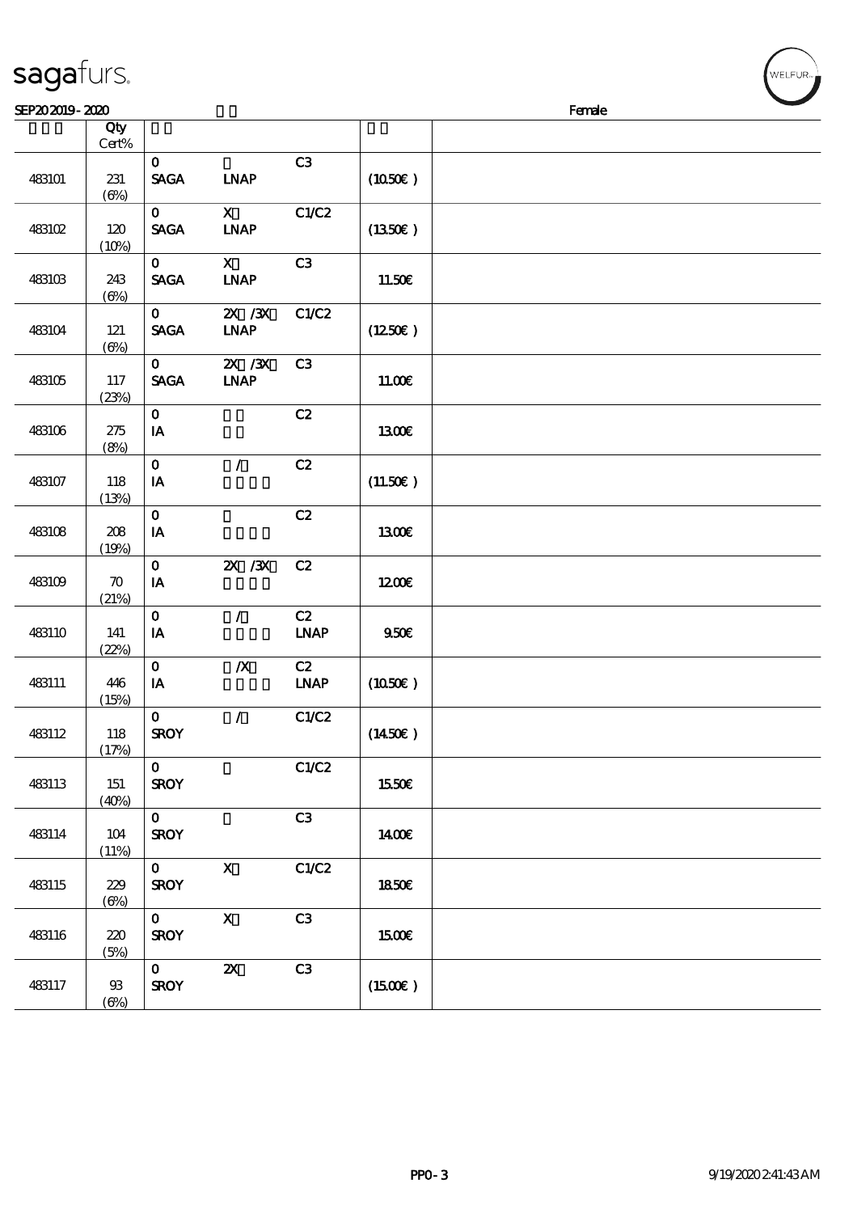sagafurs.

SEP20 2019 - 2020 Female

| | Qty Cert% | | | | | |
|---|---|---|---|---|---|---|
| 483101 | 231 (6%) | 0 SAGA | LNAP | C3 | (10.50€) | |
| 483102 | 120 (10%) | 0 SAGA | X LNAP | C1/C2 | (13.50€) | |
| 483103 | 243 (6%) | 0 SAGA | X LNAP | C3 | 11.50€ | |
| 483104 | 121 (6%) | 0 SAGA | 2X /3X LNAP | C1/C2 | (12.50€) | |
| 483105 | 117 (23%) | 0 SAGA | 2X /3X LNAP | C3 | 11.00€ | |
| 483106 | 275 (8%) | 0 IA | | C2 | 13.00€ | |
| 483107 | 118 (13%) | 0 IA | / | C2 | (11.50€) | |
| 483108 | 208 (19%) | 0 IA | | C2 | 13.00€ | |
| 483109 | 70 (21%) | 0 IA | 2X /3X | C2 | 12.00€ | |
| 483110 | 141 (22%) | 0 IA | / | C2 LNAP | 9.50€ | |
| 483111 | 446 (15%) | 0 IA | /X | C2 LNAP | (10.50€) | |
| 483112 | 118 (17%) | 0 SROY | / | C1/C2 | (14.50€) | |
| 483113 | 151 (40%) | 0 SROY | | C1/C2 | 15.50€ | |
| 483114 | 104 (11%) | 0 SROY | | C3 | 14.00€ | |
| 483115 | 229 (6%) | 0 SROY | X | C1/C2 | 18.50€ | |
| 483116 | 220 (5%) | 0 SROY | X | C3 | 15.00€ | |
| 483117 | 93 (6%) | 0 SROY | 2X | C3 | (15.00€) | |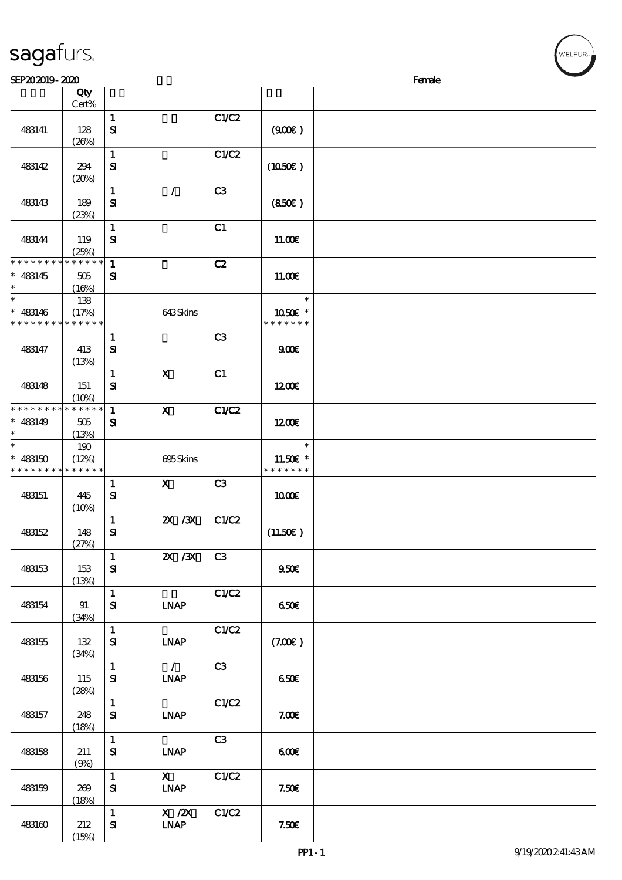sagafurs.

SEP20 2019 - 2020 Female

| | Qty Cert% | | | | | |
|---|---|---|---|---|---|---|
| 483141 | 128 (26%) | 1 SI | | C1/C2 | (9.00€) | |
| 483142 | 294 (20%) | 1 SI | | C1/C2 | (10.50€) | |
| 483143 | 189 (23%) | 1 SI | / | C3 | (8.50€) | |
| 483144 | 119 (25%) | 1 SI | | C1 | 11.00€ | |
| * * * * * * * * * * * * * * * 483145 * | 505 (16%) | 1 SI | | C2 | 11.00€ | |
| * * 483146 * * * * * * * * * * * * * * | 138 (17%) | | 643 Skins | | * 10.50€ * * * * * * * * | |
| 483147 | 413 (13%) | 1 SI | | C3 | 9.00€ | |
| 483148 | 151 (10%) | 1 SI | X | C1 | 12.00€ | |
| * * * * * * * * * * * * * * * 483149 * | 505 (13%) | 1 SI | X | C1/C2 | 12.00€ | |
| * * 483150 * * * * * * * * * * * * * * | 190 (12%) | | 695 Skins | | * 11.50€ * * * * * * * * | |
| 483151 | 445 (10%) | 1 SI | X | C3 | 10.00€ | |
| 483152 | 148 (27%) | 1 SI | 2X /3X | C1/C2 | (11.50€) | |
| 483153 | 153 (13%) | 1 SI | 2X /3X | C3 | 9.50€ | |
| 483154 | 91 (34%) | 1 SI | LNAP | C1/C2 | 6.50€ | |
| 483155 | 132 (34%) | 1 SI | LNAP | C1/C2 | (7.00€) | |
| 483156 | 115 (28%) | 1 SI | / LNAP | C3 | 6.50€ | |
| 483157 | 248 (18%) | 1 SI | LNAP | C1/C2 | 7.00€ | |
| 483158 | 211 (9%) | 1 SI | LNAP | C3 | 6.00€ | |
| 483159 | 269 (18%) | 1 SI | X LNAP | C1/C2 | 7.50€ | |
| 483160 | 212 (15%) | 1 SI | X /2X LNAP | C1/C2 | 7.50€ | |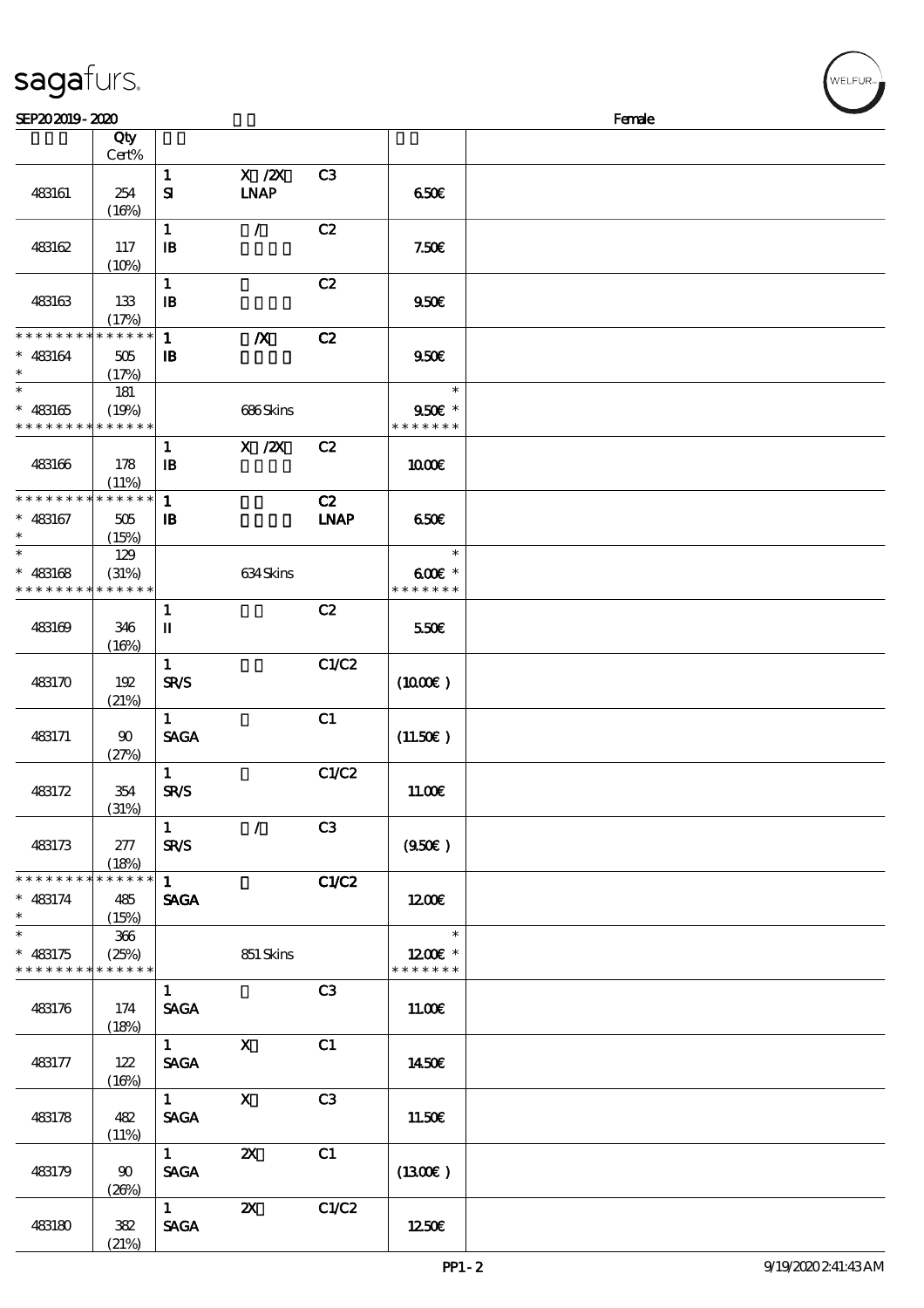| | Qty Cert% | | | | | |
|---|---|---|---|---|---|---|
| 483161 | 254 (16%) | 1 SI | X /2X LNAP | C3 | 6.50€ | |
| 483162 | 117 (10%) | 1 IB | / | C2 | 7.50€ | |
| 483163 | 133 (17%) | 1 IB | | C2 | 9.50€ | |
| * * * * * * * * * * * * * * * 483164 * | 505 (17%) | 1 IB | /X | C2 | 9.50€ | |
| * * 483165 * * * * * * * * * * * * * * | 181 (19%) | | 686 Skins | | * 9.50€ * * * * * * * * | |
| 483166 | 178 (11%) | 1 IB | X /2X | C2 | 10.00€ | |
| * * * * * * * * * * * * * * * 483167 * | 505 (15%) | 1 IB | | C2 LNAP | 6.50€ | |
| * * 483168 * * * * * * * * * * * * * * | 129 (31%) | | 634 Skins | | * 6.00€ * * * * * * * * | |
| 483169 | 346 (16%) | 1 II | | C2 | 5.50€ | |
| 483170 | 192 (21%) | 1 SR/S | | C1/C2 | (10.00€ ) | |
| 483171 | 90 (27%) | 1 SAGA | | C1 | (11.50€ ) | |
| 483172 | 354 (31%) | 1 SR/S | | C1/C2 | 11.00€ | |
| 483173 | 277 (18%) | 1 SR/S | / | C3 | (9.50€ ) | |
| * * * * * * * * * * * * * * * 483174 * | 485 (15%) | 1 SAGA | | C1/C2 | 12.00€ | |
| * * 483175 * * * * * * * * * * * * * * | 366 (25%) | | 851 Skins | | * 12.00€ * * * * * * * * | |
| 483176 | 174 (18%) | 1 SAGA | | C3 | 11.00€ | |
| 483177 | 122 (16%) | 1 SAGA | X | C1 | 14.50€ | |
| 483178 | 482 (11%) | 1 SAGA | X | C3 | 11.50€ | |
| 483179 | 90 (26%) | 1 SAGA | 2X | C1 | (13.00€ ) | |
| 483180 | 382 (21%) | 1 SAGA | 2X | C1/C2 | 12.50€ | |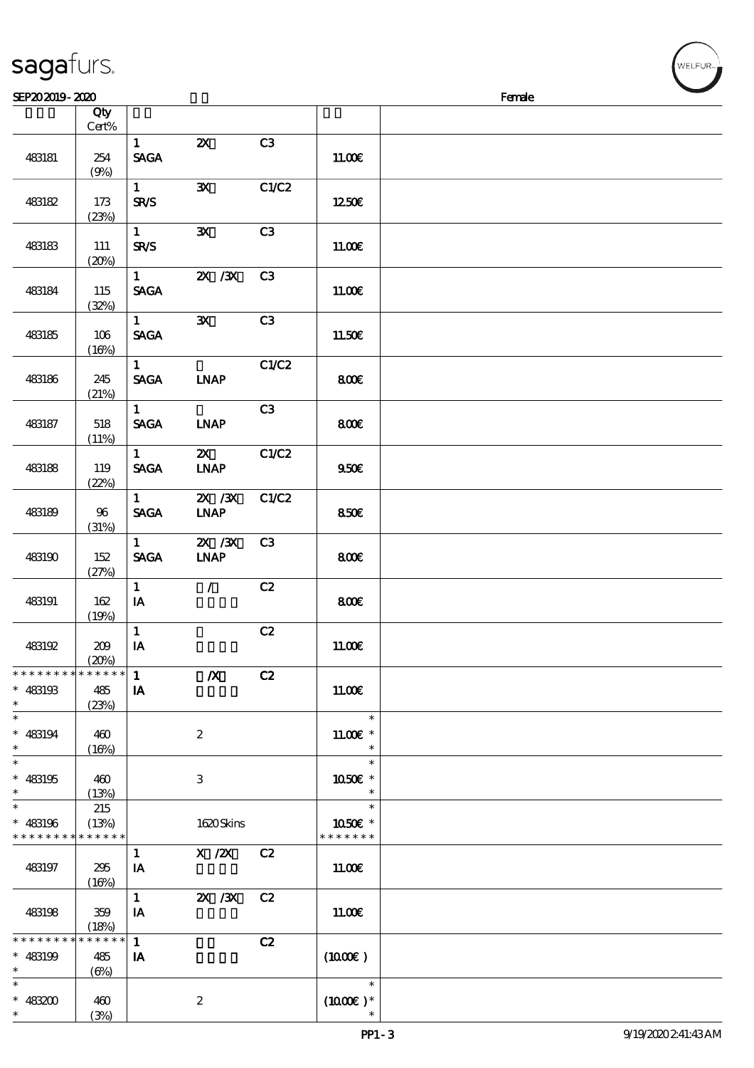# sagafurs.

SEP20 2019 - 2020 Female

| | Qty Cert% | | | | | |
|---|---|---|---|---|---|---|
| 483181 | 254 (9%) | 1 SAGA | 2X | C3 | 11.00€ | |
| 483182 | 173 (23%) | 1 SR/S | 3X | C1/C2 | 12.50€ | |
| 483183 | 111 (20%) | 1 SR/S | 3X | C3 | 11.00€ | |
| 483184 | 115 (32%) | 1 SAGA | 2X /3X | C3 | 11.00€ | |
| 483185 | 106 (16%) | 1 SAGA | 3X | C3 | 11.50€ | |
| 483186 | 245 (21%) | 1 SAGA | LNAP | C1/C2 | 8.00€ | |
| 483187 | 518 (11%) | 1 SAGA | LNAP | C3 | 8.00€ | |
| 483188 | 119 (22%) | 1 SAGA | 2X LNAP | C1/C2 | 9.50€ | |
| 483189 | 96 (31%) | 1 SAGA | 2X /3X LNAP | C1/C2 | 8.50€ | |
| 483190 | 152 (27%) | 1 SAGA | 2X /3X LNAP | C3 | 8.00€ | |
| 483191 | 162 (19%) | 1 IA | / | C2 | 8.00€ | |
| 483192 | 209 (20%) | 1 IA | | C2 | 11.00€ | |
| * 483193 | 485 (23%) | 1 IA | /X | C2 | 11.00€ | |
| * 483194 | 460 (16%) | | 2 | | 11.00€ * | |
| * 483195 | 460 (13%) | | 3 | | 10.50€ * | |
| * 483196 | 215 (13%) | | 1620 Skins | | 10.50€ * | |
| 483197 | 295 (16%) | 1 IA | X /2X | C2 | 11.00€ | |
| 483198 | 359 (18%) | 1 IA | 2X /3X | C2 | 11.00€ | |
| * 483199 | 485 (6%) | 1 IA | | C2 | (10.00€ ) | |
| * 483200 | 460 (3%) | | 2 | | (10.00€ )* | |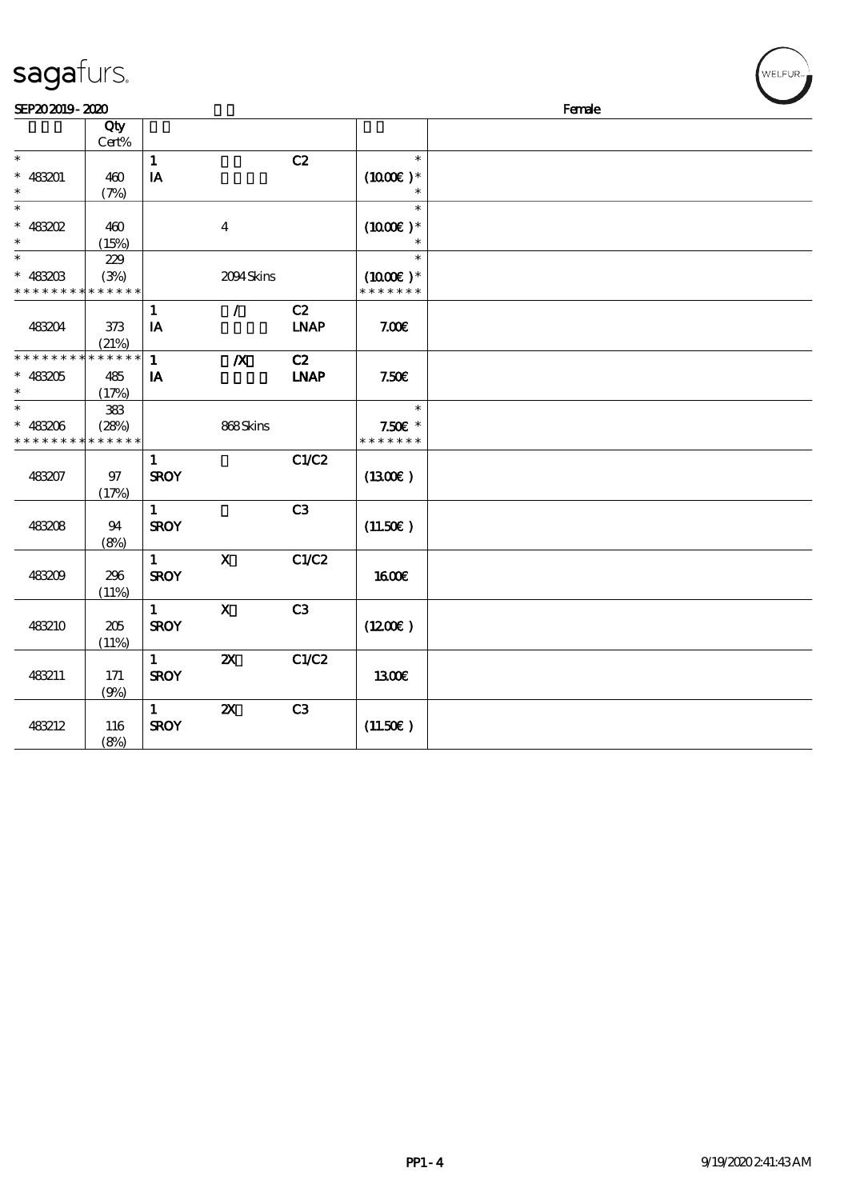sagafurs.

SEP20 2019 - 2020 Female

| | Qty Cert% | | | | | |
|---|---|---|---|---|---|---|
| * | | 1 | | C2 | * | |
| * 483201 | 460 | IA | | | (10.00€ )* | |
| * | (7%) | | | | * | |
| * | | | | | * | |
| * 483202 | 460 | | 4 | | (10.00€ )* | |
| * | (15%) | | | | * | |
| * | 229 | | | | * | |
| * 483203 | (3%) | | 2094 Skins | | (10.00€ )* | |
| * * * * * * * * * * * * * * | | | | | * * * * * * * | |
| | | 1 | / | C2 | | |
| 483204 | 373 | IA | | LNAP | 7.00€ | |
| | (21%) | | | | | |
| * * * * * * * * * * * * * * | | 1 | /X | C2 | | |
| * 483205 | 485 | IA | | LNAP | 7.50€ | |
| * | (17%) | | | | | |
| * | 383 | | | | * | |
| * 483206 | (28%) | | 868 Skins | | 7.50€ * | |
| * * * * * * * * * * * * * * | | | | | * * * * * * * | |
| | | 1 | | C1/C2 | | |
| 483207 | 97 | SROY | | | (13.00€ ) | |
| | (17%) | | | | | |
| | | 1 | | C3 | | |
| 483208 | 94 | SROY | | | (11.50€ ) | |
| | (8%) | | | | | |
| | | 1 | X | C1/C2 | | |
| 483209 | 296 | SROY | | | 16.00€ | |
| | (11%) | | | | | |
| | | 1 | X | C3 | | |
| 483210 | 205 | SROY | | | (12.00€ ) | |
| | (11%) | | | | | |
| | | 1 | 2X | C1/C2 | | |
| 483211 | 171 | SROY | | | 13.00€ | |
| | (9%) | | | | | |
| | | 1 | 2X | C3 | | |
| 483212 | 116 | SROY | | | (11.50€ ) | |
| | (8%) | | | | | |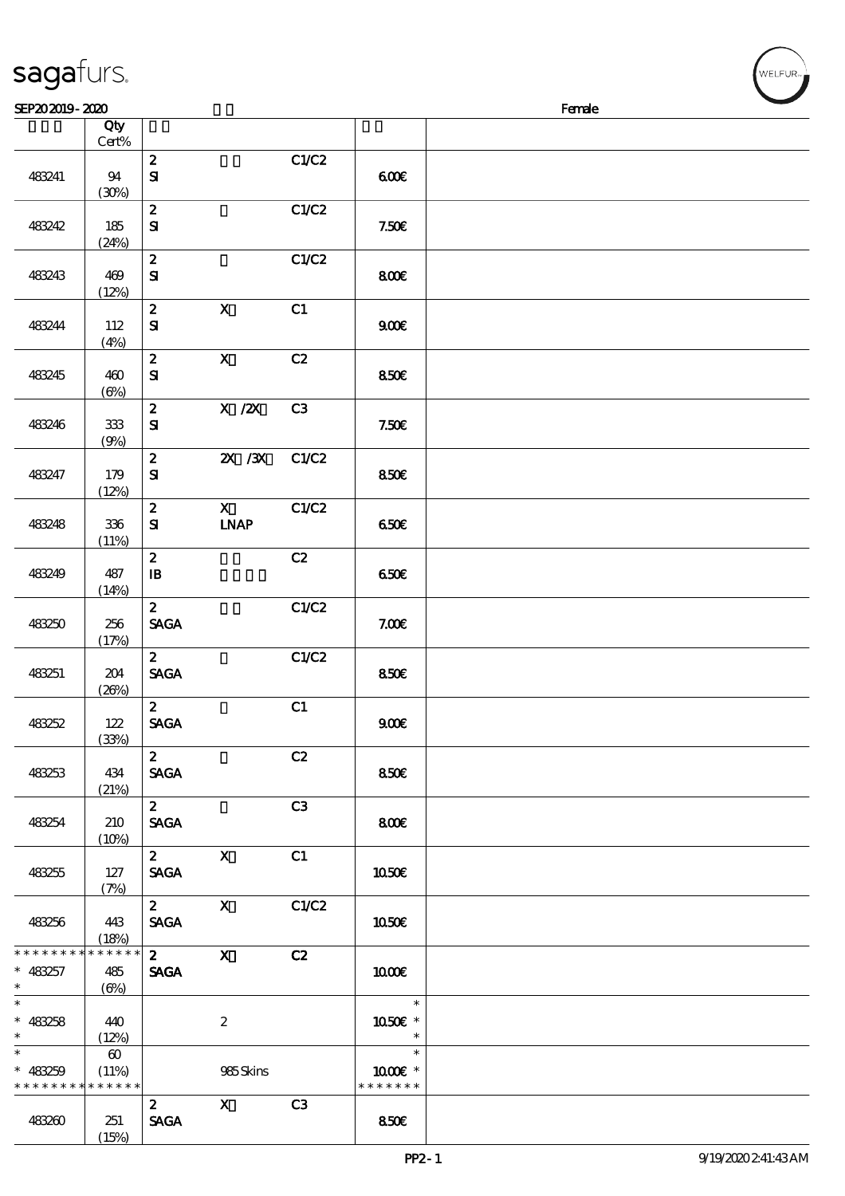SEP20 2019 - 2020 Female

| | Qty Cert% | | | | | |
|---|---|---|---|---|---|---|
| 483241 | 94 (30%) | 2 SI | | C1/C2 | 6.00€ | |
| 483242 | 185 (24%) | 2 SI | | C1/C2 | 7.50€ | |
| 483243 | 469 (12%) | 2 SI | | C1/C2 | 8.00€ | |
| 483244 | 112 (4%) | 2 SI | X | C1 | 9.00€ | |
| 483245 | 460 (6%) | 2 SI | X | C2 | 8.50€ | |
| 483246 | 333 (9%) | 2 SI | X /2X | C3 | 7.50€ | |
| 483247 | 179 (12%) | 2 SI | 2X /3X | C1/C2 | 8.50€ | |
| 483248 | 336 (11%) | 2 SI | X LNAP | C1/C2 | 6.50€ | |
| 483249 | 487 (14%) | 2 IB | | C2 | 6.50€ | |
| 483250 | 256 (17%) | 2 SAGA | | C1/C2 | 7.00€ | |
| 483251 | 204 (26%) | 2 SAGA | | C1/C2 | 8.50€ | |
| 483252 | 122 (33%) | 2 SAGA | | C1 | 9.00€ | |
| 483253 | 434 (21%) | 2 SAGA | | C2 | 8.50€ | |
| 483254 | 210 (10%) | 2 SAGA | | C3 | 8.00€ | |
| 483255 | 127 (7%) | 2 SAGA | X | C1 | 10.50€ | |
| 483256 | 443 (18%) | 2 SAGA | X | C1/C2 | 10.50€ | |
| * 483257 * | 485 (6%) | 2 SAGA | X | C2 | 10.00€ | |
| * 483258 * | 440 (12%) | | 2 | | 10.50€ * | |
| * 483259 * | 60 (11%) | | 985 Skins | | 10.00€ * | |
| 483260 | 251 (15%) | 2 SAGA | X | C3 | 8.50€ | |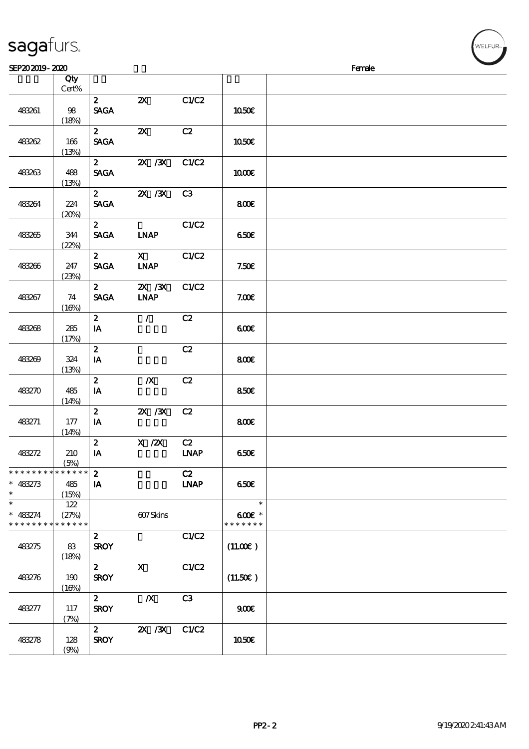sagafurs.

SEP20 2019 - 2020 Female

| | Qty Cert% | | | | | |
|---|---|---|---|---|---|---|
| 483261 | 98 (18%) | 2 SAGA | 2X | C1/C2 | 10.50€ | |
| 483262 | 166 (13%) | 2 SAGA | 2X | C2 | 10.50€ | |
| 483263 | 488 (13%) | 2 SAGA | 2X /3X | C1/C2 | 10.00€ | |
| 483264 | 224 (20%) | 2 SAGA | 2X /3X | C3 | 8.00€ | |
| 483265 | 344 (22%) | 2 SAGA | LNAP | C1/C2 | 6.50€ | |
| 483266 | 247 (23%) | 2 SAGA | X LNAP | C1/C2 | 7.50€ | |
| 483267 | 74 (16%) | 2 SAGA | 2X /3X LNAP | C1/C2 | 7.00€ | |
| 483268 | 285 (17%) | 2 IA | / | C2 | 6.00€ | |
| 483269 | 324 (13%) | 2 IA | | C2 | 8.00€ | |
| 483270 | 485 (14%) | 2 IA | /X | C2 | 8.50€ | |
| 483271 | 177 (14%) | 2 IA | 2X /3X | C2 | 8.00€ | |
| 483272 | 210 (5%) | 2 IA | X /2X | C2 LNAP | 6.50€ | |
| * * * * * * * * * * * * * * 483273 * | 485 (15%) | 2 IA | | C2 LNAP | 6.50€ | |
| * * 483274 * * * * * * * * * * * * * | 122 (27%) | | 607 Skins | | * 6.00€ * * * * * * * * | |
| 483275 | 83 (18%) | 2 SROY | | C1/C2 | (11.00€) | |
| 483276 | 190 (16%) | 2 SROY | X | C1/C2 | (11.50€) | |
| 483277 | 117 (7%) | 2 SROY | /X | C3 | 9.00€ | |
| 483278 | 128 (9%) | 2 SROY | 2X /3X | C1/C2 | 10.50€ | |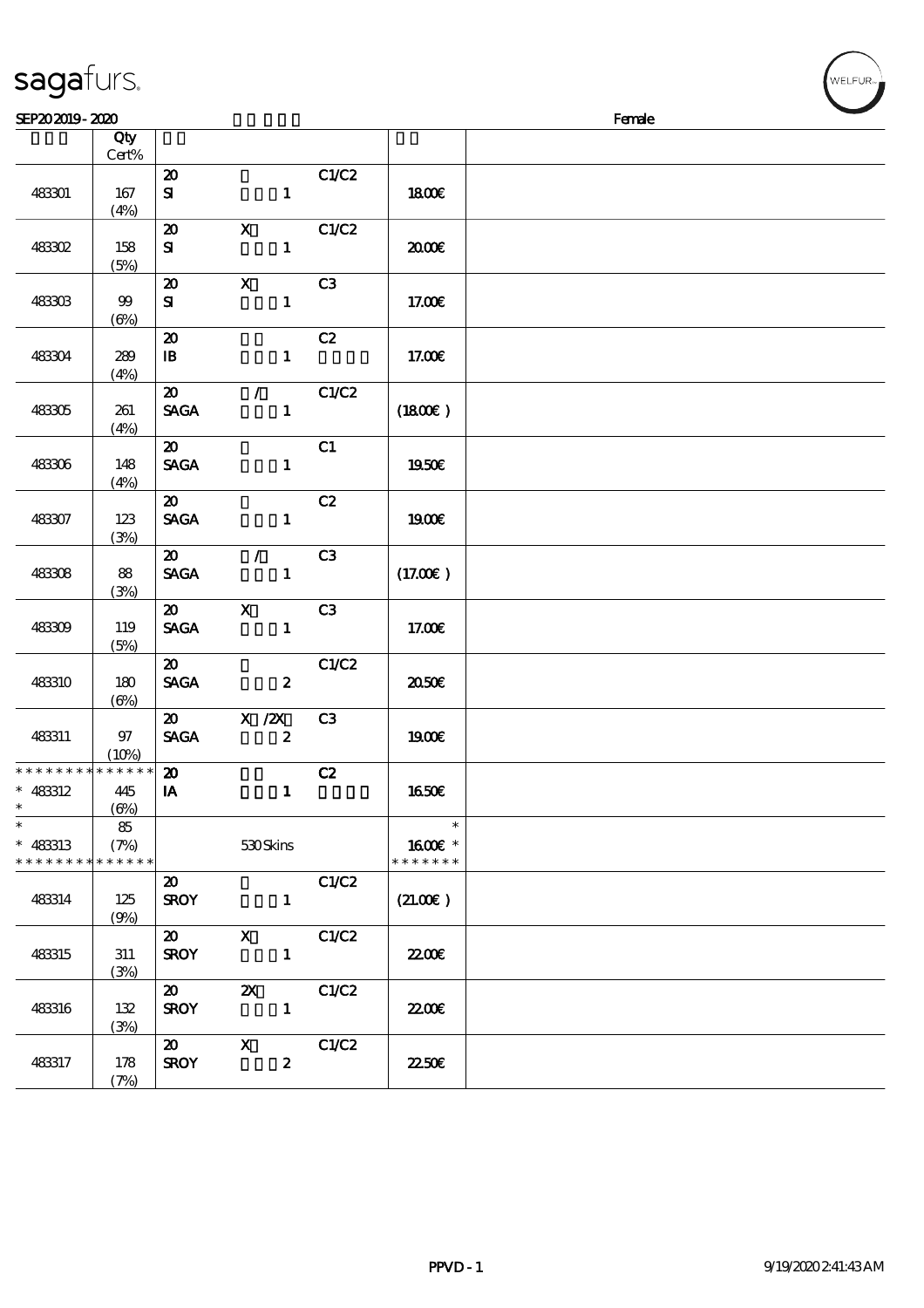sagafurs.

SEP20 2019 - 2020 Female

| | Qty<br>Cert% | | | | | |
|---|---|---|---|---|---|---|
| 483301 | 167<br>(4%) | 20<br>SI | 1 | C1/C2 | 18.00€ | |
| 483302 | 158<br>(5%) | 20<br>SI | X<br>1 | C1/C2 | 20.00€ | |
| 483303 | 99<br>(6%) | 20<br>SI | X<br>1 | C3 | 17.00€ | |
| 483304 | 289<br>(4%) | 20<br>IB | 1 | C2 | 17.00€ | |
| 483305 | 261<br>(4%) | 20<br>SAGA | /<br>1 | C1/C2 | (18.00€) | |
| 483306 | 148<br>(4%) | 20<br>SAGA | 1 | C1 | 19.50€ | |
| 483307 | 123<br>(3%) | 20<br>SAGA | 1 | C2 | 19.00€ | |
| 483308 | 88<br>(3%) | 20<br>SAGA | /<br>1 | C3 | (17.00€) | |
| 483309 | 119<br>(5%) | 20<br>SAGA | X<br>1 | C3 | 17.00€ | |
| 483310 | 180<br>(6%) | 20<br>SAGA | 2 | C1/C2 | 20.50€ | |
| 483311 | 97<br>(10%) | 20<br>SAGA | X /2X<br>2 | C3 | 19.00€ | |
| * 483312 | 445<br>(6%) | 20<br>IA | 1 | C2 | 16.50€ | |
| * 483313 | 85<br>(7%) | | 530 Skins | | 16.00€ * | |
| 483314 | 125<br>(9%) | 20<br>SROY | 1 | C1/C2 | (21.00€) | |
| 483315 | 311<br>(3%) | 20<br>SROY | X<br>1 | C1/C2 | 22.00€ | |
| 483316 | 132<br>(3%) | 20<br>SROY | 2X<br>1 | C1/C2 | 22.00€ | |
| 483317 | 178<br>(7%) | 20<br>SROY | X<br>2 | C1/C2 | 22.50€ | |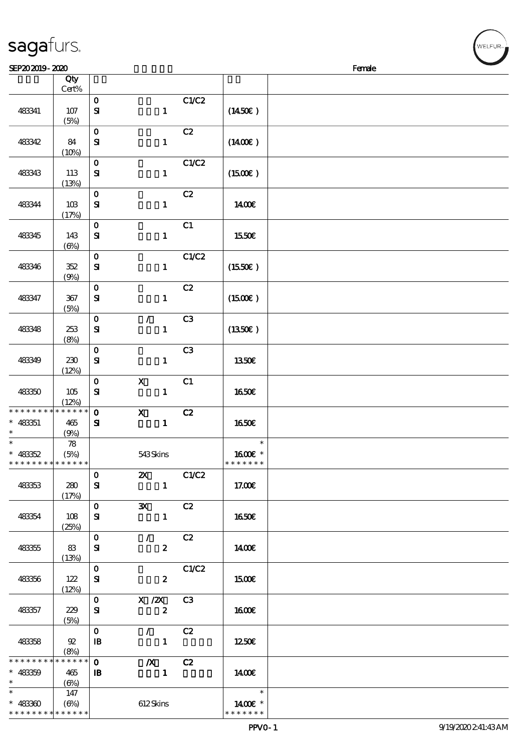| | Qty Cert% | | | | | |
|---|---|---|---|---|---|---|
| 483341 | 107 (5%) | 0 SI | 1 | C1/C2 | (14.50€) | |
| 483342 | 84 (10%) | 0 SI | 1 | C2 | (14.00€) | |
| 483343 | 113 (13%) | 0 SI | 1 | C1/C2 | (15.00€) | |
| 483344 | 103 (17%) | 0 SI | 1 | C2 | 14.00€ | |
| 483345 | 143 (6%) | 0 SI | 1 | C1 | 15.50€ | |
| 483346 | 352 (9%) | 0 SI | 1 | C1/C2 | (15.50€) | |
| 483347 | 367 (5%) | 0 SI | 1 | C2 | (15.00€) | |
| 483348 | 253 (8%) | 0 SI | / 1 | C3 | (13.50€) | |
| 483349 | 230 (12%) | 0 SI | 1 | C3 | 13.50€ | |
| 483350 | 105 (12%) | 0 SI | X 1 | C1 | 16.50€ | |
| * 483351 | 465 (9%) | 0 SI | X 1 | C2 | 16.50€ | |
| * 483352 | 78 (5%) | | 543 Skins | | 16.00€ * | |
| 483353 | 280 (17%) | 0 SI | 2X 1 | C1/C2 | 17.00€ | |
| 483354 | 108 (25%) | 0 SI | 3X 1 | C2 | 16.50€ | |
| 483355 | 83 (13%) | 0 SI | / 2 | C2 | 14.00€ | |
| 483356 | 122 (12%) | 0 SI | 2 | C1/C2 | 15.00€ | |
| 483357 | 229 (5%) | 0 SI | X /2X 2 | C3 | 16.00€ | |
| 483358 | 92 (8%) | 0 IB | / 1 | C2 | 12.50€ | |
| * 483359 | 465 (6%) | 0 IB | /X 1 | C2 | 14.00€ | |
| * 483360 | 147 (6%) | | 612 Skins | | 14.00€ * | |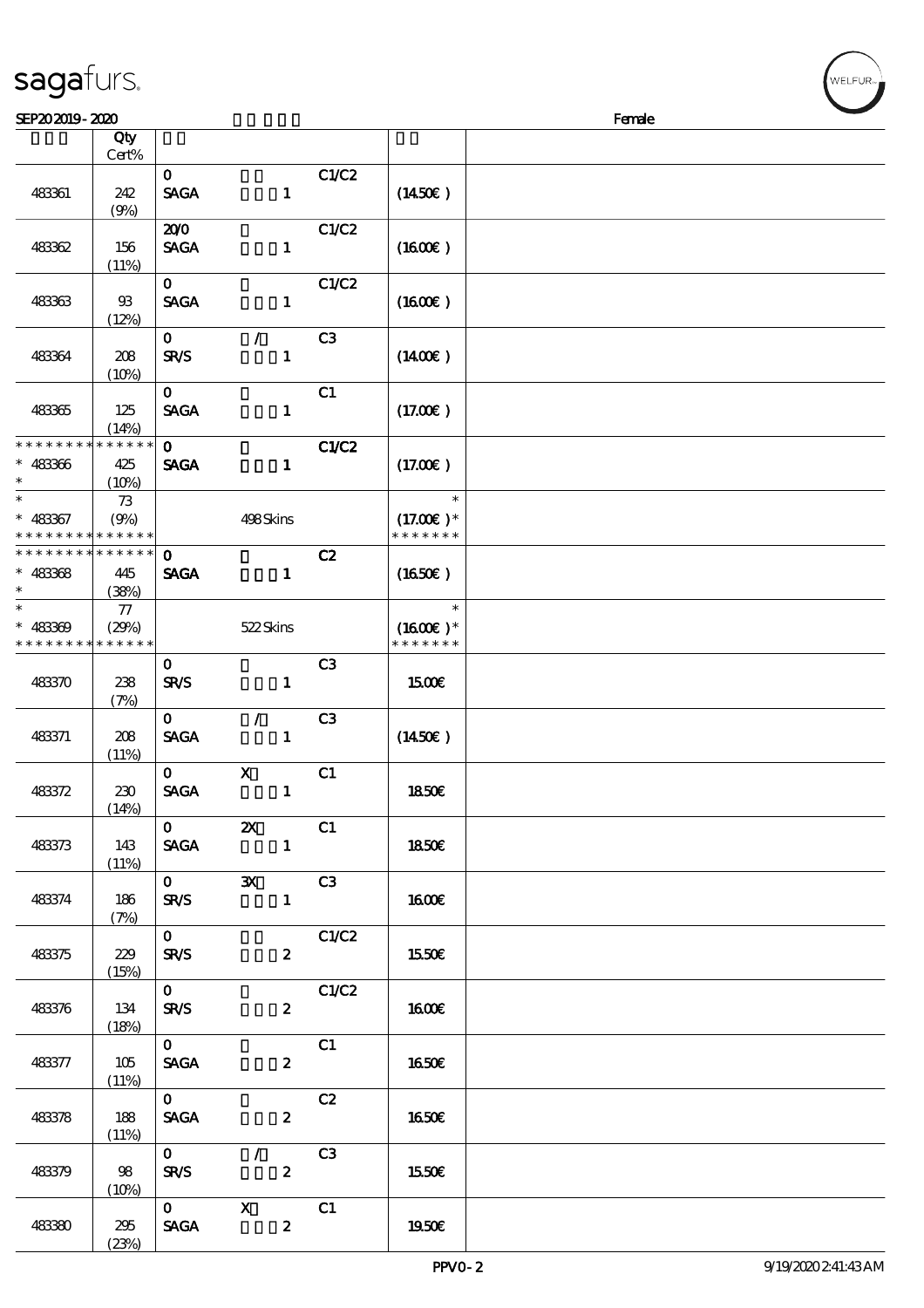SEP20 2019 - 2020 Female

| | Qty Cert% | | | | | |
|---|---|---|---|---|---|---|
| 483361 | 242 (9%) | 0 SAGA 1 | | C1/C2 | (14.50€) | |
| 483362 | 156 (11%) | 20/0 SAGA 1 | | C1/C2 | (16.00€) | |
| 483363 | 93 (12%) | 0 SAGA 1 | | C1/C2 | (16.00€) | |
| 483364 | 208 (10%) | 0 SR/S 1 | / | C3 | (14.00€) | |
| 483365 | 125 (14%) | 0 SAGA 1 | | C1 | (17.00€) | |
| * * * * * * * * * * * * * * * 483366 * | 425 (10%) | 0 SAGA 1 | | C1/C2 | (17.00€) | |
| * * 483367 * * * * * * * * * * * * * * | 73 (9%) | 498 Skins | | | * (17.00€) * * * * * * * * | |
| * * * * * * * * * * * * * * * 483368 * | 445 (38%) | 0 SAGA 1 | | C2 | (16.50€) | |
| * * 483369 * * * * * * * * * * * * * * | 77 (29%) | 522 Skins | | | * (16.00€) * * * * * * * * | |
| 483370 | 238 (7%) | 0 SR/S 1 | | C3 | 15.00€ | |
| 483371 | 208 (11%) | 0 SAGA 1 | / | C3 | (14.50€) | |
| 483372 | 230 (14%) | 0 SAGA 1 | X | C1 | 18.50€ | |
| 483373 | 143 (11%) | 0 SAGA 1 | 2X | C1 | 18.50€ | |
| 483374 | 186 (7%) | 0 SR/S 1 | 3X | C3 | 16.00€ | |
| 483375 | 229 (15%) | 0 SR/S 2 | | C1/C2 | 15.50€ | |
| 483376 | 134 (18%) | 0 SR/S 2 | | C1/C2 | 16.00€ | |
| 483377 | 105 (11%) | 0 SAGA 2 | | C1 | 16.50€ | |
| 483378 | 188 (11%) | 0 SAGA 2 | | C2 | 16.50€ | |
| 483379 | 98 (10%) | 0 SR/S 2 | / | C3 | 15.50€ | |
| 483380 | 295 (23%) | 0 SAGA 2 | X | C1 | 19.50€ | |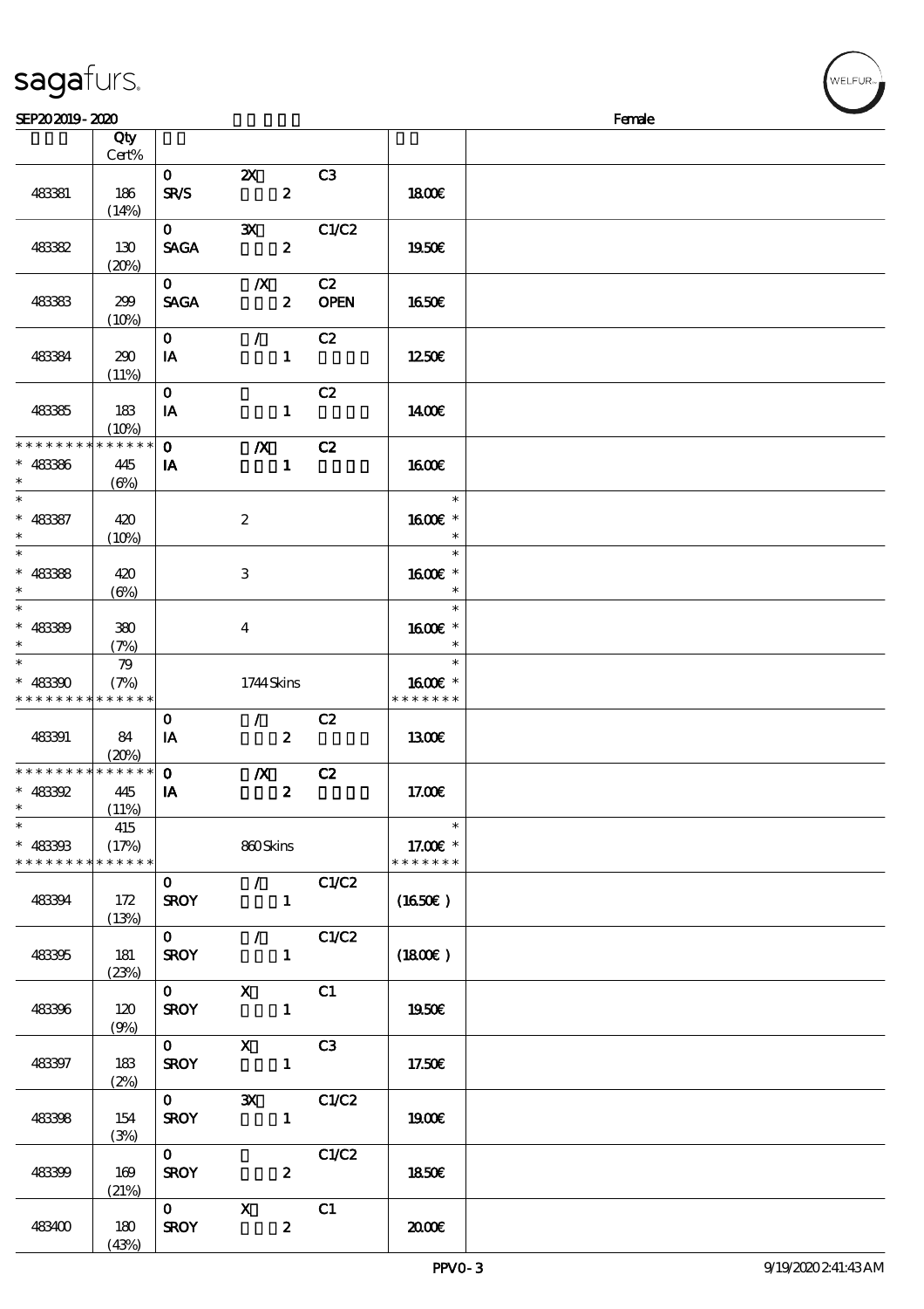sagafurs.

SEP20 2019 - 2020 Female

| | Qty Cert% | | | | | |
|---|---|---|---|---|---|---|
| 483381 | 186 (14%) | 0 SR/S | 2X 2 | C3 | 18.00€ | |
| 483382 | 130 (20%) | 0 SAGA | 3X 2 | C1/C2 | 19.50€ | |
| 483383 | 299 (10%) | 0 SAGA | /X 2 | C2 OPEN | 16.50€ | |
| 483384 | 290 (11%) | 0 IA | / 1 | C2 | 12.50€ | |
| 483385 | 183 (10%) | 0 IA | 1 | C2 | 14.00€ | |
| * * * * * * * * * * * * * * * 483386 * | 445 (6%) | 0 IA | /X 1 | C2 | 16.00€ | |
| * * 483387 * | 420 (10%) | | 2 | | * 16.00€ * * | |
| * * 483388 * | 420 (6%) | | 3 | | * 16.00€ * * | |
| * * 483389 * | 380 (7%) | | 4 | | * 16.00€ * * | |
| * * 483390 * * * * * * * * * * * * * * | 79 (7%) | | 1744 Skins | | * 16.00€ * * * * * * * * | |
| 483391 | 84 (20%) | 0 IA | / 2 | C2 | 13.00€ | |
| * * * * * * * * * * * * * * * 483392 * | 445 (11%) | 0 IA | /X 2 | C2 | 17.00€ | |
| * * 483393 * * * * * * * * * * * * * * | 415 (17%) | | 860 Skins | | * 17.00€ * * * * * * * * | |
| 483394 | 172 (13%) | 0 SROY | / 1 | C1/C2 | (16.50€ ) | |
| 483395 | 181 (23%) | 0 SROY | / 1 | C1/C2 | (18.00€ ) | |
| 483396 | 120 (9%) | 0 SROY | X 1 | C1 | 19.50€ | |
| 483397 | 183 (2%) | 0 SROY | X 1 | C3 | 17.50€ | |
| 483398 | 154 (3%) | 0 SROY | 3X 1 | C1/C2 | 19.00€ | |
| 483399 | 169 (21%) | 0 SROY | 2 | C1/C2 | 18.50€ | |
| 483400 | 180 (43%) | 0 SROY | X 2 | C1 | 20.00€ | |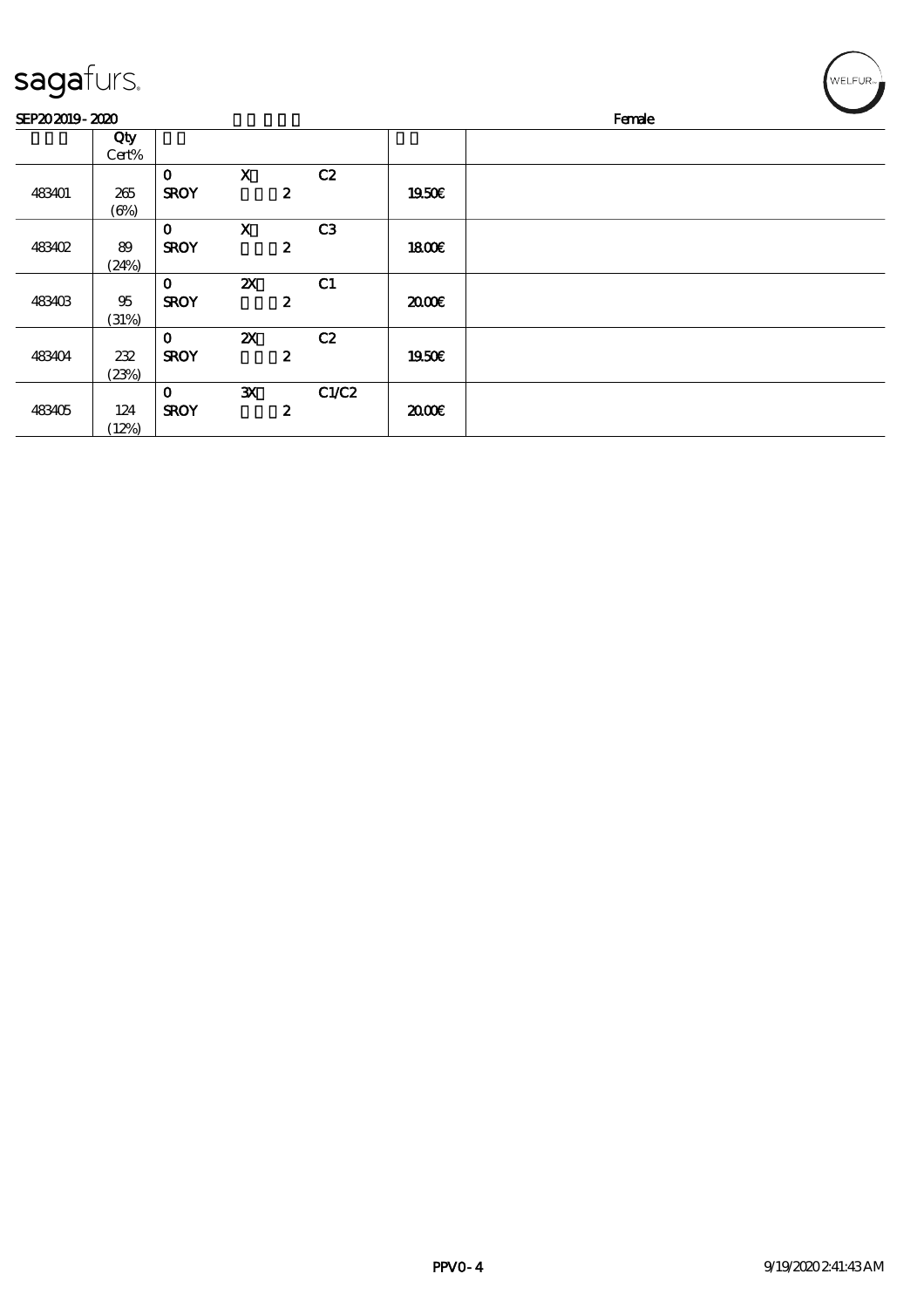sagafurs.

SEP20 2019 - 2020 Female

| | Qty Cert% | | | | | |
|---|---|---|---|---|---|---|
| 483401 | 265 (6%) | 0 SROY | X 2 | C2 | 19.50€ | |
| 483402 | 89 (24%) | 0 SROY | X 2 | C3 | 18.00€ | |
| 483403 | 95 (31%) | 0 SROY | 2X 2 | C1 | 20.00€ | |
| 483404 | 232 (23%) | 0 SROY | 2X 2 | C2 | 19.50€ | |
| 483405 | 124 (12%) | 0 SROY | 3X 2 | C1/C2 | 20.00€ | |

PPV0 - 4 9/19/2020 2:41:43 AM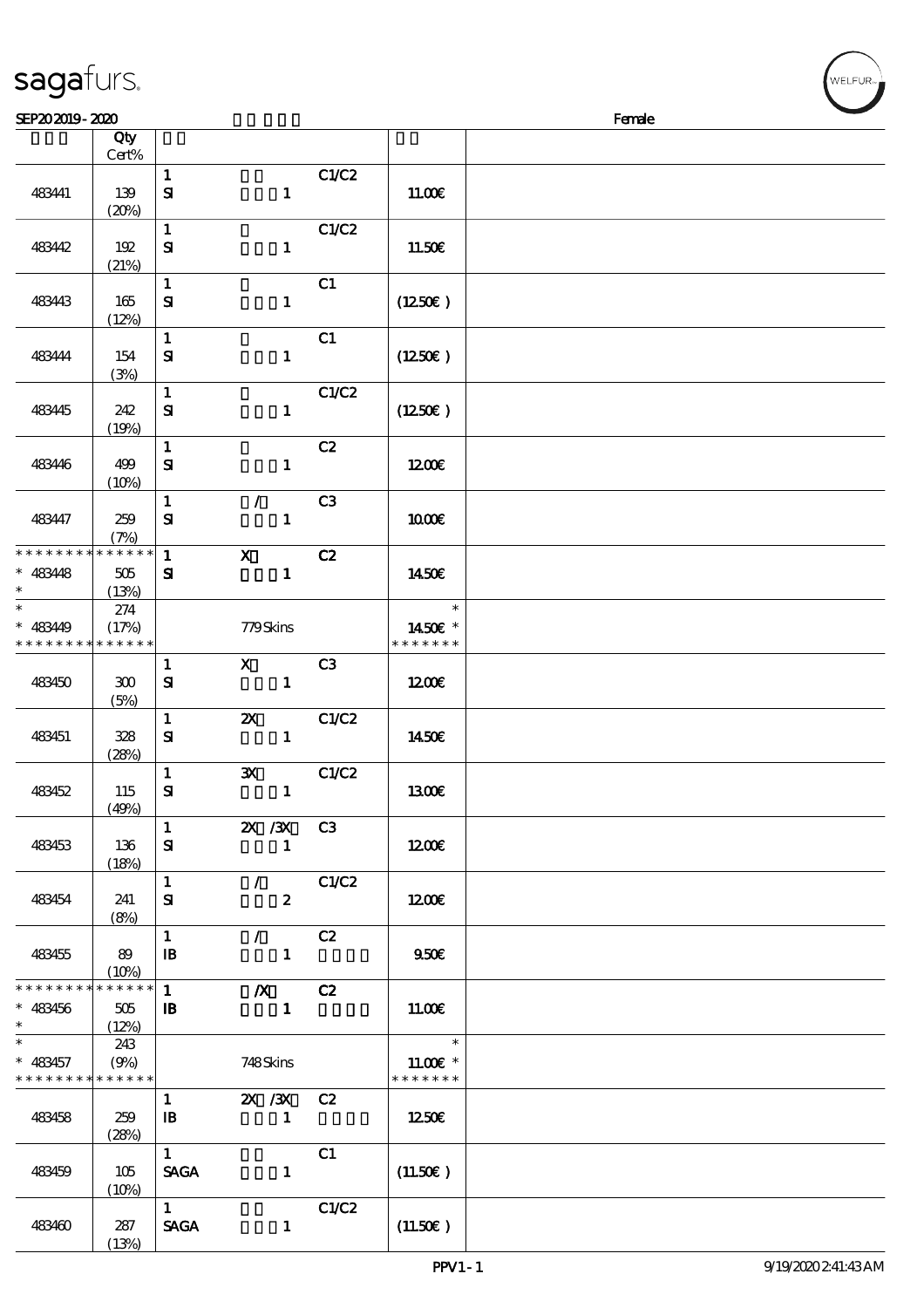SEP20 2019 - 2020 Female

| | Qty Cert% | | | | | |
|---|---|---|---|---|---|---|
| 483441 | 139 (20%) | 1 SI | 1 | C1/C2 | 11.00€ | |
| 483442 | 192 (21%) | 1 SI | 1 | C1/C2 | 11.50€ | |
| 483443 | 165 (12%) | 1 SI | 1 | C1 | (12.50€ ) | |
| 483444 | 154 (3%) | 1 SI | 1 | C1 | (12.50€ ) | |
| 483445 | 242 (19%) | 1 SI | 1 | C1/C2 | (12.50€ ) | |
| 483446 | 499 (10%) | 1 SI | 1 | C2 | 12.00€ | |
| 483447 | 259 (7%) | 1 SI | / 1 | C3 | 10.00€ | |
| * * * * * * * * * * * * * * * 483448 * | 505 (13%) | 1 SI | X 1 | C2 | 14.50€ | |
| * * 483449 * * * * * * * * * * * * * * | 274 (17%) | | 779 Skins | | * 14.50€ * * * * * * * * | |
| 483450 | 300 (5%) | 1 SI | X 1 | C3 | 12.00€ | |
| 483451 | 328 (28%) | 1 SI | 2X 1 | C1/C2 | 14.50€ | |
| 483452 | 115 (49%) | 1 SI | 3X 1 | C1/C2 | 13.00€ | |
| 483453 | 136 (18%) | 1 SI | 2X /3X 1 | C3 | 12.00€ | |
| 483454 | 241 (8%) | 1 SI | / 2 | C1/C2 | 12.00€ | |
| 483455 | 89 (10%) | 1 IB | / 1 | C2 | 9.50€ | |
| * * * * * * * * * * * * * * * 483456 * | 505 (12%) | 1 IB | /X 1 | C2 | 11.00€ | |
| * * 483457 * * * * * * * * * * * * * * | 243 (9%) | | 748 Skins | | * 11.00€ * * * * * * * * | |
| 483458 | 259 (28%) | 1 IB | 2X /3X 1 | C2 | 12.50€ | |
| 483459 | 105 (10%) | 1 SAGA | 1 | C1 | (11.50€ ) | |
| 483460 | 287 (13%) | 1 SAGA | 1 | C1/C2 | (11.50€ ) | |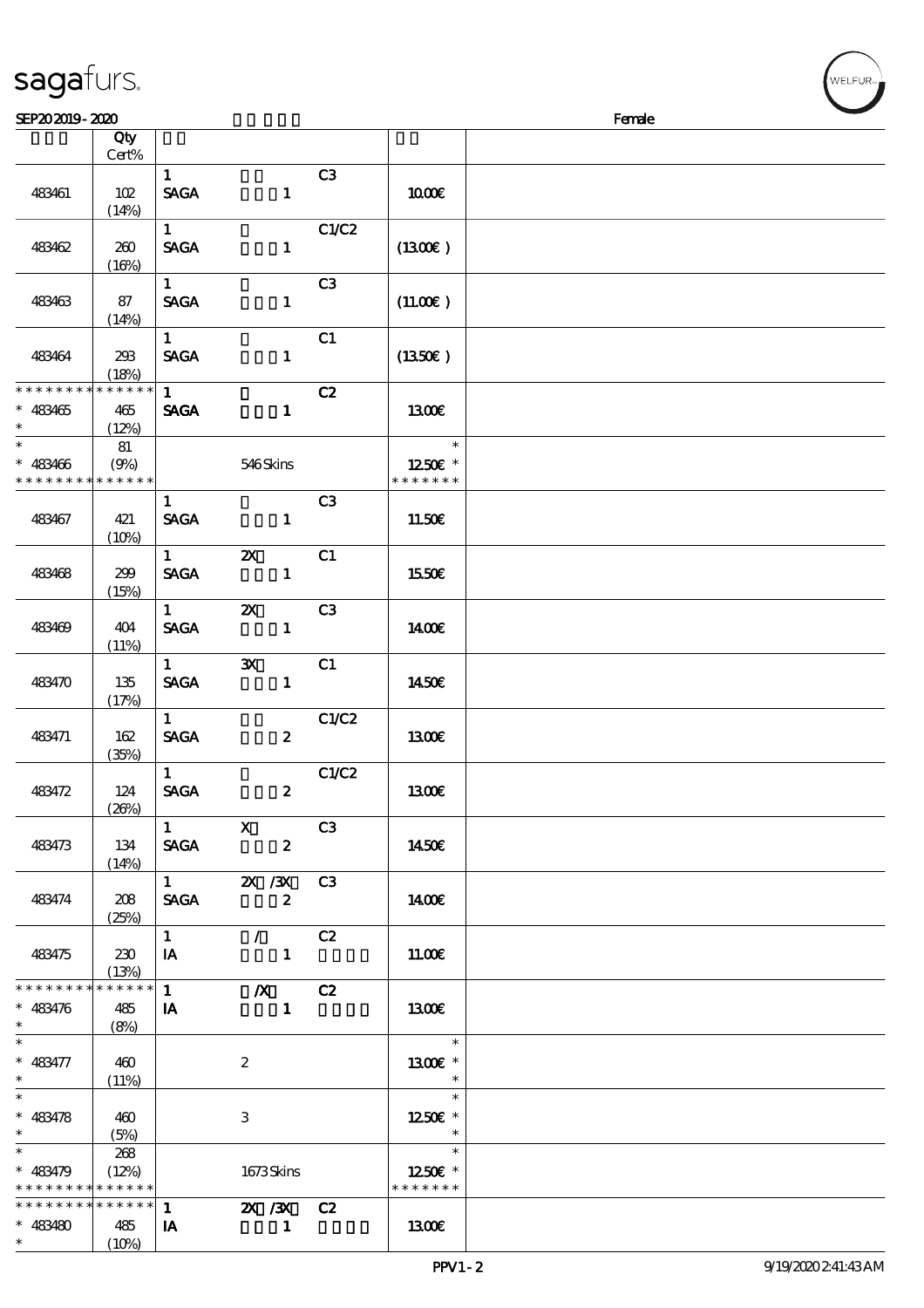sagafurs.

SEP20 2019 - 2020 Female

| | Qty Cert% | | | | | |
|---|---|---|---|---|---|---|
| 483461 | 102 (14%) | 1 SAGA | 1 | C3 | 10.00€ | |
| 483462 | 260 (16%) | 1 SAGA | 1 | C1/C2 | (13.00€ ) | |
| 483463 | 87 (14%) | 1 SAGA | 1 | C3 | (11.00€ ) | |
| 483464 | 293 (18%) | 1 SAGA | 1 | C1 | (13.50€ ) | |
| * * * * * * * * * * * * * * * 483465 * | 465 (12%) | 1 SAGA | 1 | C2 | 13.00€ | |
| * * 483466 * * * * * * * * * * * * * * | 81 (9%) | | 546 Skins | | * 12.50€ * * * * * * * * | |
| 483467 | 421 (10%) | 1 SAGA | 1 | C3 | 11.50€ | |
| 483468 | 299 (15%) | 1 SAGA | 2X 1 | C1 | 15.50€ | |
| 483469 | 404 (11%) | 1 SAGA | 2X 1 | C3 | 14.00€ | |
| 483470 | 135 (17%) | 1 SAGA | 3X 1 | C1 | 14.50€ | |
| 483471 | 162 (35%) | 1 SAGA | 2 | C1/C2 | 13.00€ | |
| 483472 | 124 (26%) | 1 SAGA | 2 | C1/C2 | 13.00€ | |
| 483473 | 134 (14%) | 1 SAGA | X 2 | C3 | 14.50€ | |
| 483474 | 208 (25%) | 1 SAGA | 2X /3X 2 | C3 | 14.00€ | |
| 483475 | 230 (13%) | 1 IA | / 1 | C2 | 11.00€ | |
| * * * * * * * * * * * * * * * 483476 * | 485 (8%) | 1 IA | /X 1 | C2 | 13.00€ | |
| * * 483477 * | 460 (11%) | | 2 | | * 13.00€ * * | |
| * * 483478 * | 460 (5%) | | 3 | | * 12.50€ * * | |
| * * 483479 * * * * * * * * * * * * * * | 268 (12%) | | 1673 Skins | | * 12.50€ * * * * * * * * | |
| * * * * * * * * * * * * * * * 483480 * | 485 (10%) | 1 IA | 2X /3X 1 | C2 | 13.00€ | |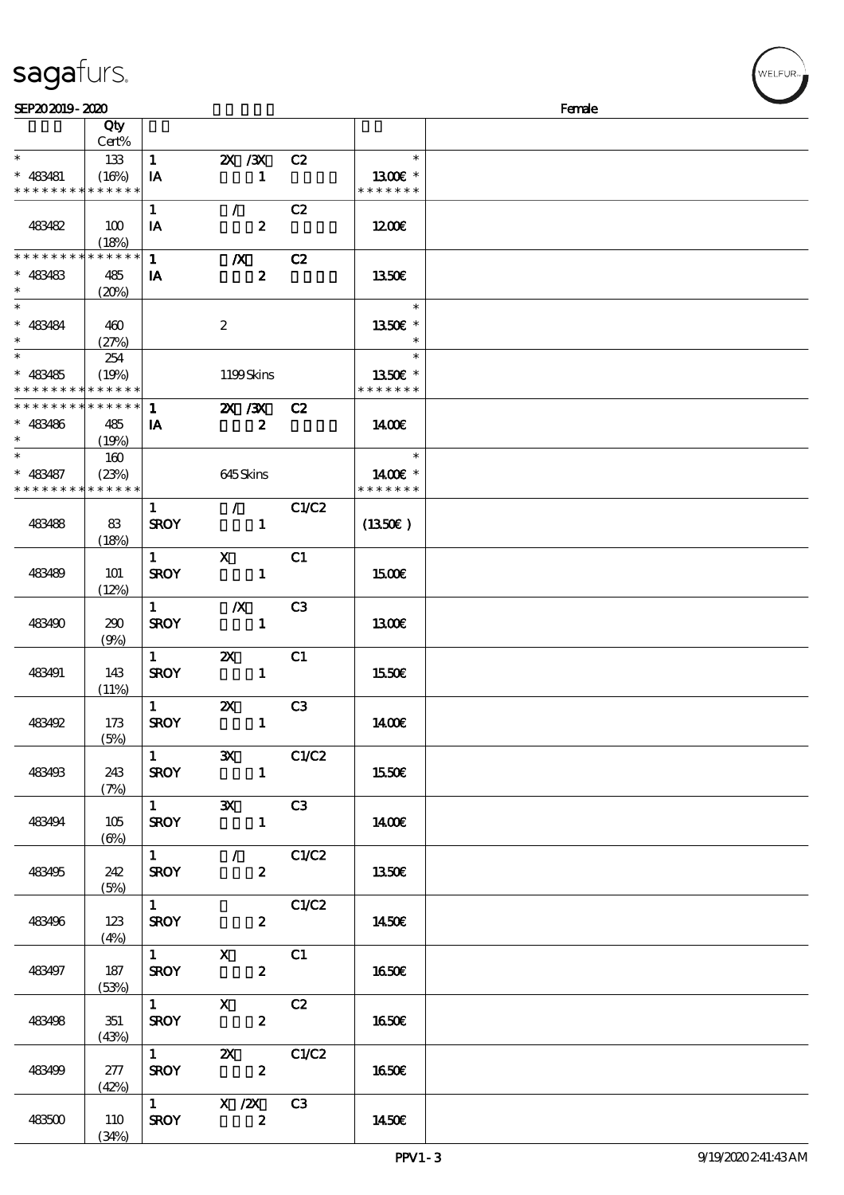sagafurs.

SEP20 2019 - 2020 Female

| | Qty Cert% | | | | | |
|---|---|---|---|---|---|---|
| * | 133 | 1 | 2X /3X | C2 | * | |
| * 483481 | (16%) | IA | 1 | | 13.00€ * | |
| * * * * * * * * * * * * * * | | | | | * * * * * * * | |
| | | 1 | / | C2 | | |
| 483482 | 100 (18%) | IA | 2 | | 12.00€ | |
| * * * * * * * * * * * * * * | | 1 | /X | C2 | | |
| * 483483 | 485 | IA | 2 | | 13.50€ | |
| * | (20%) | | | | | |
| * | | | | | * | |
| * 483484 | 460 | | 2 | | 13.50€ * | |
| * | (27%) | | | | * | |
| * | 254 | | | | * | |
| * 483485 | (19%) | | 1199 Skins | | 13.50€ * | |
| * * * * * * * * * * * * * * | | | | | * * * * * * * | |
| * * * * * * * * * * * * * * | | 1 | 2X /3X | C2 | | |
| * 483486 | 485 | IA | 2 | | 14.00€ | |
| * | (19%) | | | | | |
| * | 160 | | | | * | |
| * 483487 | (23%) | | 645 Skins | | 14.00€ * | |
| * * * * * * * * * * * * * * | | | | | * * * * * * * | |
| | | 1 | / | C1/C2 | | |
| 483488 | 83 (18%) | SROY | 1 | | (13.50€ ) | |
| | | 1 | X | C1 | | |
| 483489 | 101 (12%) | SROY | 1 | | 15.00€ | |
| | | 1 | /X | C3 | | |
| 483490 | 290 (9%) | SROY | 1 | | 13.00€ | |
| | | 1 | 2X | C1 | | |
| 483491 | 143 (11%) | SROY | 1 | | 15.50€ | |
| | | 1 | 2X | C3 | | |
| 483492 | 173 (5%) | SROY | 1 | | 14.00€ | |
| | | 1 | 3X | C1/C2 | | |
| 483493 | 243 (7%) | SROY | 1 | | 15.50€ | |
| | | 1 | 3X | C3 | | |
| 483494 | 105 (6%) | SROY | 1 | | 14.00€ | |
| | | 1 | / | C1/C2 | | |
| 483495 | 242 (5%) | SROY | 2 | | 13.50€ | |
| | | 1 | | C1/C2 | | |
| 483496 | 123 (4%) | SROY | 2 | | 14.50€ | |
| | | 1 | X | C1 | | |
| 483497 | 187 (53%) | SROY | 2 | | 16.50€ | |
| | | 1 | X | C2 | | |
| 483498 | 351 (43%) | SROY | 2 | | 16.50€ | |
| | | 1 | 2X | C1/C2 | | |
| 483499 | 277 (42%) | SROY | 2 | | 16.50€ | |
| | | 1 | X /2X | C3 | | |
| 483500 | 110 (34%) | SROY | 2 | | 14.50€ | |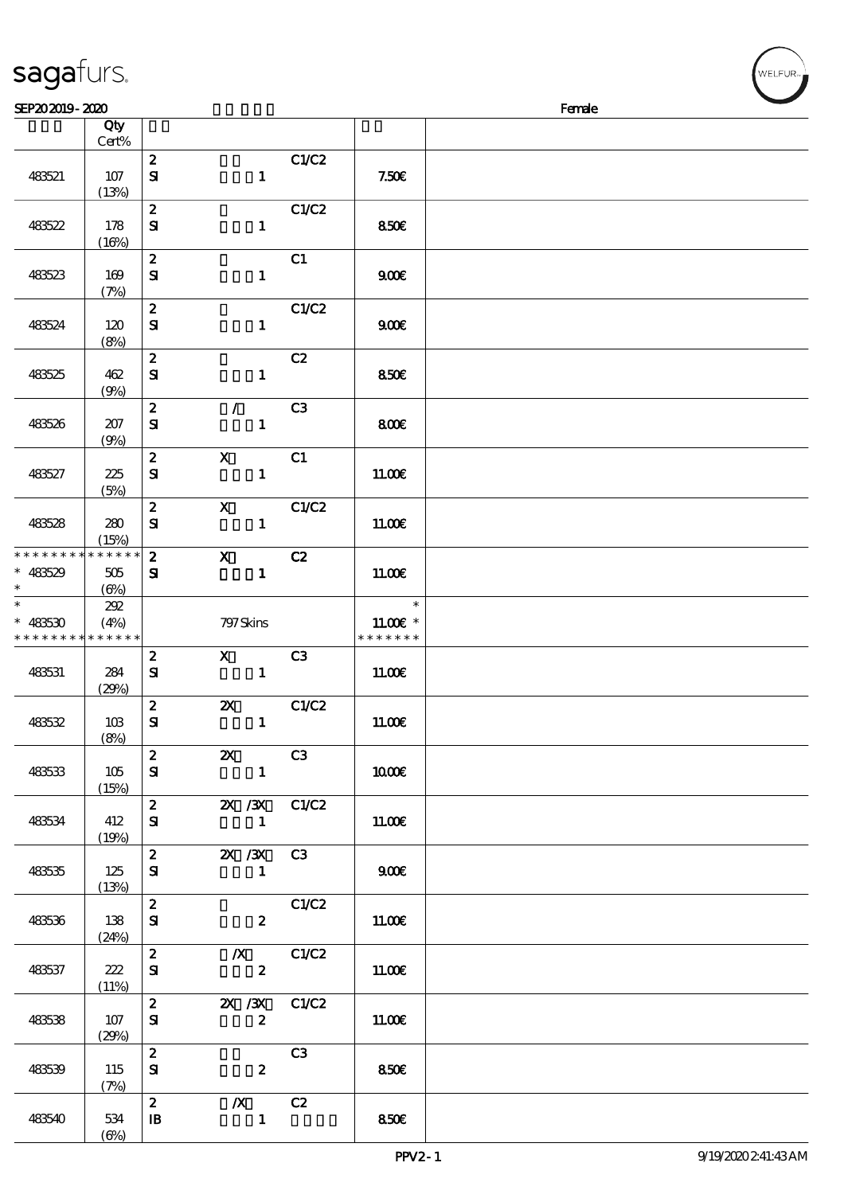# sagafurs.

SEP20 2019 - 2020 Female

| | Qty Cert% | | | | | |
|---|---|---|---|---|---|---|
| 483521 | 107 (13%) | 2 SI | 1 | C1/C2 | 7.50€ | |
| 483522 | 178 (16%) | 2 SI | 1 | C1/C2 | 8.50€ | |
| 483523 | 169 (7%) | 2 SI | 1 | C1 | 9.00€ | |
| 483524 | 120 (8%) | 2 SI | 1 | C1/C2 | 9.00€ | |
| 483525 | 462 (9%) | 2 SI | 1 | C2 | 8.50€ | |
| 483526 | 207 (9%) | 2 SI | / 1 | C3 | 8.00€ | |
| 483527 | 225 (5%) | 2 SI | X 1 | C1 | 11.00€ | |
| 483528 | 280 (15%) | 2 SI | X 1 | C1/C2 | 11.00€ | |
| * * * * * * * * * * * * * * * 483529 * | 505 (6%) | 2 SI | X 1 | C2 | 11.00€ | |
| * * 483530 * * * * * * * * * * * * * * | 292 (4%) | | 797 Skins | | * 11.00€ * * * * * * * * | |
| 483531 | 284 (29%) | 2 SI | X 1 | C3 | 11.00€ | |
| 483532 | 103 (8%) | 2 SI | 2X 1 | C1/C2 | 11.00€ | |
| 483533 | 105 (15%) | 2 SI | 2X 1 | C3 | 10.00€ | |
| 483534 | 412 (19%) | 2 SI | 2X /3X 1 | C1/C2 | 11.00€ | |
| 483535 | 125 (13%) | 2 SI | 2X /3X 1 | C3 | 9.00€ | |
| 483536 | 138 (24%) | 2 SI | 2 | C1/C2 | 11.00€ | |
| 483537 | 222 (11%) | 2 SI | /X 2 | C1/C2 | 11.00€ | |
| 483538 | 107 (29%) | 2 SI | 2X /3X 2 | C1/C2 | 11.00€ | |
| 483539 | 115 (7%) | 2 SI | 2 | C3 | 8.50€ | |
| 483540 | 534 (6%) | 2 IB | /X 1 | C2 | 8.50€ | |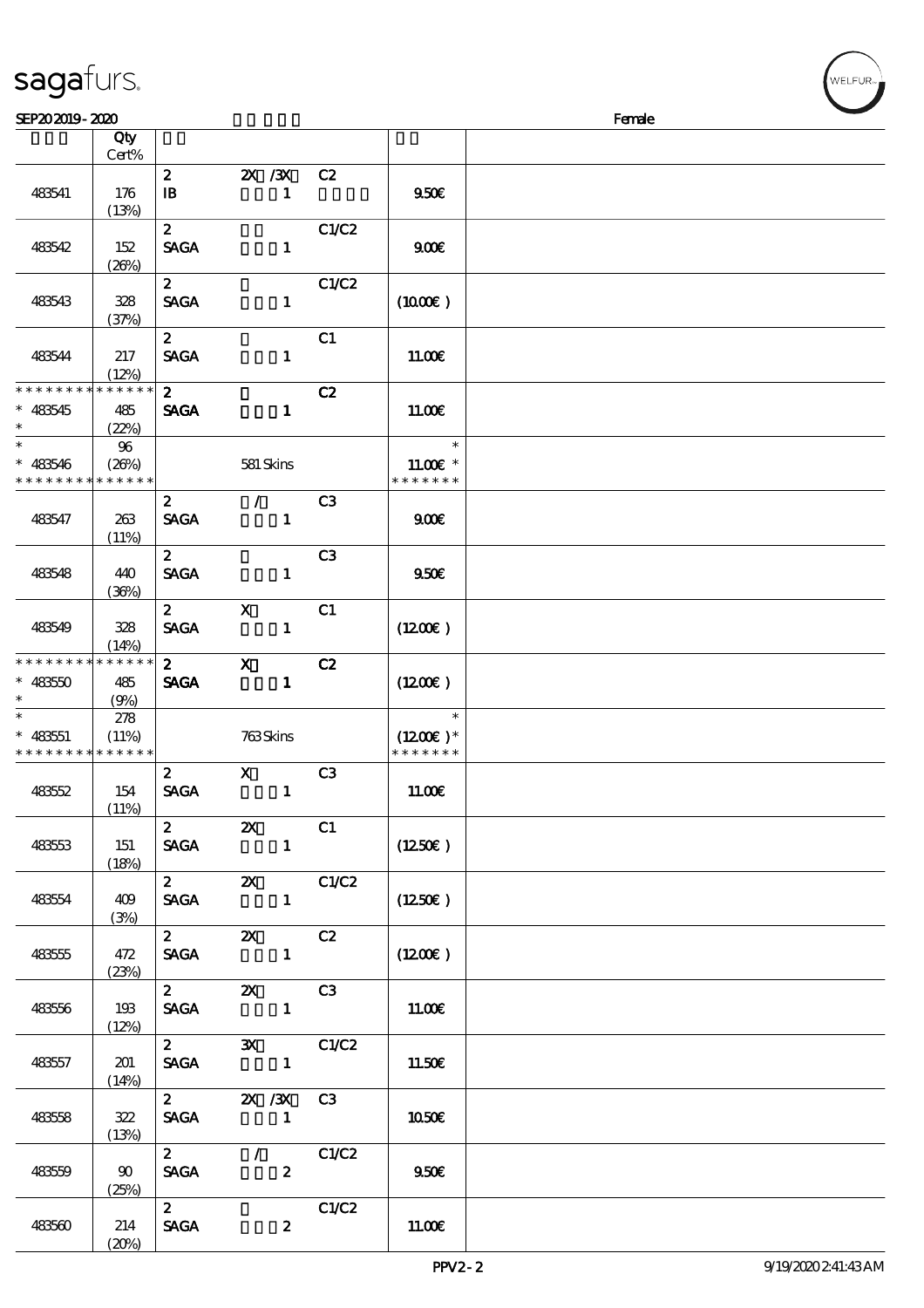# sagafurs.

SEP20 2019 - 2020 Female

| | Qty Cert% | | | | | |
|---|---|---|---|---|---|---|
| 483541 | 176 (13%) | 2 IB | 2X /3X 1 | C2 | 9.50€ | |
| 483542 | 152 (26%) | 2 SAGA | 1 | C1/C2 | 9.00€ | |
| 483543 | 328 (37%) | 2 SAGA | 1 | C1/C2 | (10.00€) | |
| 483544 | 217 (12%) | 2 SAGA | 1 | C1 | 11.00€ | |
| * * * * * * * * * * * * * * * 483545 * | 485 (22%) | 2 SAGA | 1 | C2 | 11.00€ | |
| * * 483546 * * * * * * * * * * * * * * | 96 (26%) | | 581 Skins | | * 11.00€ * * * * * * * * | |
| 483547 | 263 (11%) | 2 SAGA | / 1 | C3 | 9.00€ | |
| 483548 | 440 (36%) | 2 SAGA | 1 | C3 | 9.50€ | |
| 483549 | 328 (14%) | 2 SAGA | X 1 | C1 | (12.00€) | |
| * * * * * * * * * * * * * * * 483550 * | 485 (9%) | 2 SAGA | X 1 | C2 | (12.00€) | |
| * * 483551 * * * * * * * * * * * * * * | 278 (11%) | | 763 Skins | | * (12.00€) * * * * * * * * | |
| 483552 | 154 (11%) | 2 SAGA | X 1 | C3 | 11.00€ | |
| 483553 | 151 (18%) | 2 SAGA | 2X 1 | C1 | (12.50€) | |
| 483554 | 409 (3%) | 2 SAGA | 2X 1 | C1/C2 | (12.50€) | |
| 483555 | 472 (23%) | 2 SAGA | 2X 1 | C2 | (12.00€) | |
| 483556 | 193 (12%) | 2 SAGA | 2X 1 | C3 | 11.00€ | |
| 483557 | 201 (14%) | 2 SAGA | 3X 1 | C1/C2 | 11.50€ | |
| 483558 | 322 (13%) | 2 SAGA | 2X /3X 1 | C3 | 10.50€ | |
| 483559 | 90 (25%) | 2 SAGA | / 2 | C1/C2 | 9.50€ | |
| 483560 | 214 (20%) | 2 SAGA | 2 | C1/C2 | 11.00€ | |

PPV2 - 2 9/19/2020 2:41:43 AM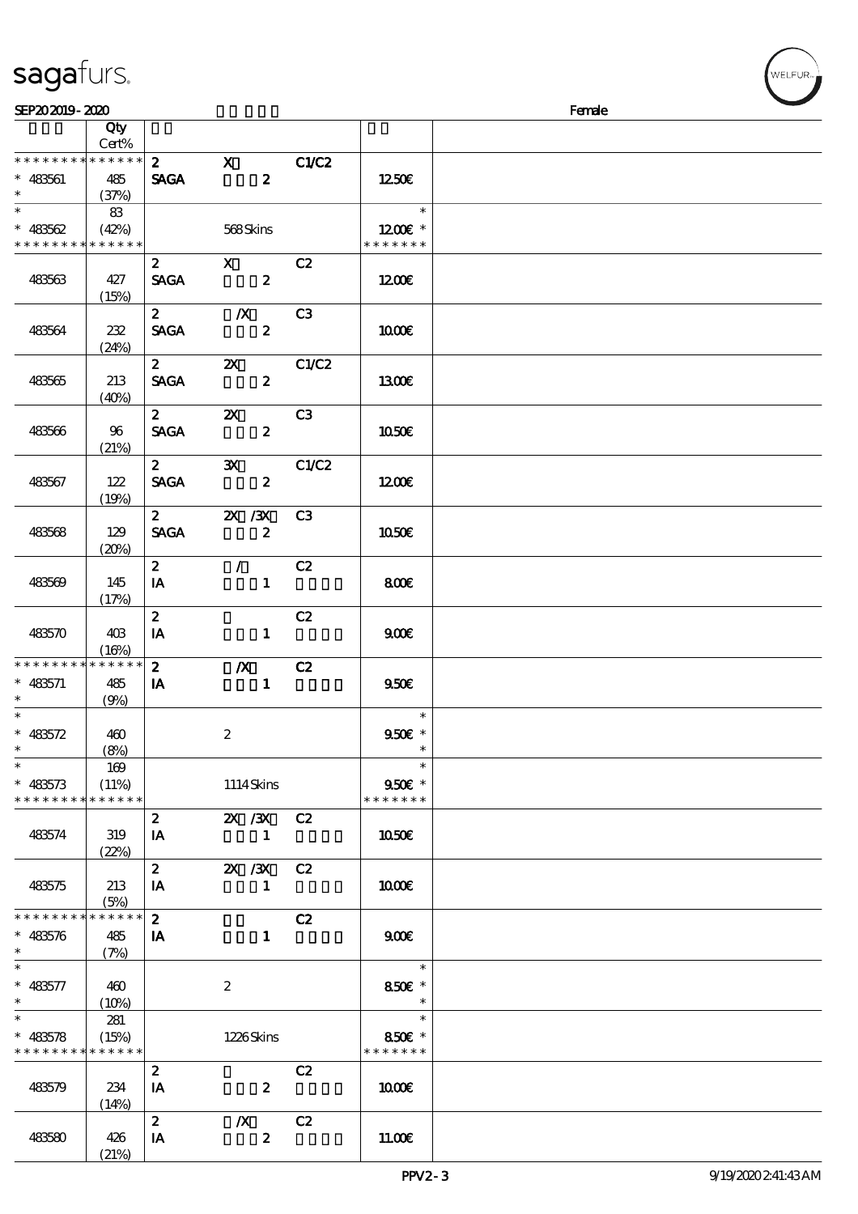SEP202019 - 2020 Female

| | Qty Cert% | | | | | |
|---|---|---|---|---|---|---|
| * * * * * * * * * * * * * * | | 2 | X | C1/C2 | | |
| * 483561 | 485 | SAGA | 2 | | 12.50€ | |
| * | (37%) | | | | | |
| * | 83 | | | | * | |
| * 483562 | (42%) | | 568 Skins | | 12.00€ * | |
| * * * * * * * * * * * * * * | | | | | * * * * * * * | |
| | | 2 | X | C2 | | |
| 483563 | 427 (15%) | SAGA | 2 | | 12.00€ | |
| | | 2 | /X | C3 | | |
| 483564 | 232 (24%) | SAGA | 2 | | 10.00€ | |
| | | 2 | 2X | C1/C2 | | |
| 483565 | 213 (40%) | SAGA | 2 | | 13.00€ | |
| | | 2 | 2X | C3 | | |
| 483566 | 96 (21%) | SAGA | 2 | | 10.50€ | |
| | | 2 | 3X | C1/C2 | | |
| 483567 | 122 (19%) | SAGA | 2 | | 12.00€ | |
| | | 2 | 2X /3X | C3 | | |
| 483568 | 129 (20%) | SAGA | 2 | | 10.50€ | |
| | | 2 | / | C2 | | |
| 483569 | 145 (17%) | IA | 1 | | 8.00€ | |
| | | 2 | | C2 | | |
| 483570 | 403 (16%) | IA | 1 | | 9.00€ | |
| * * * * * * * * * * * * * * | | 2 | /X | C2 | | |
| * 483571 | 485 | IA | 1 | | 9.50€ | |
| * | (9%) | | | | | |
| * | | | | | * | |
| * 483572 | 460 | | 2 | | 9.50€ * | |
| * | (8%) | | | | * | |
| * | 169 | | | | * | |
| * 483573 | (11%) | | 1114 Skins | | 9.50€ * | |
| * * * * * * * * * * * * * * | | | | | * * * * * * * | |
| | | 2 | 2X /3X | C2 | | |
| 483574 | 319 (22%) | IA | 1 | | 10.50€ | |
| | | 2 | 2X /3X | C2 | | |
| 483575 | 213 (5%) | IA | 1 | | 10.00€ | |
| * * * * * * * * * * * * * * | | 2 | | C2 | | |
| * 483576 | 485 | IA | 1 | | 9.00€ | |
| * | (7%) | | | | | |
| * | | | | | * | |
| * 483577 | 460 | | 2 | | 8.50€ * | |
| * | (10%) | | | | * | |
| * | 281 | | | | * | |
| * 483578 | (15%) | | 1226 Skins | | 8.50€ * | |
| * * * * * * * * * * * * * * | | | | | * * * * * * * | |
| | | 2 | | C2 | | |
| 483579 | 234 (14%) | IA | 2 | | 10.00€ | |
| | | 2 | /X | C2 | | |
| 483580 | 426 (21%) | IA | 2 | | 11.00€ | |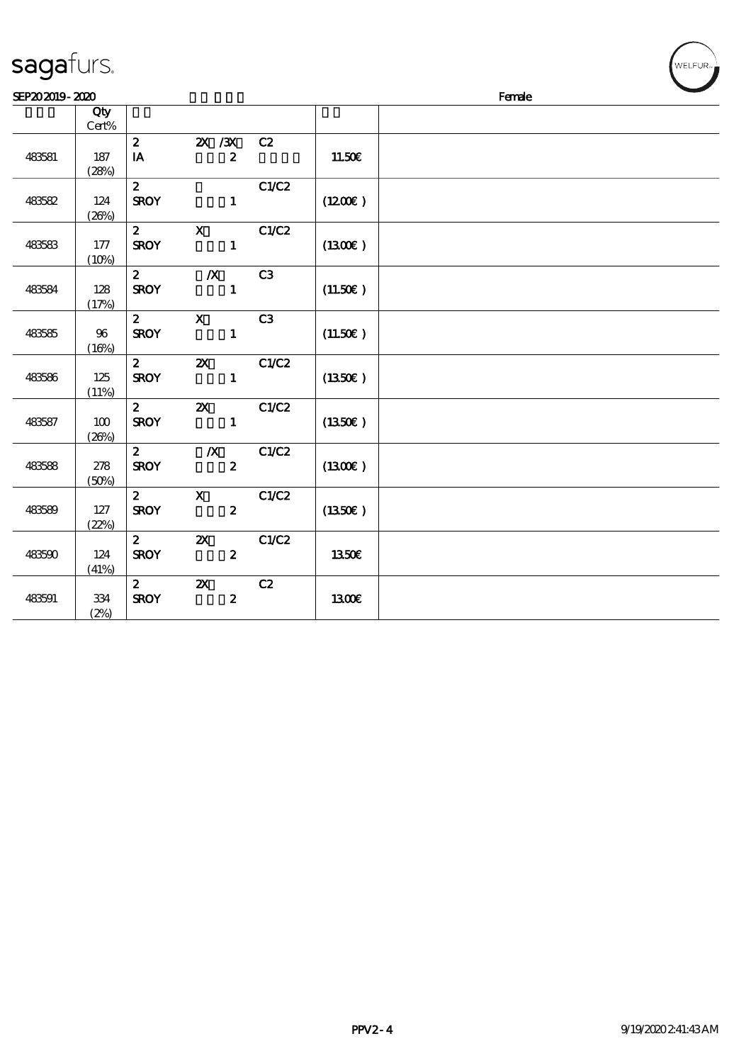sagafurs.

SEP20 2019 - 2020 Female

| | Qty Cert% | | | | | |
|---|---|---|---|---|---|---|
| 483581 | 187 (28%) | 2 IA | 2X /3X 2 | C2 | 11.50€ | |
| 483582 | 124 (26%) | 2 SROY | 1 | C1/C2 | (12.00€ ) | |
| 483583 | 177 (10%) | 2 SROY | X 1 | C1/C2 | (13.00€ ) | |
| 483584 | 128 (17%) | 2 SROY | /X 1 | C3 | (11.50€ ) | |
| 483585 | 96 (16%) | 2 SROY | X 1 | C3 | (11.50€ ) | |
| 483586 | 125 (11%) | 2 SROY | 2X 1 | C1/C2 | (13.50€ ) | |
| 483587 | 100 (26%) | 2 SROY | 2X 1 | C1/C2 | (13.50€ ) | |
| 483588 | 278 (50%) | 2 SROY | /X 2 | C1/C2 | (13.00€ ) | |
| 483589 | 127 (22%) | 2 SROY | X 2 | C1/C2 | (13.50€ ) | |
| 483590 | 124 (41%) | 2 SROY | 2X 2 | C1/C2 | 13.50€ | |
| 483591 | 334 (2%) | 2 SROY | 2X 2 | C2 | 13.00€ | |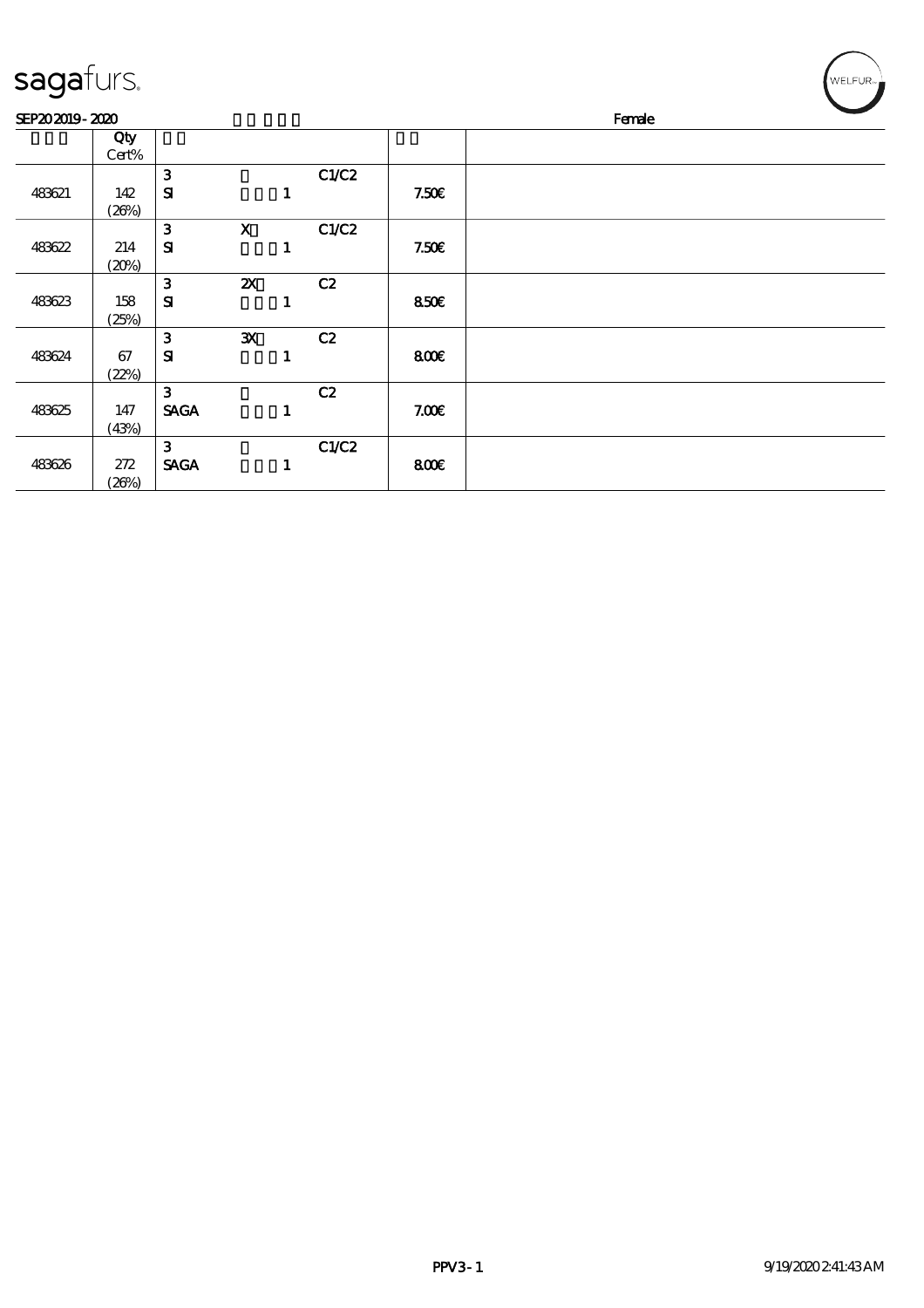# sagafurs.

SEP20 2019 - 2020 Female

| | Qty Cert% | | | | | |
|---|---|---|---|---|---|---|
| 483621 | 142 (26%) | 3 SI | 1 | C1/C2 | 7.50€ | |
| 483622 | 214 (20%) | 3 SI | X 1 | C1/C2 | 7.50€ | |
| 483623 | 158 (25%) | 3 SI | 2X 1 | C2 | 8.50€ | |
| 483624 | 67 (22%) | 3 SI | 3X 1 | C2 | 8.00€ | |
| 483625 | 147 (43%) | 3 SAGA | 1 | C2 | 7.00€ | |
| 483626 | 272 (26%) | 3 SAGA | 1 | C1/C2 | 8.00€ | |

PPV3 - 1 9/19/2020 2:41:43 AM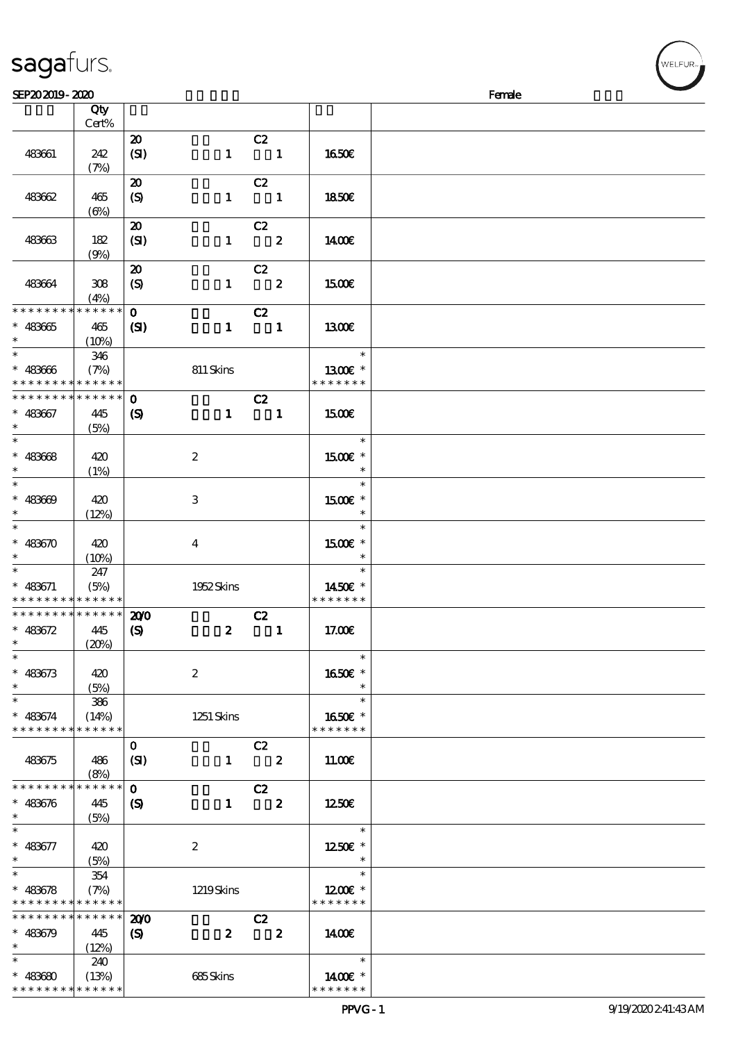# sagafurs.

SEP20 2019 - 2020 Female

| | Qty Cert% | | | | | |
|---|---|---|---|---|---|---|
| 483661 | 242 (7%) | 20 (SI) | 1 | C2 1 | 16.50€ | |
| 483662 | 465 (6%) | 20 (S) | 1 | C2 1 | 18.50€ | |
| 483663 | 182 (9%) | 20 (SI) | 1 | C2 2 | 14.00€ | |
| 483664 | 308 (4%) | 20 (S) | 1 | C2 2 | 15.00€ | |
| * * * * * * * * * * * * * * | | 0 | | C2 | | |
| * 483665 * | 465 (10%) | (SI) | 1 | 1 | 13.00€ | |
| * * 483666 * * * * * * * * * * * * * * | 346 (7%) | | 811 Skins | | * 13.00€ * * * * * * * * | |
| * * * * * * * * * * * * * * | | 0 | | C2 | | |
| * 483667 * | 445 (5%) | (S) | 1 | 1 | 15.00€ | |
| * * 483668 * | 420 (1%) | | 2 | | * 15.00€ * * | |
| * * 483669 * | 420 (12%) | | 3 | | * 15.00€ * * | |
| * * 483670 * | 420 (10%) | | 4 | | * 15.00€ * * | |
| * * 483671 * * * * * * * * * * * * * * | 247 (5%) | | 1952 Skins | | * 14.50€ * * * * * * * * | |
| * * * * * * * * * * * * * * | | 20/0 | | C2 | | |
| * 483672 * | 445 (20%) | (S) | 2 | 1 | 17.00€ | |
| * * 483673 * | 420 (5%) | | 2 | | * 16.50€ * * | |
| * * 483674 * * * * * * * * * * * * * * | 386 (14%) | | 1251 Skins | | * 16.50€ * * * * * * * * | |
| 483675 | 486 (8%) | 0 (SI) | 1 | C2 2 | 11.00€ | |
| * * * * * * * * * * * * * * | | 0 | | C2 | | |
| * 483676 * | 445 (5%) | (S) | 1 | 2 | 12.50€ | |
| * * 483677 * | 420 (5%) | | 2 | | * 12.50€ * * | |
| * * 483678 * * * * * * * * * * * * * * | 354 (7%) | | 1219 Skins | | * 12.00€ * * * * * * * * | |
| * * * * * * * * * * * * * * | | 20/0 | | C2 | | |
| * 483679 * | 445 (12%) | (S) | 2 | 2 | 14.00€ | |
| * * 483680 * * * * * * * * * * * * * * | 240 (13%) | | 685 Skins | | * 14.00€ * * * * * * * * | |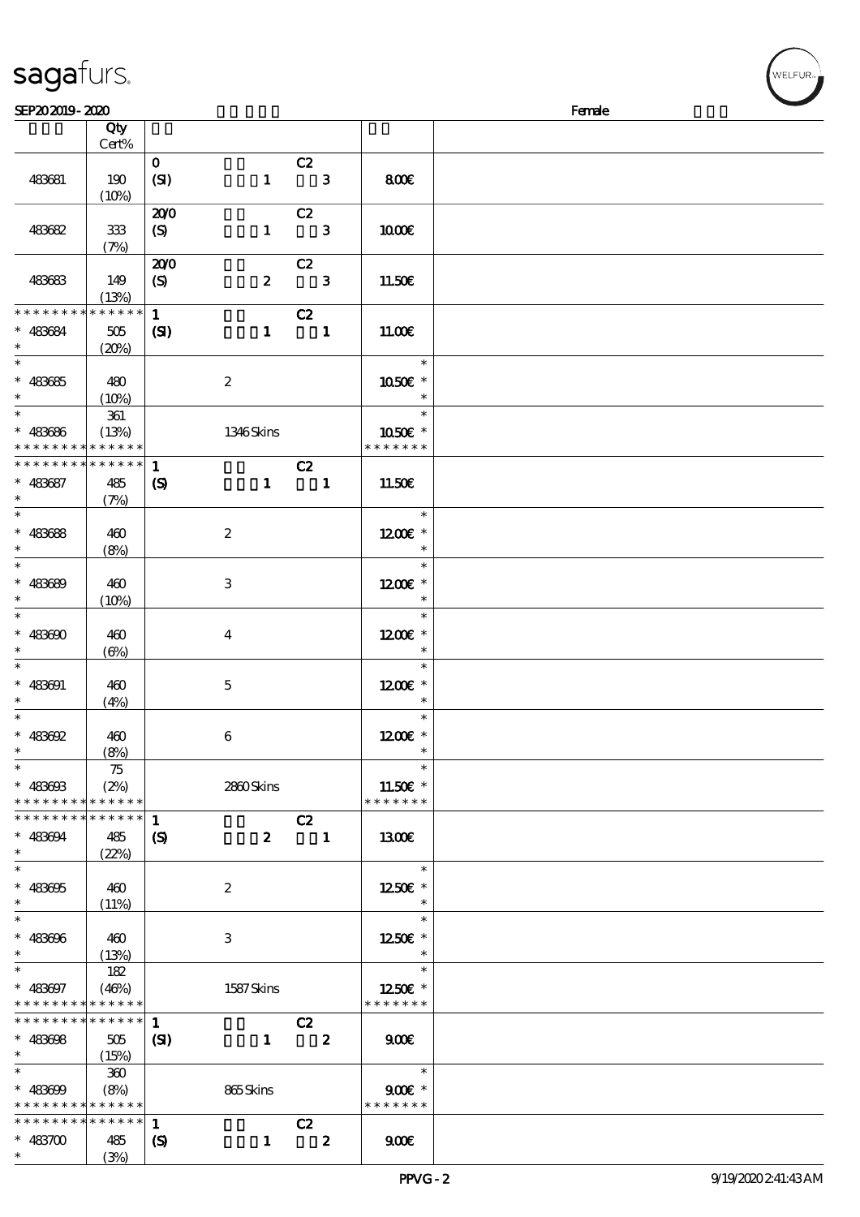| | Qty Cert% | | | | |
|---|---|---|---|---|---|
| 483681 | 190 (10%) | **0** **(SI)** | C2 **1** **3** | 8.00€ | |
| 483682 | 333 (7%) | **20/0** **(S)** | C2 **1** **3** | 10.00€ | |
| 483683 | 149 (13%) | **20/0** **(S)** | C2 **2** **3** | 11.50€ | |
| * * * * * * * * * * * * * * * 483684 * | 505 (20%) | **1** **(SI)** | C2 **1** **1** | 11.00€ | |
| * * 483685 * | 480 (10%) | | 2 | * 10.50€ * * | |
| * * 483686 * * * * * * * * * * * * * * | 361 (13%) | | 1346 Skins | * 10.50€ * * * * * * * * | |
| * * * * * * * * * * * * * * * 483687 * | 485 (7%) | **1** **(S)** | C2 **1** **1** | 11.50€ | |
| * * 483688 * | 460 (8%) | | 2 | * 12.00€ * * | |
| * * 483689 * | 460 (10%) | | 3 | * 12.00€ * * | |
| * * 483690 * | 460 (6%) | | 4 | * 12.00€ * * | |
| * * 483691 * | 460 (4%) | | 5 | * 12.00€ * * | |
| * * 483692 * | 460 (8%) | | 6 | * 12.00€ * * | |
| * * 483693 * * * * * * * * * * * * * * | 75 (2%) | | 2860 Skins | * 11.50€ * * * * * * * * | |
| * * * * * * * * * * * * * * * 483694 * | 485 (22%) | **1** **(S)** | C2 **2** **1** | 13.00€ | |
| * * 483695 * | 460 (11%) | | 2 | * 12.50€ * * | |
| * * 483696 * | 460 (13%) | | 3 | * 12.50€ * * | |
| * * 483697 * * * * * * * * * * * * * * | 182 (46%) | | 1587 Skins | * 12.50€ * * * * * * * * | |
| * * * * * * * * * * * * * * * 483698 * | 505 (15%) | **1** **(SI)** | C2 **1** **2** | 9.00€ | |
| * * 483699 * * * * * * * * * * * * * * | 360 (8%) | | 865 Skins | * 9.00€ * * * * * * * * | |
| * * * * * * * * * * * * * * * 483700 * | 485 (3%) | **1** **(S)** | C2 **1** **2** | 9.00€ | |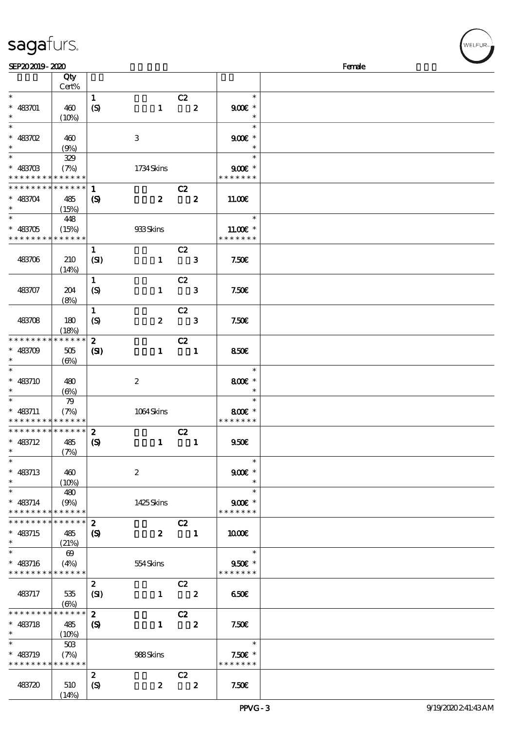sagafurs.

SEP20 2019 - 2020 Female

| | Qty Cert% | | | | |
|---|---|---|---|---|---|
| * * 483701 * | 460 (10%) | 1 (S) | 1 | C2 2 | * 9.00€ * * |
| * * 483702 * | 460 (9%) | | 3 | | * 9.00€ * * |
| * * 483703 * * * * * * * * * * * * * * | 329 (7%) | | 1734 Skins | | * 9.00€ * * * * * * * * |
| * * * * * * * * * * * * * * * 483704 * | 485 (15%) | 1 (S) | 2 | C2 2 | 11.00€ |
| * * 483705 * * * * * * * * * * * * * * | 448 (15%) | | 933 Skins | | * 11.00€ * * * * * * * * |
| 483706 | 210 (14%) | 1 (SI) | 1 | C2 3 | 7.50€ |
| 483707 | 204 (8%) | 1 (S) | 1 | C2 3 | 7.50€ |
| 483708 | 180 (18%) | 1 (S) | 2 | C2 3 | 7.50€ |
| * * * * * * * * * * * * * * * 483709 * | 505 (6%) | 2 (SI) | 1 | C2 1 | 8.50€ |
| * * 483710 * | 480 (6%) | | 2 | | * 8.00€ * * |
| * * 483711 * * * * * * * * * * * * * * | 79 (7%) | | 1064 Skins | | * 8.00€ * * * * * * * * |
| * * * * * * * * * * * * * * * 483712 * | 485 (7%) | 2 (S) | 1 | C2 1 | 9.50€ |
| * * 483713 * | 460 (10%) | | 2 | | * 9.00€ * * |
| * * 483714 * * * * * * * * * * * * * * | 480 (9%) | | 1425 Skins | | * 9.00€ * * * * * * * * |
| * * * * * * * * * * * * * * * 483715 * | 485 (21%) | 2 (S) | 2 | C2 1 | 10.00€ |
| * * 483716 * * * * * * * * * * * * * * | 69 (4%) | | 554 Skins | | * 9.50€ * * * * * * * * |
| 483717 | 535 (6%) | 2 (SI) | 1 | C2 2 | 6.50€ |
| * * * * * * * * * * * * * * * 483718 * | 485 (10%) | 2 (S) | 1 | C2 2 | 7.50€ |
| * * 483719 * * * * * * * * * * * * * * | 503 (7%) | | 988 Skins | | * 7.50€ * * * * * * * * |
| 483720 | 510 (14%) | 2 (S) | 2 | C2 2 | 7.50€ |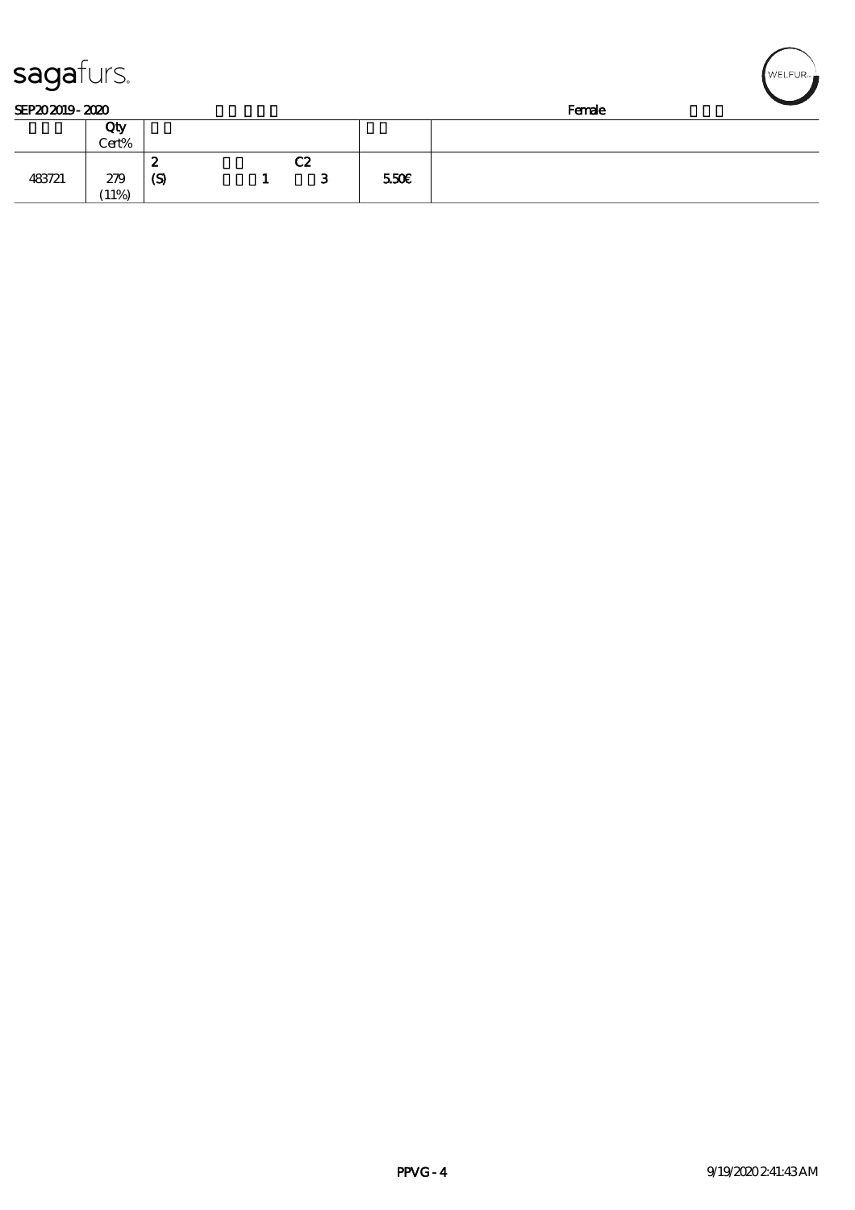SEP20 2019 - 2020 Female

| | Qty Cert% | | |
|---|---|---|---|
| 483721 | 279 (11%) | 2 (S) 1 C2 3 | 5.50€ |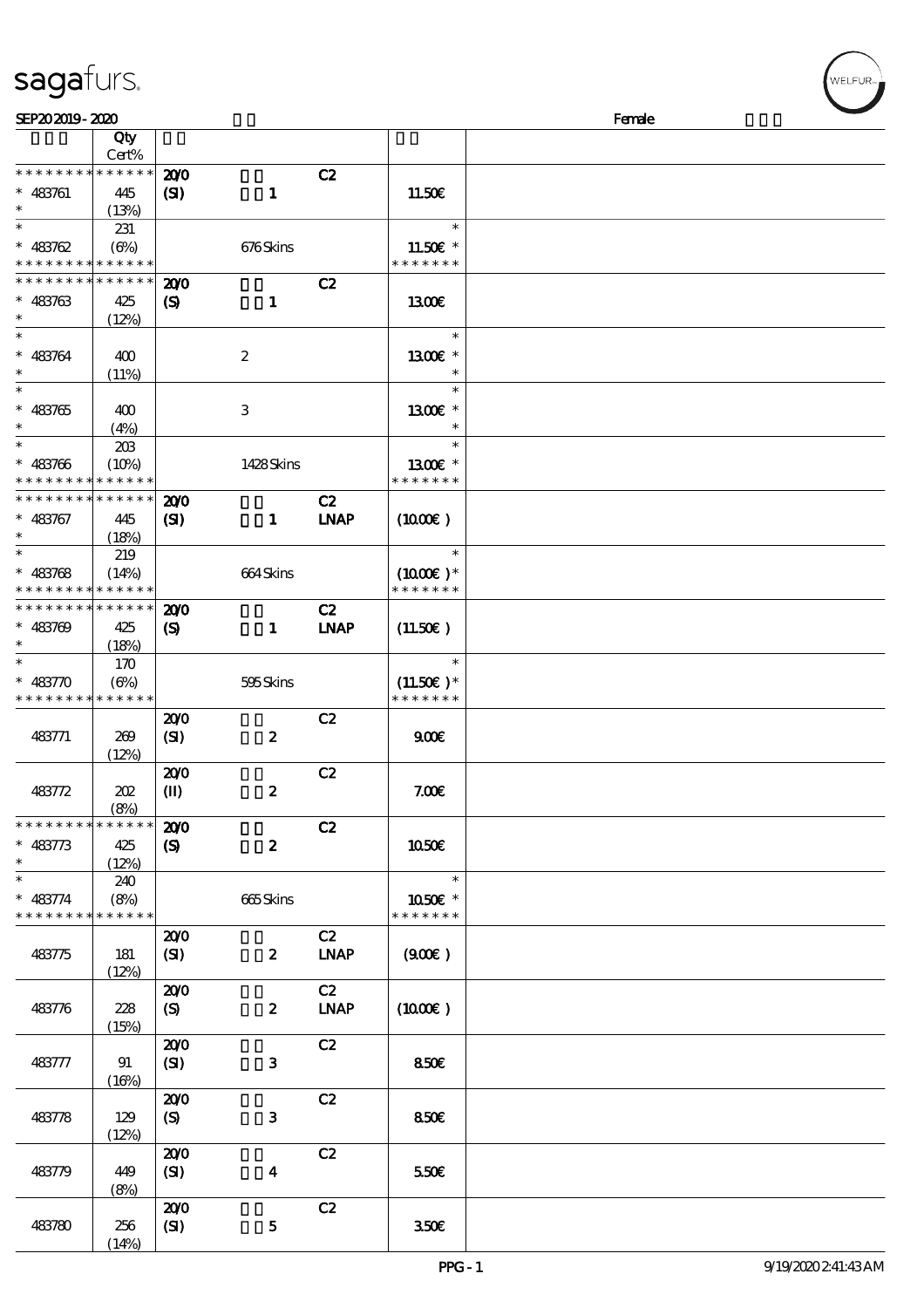sagafurs.

SEP20 2019 - 2020 | Female

| | Qty Cert% | | | |
|---|---|---|---|---|
| * * * * * * * * * * * * * * | | 20/0 C2 | | |
| * 483761 | 445 (13%) | (SI) 1 | 11.50€ | |
| * 483762 | 231 (6%) | 676 Skins | 11.50€ * | |
| * * * * * * * * * * * * * * | | 20/0 C2 | | |
| * 483763 | 425 (12%) | (S) 1 | 13.00€ | |
| * 483764 | 400 (11%) | 2 | 13.00€ * | |
| * 483765 | 400 (4%) | 3 | 13.00€ * | |
| * 483766 | 203 (10%) | 1428 Skins | 13.00€ * | |
| * * * * * * * * * * * * * * | | 20/0 C2 | | |
| * 483767 | 445 (18%) | (SI) 1 LNAP | (10.00€) | |
| * 483768 | 219 (14%) | 664 Skins | (10.00€) * | |
| * * * * * * * * * * * * * * | | 20/0 C2 | | |
| * 483769 | 425 (18%) | (S) 1 LNAP | (11.50€) | |
| * 483770 | 170 (6%) | 595 Skins | (11.50€) * | |
| 483771 | 269 (12%) | 20/0 C2 (SI) 2 | 9.00€ | |
| 483772 | 202 (8%) | 20/0 C2 (II) 2 | 7.00€ | |
| * * * * * * * * * * * * * * | | 20/0 C2 | | |
| * 483773 | 425 (12%) | (S) 2 | 10.50€ | |
| * 483774 | 240 (8%) | 665 Skins | 10.50€ * | |
| 483775 | 181 (12%) | 20/0 C2 (SI) 2 LNAP | (9.00€) | |
| 483776 | 228 (15%) | 20/0 C2 (S) 2 LNAP | (10.00€) | |
| 483777 | 91 (16%) | 20/0 C2 (SI) 3 | 8.50€ | |
| 483778 | 129 (12%) | 20/0 C2 (S) 3 | 8.50€ | |
| 483779 | 449 (8%) | 20/0 C2 (SI) 4 | 5.50€ | |
| 483780 | 256 (14%) | 20/0 C2 (SI) 5 | 3.50€ | |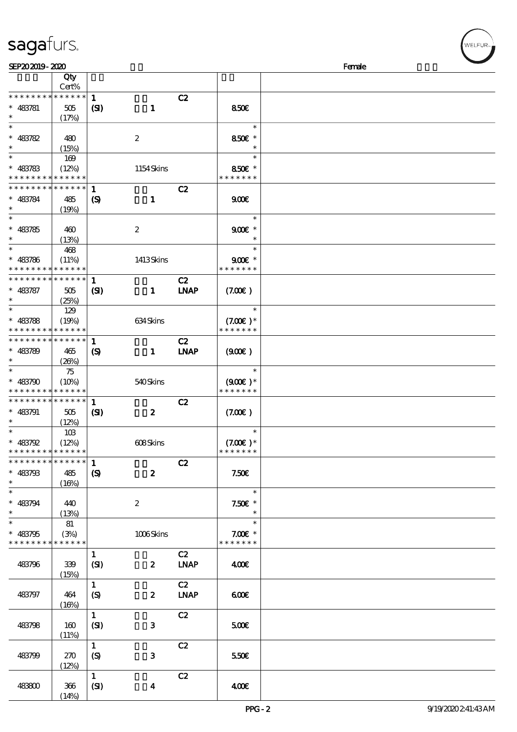| | Qty Cert% | | | | |
|---|---|---|---|---|---|
| * * * * * * * * * * * * * * | | 1 | | C2 | |
| * 483781 | 505 | (SI) | 1 | | 8.50€ |
| * | (17%) | | | | |
| * | | | | | * |
| * 483782 | 480 | | 2 | | 8.50€ * |
| * | (15%) | | | | * |
| * | 169 | | | | * |
| * 483783 | (12%) | | 1154 Skins | | 8.50€ * |
| * * * * * * * * * * * * * * | | | | | * * * * * * * |
| * * * * * * * * * * * * * * | | 1 | | C2 | |
| * 483784 | 485 | (S) | 1 | | 9.00€ |
| * | (19%) | | | | |
| * | | | | | * |
| * 483785 | 460 | | 2 | | 9.00€ * |
| * | (13%) | | | | * |
| * | 468 | | | | * |
| * 483786 | (11%) | | 1413 Skins | | 9.00€ * |
| * * * * * * * * * * * * * * | | | | | * * * * * * * |
| * * * * * * * * * * * * * * | | 1 | | C2 | |
| * 483787 | 505 | (SI) | 1 | LNAP | (7.00€ ) |
| * | (25%) | | | | |
| * | 129 | | | | * |
| * 483788 | (19%) | | 634 Skins | | (7.00€ )* |
| * * * * * * * * * * * * * * | | | | | * * * * * * * |
| * * * * * * * * * * * * * * | | 1 | | C2 | |
| * 483789 | 465 | (S) | 1 | LNAP | (9.00€ ) |
| * | (26%) | | | | |
| * | 75 | | | | * |
| * 483790 | (10%) | | 540 Skins | | (9.00€ )* |
| * * * * * * * * * * * * * * | | | | | * * * * * * * |
| * * * * * * * * * * * * * * | | 1 | | C2 | |
| * 483791 | 505 | (SI) | 2 | | (7.00€ ) |
| * | (12%) | | | | |
| * | 103 | | | | * |
| * 483792 | (12%) | | 608 Skins | | (7.00€ )* |
| * * * * * * * * * * * * * * | | | | | * * * * * * * |
| * * * * * * * * * * * * * * | | 1 | | C2 | |
| * 483793 | 485 | (S) | 2 | | 7.50€ |
| * | (16%) | | | | |
| * | | | | | * |
| * 483794 | 440 | | 2 | | 7.50€ * |
| * | (13%) | | | | * |
| * | 81 | | | | * |
| * 483795 | (3%) | | 1006 Skins | | 7.00€ * |
| * * * * * * * * * * * * * * | | | | | * * * * * * * |
| | | 1 | | C2 | |
| 483796 | 339 | (SI) | 2 | LNAP | 4.00€ |
| | (15%) | | | | |
| | | 1 | | C2 | |
| 483797 | 464 | (S) | 2 | LNAP | 6.00€ |
| | (16%) | | | | |
| | | 1 | | C2 | |
| 483798 | 160 | (SI) | 3 | | 5.00€ |
| | (11%) | | | | |
| | | 1 | | C2 | |
| 483799 | 270 | (S) | 3 | | 5.50€ |
| | (12%) | | | | |
| | | 1 | | C2 | |
| 483800 | 366 | (SI) | 4 | | 4.00€ |
| | (14%) | | | | |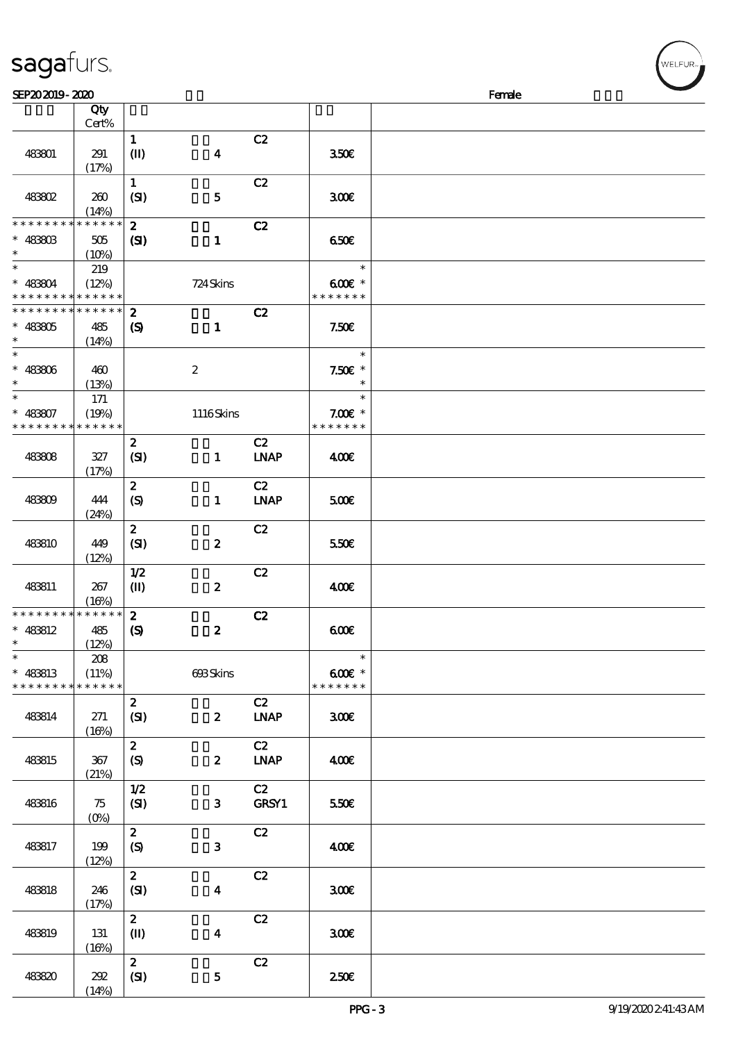SEP20 2019 - 2020 Female

| | Qty Cert% | | | | | |
|---|---|---|---|---|---|---|
| 483801 | 291 (17%) | 1 (II) | 4 | C2 | 3.50€ | |
| 483802 | 260 (14%) | 1 (SI) | 5 | C2 | 3.00€ | |
| * * * * * * * * * * * * * * 483803 * | 505 (10%) | 2 (SI) | 1 | C2 | 6.50€ | |
| * 483804 * * * * * * * * * * * * * * | 219 (12%) | | 724 Skins | | * 6.00€ * * * * * * * * | |
| * * * * * * * * * * * * * * 483805 * | 485 (14%) | 2 (S) | 1 | C2 | 7.50€ | |
| * 483806 * | 460 (13%) | | 2 | | * 7.50€ * * | |
| * 483807 * * * * * * * * * * * * * * | 171 (19%) | | 1116 Skins | | * 7.00€ * * * * * * * * | |
| 483808 | 327 (17%) | 2 (SI) | 1 | C2 LNAP | 4.00€ | |
| 483809 | 444 (24%) | 2 (S) | 1 | C2 LNAP | 5.00€ | |
| 483810 | 449 (12%) | 2 (SI) | 2 | C2 | 5.50€ | |
| 483811 | 267 (16%) | 1/2 (II) | 2 | C2 | 4.00€ | |
| * * * * * * * * * * * * * * 483812 * | 485 (12%) | 2 (S) | 2 | C2 | 6.00€ | |
| * 483813 * * * * * * * * * * * * * * | 208 (11%) | | 693 Skins | | * 6.00€ * * * * * * * * | |
| 483814 | 271 (16%) | 2 (SI) | 2 | C2 LNAP | 3.00€ | |
| 483815 | 367 (21%) | 2 (S) | 2 | C2 LNAP | 4.00€ | |
| 483816 | 75 (0%) | 1/2 (SI) | 3 | C2 GRSY1 | 5.50€ | |
| 483817 | 199 (12%) | 2 (S) | 3 | C2 | 4.00€ | |
| 483818 | 246 (17%) | 2 (SI) | 4 | C2 | 3.00€ | |
| 483819 | 131 (16%) | 2 (II) | 4 | C2 | 3.00€ | |
| 483820 | 292 (14%) | 2 (SI) | 5 | C2 | 2.50€ | |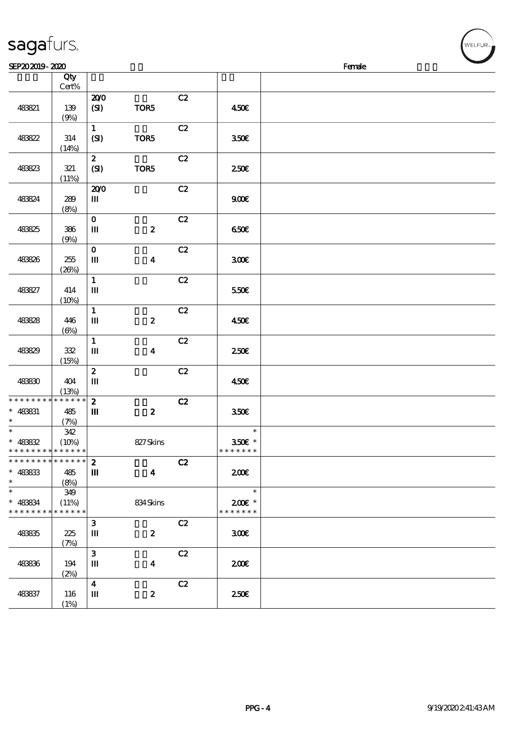| | Qty Cert% | | | | | |
|---|---|---|---|---|---|---|
| 483821 | 139 (9%) | 20/0 (SI) | TOR5 | C2 | 450€ | |
| 483822 | 314 (14%) | 1 (SI) | TOR5 | C2 | 350€ | |
| 483823 | 321 (11%) | 2 (SI) | TOR5 | C2 | 250€ | |
| 483824 | 289 (8%) | 20/0 III | | C2 | 900€ | |
| 483825 | 386 (9%) | 0 III | 2 | C2 | 650€ | |
| 483826 | 255 (26%) | 0 III | 4 | C2 | 300€ | |
| 483827 | 414 (10%) | 1 III | | C2 | 550€ | |
| 483828 | 446 (6%) | 1 III | 2 | C2 | 450€ | |
| 483829 | 332 (15%) | 1 III | 4 | C2 | 250€ | |
| 483830 | 404 (13%) | 2 III | | C2 | 450€ | |
| * * * * * * * * * * * * * * * 483831 * | 485 (7%) | 2 III | 2 | C2 | 350€ | |
| * * 483832 * * * * * * * * * * * * * * | 342 (10%) | | 827 Skins | | * 350€ * * * * * * * * | |
| * * * * * * * * * * * * * * * 483833 * | 485 (8%) | 2 III | 4 | C2 | 200€ | |
| * * 483834 * * * * * * * * * * * * * * | 349 (11%) | | 834 Skins | | * 200€ * * * * * * * * | |
| 483835 | 225 (7%) | 3 III | 2 | C2 | 300€ | |
| 483836 | 194 (2%) | 3 III | 4 | C2 | 200€ | |
| 483837 | 116 (1%) | 4 III | 2 | C2 | 250€ | |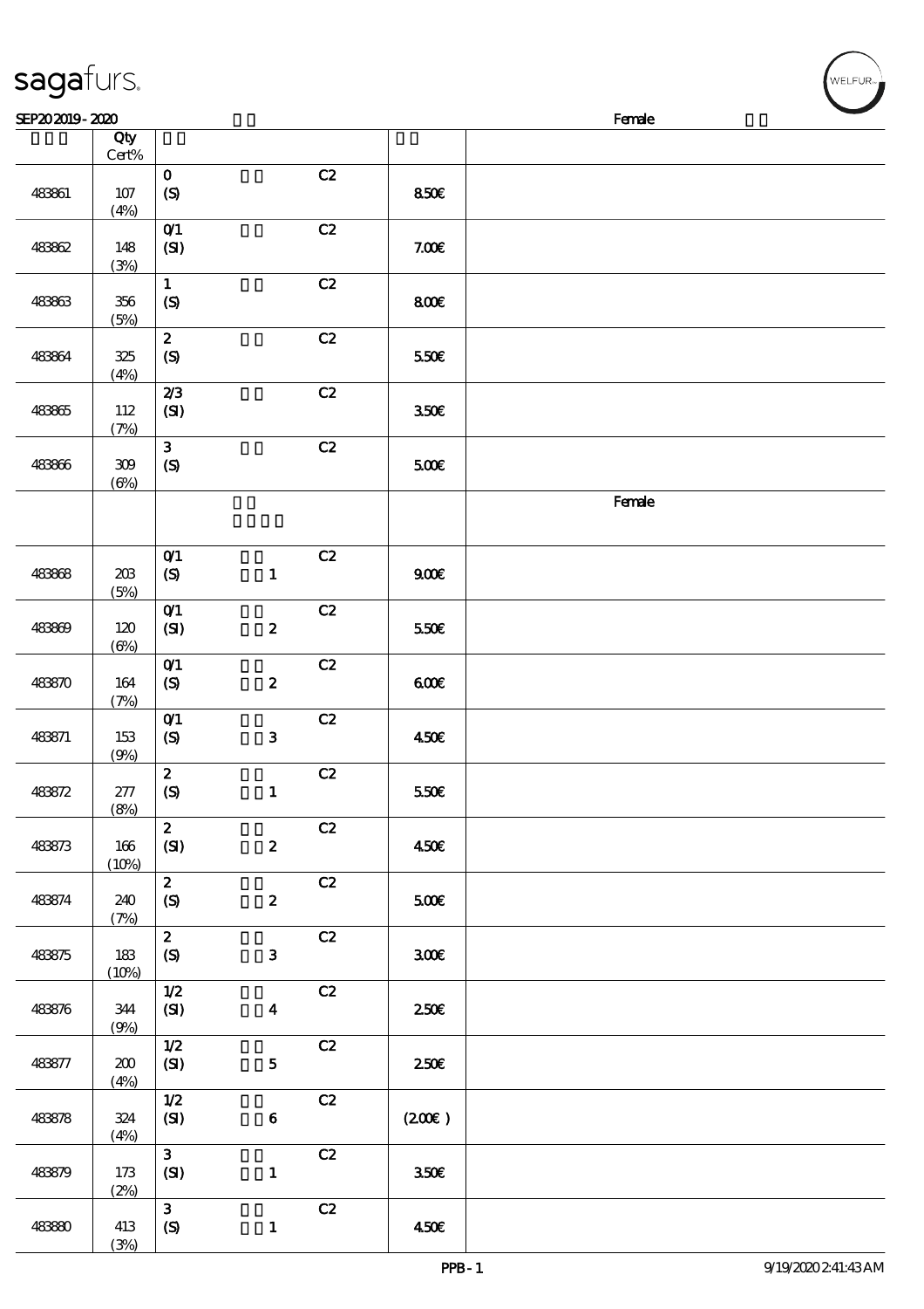sagafurs.

SEP20 2019 - 2020 Female

| | Qty Cert% | | | |
|---|---|---|---|---|
| 483861 | 107 (4%) | 0 (S) C2 | 8.50€ | |
| 483862 | 148 (3%) | 0/1 (SI) C2 | 7.00€ | |
| 483863 | 356 (5%) | 1 (S) C2 | 8.00€ | |
| 483864 | 325 (4%) | 2 (S) C2 | 5.50€ | |
| 483865 | 112 (7%) | 2/3 (SI) C2 | 3.50€ | |
| 483866 | 309 (6%) | 3 (S) C2 | 5.00€ | |
| | | | | Female |
| 483868 | 203 (5%) | 0/1 (S) 1 C2 | 9.00€ | |
| 483869 | 120 (6%) | 0/1 (SI) 2 C2 | 5.50€ | |
| 483870 | 164 (7%) | 0/1 (S) 2 C2 | 6.00€ | |
| 483871 | 153 (9%) | 0/1 (S) 3 C2 | 4.50€ | |
| 483872 | 277 (8%) | 2 (S) 1 C2 | 5.50€ | |
| 483873 | 166 (10%) | 2 (SI) 2 C2 | 4.50€ | |
| 483874 | 240 (7%) | 2 (S) 2 C2 | 5.00€ | |
| 483875 | 183 (10%) | 2 (S) 3 C2 | 3.00€ | |
| 483876 | 344 (9%) | 1/2 (SI) 4 C2 | 2.50€ | |
| 483877 | 200 (4%) | 1/2 (SI) 5 C2 | 2.50€ | |
| 483878 | 324 (4%) | 1/2 (SI) 6 C2 | (2.00€) | |
| 483879 | 173 (2%) | 3 (SI) 1 C2 | 3.50€ | |
| 483880 | 413 (3%) | 3 (S) 1 C2 | 4.50€ | |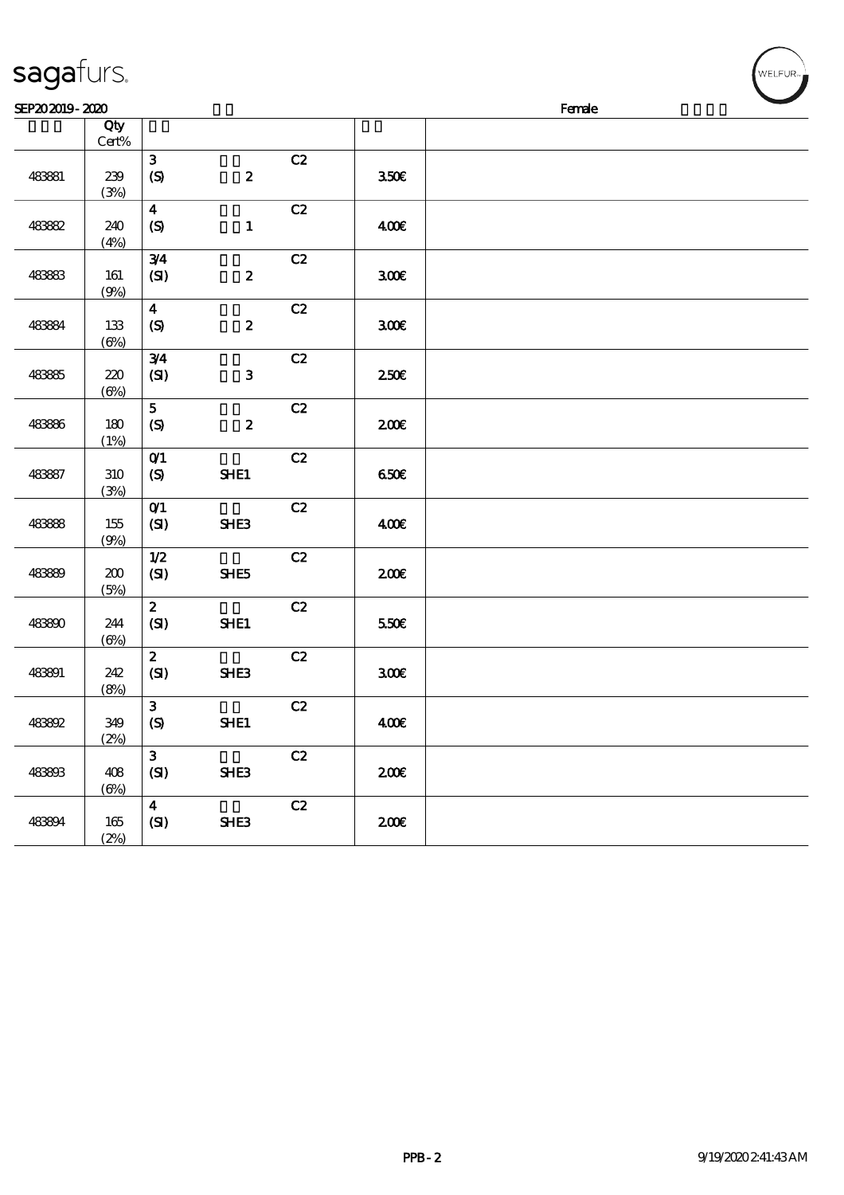SEP20 2019 - 2020 Female

| | Qty Cert% | | | | | |
|---|---|---|---|---|---|---|
| 483881 | 239 (3%) | 3 (S) | 2 | C2 | 3.50€ | |
| 483882 | 240 (4%) | 4 (S) | 1 | C2 | 4.00€ | |
| 483883 | 161 (9%) | 3/4 (SI) | 2 | C2 | 3.00€ | |
| 483884 | 133 (6%) | 4 (S) | 2 | C2 | 3.00€ | |
| 483885 | 220 (6%) | 3/4 (SI) | 3 | C2 | 2.50€ | |
| 483886 | 180 (1%) | 5 (S) | 2 | C2 | 2.00€ | |
| 483887 | 310 (3%) | 0/1 (S) | SHE1 | C2 | 6.50€ | |
| 483888 | 155 (9%) | 0/1 (SI) | SHE3 | C2 | 4.00€ | |
| 483889 | 200 (5%) | 1/2 (SI) | SHE5 | C2 | 2.00€ | |
| 483890 | 244 (6%) | 2 (SI) | SHE1 | C2 | 5.50€ | |
| 483891 | 242 (8%) | 2 (SI) | SHE3 | C2 | 3.00€ | |
| 483892 | 349 (2%) | 3 (S) | SHE1 | C2 | 4.00€ | |
| 483893 | 408 (6%) | 3 (SI) | SHE3 | C2 | 2.00€ | |
| 483894 | 165 (2%) | 4 (SI) | SHE3 | C2 | 2.00€ | |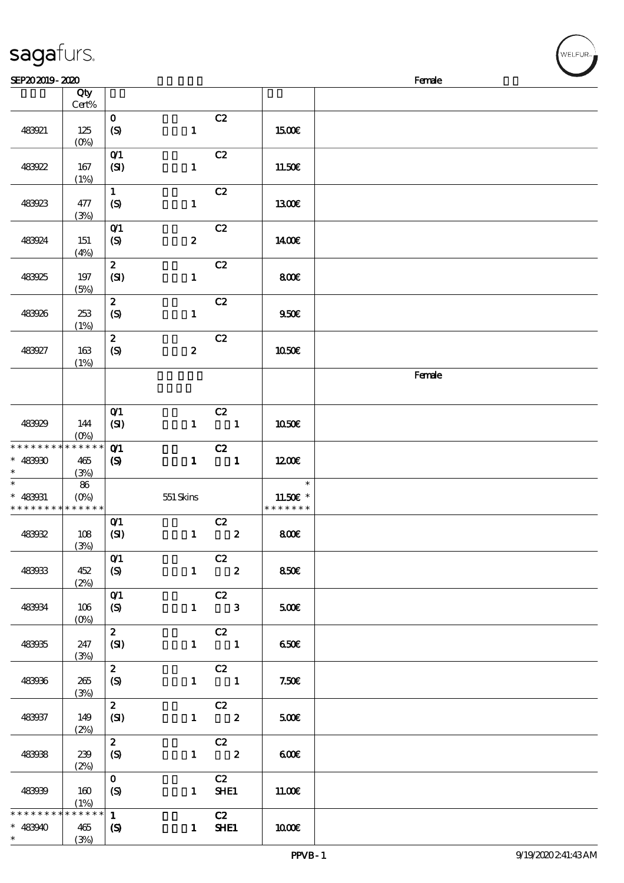sagafurs.

SEP20 2019 - 2020 Female

| | Qty Cert% | | | | |
|---|---|---|---|---|---|
| 483921 | 125 (0%) | 0 (S) 1 | C2 | 15.00€ | |
| 483922 | 167 (1%) | 0/1 (SI) 1 | C2 | 11.50€ | |
| 483923 | 477 (3%) | 1 (S) 1 | C2 | 13.00€ | |
| 483924 | 151 (4%) | 0/1 (S) 2 | C2 | 14.00€ | |
| 483925 | 197 (5%) | 2 (SI) 1 | C2 | 8.00€ | |
| 483926 | 253 (1%) | 2 (S) 1 | C2 | 9.50€ | |
| 483927 | 163 (1%) | 2 (S) 2 | C2 | 10.50€ | |
| | | | | | Female |
| 483929 | 144 (0%) | 0/1 (SI) 1 | C2 1 | 10.50€ | |
| * * * * * * * * * * * * * * 483930 * | 465 (3%) | 0/1 (S) 1 | C2 1 | 12.00€ | |
| * * 483931 * * * * * * * * * * * * * * | 86 (0%) | 551 Skins | | * 11.50€ * * * * * * * * | |
| 483932 | 108 (3%) | 0/1 (SI) 1 | C2 2 | 8.00€ | |
| 483933 | 452 (2%) | 0/1 (S) 1 | C2 2 | 8.50€ | |
| 483934 | 106 (0%) | 0/1 (S) 1 | C2 3 | 5.00€ | |
| 483935 | 247 (3%) | 2 (SI) 1 | C2 1 | 6.50€ | |
| 483936 | 265 (3%) | 2 (S) 1 | C2 1 | 7.50€ | |
| 483937 | 149 (2%) | 2 (SI) 1 | C2 2 | 5.00€ | |
| 483938 | 239 (2%) | 2 (S) 1 | C2 2 | 6.00€ | |
| 483939 | 160 (1%) | 0 (S) 1 | C2 SHE1 | 11.00€ | |
| * * * * * * * * * * * * * * 483940 * | 465 (3%) | 1 (S) 1 | C2 SHE1 | 10.00€ | |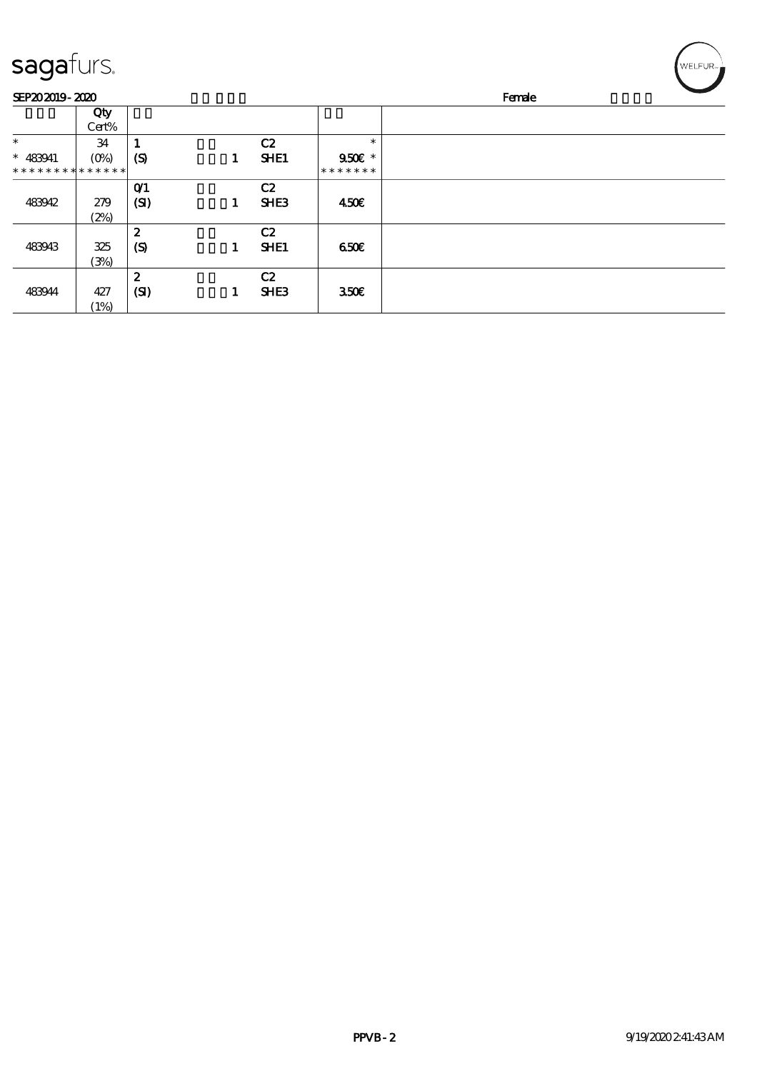sagafurs.

SEP20 2019 - 2020 Female

| | Qty Cert% | | | | | | |
|---|---|---|---|---|---|---|---|
| * | 34 | 1 | | | C2 | * | |
| * 483941 | (0%) | (S) | | 1 | SHE1 | 950€ * | |
| * * * * * * * * * * * * * * | | | | | | * * * * * * * | |
| 483942 | 279 (2%) | 0/1 (SI) | | 1 | C2 SHE3 | 450€ | |
| 483943 | 325 (3%) | 2 (S) | | 1 | C2 SHE1 | 650€ | |
| 483944 | 427 (1%) | 2 (SI) | | 1 | C2 SHE3 | 350€ | |